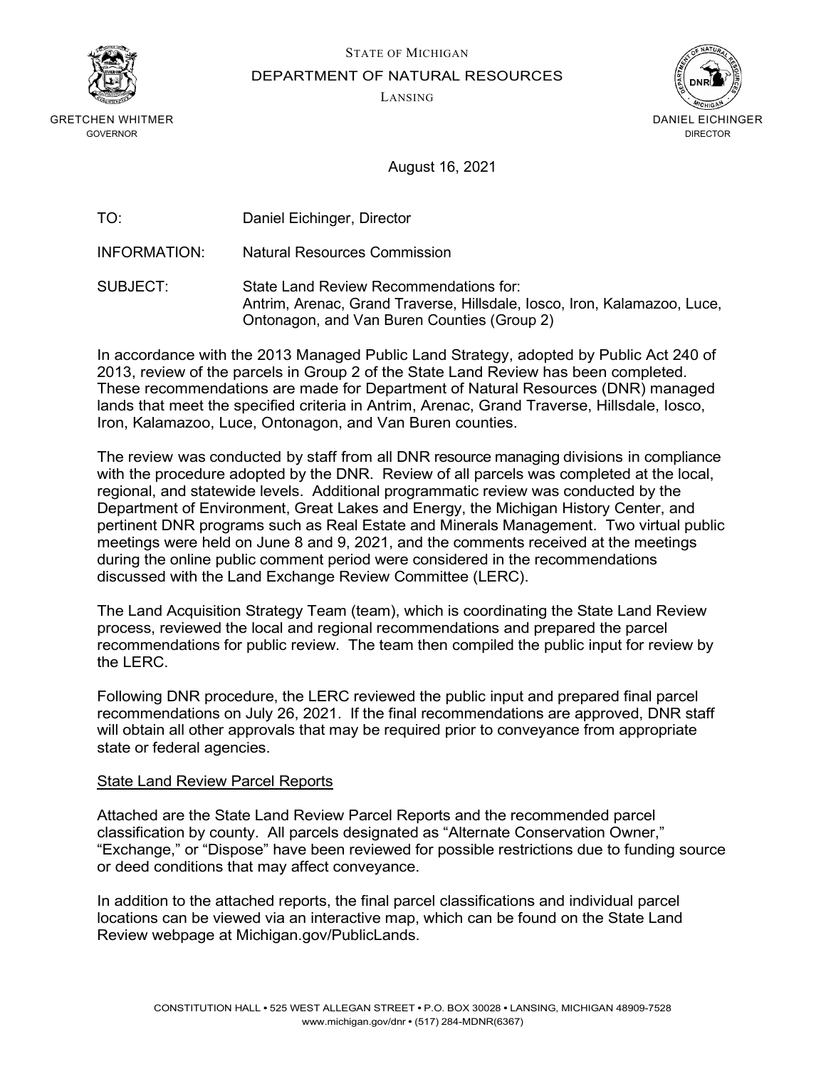STATE OF MICHIGAN

DEPARTMENT OF NATURAL RESOURCES

LANSING

GRETCHEN WHITMER
GOVERNOR

DANIEL EICHINGER
DIRECTOR

August 16, 2021

TO: Daniel Eichinger, Director

INFORMATION: Natural Resources Commission

SUBJECT: State Land Review Recommendations for:
Antrim, Arenac, Grand Traverse, Hillsdale, Iosco, Iron, Kalamazoo, Luce, Ontonagon, and Van Buren Counties (Group 2)

In accordance with the 2013 Managed Public Land Strategy, adopted by Public Act 240 of 2013, review of the parcels in Group 2 of the State Land Review has been completed. These recommendations are made for Department of Natural Resources (DNR) managed lands that meet the specified criteria in Antrim, Arenac, Grand Traverse, Hillsdale, Iosco, Iron, Kalamazoo, Luce, Ontonagon, and Van Buren counties.

The review was conducted by staff from all DNR resource managing divisions in compliance with the procedure adopted by the DNR. Review of all parcels was completed at the local, regional, and statewide levels. Additional programmatic review was conducted by the Department of Environment, Great Lakes and Energy, the Michigan History Center, and pertinent DNR programs such as Real Estate and Minerals Management. Two virtual public meetings were held on June 8 and 9, 2021, and the comments received at the meetings during the online public comment period were considered in the recommendations discussed with the Land Exchange Review Committee (LERC).

The Land Acquisition Strategy Team (team), which is coordinating the State Land Review process, reviewed the local and regional recommendations and prepared the parcel recommendations for public review. The team then compiled the public input for review by the LERC.

Following DNR procedure, the LERC reviewed the public input and prepared final parcel recommendations on July 26, 2021. If the final recommendations are approved, DNR staff will obtain all other approvals that may be required prior to conveyance from appropriate state or federal agencies.

## State Land Review Parcel Reports

Attached are the State Land Review Parcel Reports and the recommended parcel classification by county. All parcels designated as "Alternate Conservation Owner," "Exchange," or "Dispose" have been reviewed for possible restrictions due to funding source or deed conditions that may affect conveyance.

In addition to the attached reports, the final parcel classifications and individual parcel locations can be viewed via an interactive map, which can be found on the State Land Review webpage at Michigan.gov/PublicLands.

CONSTITUTION HALL • 525 WEST ALLEGAN STREET • P.O. BOX 30028 • LANSING, MICHIGAN 48909-7528
www.michigan.gov/dnr • (517) 284-MDNR(6367)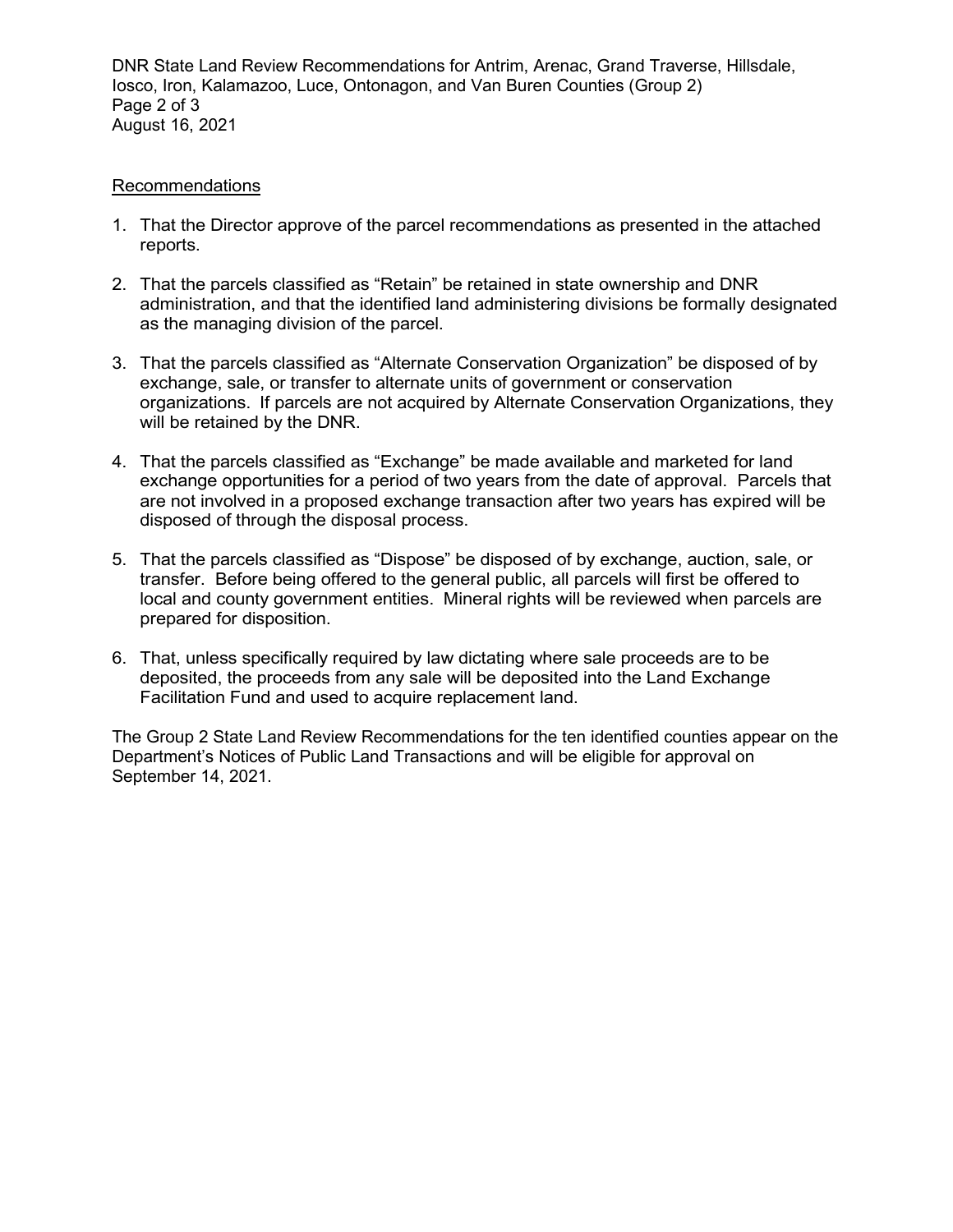<u>Recommendations</u>

1. That the Director approve of the parcel recommendations as presented in the attached reports.

2. That the parcels classified as "Retain" be retained in state ownership and DNR administration, and that the identified land administering divisions be formally designated as the managing division of the parcel.

3. That the parcels classified as "Alternate Conservation Organization" be disposed of by exchange, sale, or transfer to alternate units of government or conservation organizations. If parcels are not acquired by Alternate Conservation Organizations, they will be retained by the DNR.

4. That the parcels classified as "Exchange" be made available and marketed for land exchange opportunities for a period of two years from the date of approval. Parcels that are not involved in a proposed exchange transaction after two years has expired will be disposed of through the disposal process.

5. That the parcels classified as "Dispose" be disposed of by exchange, auction, sale, or transfer. Before being offered to the general public, all parcels will first be offered to local and county government entities. Mineral rights will be reviewed when parcels are prepared for disposition.

6. That, unless specifically required by law dictating where sale proceeds are to be deposited, the proceeds from any sale will be deposited into the Land Exchange Facilitation Fund and used to acquire replacement land.

The Group 2 State Land Review Recommendations for the ten identified counties appear on the Department's Notices of Public Land Transactions and will be eligible for approval on September 14, 2021.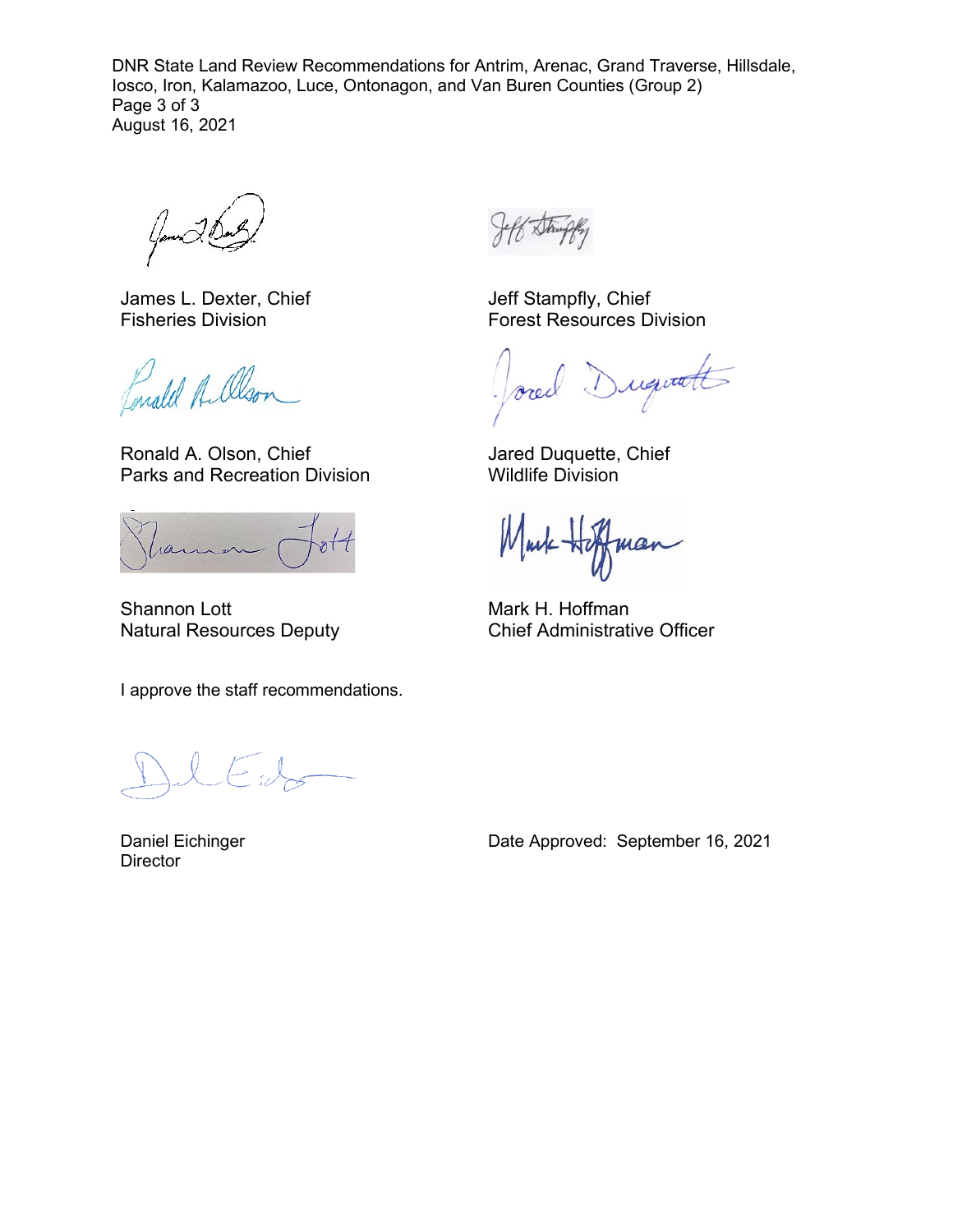James L. Dexter, Chief
Fisheries Division

Jeff Stampfly, Chief
Forest Resources Division

Ronald A. Olson, Chief
Parks and Recreation Division

Jared Duquette, Chief
Wildlife Division

Shannon Lott
Natural Resources Deputy

Mark H. Hoffman
Chief Administrative Officer

I approve the staff recommendations.

Daniel Eichinger
Director

Date Approved: September 16, 2021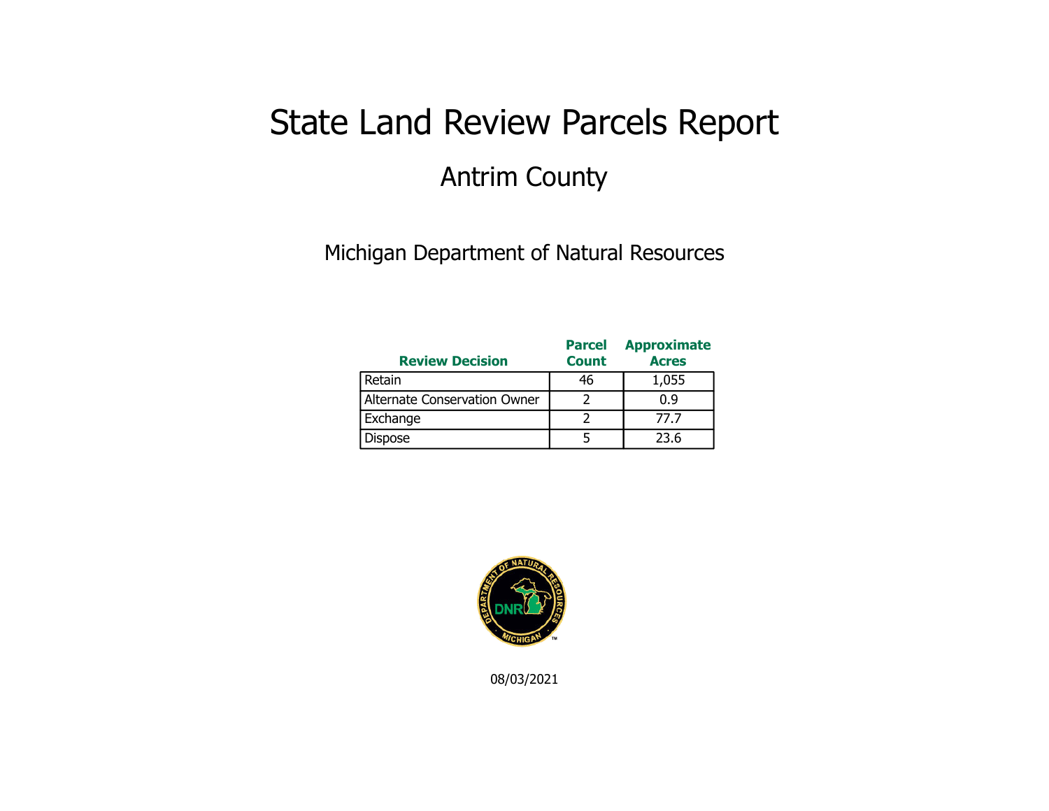# State Land Review Parcels Report

## Antrim County

Michigan Department of Natural Resources

| Review Decision | Parcel Count | Approximate Acres |
|---|---|---|
| Retain | 46 | 1,055 |
| Alternate Conservation Owner | 2 | 0.9 |
| Exchange | 2 | 77.7 |
| Dispose | 5 | 23.6 |

08/03/2021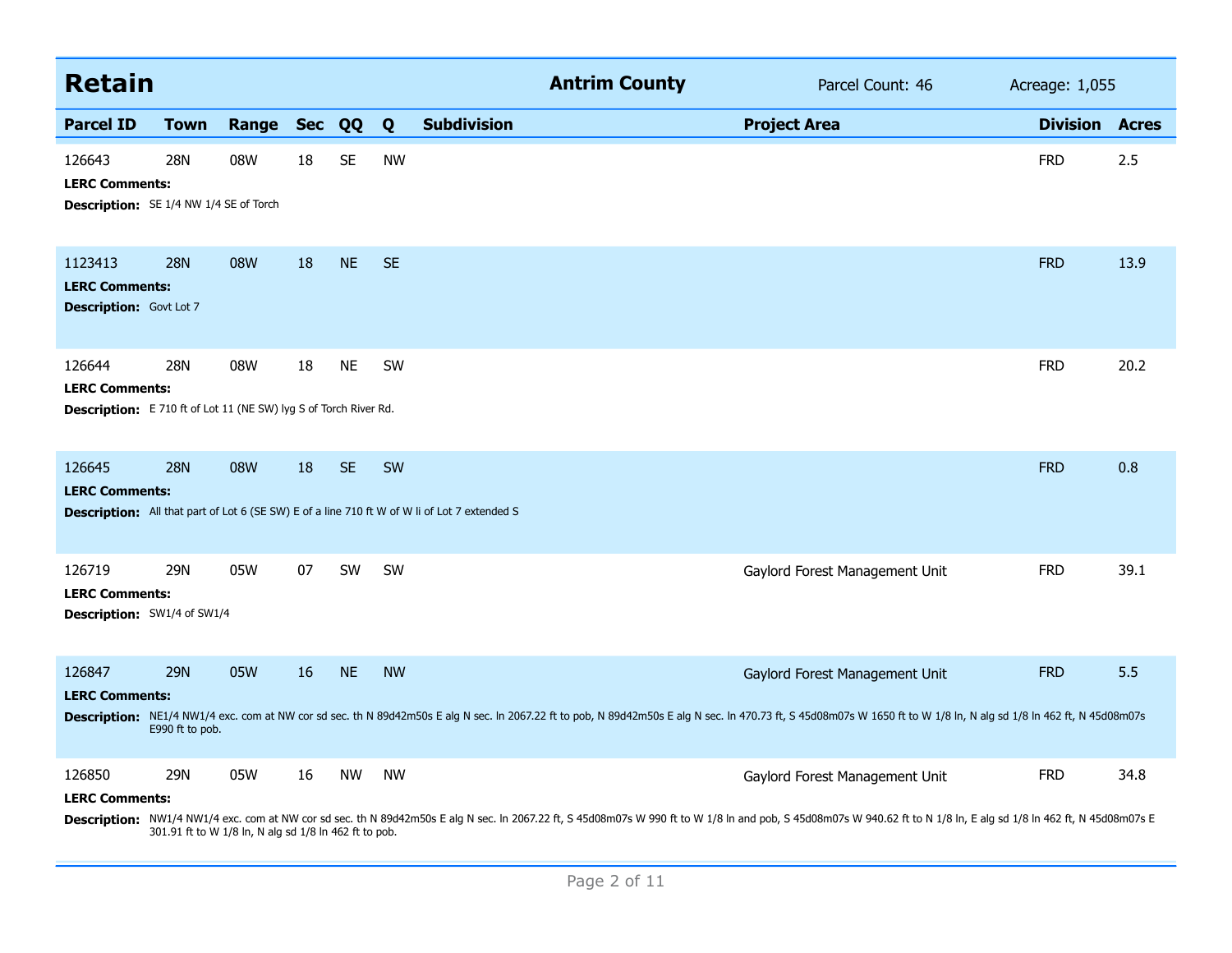## Retain

**Antrim County** Parcel Count: 46 Acreage: 1,055

| Parcel ID | Town | Range | Sec | QQ | Q | Subdivision | Project Area | Division | Acres |
|---|---|---|---|---|---|---|---|---|---|
| 126643 | 28N | 08W | 18 | SE | NW | | | FRD | 2.5 |

**LERC Comments:**
**Description:** SE 1/4 NW 1/4 SE of Torch

| Parcel ID | Town | Range | Sec | QQ | Q | Subdivision | Project Area | Division | Acres |
|---|---|---|---|---|---|---|---|---|---|
| 1123413 | 28N | 08W | 18 | NE | SE | | | FRD | 13.9 |

**LERC Comments:**
**Description:** Govt Lot 7

| Parcel ID | Town | Range | Sec | QQ | Q | Subdivision | Project Area | Division | Acres |
|---|---|---|---|---|---|---|---|---|---|
| 126644 | 28N | 08W | 18 | NE | SW | | | FRD | 20.2 |

**LERC Comments:**
**Description:** E 710 ft of Lot 11 (NE SW) lyg S of Torch River Rd.

| Parcel ID | Town | Range | Sec | QQ | Q | Subdivision | Project Area | Division | Acres |
|---|---|---|---|---|---|---|---|---|---|
| 126645 | 28N | 08W | 18 | SE | SW | | | FRD | 0.8 |

**LERC Comments:**
**Description:** All that part of Lot 6 (SE SW) E of a line 710 ft W of W li of Lot 7 extended S

| Parcel ID | Town | Range | Sec | QQ | Q | Subdivision | Project Area | Division | Acres |
|---|---|---|---|---|---|---|---|---|---|
| 126719 | 29N | 05W | 07 | SW | SW | | Gaylord Forest Management Unit | FRD | 39.1 |

**LERC Comments:**
**Description:** SW1/4 of SW1/4

| Parcel ID | Town | Range | Sec | QQ | Q | Subdivision | Project Area | Division | Acres |
|---|---|---|---|---|---|---|---|---|---|
| 126847 | 29N | 05W | 16 | NE | NW | | Gaylord Forest Management Unit | FRD | 5.5 |

**LERC Comments:**
**Description:** NE1/4 NW1/4 exc. com at NW cor sd sec. th N 89d42m50s E alg N sec. ln 2067.22 ft to pob, N 89d42m50s E alg N sec. ln 470.73 ft, S 45d08m07s W 1650 ft to W 1/8 ln, N alg sd 1/8 ln 462 ft, N 45d08m07s E990 ft to pob.

| Parcel ID | Town | Range | Sec | QQ | Q | Subdivision | Project Area | Division | Acres |
|---|---|---|---|---|---|---|---|---|---|
| 126850 | 29N | 05W | 16 | NW | NW | | Gaylord Forest Management Unit | FRD | 34.8 |

**LERC Comments:**
**Description:** NW1/4 NW1/4 exc. com at NW cor sd sec. th N 89d42m50s E alg N sec. ln 2067.22 ft, S 45d08m07s W 990 ft to W 1/8 ln and pob, S 45d08m07s W 940.62 ft to N 1/8 ln, E alg sd 1/8 ln 462 ft, N 45d08m07s E 301.91 ft to W 1/8 ln, N alg sd 1/8 ln 462 ft to pob.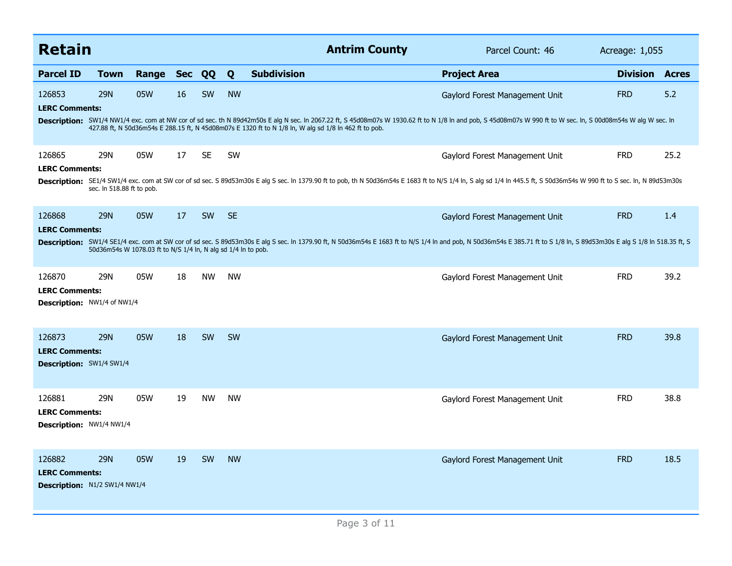## Retain

**Antrim County** | Parcel Count: 46 | Acreage: 1,055

| Parcel ID | Town | Range | Sec | QQ | Q | Subdivision | Project Area | Division | Acres |
|---|---|---|---|---|---|---|---|---|---|
| 126853 | 29N | 05W | 16 | SW | NW | | Gaylord Forest Management Unit | FRD | 5.2 |
| 126865 | 29N | 05W | 17 | SE | SW | | Gaylord Forest Management Unit | FRD | 25.2 |
| 126868 | 29N | 05W | 17 | SW | SE | | Gaylord Forest Management Unit | FRD | 1.4 |
| 126870 | 29N | 05W | 18 | NW | NW | | Gaylord Forest Management Unit | FRD | 39.2 |
| 126873 | 29N | 05W | 18 | SW | SW | | Gaylord Forest Management Unit | FRD | 39.8 |
| 126881 | 29N | 05W | 19 | NW | NW | | Gaylord Forest Management Unit | FRD | 38.8 |
| 126882 | 29N | 05W | 19 | SW | NW | | Gaylord Forest Management Unit | FRD | 18.5 |

**126853**

**LERC Comments:**

**Description:** SW1/4 NW1/4 exc. com at NW cor of sd sec. th N 89d42m50s E alg N sec. ln 2067.22 ft, S 45d08m07s W 1930.62 ft to N 1/8 ln and pob, S 45d08m07s W 990 ft to W sec. ln, S 00d08m54s W alg W sec. ln 427.88 ft, N 50d36m54s E 288.15 ft, N 45d08m07s E 1320 ft to N 1/8 ln, W alg sd 1/8 ln 462 ft to pob.

**126865**

**LERC Comments:**

**Description:** SE1/4 SW1/4 exc. com at SW cor of sd sec. S 89d53m30s E alg S sec. ln 1379.90 ft to pob, th N 50d36m54s E 1683 ft to N/S 1/4 ln, S alg sd 1/4 ln 445.5 ft, S 50d36m54s W 990 ft to S sec. ln, N 89d53m30s sec. ln 518.88 ft to pob.

**126868**

**LERC Comments:**

**Description:** SW1/4 SE1/4 exc. com at SW cor of sd sec. S 89d53m30s E alg S sec. ln 1379.90 ft, N 50d36m54s E 1683 ft to N/S 1/4 ln and pob, N 50d36m54s E 385.71 ft to S 1/8 ln, S 89d53m30s E alg S 1/8 ln 518.35 ft, S 50d36m54s W 1078.03 ft to N/S 1/4 ln, N alg sd 1/4 ln to pob.

**126870**

**LERC Comments:**

**Description:** NW1/4 of NW1/4

**126873**

**LERC Comments:**

**Description:** SW1/4 SW1/4

**126881**

**LERC Comments:**

**Description:** NW1/4 NW1/4

**126882**

**LERC Comments:**

**Description:** N1/2 SW1/4 NW1/4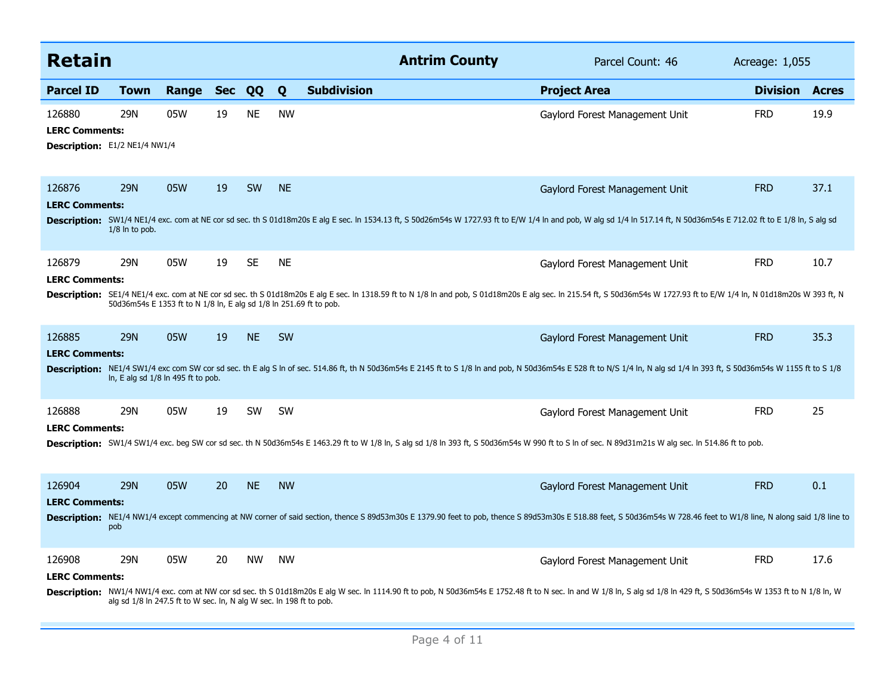## Retain

**Antrim County** | Parcel Count: 46 | Acreage: 1,055

| Parcel ID | Town | Range | Sec | QQ | Q | Subdivision | Project Area | Division | Acres |
|---|---|---|---|---|---|---|---|---|---|
| 126880 | 29N | 05W | 19 | NE | NW | | Gaylord Forest Management Unit | FRD | 19.9 |

**LERC Comments:**

**Description:** E1/2 NE1/4 NW1/4

| Parcel ID | Town | Range | Sec | QQ | Q | Subdivision | Project Area | Division | Acres |
|---|---|---|---|---|---|---|---|---|---|
| 126876 | 29N | 05W | 19 | SW | NE | | Gaylord Forest Management Unit | FRD | 37.1 |

**LERC Comments:**

**Description:** SW1/4 NE1/4 exc. com at NE cor sd sec. th S 01d18m20s E alg E sec. ln 1534.13 ft, S 50d26m54s W 1727.93 ft to E/W 1/4 ln and pob, W alg sd 1/4 ln 517.14 ft, N 50d36m54s E 712.02 ft to E 1/8 ln, S alg sd 1/8 ln to pob.

| Parcel ID | Town | Range | Sec | QQ | Q | Subdivision | Project Area | Division | Acres |
|---|---|---|---|---|---|---|---|---|---|
| 126879 | 29N | 05W | 19 | SE | NE | | Gaylord Forest Management Unit | FRD | 10.7 |

**LERC Comments:**

**Description:** SE1/4 NE1/4 exc. com at NE cor sd sec. th S 01d18m20s E alg E sec. ln 1318.59 ft to N 1/8 ln and pob, S 01d18m20s E alg sec. ln 215.54 ft, S 50d36m54s W 1727.93 ft to E/W 1/4 ln, N 01d18m20s W 393 ft, N 50d36m54s E 1353 ft to N 1/8 ln, E alg sd 1/8 ln 251.69 ft to pob.

| Parcel ID | Town | Range | Sec | QQ | Q | Subdivision | Project Area | Division | Acres |
|---|---|---|---|---|---|---|---|---|---|
| 126885 | 29N | 05W | 19 | NE | SW | | Gaylord Forest Management Unit | FRD | 35.3 |

**LERC Comments:**

**Description:** NE1/4 SW1/4 exc com SW cor sd sec. th E alg S ln of sec. 514.86 ft, th N 50d36m54s E 2145 ft to S 1/8 ln and pob, N 50d36m54s E 528 ft to N/S 1/4 ln, N alg sd 1/4 ln 393 ft, S 50d36m54s W 1155 ft to S 1/8 ln, E alg sd 1/8 ln 495 ft to pob.

| Parcel ID | Town | Range | Sec | QQ | Q | Subdivision | Project Area | Division | Acres |
|---|---|---|---|---|---|---|---|---|---|
| 126888 | 29N | 05W | 19 | SW | SW | | Gaylord Forest Management Unit | FRD | 25 |

**LERC Comments:**

**Description:** SW1/4 SW1/4 exc. beg SW cor sd sec. th N 50d36m54s E 1463.29 ft to W 1/8 ln, S alg sd 1/8 ln 393 ft, S 50d36m54s W 990 ft to S ln of sec. N 89d31m21s W alg sec. ln 514.86 ft to pob.

| Parcel ID | Town | Range | Sec | QQ | Q | Subdivision | Project Area | Division | Acres |
|---|---|---|---|---|---|---|---|---|---|
| 126904 | 29N | 05W | 20 | NE | NW | | Gaylord Forest Management Unit | FRD | 0.1 |

**LERC Comments:**

**Description:** NE1/4 NW1/4 except commencing at NW corner of said section, thence S 89d53m30s E 1379.90 feet to pob, thence S 89d53m30s E 518.88 feet, S 50d36m54s W 728.46 feet to W1/8 line, N along said 1/8 line to pob

| Parcel ID | Town | Range | Sec | QQ | Q | Subdivision | Project Area | Division | Acres |
|---|---|---|---|---|---|---|---|---|---|
| 126908 | 29N | 05W | 20 | NW | NW | | Gaylord Forest Management Unit | FRD | 17.6 |

**LERC Comments:**

**Description:** NW1/4 NW1/4 exc. com at NW cor sd sec. th S 01d18m20s E alg W sec. ln 1114.90 ft to pob, N 50d36m54s E 1752.48 ft to N sec. ln and W 1/8 ln, S alg sd 1/8 ln 429 ft, S 50d36m54s W 1353 ft to N 1/8 ln, W alg sd 1/8 ln 247.5 ft to W sec. ln, N alg W sec. ln 198 ft to pob.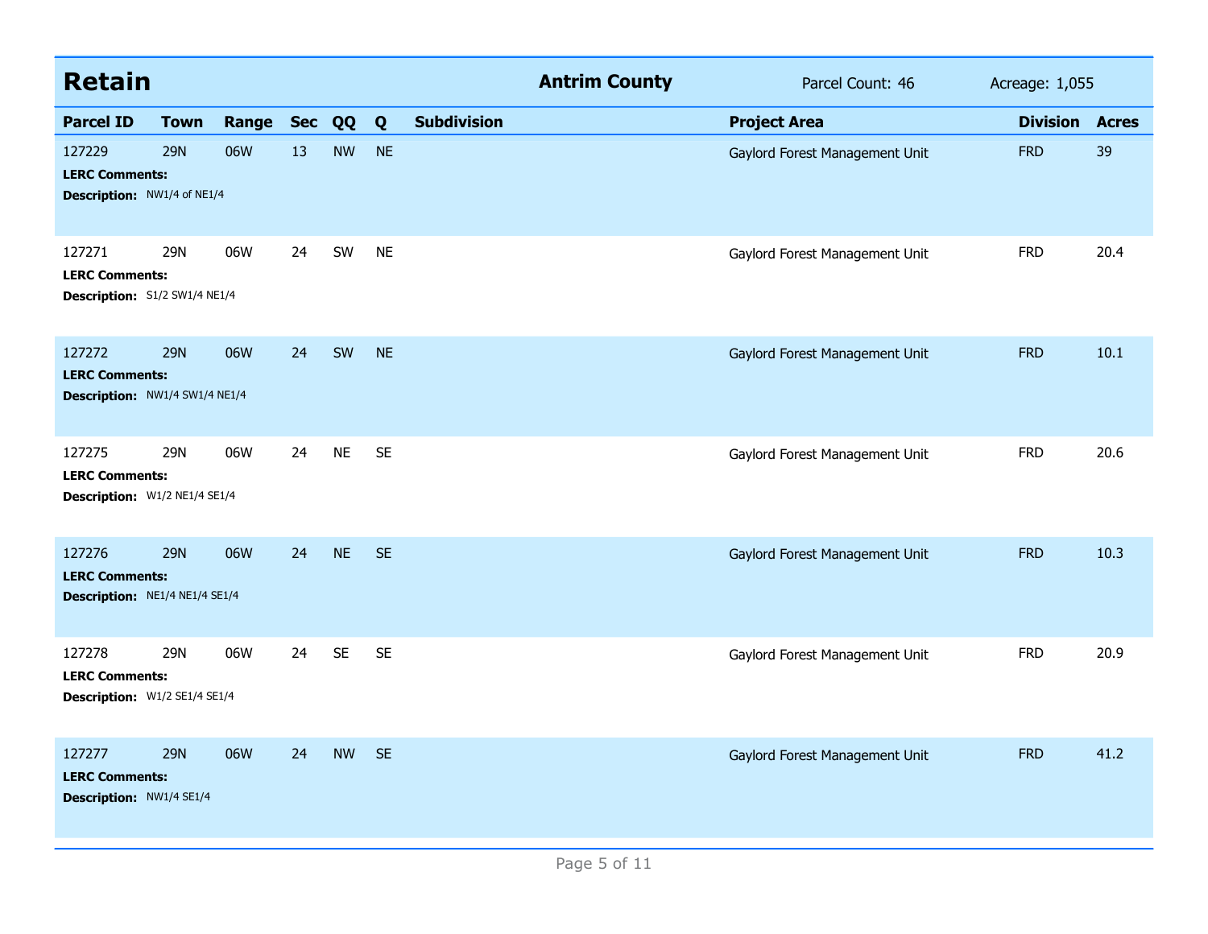## Retain

**Antrim County** — Parcel Count: 46 — Acreage: 1,055

| Parcel ID | Town | Range | Sec | QQ | Q | Subdivision | Project Area | Division | Acres |
|---|---|---|---|---|---|---|---|---|---|
| 127229 | 29N | 06W | 13 | NW | NE | | Gaylord Forest Management Unit | FRD | 39 |
| **LERC Comments:** | | | | | | | | | |
| **Description:** NW1/4 of NE1/4 | | | | | | | | | |
| 127271 | 29N | 06W | 24 | SW | NE | | Gaylord Forest Management Unit | FRD | 20.4 |
| **LERC Comments:** | | | | | | | | | |
| **Description:** S1/2 SW1/4 NE1/4 | | | | | | | | | |
| 127272 | 29N | 06W | 24 | SW | NE | | Gaylord Forest Management Unit | FRD | 10.1 |
| **LERC Comments:** | | | | | | | | | |
| **Description:** NW1/4 SW1/4 NE1/4 | | | | | | | | | |
| 127275 | 29N | 06W | 24 | NE | SE | | Gaylord Forest Management Unit | FRD | 20.6 |
| **LERC Comments:** | | | | | | | | | |
| **Description:** W1/2 NE1/4 SE1/4 | | | | | | | | | |
| 127276 | 29N | 06W | 24 | NE | SE | | Gaylord Forest Management Unit | FRD | 10.3 |
| **LERC Comments:** | | | | | | | | | |
| **Description:** NE1/4 NE1/4 SE1/4 | | | | | | | | | |
| 127278 | 29N | 06W | 24 | SE | SE | | Gaylord Forest Management Unit | FRD | 20.9 |
| **LERC Comments:** | | | | | | | | | |
| **Description:** W1/2 SE1/4 SE1/4 | | | | | | | | | |
| 127277 | 29N | 06W | 24 | NW | SE | | Gaylord Forest Management Unit | FRD | 41.2 |
| **LERC Comments:** | | | | | | | | | |
| **Description:** NW1/4 SE1/4 | | | | | | | | | |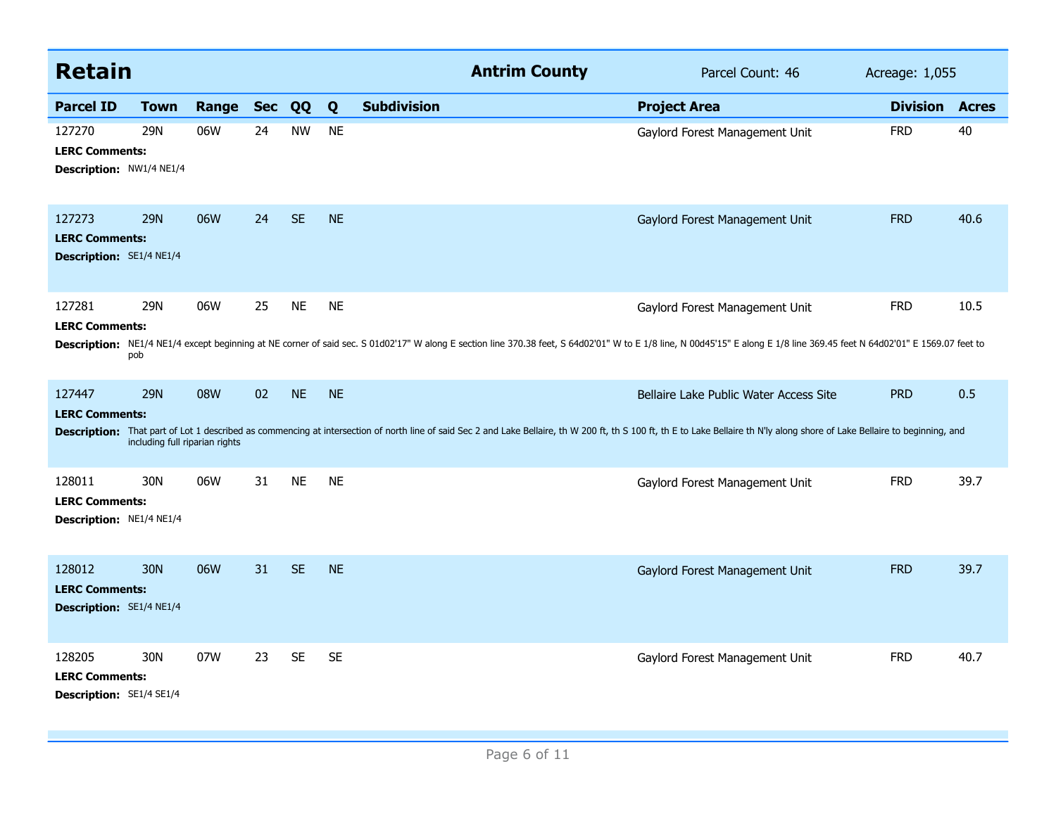## Retain

**Antrim County** Parcel Count: 46 Acreage: 1,055

| Parcel ID | Town | Range | Sec | QQ | Q | Subdivision | Project Area | Division | Acres |
|---|---|---|---|---|---|---|---|---|---|
| 127270 | 29N | 06W | 24 | NW | NE | | Gaylord Forest Management Unit | FRD | 40 |

**LERC Comments:**

**Description:** NW1/4 NE1/4

| Parcel ID | Town | Range | Sec | QQ | Q | Subdivision | Project Area | Division | Acres |
|---|---|---|---|---|---|---|---|---|---|
| 127273 | 29N | 06W | 24 | SE | NE | | Gaylord Forest Management Unit | FRD | 40.6 |

**LERC Comments:**

**Description:** SE1/4 NE1/4

| Parcel ID | Town | Range | Sec | QQ | Q | Subdivision | Project Area | Division | Acres |
|---|---|---|---|---|---|---|---|---|---|
| 127281 | 29N | 06W | 25 | NE | NE | | Gaylord Forest Management Unit | FRD | 10.5 |

**LERC Comments:**

**Description:** NE1/4 NE1/4 except beginning at NE corner of said sec. S 01d02'17" W along E section line 370.38 feet, S 64d02'01" W to E 1/8 line, N 00d45'15" E along E 1/8 line 369.45 feet N 64d02'01" E 1569.07 feet to pob

| Parcel ID | Town | Range | Sec | QQ | Q | Subdivision | Project Area | Division | Acres |
|---|---|---|---|---|---|---|---|---|---|
| 127447 | 29N | 08W | 02 | NE | NE | | Bellaire Lake Public Water Access Site | PRD | 0.5 |

**LERC Comments:**

**Description:** That part of Lot 1 described as commencing at intersection of north line of said Sec 2 and Lake Bellaire, th W 200 ft, th S 100 ft, th E to Lake Bellaire th N'ly along shore of Lake Bellaire to beginning, and including full riparian rights

| Parcel ID | Town | Range | Sec | QQ | Q | Subdivision | Project Area | Division | Acres |
|---|---|---|---|---|---|---|---|---|---|
| 128011 | 30N | 06W | 31 | NE | NE | | Gaylord Forest Management Unit | FRD | 39.7 |

**LERC Comments:**

**Description:** NE1/4 NE1/4

| Parcel ID | Town | Range | Sec | QQ | Q | Subdivision | Project Area | Division | Acres |
|---|---|---|---|---|---|---|---|---|---|
| 128012 | 30N | 06W | 31 | SE | NE | | Gaylord Forest Management Unit | FRD | 39.7 |

**LERC Comments:**

**Description:** SE1/4 NE1/4

| Parcel ID | Town | Range | Sec | QQ | Q | Subdivision | Project Area | Division | Acres |
|---|---|---|---|---|---|---|---|---|---|
| 128205 | 30N | 07W | 23 | SE | SE | | Gaylord Forest Management Unit | FRD | 40.7 |

**LERC Comments:**

**Description:** SE1/4 SE1/4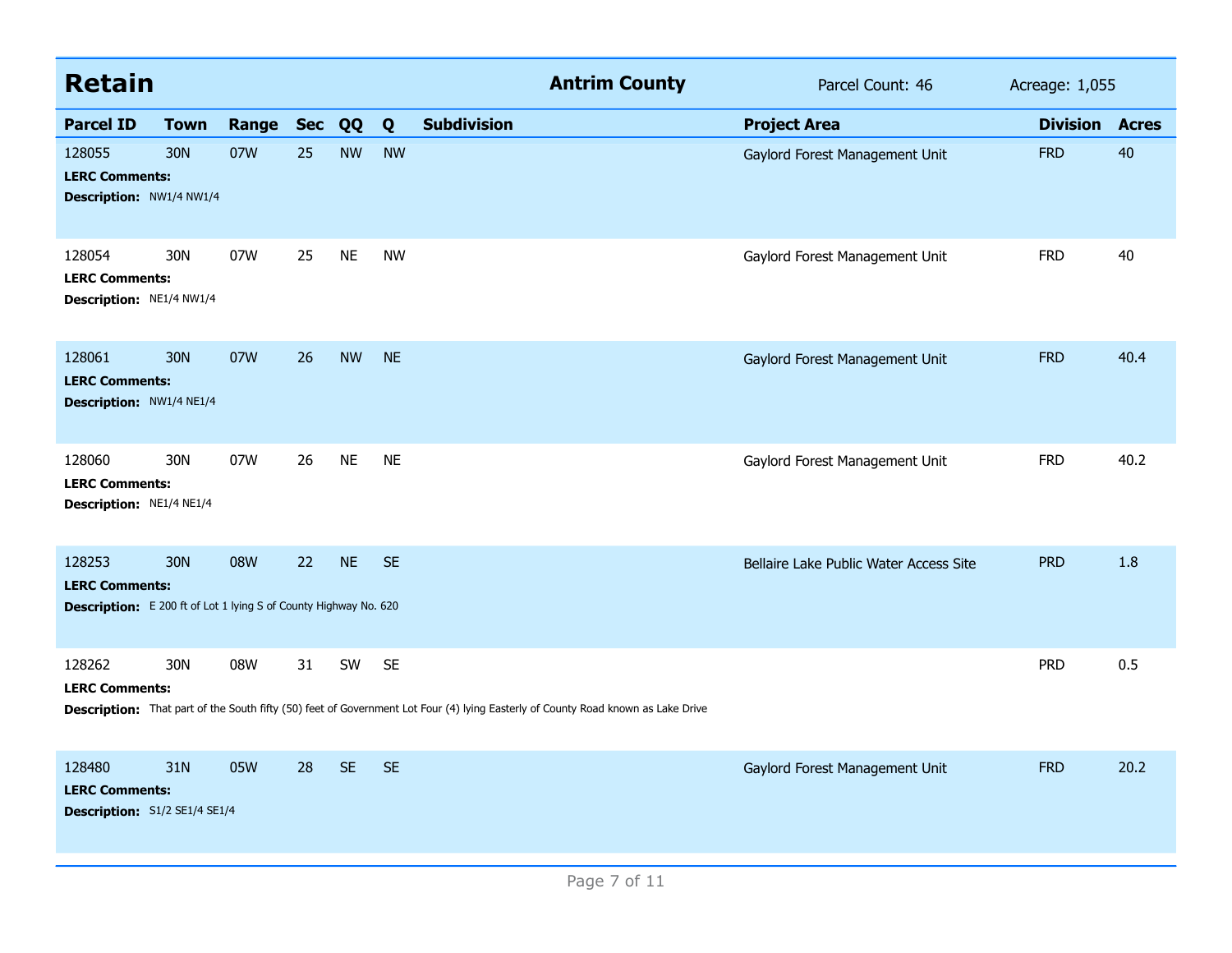## Retain — Antrim County

Parcel Count: 46 | Acreage: 1,055

| Parcel ID | Town | Range | Sec | QQ | Q | Subdivision | Project Area | Division | Acres |
|---|---|---|---|---|---|---|---|---|---|
| 128055 | 30N | 07W | 25 | NW | NW | | Gaylord Forest Management Unit | FRD | 40 |
| **LERC Comments:** | | | | | | | | | |
| **Description:** NW1/4 NW1/4 | | | | | | | | | |
| 128054 | 30N | 07W | 25 | NE | NW | | Gaylord Forest Management Unit | FRD | 40 |
| **LERC Comments:** | | | | | | | | | |
| **Description:** NE1/4 NW1/4 | | | | | | | | | |
| 128061 | 30N | 07W | 26 | NW | NE | | Gaylord Forest Management Unit | FRD | 40.4 |
| **LERC Comments:** | | | | | | | | | |
| **Description:** NW1/4 NE1/4 | | | | | | | | | |
| 128060 | 30N | 07W | 26 | NE | NE | | Gaylord Forest Management Unit | FRD | 40.2 |
| **LERC Comments:** | | | | | | | | | |
| **Description:** NE1/4 NE1/4 | | | | | | | | | |
| 128253 | 30N | 08W | 22 | NE | SE | | Bellaire Lake Public Water Access Site | PRD | 1.8 |
| **LERC Comments:** | | | | | | | | | |
| **Description:** E 200 ft of Lot 1 lying S of County Highway No. 620 | | | | | | | | | |
| 128262 | 30N | 08W | 31 | SW | SE | | | PRD | 0.5 |
| **LERC Comments:** | | | | | | | | | |
| **Description:** That part of the South fifty (50) feet of Government Lot Four (4) lying Easterly of County Road known as Lake Drive | | | | | | | | | |
| 128480 | 31N | 05W | 28 | SE | SE | | Gaylord Forest Management Unit | FRD | 20.2 |
| **LERC Comments:** | | | | | | | | | |
| **Description:** S1/2 SE1/4 SE1/4 | | | | | | | | | |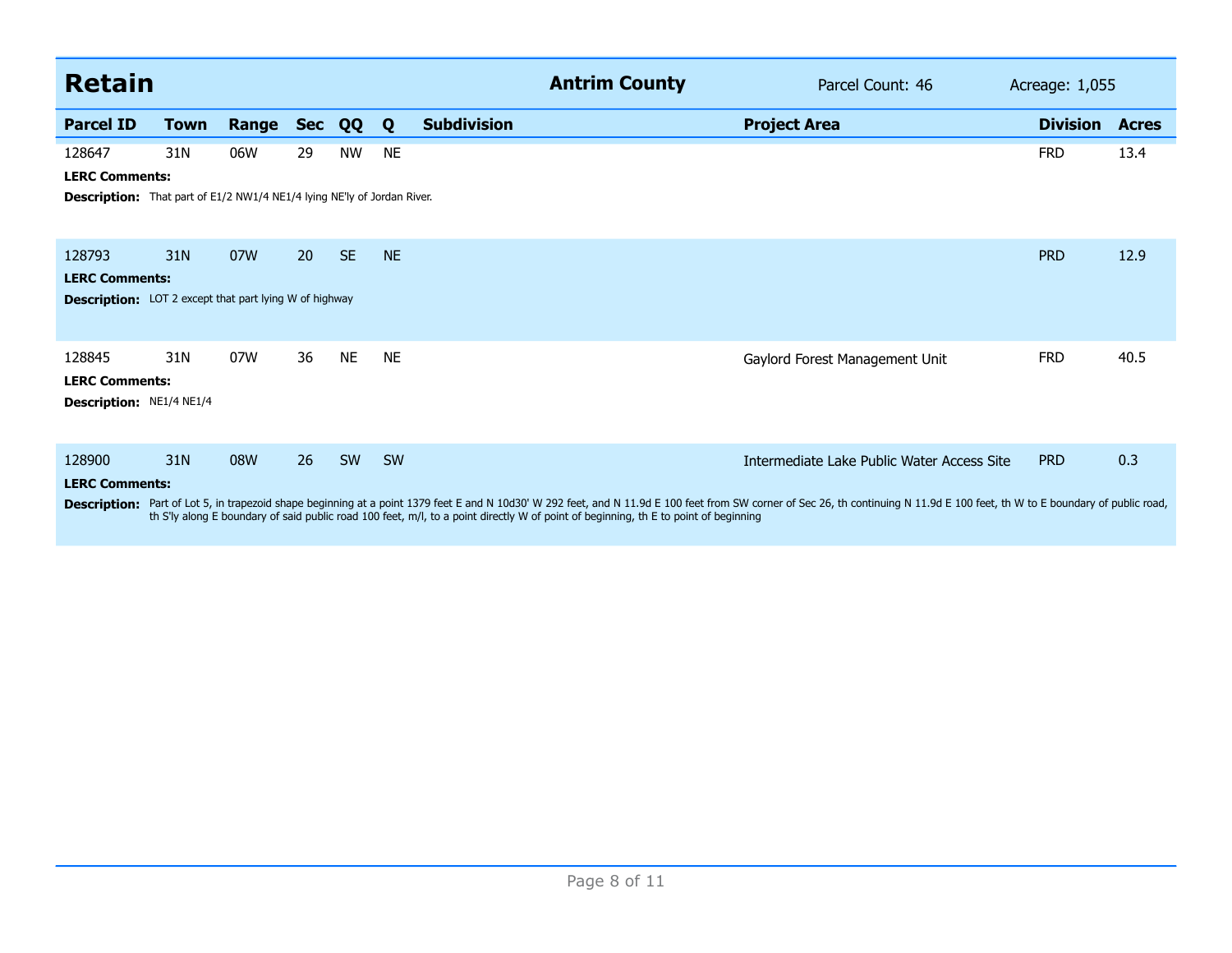## Retain

**Antrim County** | Parcel Count: 46 | Acreage: 1,055

| Parcel ID | Town | Range | Sec | QQ | Q | Subdivision | Project Area | Division | Acres |
|---|---|---|---|---|---|---|---|---|---|
| 128647 | 31N | 06W | 29 | NW | NE | | | FRD | 13.4 |

**LERC Comments:**

**Description:** That part of E1/2 NW1/4 NE1/4 lying NE'ly of Jordan River.

| Parcel ID | Town | Range | Sec | QQ | Q | Subdivision | Project Area | Division | Acres |
|---|---|---|---|---|---|---|---|---|---|
| 128793 | 31N | 07W | 20 | SE | NE | | | PRD | 12.9 |

**LERC Comments:**

**Description:** LOT 2 except that part lying W of highway

| Parcel ID | Town | Range | Sec | QQ | Q | Subdivision | Project Area | Division | Acres |
|---|---|---|---|---|---|---|---|---|---|
| 128845 | 31N | 07W | 36 | NE | NE | | Gaylord Forest Management Unit | FRD | 40.5 |

**LERC Comments:**

**Description:** NE1/4 NE1/4

| Parcel ID | Town | Range | Sec | QQ | Q | Subdivision | Project Area | Division | Acres |
|---|---|---|---|---|---|---|---|---|---|
| 128900 | 31N | 08W | 26 | SW | SW | | Intermediate Lake Public Water Access Site | PRD | 0.3 |

**LERC Comments:**

**Description:** Part of Lot 5, in trapezoid shape beginning at a point 1379 feet E and N 10d30' W 292 feet, and N 11.9d E 100 feet from SW corner of Sec 26, th continuing N 11.9d E 100 feet, th W to E boundary of public road, th S'ly along E boundary of said public road 100 feet, m/l, to a point directly W of point of beginning, th E to point of beginning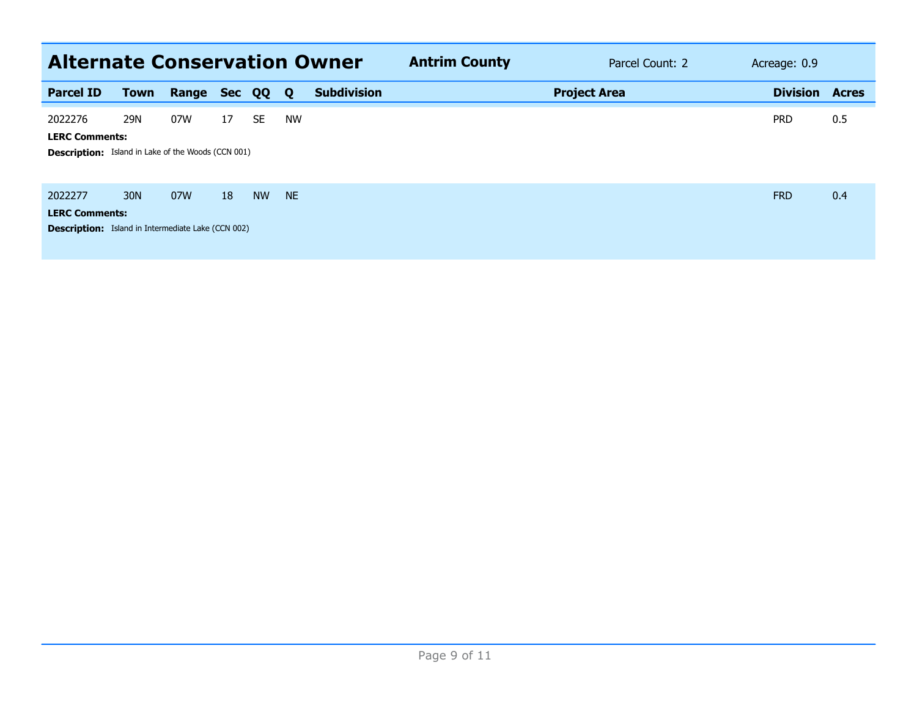## Alternate Conservation Owner

**Antrim County** | Parcel Count: 2 | Acreage: 0.9

| Parcel ID | Town | Range | Sec | QQ | Q | Subdivision | Project Area | Division | Acres |
|---|---|---|---|---|---|---|---|---|---|
| 2022276 | 29N | 07W | 17 | SE | NW | | | PRD | 0.5 |

**LERC Comments:**

**Description:** Island in Lake of the Woods (CCN 001)

| Parcel ID | Town | Range | Sec | QQ | Q | Subdivision | Project Area | Division | Acres |
|---|---|---|---|---|---|---|---|---|---|
| 2022277 | 30N | 07W | 18 | NW | NE | | | FRD | 0.4 |

**LERC Comments:**

**Description:** Island in Intermediate Lake (CCN 002)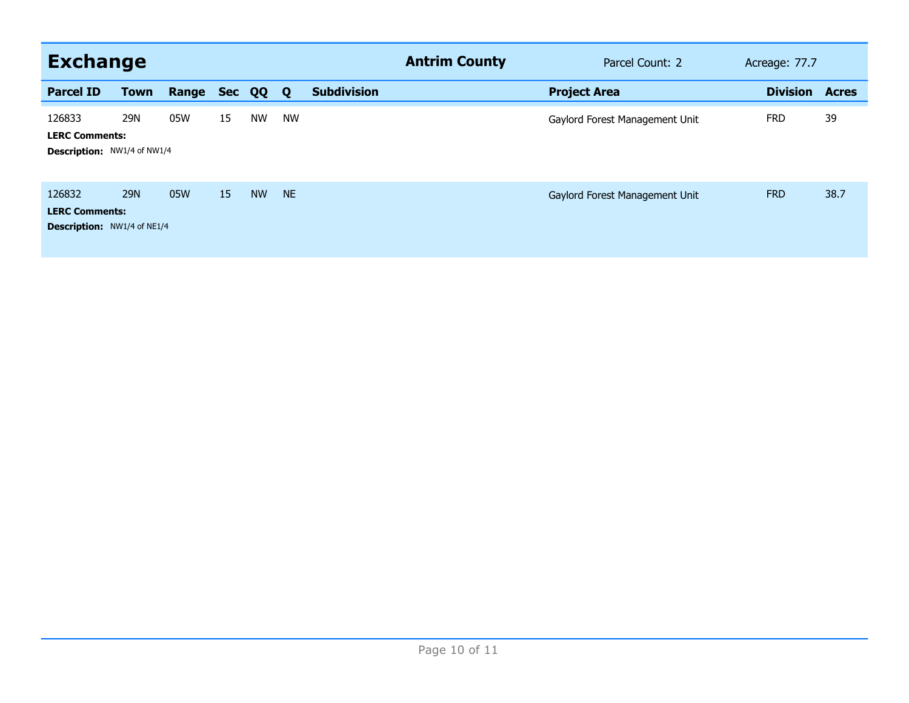## Exchange

**Antrim County** | Parcel Count: 2 | Acreage: 77.7

| Parcel ID | Town | Range | Sec | QQ | Q | Subdivision | Project Area | Division | Acres |
|---|---|---|---|---|---|---|---|---|---|
| 126833 | 29N | 05W | 15 | NW | NW | | Gaylord Forest Management Unit | FRD | 39 |
| **LERC Comments:** | | | | | | | | | |
| **Description:** NW1/4 of NW1/4 | | | | | | | | | |
| 126832 | 29N | 05W | 15 | NW | NE | | Gaylord Forest Management Unit | FRD | 38.7 |
| **LERC Comments:** | | | | | | | | | |
| **Description:** NW1/4 of NE1/4 | | | | | | | | | |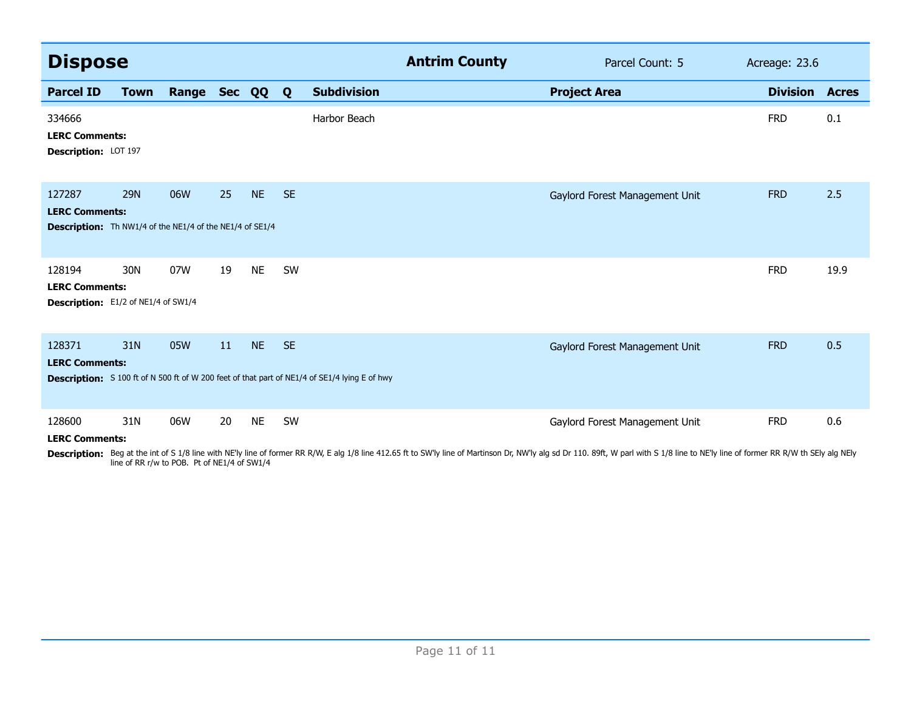## Dispose

**Antrim County** | Parcel Count: 5 | Acreage: 23.6

| Parcel ID | Town | Range | Sec | QQ | Q | Subdivision | Project Area | Division | Acres |
|---|---|---|---|---|---|---|---|---|---|
| 334666 | | | | | | Harbor Beach | | FRD | 0.1 |
| 127287 | 29N | 06W | 25 | NE | SE | | Gaylord Forest Management Unit | FRD | 2.5 |
| 128194 | 30N | 07W | 19 | NE | SW | | | FRD | 19.9 |
| 128371 | 31N | 05W | 11 | NE | SE | | Gaylord Forest Management Unit | FRD | 0.5 |
| 128600 | 31N | 06W | 20 | NE | SW | | Gaylord Forest Management Unit | FRD | 0.6 |

**Parcel 334666**

**LERC Comments:**

**Description:** LOT 197

**Parcel 127287**

**LERC Comments:**

**Description:** Th NW1/4 of the NE1/4 of the NE1/4 of SE1/4

**Parcel 128194**

**LERC Comments:**

**Description:** E1/2 of NE1/4 of SW1/4

**Parcel 128371**

**LERC Comments:**

**Description:** S 100 ft of N 500 ft of W 200 feet of that part of NE1/4 of SE1/4 lying E of hwy

**Parcel 128600**

**LERC Comments:**

**Description:** Beg at the int of S 1/8 line with NE'ly line of former RR R/W, E alg 1/8 line 412.65 ft to SW'ly line of Martinson Dr, NW'ly alg sd Dr 110. 89ft, W parl with S 1/8 line to NE'ly line of former RR R/W th SEly alg NEly line of RR r/w to POB. Pt of NE1/4 of SW1/4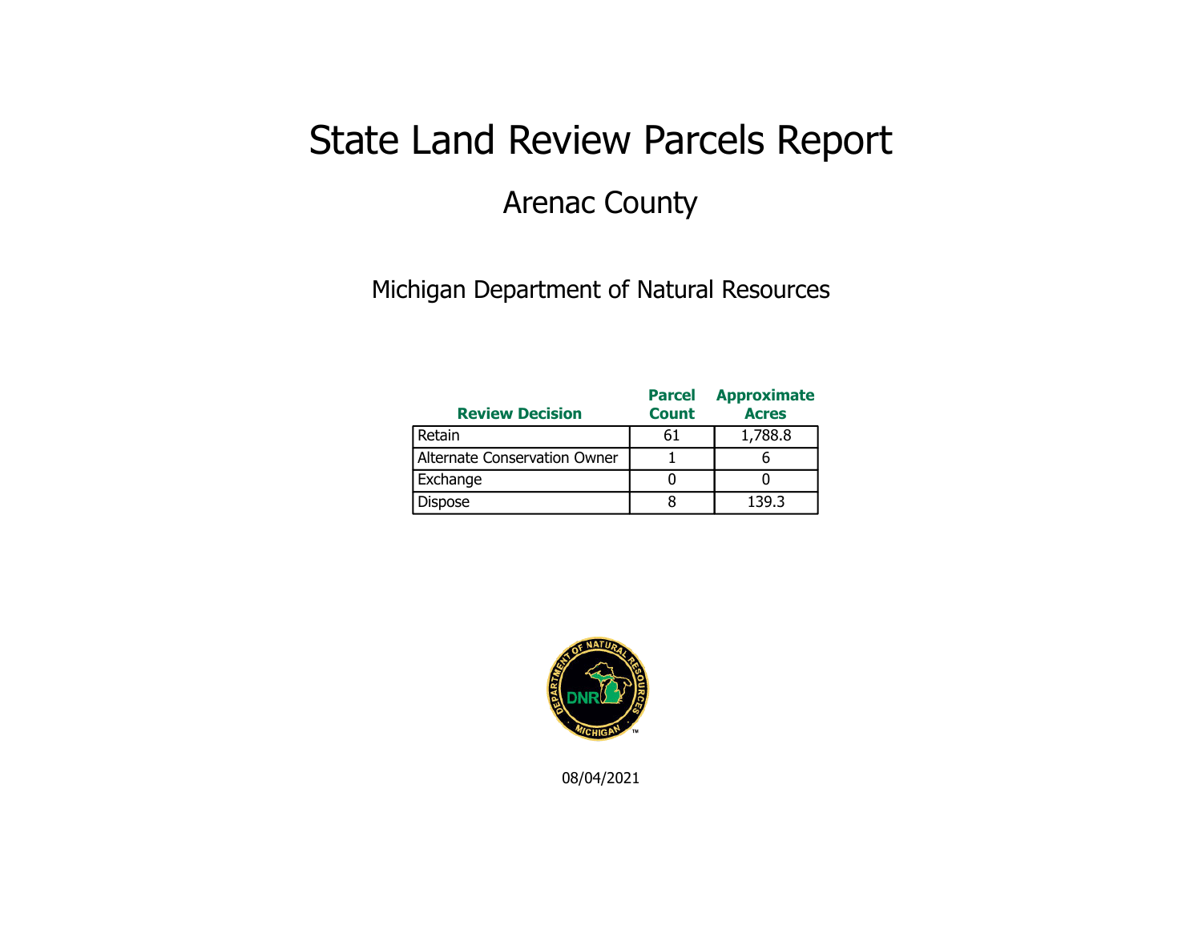# State Land Review Parcels Report

## Arenac County

Michigan Department of Natural Resources

| Review Decision | Parcel Count | Approximate Acres |
|---|---|---|
| Retain | 61 | 1,788.8 |
| Alternate Conservation Owner | 1 | 6 |
| Exchange | 0 | 0 |
| Dispose | 8 | 139.3 |

08/04/2021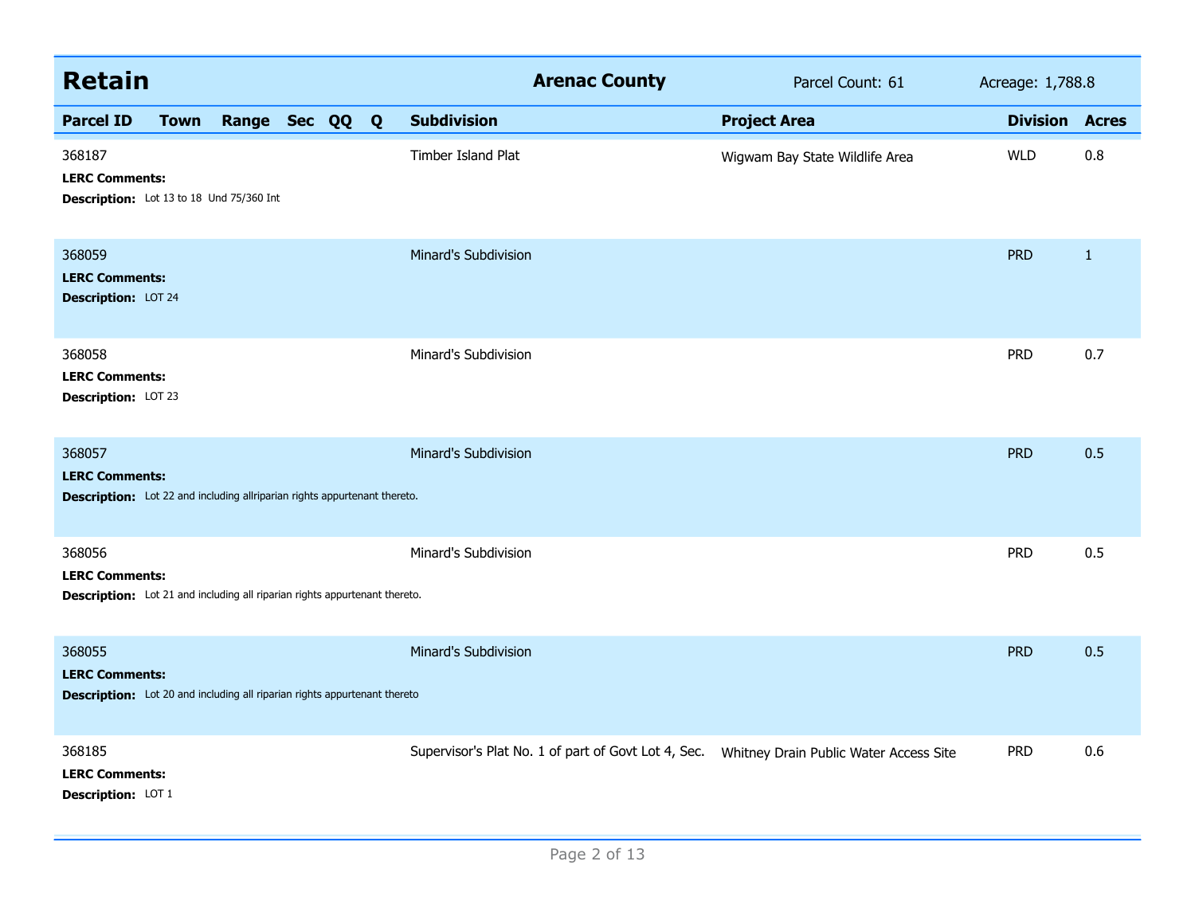## Retain

**Arenac County** | Parcel Count: 61 | Acreage: 1,788.8

| Parcel ID | Town | Range | Sec | QQ | Q | Subdivision | Project Area | Division | Acres |
|---|---|---|---|---|---|---|---|---|---|
| 368187 | | | | | | Timber Island Plat | Wigwam Bay State Wildlife Area | WLD | 0.8 |
| **LERC Comments:** | | | | | | | | | |
| **Description:** Lot 13 to 18 Und 75/360 Int | | | | | | | | | |
| 368059 | | | | | | Minard's Subdivision | | PRD | 1 |
| **LERC Comments:** | | | | | | | | | |
| **Description:** LOT 24 | | | | | | | | | |
| 368058 | | | | | | Minard's Subdivision | | PRD | 0.7 |
| **LERC Comments:** | | | | | | | | | |
| **Description:** LOT 23 | | | | | | | | | |
| 368057 | | | | | | Minard's Subdivision | | PRD | 0.5 |
| **LERC Comments:** | | | | | | | | | |
| **Description:** Lot 22 and including allriparian rights appurtenant thereto. | | | | | | | | | |
| 368056 | | | | | | Minard's Subdivision | | PRD | 0.5 |
| **LERC Comments:** | | | | | | | | | |
| **Description:** Lot 21 and including all riparian rights appurtenant thereto. | | | | | | | | | |
| 368055 | | | | | | Minard's Subdivision | | PRD | 0.5 |
| **LERC Comments:** | | | | | | | | | |
| **Description:** Lot 20 and including all riparian rights appurtenant thereto | | | | | | | | | |
| 368185 | | | | | | Supervisor's Plat No. 1 of part of Govt Lot 4, Sec. | Whitney Drain Public Water Access Site | PRD | 0.6 |
| **LERC Comments:** | | | | | | | | | |
| **Description:** LOT 1 | | | | | | | | | |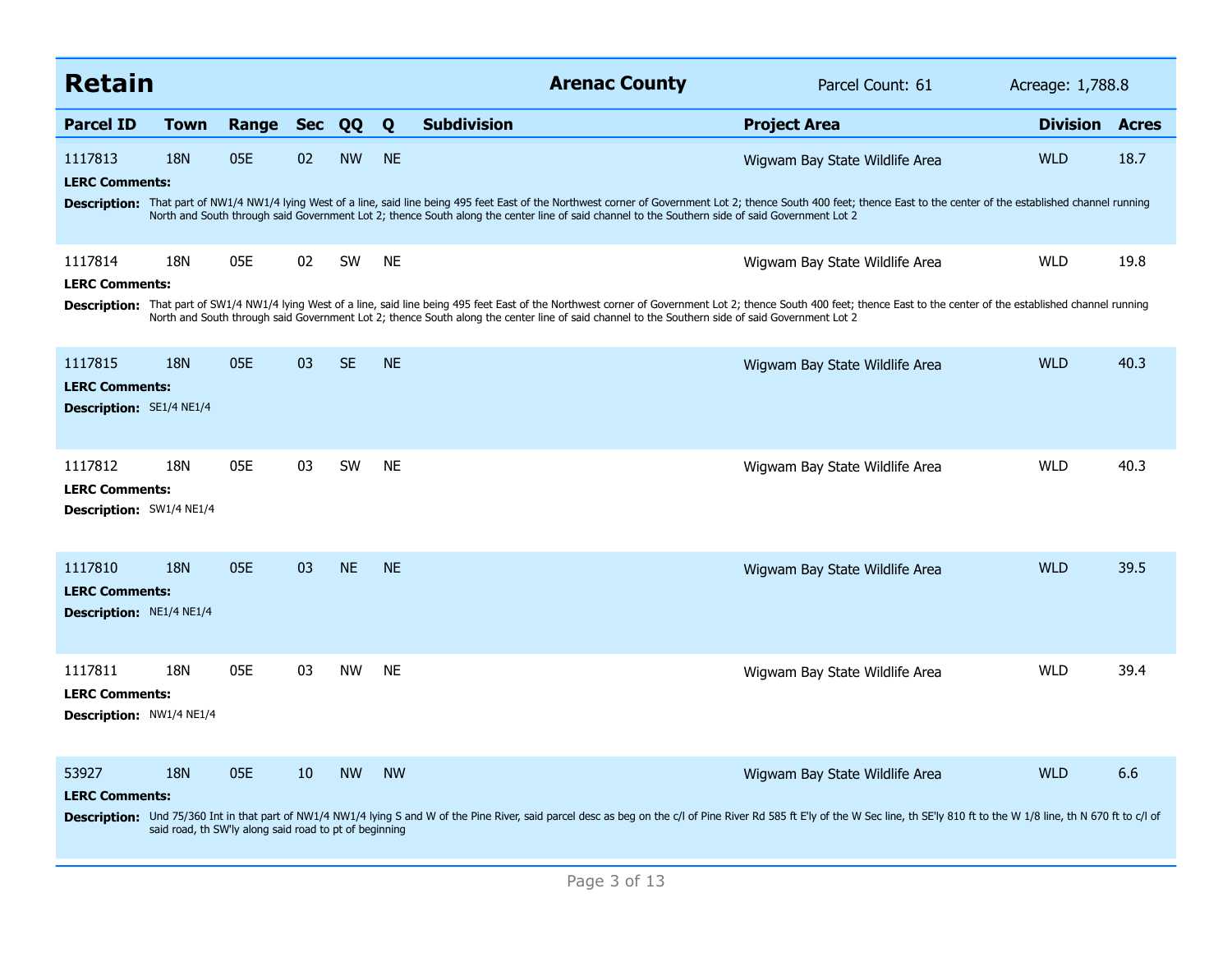## Retain

**Arenac County** | Parcel Count: 61 | Acreage: 1,788.8

| Parcel ID | Town | Range | Sec | QQ | Q | Subdivision | Project Area | Division | Acres |
|---|---|---|---|---|---|---|---|---|---|
| 1117813 | 18N | 05E | 02 | NW | NE | | Wigwam Bay State Wildlife Area | WLD | 18.7 |

**LERC Comments:**

**Description:** That part of NW1/4 NW1/4 lying West of a line, said line being 495 feet East of the Northwest corner of Government Lot 2; thence South 400 feet; thence East to the center of the established channel running North and South through said Government Lot 2; thence South along the center line of said channel to the Southern side of said Government Lot 2

| Parcel ID | Town | Range | Sec | QQ | Q | Subdivision | Project Area | Division | Acres |
|---|---|---|---|---|---|---|---|---|---|
| 1117814 | 18N | 05E | 02 | SW | NE | | Wigwam Bay State Wildlife Area | WLD | 19.8 |

**LERC Comments:**

**Description:** That part of SW1/4 NW1/4 lying West of a line, said line being 495 feet East of the Northwest corner of Government Lot 2; thence South 400 feet; thence East to the center of the established channel running North and South through said Government Lot 2; thence South along the center line of said channel to the Southern side of said Government Lot 2

| Parcel ID | Town | Range | Sec | QQ | Q | Subdivision | Project Area | Division | Acres |
|---|---|---|---|---|---|---|---|---|---|
| 1117815 | 18N | 05E | 03 | SE | NE | | Wigwam Bay State Wildlife Area | WLD | 40.3 |

**LERC Comments:**

**Description:** SE1/4 NE1/4

| Parcel ID | Town | Range | Sec | QQ | Q | Subdivision | Project Area | Division | Acres |
|---|---|---|---|---|---|---|---|---|---|
| 1117812 | 18N | 05E | 03 | SW | NE | | Wigwam Bay State Wildlife Area | WLD | 40.3 |

**LERC Comments:**

**Description:** SW1/4 NE1/4

| Parcel ID | Town | Range | Sec | QQ | Q | Subdivision | Project Area | Division | Acres |
|---|---|---|---|---|---|---|---|---|---|
| 1117810 | 18N | 05E | 03 | NE | NE | | Wigwam Bay State Wildlife Area | WLD | 39.5 |

**LERC Comments:**

**Description:** NE1/4 NE1/4

| Parcel ID | Town | Range | Sec | QQ | Q | Subdivision | Project Area | Division | Acres |
|---|---|---|---|---|---|---|---|---|---|
| 1117811 | 18N | 05E | 03 | NW | NE | | Wigwam Bay State Wildlife Area | WLD | 39.4 |

**LERC Comments:**

**Description:** NW1/4 NE1/4

| Parcel ID | Town | Range | Sec | QQ | Q | Subdivision | Project Area | Division | Acres |
|---|---|---|---|---|---|---|---|---|---|
| 53927 | 18N | 05E | 10 | NW | NW | | Wigwam Bay State Wildlife Area | WLD | 6.6 |

**LERC Comments:**

**Description:** Und 75/360 Int in that part of NW1/4 NW1/4 lying S and W of the Pine River, said parcel desc as beg on the c/l of Pine River Rd 585 ft E'ly of the W Sec line, th SE'ly 810 ft to the W 1/8 line, th N 670 ft to c/l of said road, th SW'ly along said road to pt of beginning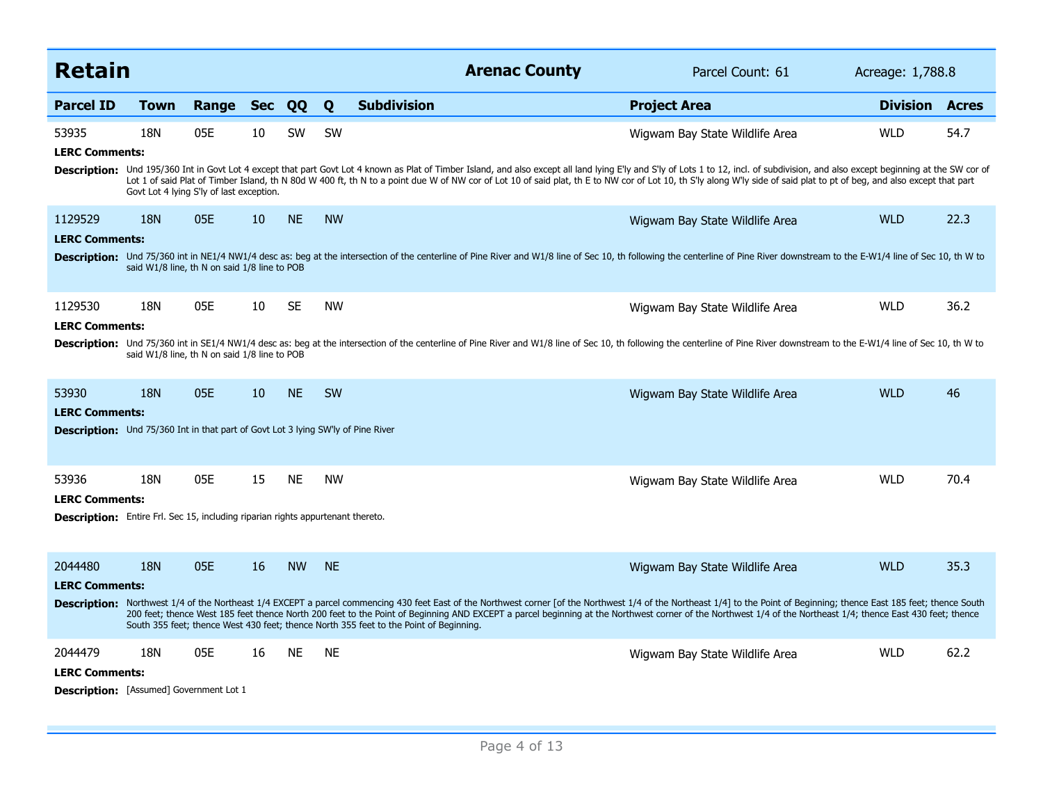## Retain

**Arenac County** Parcel Count: 61 Acreage: 1,788.8

| Parcel ID | Town | Range | Sec | QQ | Q | Subdivision | Project Area | Division | Acres |
|---|---|---|---|---|---|---|---|---|---|
| 53935 | 18N | 05E | 10 | SW | SW | | Wigwam Bay State Wildlife Area | WLD | 54.7 |

**LERC Comments:**

**Description:** Und 195/360 Int in Govt Lot 4 except that part Govt Lot 4 known as Plat of Timber Island, and also except all land lying E'ly and S'ly of Lots 1 to 12, incl. of subdivision, and also except beginning at the SW cor of Lot 1 of said Plat of Timber Island, th N 80d W 400 ft, th N to a point due W of NW cor of Lot 10 of said plat, th E to NW cor of Lot 10, th S'ly along W'ly side of said plat to pt of beg, and also except that part Govt Lot 4 lying S'ly of last exception.

| Parcel ID | Town | Range | Sec | QQ | Q | Subdivision | Project Area | Division | Acres |
|---|---|---|---|---|---|---|---|---|---|
| 1129529 | 18N | 05E | 10 | NE | NW | | Wigwam Bay State Wildlife Area | WLD | 22.3 |

**LERC Comments:**

**Description:** Und 75/360 int in NE1/4 NW1/4 desc as: beg at the intersection of the centerline of Pine River and W1/8 line of Sec 10, th following the centerline of Pine River downstream to the E-W1/4 line of Sec 10, th W to said W1/8 line, th N on said 1/8 line to POB

| Parcel ID | Town | Range | Sec | QQ | Q | Subdivision | Project Area | Division | Acres |
|---|---|---|---|---|---|---|---|---|---|
| 1129530 | 18N | 05E | 10 | SE | NW | | Wigwam Bay State Wildlife Area | WLD | 36.2 |

**LERC Comments:**

**Description:** Und 75/360 int in SE1/4 NW1/4 desc as: beg at the intersection of the centerline of Pine River and W1/8 line of Sec 10, th following the centerline of Pine River downstream to the E-W1/4 line of Sec 10, th W to said W1/8 line, th N on said 1/8 line to POB

| Parcel ID | Town | Range | Sec | QQ | Q | Subdivision | Project Area | Division | Acres |
|---|---|---|---|---|---|---|---|---|---|
| 53930 | 18N | 05E | 10 | NE | SW | | Wigwam Bay State Wildlife Area | WLD | 46 |

**LERC Comments:**

**Description:** Und 75/360 Int in that part of Govt Lot 3 lying SW'ly of Pine River

| Parcel ID | Town | Range | Sec | QQ | Q | Subdivision | Project Area | Division | Acres |
|---|---|---|---|---|---|---|---|---|---|
| 53936 | 18N | 05E | 15 | NE | NW | | Wigwam Bay State Wildlife Area | WLD | 70.4 |

**LERC Comments:**

**Description:** Entire Frl. Sec 15, including riparian rights appurtenant thereto.

| Parcel ID | Town | Range | Sec | QQ | Q | Subdivision | Project Area | Division | Acres |
|---|---|---|---|---|---|---|---|---|---|
| 2044480 | 18N | 05E | 16 | NW | NE | | Wigwam Bay State Wildlife Area | WLD | 35.3 |

**LERC Comments:**

**Description:** Northwest 1/4 of the Northeast 1/4 EXCEPT a parcel commencing 430 feet East of the Northwest corner [of the Northwest 1/4 of the Northeast 1/4] to the Point of Beginning; thence East 185 feet; thence South 200 feet; thence West 185 feet thence North 200 feet to the Point of Beginning AND EXCEPT a parcel beginning at the Northwest corner of the Northwest 1/4 of the Northeast 1/4; thence East 430 feet; thence South 355 feet; thence West 430 feet; thence North 355 feet to the Point of Beginning.

| Parcel ID | Town | Range | Sec | QQ | Q | Subdivision | Project Area | Division | Acres |
|---|---|---|---|---|---|---|---|---|---|
| 2044479 | 18N | 05E | 16 | NE | NE | | Wigwam Bay State Wildlife Area | WLD | 62.2 |

**LERC Comments:**

**Description:** [Assumed] Government Lot 1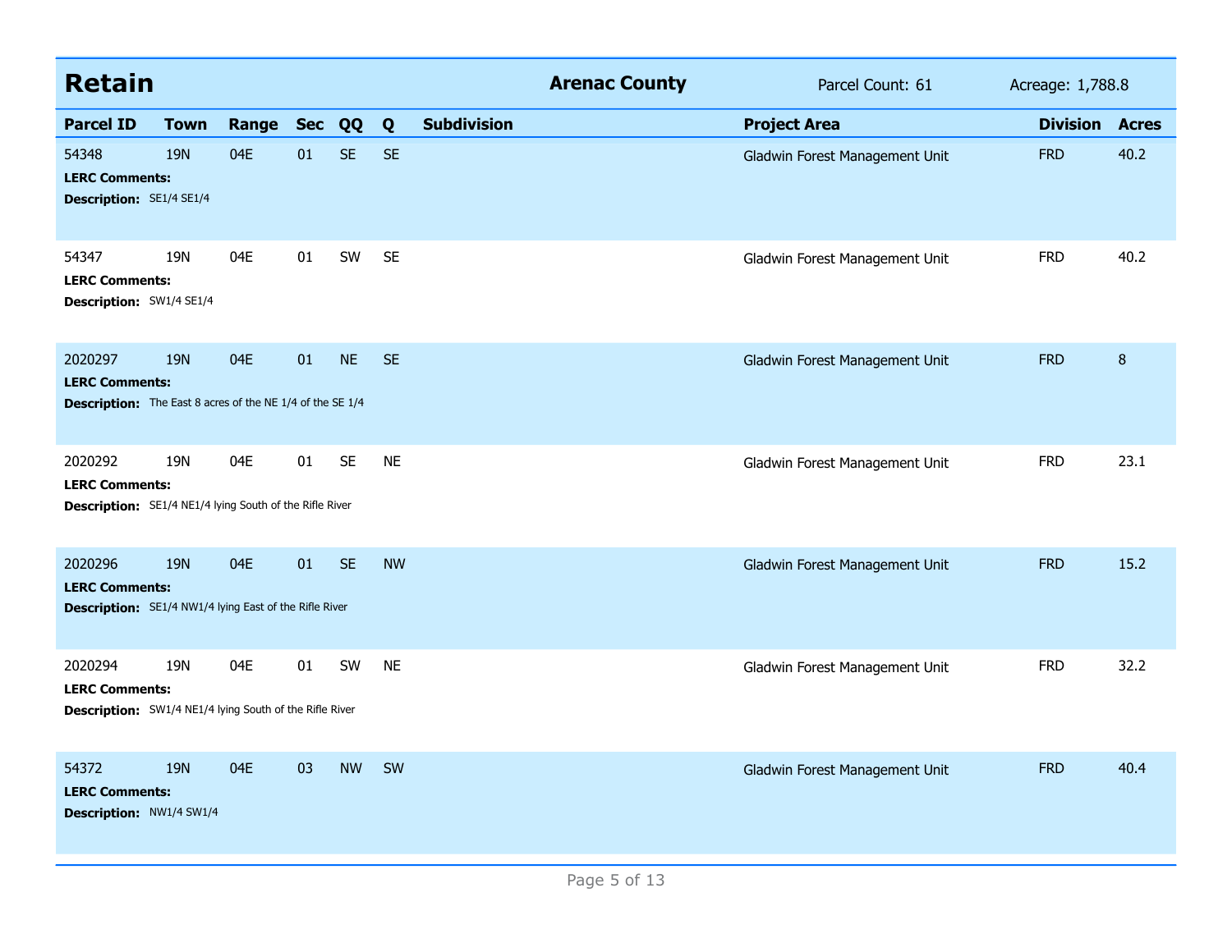## Retain

**Arenac County** | Parcel Count: 61 | Acreage: 1,788.8

| Parcel ID | Town | Range | Sec | QQ | Q | Subdivision | Project Area | Division | Acres |
|---|---|---|---|---|---|---|---|---|---|
| 54348 | 19N | 04E | 01 | SE | SE | | Gladwin Forest Management Unit | FRD | 40.2 |
| **LERC Comments:** | | | | | | | | | |
| **Description:** SE1/4 SE1/4 | | | | | | | | | |
| 54347 | 19N | 04E | 01 | SW | SE | | Gladwin Forest Management Unit | FRD | 40.2 |
| **LERC Comments:** | | | | | | | | | |
| **Description:** SW1/4 SE1/4 | | | | | | | | | |
| 2020297 | 19N | 04E | 01 | NE | SE | | Gladwin Forest Management Unit | FRD | 8 |
| **LERC Comments:** | | | | | | | | | |
| **Description:** The East 8 acres of the NE 1/4 of the SE 1/4 | | | | | | | | | |
| 2020292 | 19N | 04E | 01 | SE | NE | | Gladwin Forest Management Unit | FRD | 23.1 |
| **LERC Comments:** | | | | | | | | | |
| **Description:** SE1/4 NE1/4 lying South of the Rifle River | | | | | | | | | |
| 2020296 | 19N | 04E | 01 | SE | NW | | Gladwin Forest Management Unit | FRD | 15.2 |
| **LERC Comments:** | | | | | | | | | |
| **Description:** SE1/4 NW1/4 lying East of the Rifle River | | | | | | | | | |
| 2020294 | 19N | 04E | 01 | SW | NE | | Gladwin Forest Management Unit | FRD | 32.2 |
| **LERC Comments:** | | | | | | | | | |
| **Description:** SW1/4 NE1/4 lying South of the Rifle River | | | | | | | | | |
| 54372 | 19N | 04E | 03 | NW | SW | | Gladwin Forest Management Unit | FRD | 40.4 |
| **LERC Comments:** | | | | | | | | | |
| **Description:** NW1/4 SW1/4 | | | | | | | | | |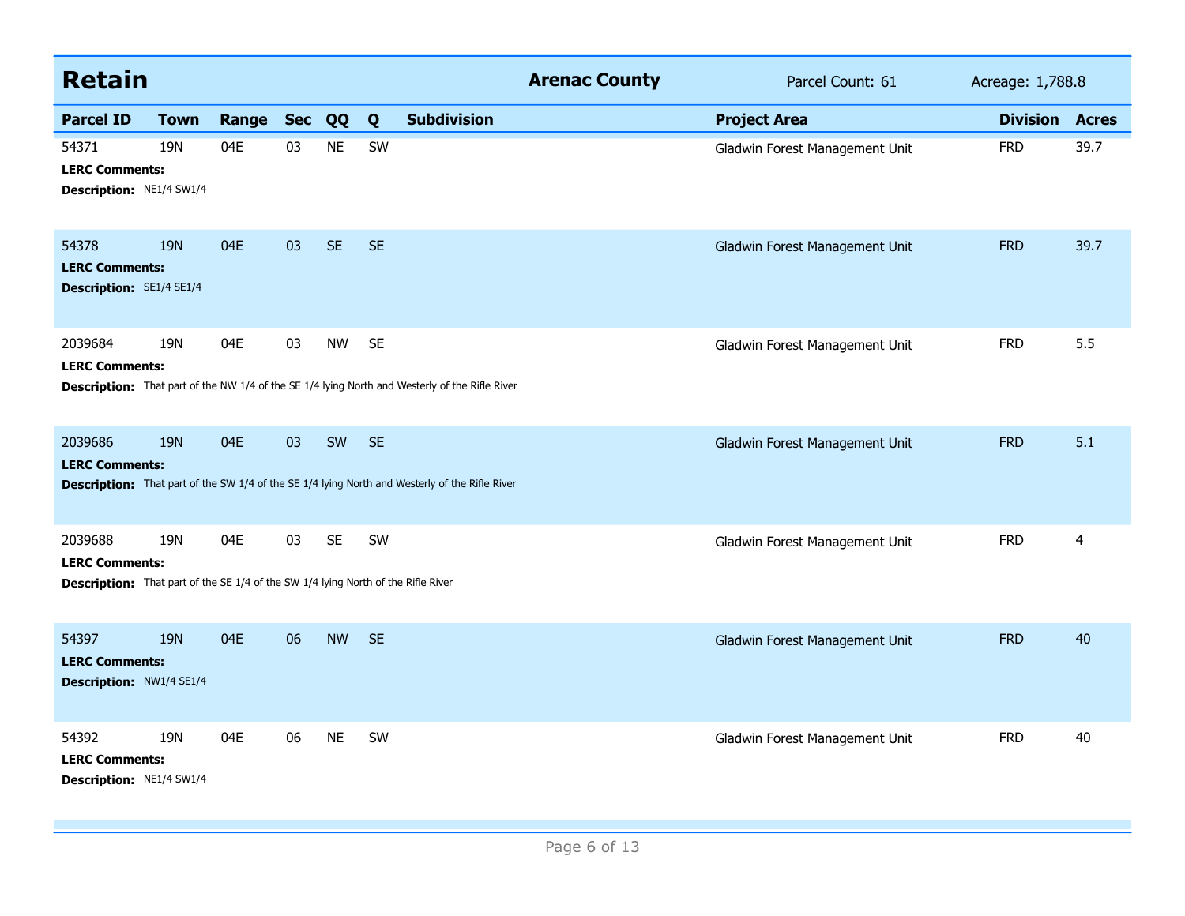## Retain — Arenac County

Parcel Count: 61 | Acreage: 1,788.8

| Parcel ID | Town | Range | Sec | QQ | Q | Subdivision | Project Area | Division | Acres |
|---|---|---|---|---|---|---|---|---|---|
| 54371 | 19N | 04E | 03 | NE | SW | | Gladwin Forest Management Unit | FRD | 39.7 |
| **LERC Comments:** | | | | | | | | | |
| **Description:** NE1/4 SW1/4 | | | | | | | | | |
| 54378 | 19N | 04E | 03 | SE | SE | | Gladwin Forest Management Unit | FRD | 39.7 |
| **LERC Comments:** | | | | | | | | | |
| **Description:** SE1/4 SE1/4 | | | | | | | | | |
| 2039684 | 19N | 04E | 03 | NW | SE | | Gladwin Forest Management Unit | FRD | 5.5 |
| **LERC Comments:** | | | | | | | | | |
| **Description:** That part of the NW 1/4 of the SE 1/4 lying North and Westerly of the Rifle River | | | | | | | | | |
| 2039686 | 19N | 04E | 03 | SW | SE | | Gladwin Forest Management Unit | FRD | 5.1 |
| **LERC Comments:** | | | | | | | | | |
| **Description:** That part of the SW 1/4 of the SE 1/4 lying North and Westerly of the Rifle River | | | | | | | | | |
| 2039688 | 19N | 04E | 03 | SE | SW | | Gladwin Forest Management Unit | FRD | 4 |
| **LERC Comments:** | | | | | | | | | |
| **Description:** That part of the SE 1/4 of the SW 1/4 lying North of the Rifle River | | | | | | | | | |
| 54397 | 19N | 04E | 06 | NW | SE | | Gladwin Forest Management Unit | FRD | 40 |
| **LERC Comments:** | | | | | | | | | |
| **Description:** NW1/4 SE1/4 | | | | | | | | | |
| 54392 | 19N | 04E | 06 | NE | SW | | Gladwin Forest Management Unit | FRD | 40 |
| **LERC Comments:** | | | | | | | | | |
| **Description:** NE1/4 SW1/4 | | | | | | | | | |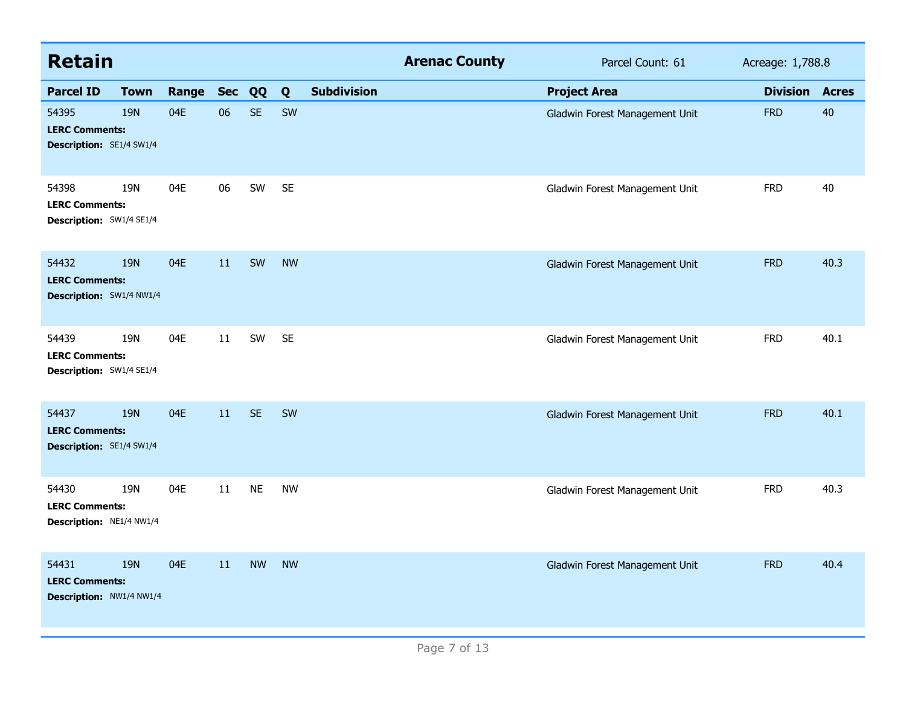## Retain

**Arenac County** Parcel Count: 61 Acreage: 1,788.8

| Parcel ID | Town | Range | Sec | QQ | Q | Subdivision | Project Area | Division | Acres |
|---|---|---|---|---|---|---|---|---|---|
| 54395 | 19N | 04E | 06 | SE | SW | | Gladwin Forest Management Unit | FRD | 40 |
| **LERC Comments:** | | | | | | | | | |
| **Description:** SE1/4 SW1/4 | | | | | | | | | |
| 54398 | 19N | 04E | 06 | SW | SE | | Gladwin Forest Management Unit | FRD | 40 |
| **LERC Comments:** | | | | | | | | | |
| **Description:** SW1/4 SE1/4 | | | | | | | | | |
| 54432 | 19N | 04E | 11 | SW | NW | | Gladwin Forest Management Unit | FRD | 40.3 |
| **LERC Comments:** | | | | | | | | | |
| **Description:** SW1/4 NW1/4 | | | | | | | | | |
| 54439 | 19N | 04E | 11 | SW | SE | | Gladwin Forest Management Unit | FRD | 40.1 |
| **LERC Comments:** | | | | | | | | | |
| **Description:** SW1/4 SE1/4 | | | | | | | | | |
| 54437 | 19N | 04E | 11 | SE | SW | | Gladwin Forest Management Unit | FRD | 40.1 |
| **LERC Comments:** | | | | | | | | | |
| **Description:** SE1/4 SW1/4 | | | | | | | | | |
| 54430 | 19N | 04E | 11 | NE | NW | | Gladwin Forest Management Unit | FRD | 40.3 |
| **LERC Comments:** | | | | | | | | | |
| **Description:** NE1/4 NW1/4 | | | | | | | | | |
| 54431 | 19N | 04E | 11 | NW | NW | | Gladwin Forest Management Unit | FRD | 40.4 |
| **LERC Comments:** | | | | | | | | | |
| **Description:** NW1/4 NW1/4 | | | | | | | | | |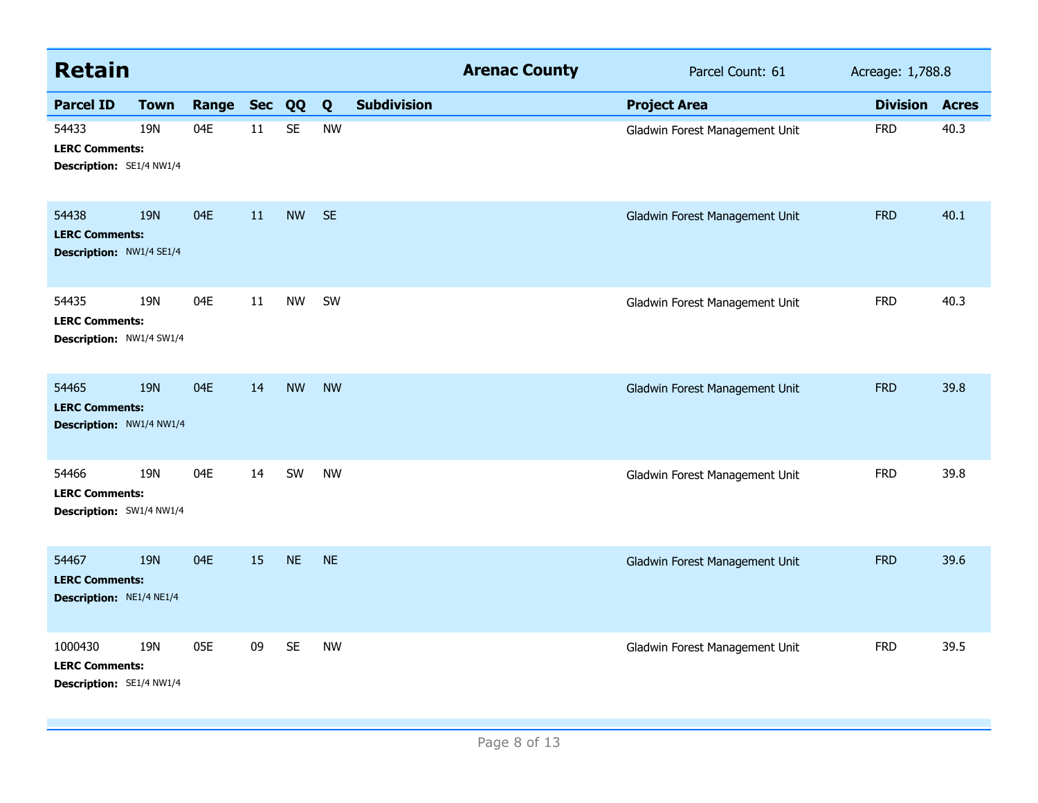## Retain

**Arenac County** | Parcel Count: 61 | Acreage: 1,788.8

| Parcel ID | Town | Range | Sec | QQ | Q | Subdivision | Project Area | Division | Acres |
|---|---|---|---|---|---|---|---|---|---|
| 54433 | 19N | 04E | 11 | SE | NW | | Gladwin Forest Management Unit | FRD | 40.3 |
| **LERC Comments:** | | | | | | | | | |
| **Description:** SE1/4 NW1/4 | | | | | | | | | |
| 54438 | 19N | 04E | 11 | NW | SE | | Gladwin Forest Management Unit | FRD | 40.1 |
| **LERC Comments:** | | | | | | | | | |
| **Description:** NW1/4 SE1/4 | | | | | | | | | |
| 54435 | 19N | 04E | 11 | NW | SW | | Gladwin Forest Management Unit | FRD | 40.3 |
| **LERC Comments:** | | | | | | | | | |
| **Description:** NW1/4 SW1/4 | | | | | | | | | |
| 54465 | 19N | 04E | 14 | NW | NW | | Gladwin Forest Management Unit | FRD | 39.8 |
| **LERC Comments:** | | | | | | | | | |
| **Description:** NW1/4 NW1/4 | | | | | | | | | |
| 54466 | 19N | 04E | 14 | SW | NW | | Gladwin Forest Management Unit | FRD | 39.8 |
| **LERC Comments:** | | | | | | | | | |
| **Description:** SW1/4 NW1/4 | | | | | | | | | |
| 54467 | 19N | 04E | 15 | NE | NE | | Gladwin Forest Management Unit | FRD | 39.6 |
| **LERC Comments:** | | | | | | | | | |
| **Description:** NE1/4 NE1/4 | | | | | | | | | |
| 1000430 | 19N | 05E | 09 | SE | NW | | Gladwin Forest Management Unit | FRD | 39.5 |
| **LERC Comments:** | | | | | | | | | |
| **Description:** SE1/4 NW1/4 | | | | | | | | | |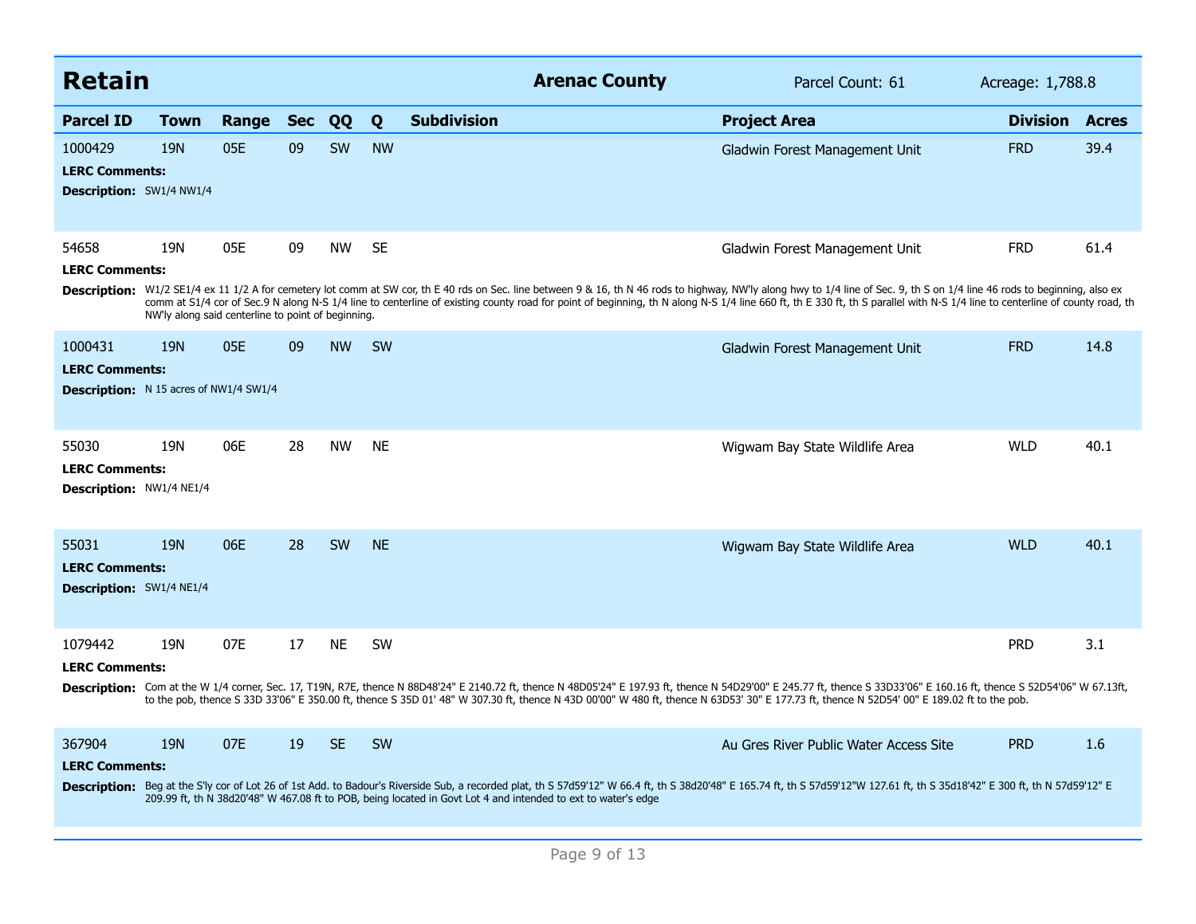## Retain

**Arenac County** — Parcel Count: 61 — Acreage: 1,788.8

| Parcel ID | Town | Range | Sec | QQ | Q | Subdivision | Project Area | Division | Acres |
|---|---|---|---|---|---|---|---|---|---|
| 1000429 | 19N | 05E | 09 | SW | NW | | Gladwin Forest Management Unit | FRD | 39.4 |

**LERC Comments:**

**Description:** SW1/4 NW1/4

| Parcel ID | Town | Range | Sec | QQ | Q | Subdivision | Project Area | Division | Acres |
|---|---|---|---|---|---|---|---|---|---|
| 54658 | 19N | 05E | 09 | NW | SE | | Gladwin Forest Management Unit | FRD | 61.4 |

**LERC Comments:**

**Description:** W1/2 SE1/4 ex 11 1/2 A for cemetery lot comm at SW cor, th E 40 rds on Sec. line between 9 & 16, th N 46 rods to highway, NW'ly along hwy to 1/4 line of Sec. 9, th S on 1/4 line 46 rods to beginning, also ex comm at S1/4 cor of Sec.9 N along N-S 1/4 line to centerline of existing county road for point of beginning, th N along N-S 1/4 line 660 ft, th E 330 ft, th S parallel with N-S 1/4 line to centerline of county road, th NW'ly along said centerline to point of beginning.

| Parcel ID | Town | Range | Sec | QQ | Q | Subdivision | Project Area | Division | Acres |
|---|---|---|---|---|---|---|---|---|---|
| 1000431 | 19N | 05E | 09 | NW | SW | | Gladwin Forest Management Unit | FRD | 14.8 |

**LERC Comments:**

**Description:** N 15 acres of NW1/4 SW1/4

| Parcel ID | Town | Range | Sec | QQ | Q | Subdivision | Project Area | Division | Acres |
|---|---|---|---|---|---|---|---|---|---|
| 55030 | 19N | 06E | 28 | NW | NE | | Wigwam Bay State Wildlife Area | WLD | 40.1 |

**LERC Comments:**

**Description:** NW1/4 NE1/4

| Parcel ID | Town | Range | Sec | QQ | Q | Subdivision | Project Area | Division | Acres |
|---|---|---|---|---|---|---|---|---|---|
| 55031 | 19N | 06E | 28 | SW | NE | | Wigwam Bay State Wildlife Area | WLD | 40.1 |

**LERC Comments:**

**Description:** SW1/4 NE1/4

| Parcel ID | Town | Range | Sec | QQ | Q | Subdivision | Project Area | Division | Acres |
|---|---|---|---|---|---|---|---|---|---|
| 1079442 | 19N | 07E | 17 | NE | SW | | | PRD | 3.1 |

**LERC Comments:**

**Description:** Com at the W 1/4 corner, Sec. 17, T19N, R7E, thence N 88D48'24" E 2140.72 ft, thence N 48D05'24" E 197.93 ft, thence N 54D29'00" E 245.77 ft, thence S 33D33'06" E 160.16 ft, thence S 52D54'06" W 67.13ft, to the pob, thence S 33D 33'06" E 350.00 ft, thence S 35D 01' 48" W 307.30 ft, thence N 43D 00'00" W 480 ft, thence N 63D53' 30" E 177.73 ft, thence N 52D54' 00" E 189.02 ft to the pob.

| Parcel ID | Town | Range | Sec | QQ | Q | Subdivision | Project Area | Division | Acres |
|---|---|---|---|---|---|---|---|---|---|
| 367904 | 19N | 07E | 19 | SE | SW | | Au Gres River Public Water Access Site | PRD | 1.6 |

**LERC Comments:**

**Description:** Beg at the S'ly cor of Lot 26 of 1st Add. to Badour's Riverside Sub, a recorded plat, th S 57d59'12" W 66.4 ft, th S 38d20'48" E 165.74 ft, th S 57d59'12"W 127.61 ft, th S 35d18'42" E 300 ft, th N 57d59'12" E 209.99 ft, th N 38d20'48" W 467.08 ft to POB, being located in Govt Lot 4 and intended to ext to water's edge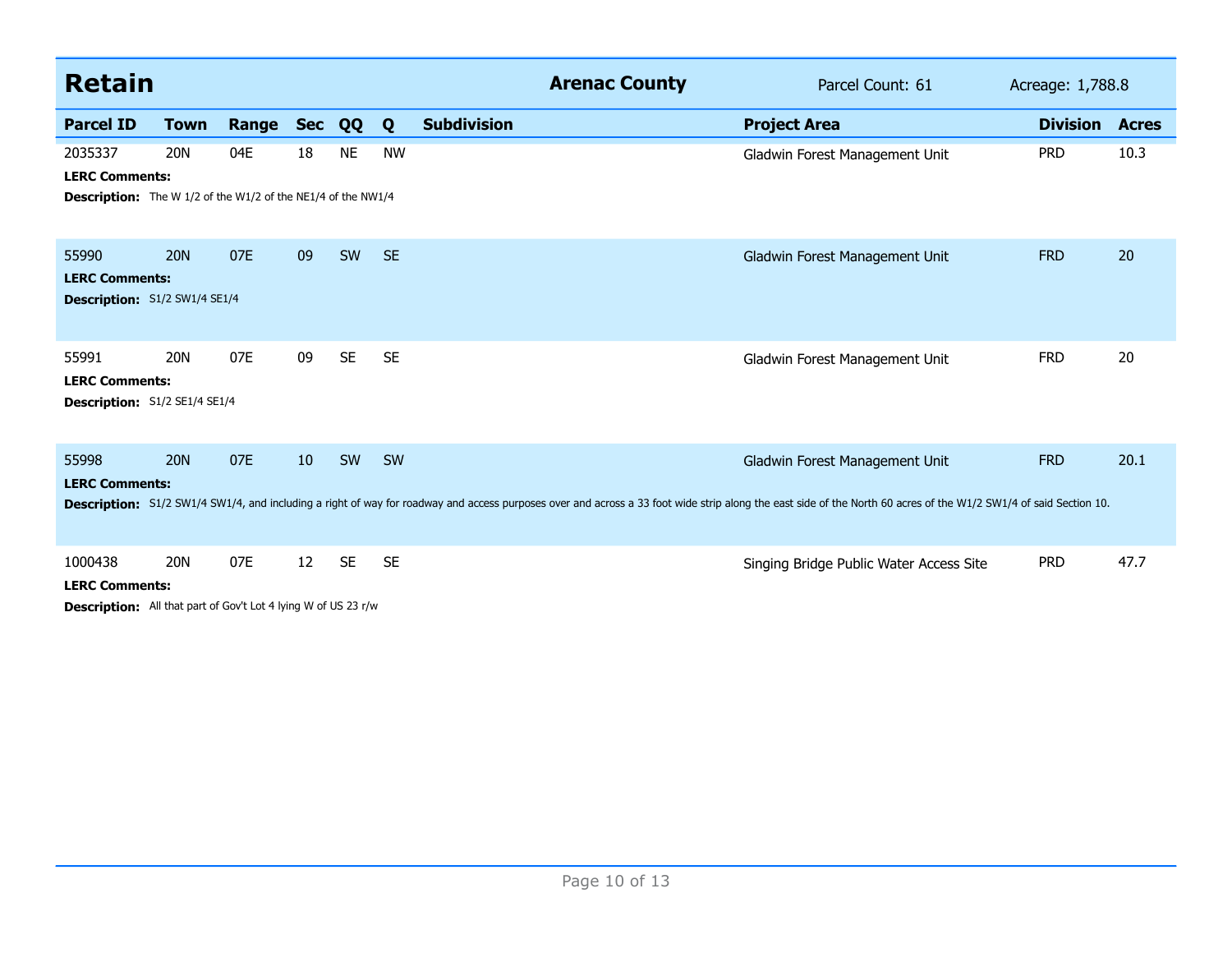## Retain

**Arenac County** — Parcel Count: 61 — Acreage: 1,788.8

| Parcel ID | Town | Range | Sec | QQ | Q | Subdivision | Project Area | Division | Acres |
|---|---|---|---|---|---|---|---|---|---|
| 2035337 | 20N | 04E | 18 | NE | NW | | Gladwin Forest Management Unit | PRD | 10.3 |

**LERC Comments:**

**Description:** The W 1/2 of the W1/2 of the NE1/4 of the NW1/4

| Parcel ID | Town | Range | Sec | QQ | Q | Subdivision | Project Area | Division | Acres |
|---|---|---|---|---|---|---|---|---|---|
| 55990 | 20N | 07E | 09 | SW | SE | | Gladwin Forest Management Unit | FRD | 20 |

**LERC Comments:**

**Description:** S1/2 SW1/4 SE1/4

| Parcel ID | Town | Range | Sec | QQ | Q | Subdivision | Project Area | Division | Acres |
|---|---|---|---|---|---|---|---|---|---|
| 55991 | 20N | 07E | 09 | SE | SE | | Gladwin Forest Management Unit | FRD | 20 |

**LERC Comments:**

**Description:** S1/2 SE1/4 SE1/4

| Parcel ID | Town | Range | Sec | QQ | Q | Subdivision | Project Area | Division | Acres |
|---|---|---|---|---|---|---|---|---|---|
| 55998 | 20N | 07E | 10 | SW | SW | | Gladwin Forest Management Unit | FRD | 20.1 |

**LERC Comments:**

**Description:** S1/2 SW1/4 SW1/4, and including a right of way for roadway and access purposes over and across a 33 foot wide strip along the east side of the North 60 acres of the W1/2 SW1/4 of said Section 10.

| Parcel ID | Town | Range | Sec | QQ | Q | Subdivision | Project Area | Division | Acres |
|---|---|---|---|---|---|---|---|---|---|
| 1000438 | 20N | 07E | 12 | SE | SE | | Singing Bridge Public Water Access Site | PRD | 47.7 |

**LERC Comments:**

**Description:** All that part of Gov't Lot 4 lying W of US 23 r/w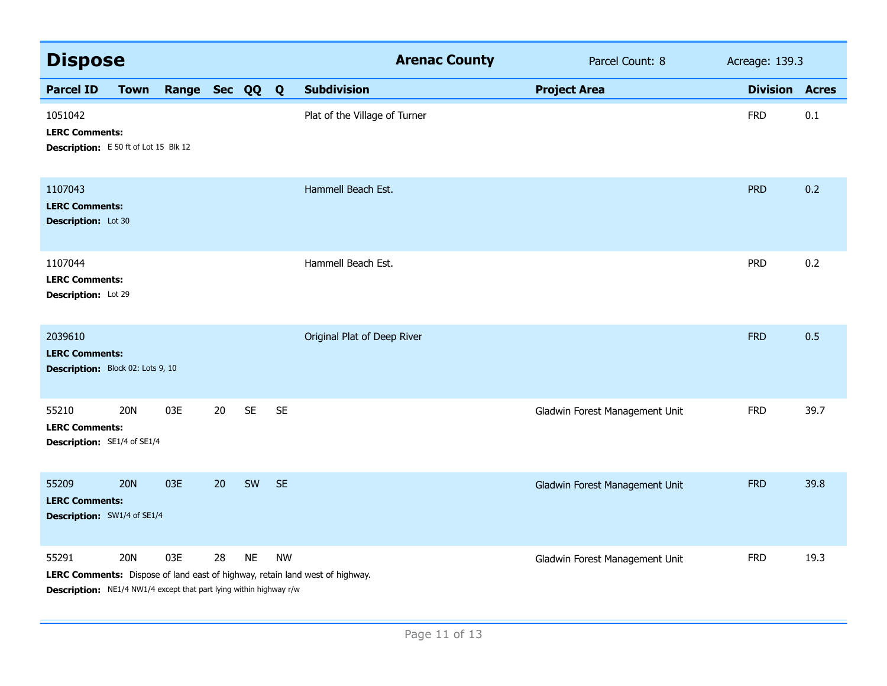## Dispose

**Arenac County** | Parcel Count: 8 | Acreage: 139.3

| Parcel ID | Town | Range | Sec | QQ | Q | Subdivision | Project Area | Division | Acres |
|---|---|---|---|---|---|---|---|---|---|
| 1051042 | | | | | | Plat of the Village of Turner | | FRD | 0.1 |
| **LERC Comments:** | | | | | | | | | |
| **Description:** E 50 ft of Lot 15 Blk 12 | | | | | | | | | |
| 1107043 | | | | | | Hammell Beach Est. | | PRD | 0.2 |
| **LERC Comments:** | | | | | | | | | |
| **Description:** Lot 30 | | | | | | | | | |
| 1107044 | | | | | | Hammell Beach Est. | | PRD | 0.2 |
| **LERC Comments:** | | | | | | | | | |
| **Description:** Lot 29 | | | | | | | | | |
| 2039610 | | | | | | Original Plat of Deep River | | FRD | 0.5 |
| **LERC Comments:** | | | | | | | | | |
| **Description:** Block 02: Lots 9, 10 | | | | | | | | | |
| 55210 | 20N | 03E | 20 | SE | SE | | Gladwin Forest Management Unit | FRD | 39.7 |
| **LERC Comments:** | | | | | | | | | |
| **Description:** SE1/4 of SE1/4 | | | | | | | | | |
| 55209 | 20N | 03E | 20 | SW | SE | | Gladwin Forest Management Unit | FRD | 39.8 |
| **LERC Comments:** | | | | | | | | | |
| **Description:** SW1/4 of SE1/4 | | | | | | | | | |
| 55291 | 20N | 03E | 28 | NE | NW | | Gladwin Forest Management Unit | FRD | 19.3 |
| **LERC Comments:** Dispose of land east of highway, retain land west of highway. | | | | | | | | | |
| **Description:** NE1/4 NW1/4 except that part lying within highway r/w | | | | | | | | | |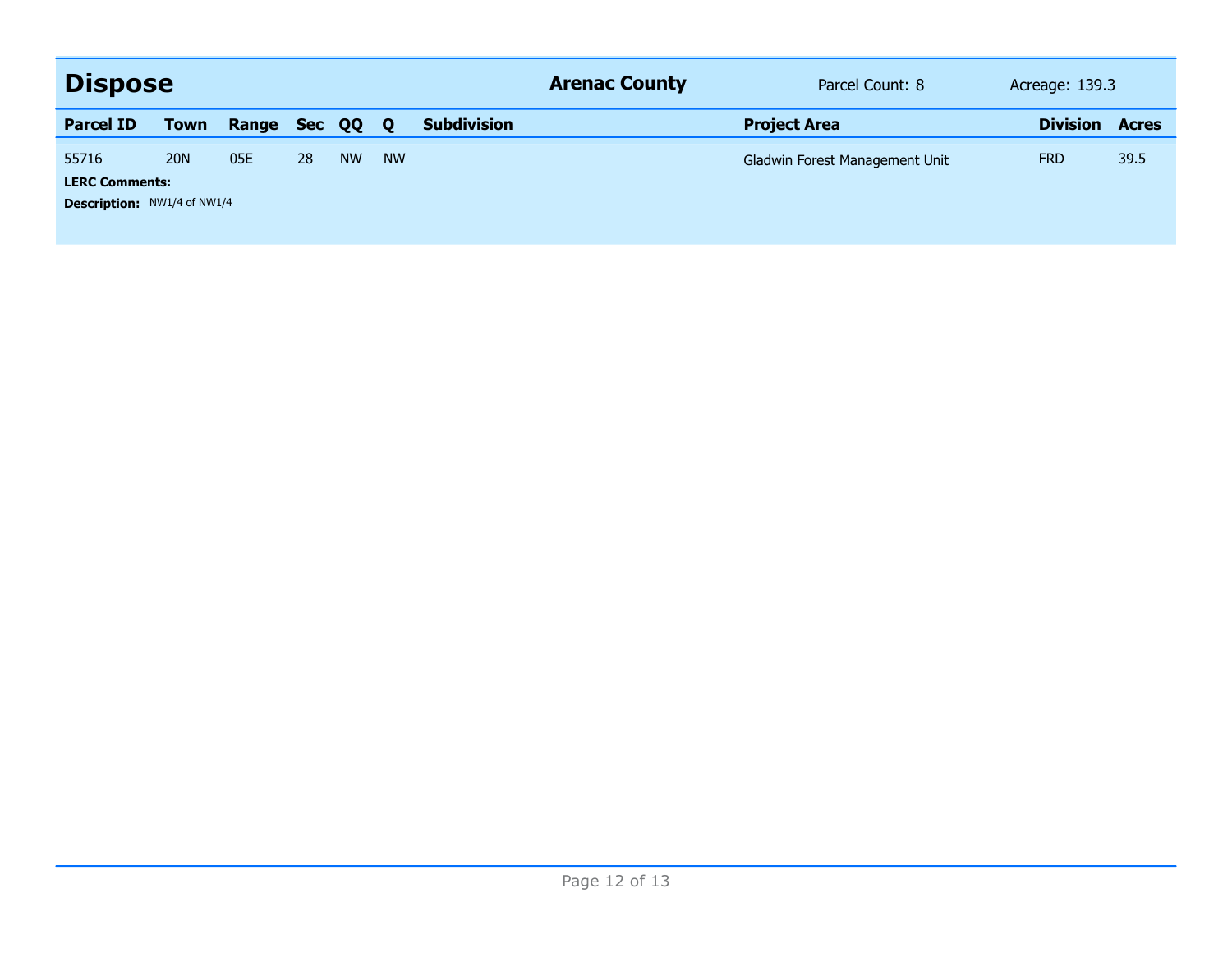## Dispose

**Arenac County** | Parcel Count: 8 | Acreage: 139.3

| Parcel ID | Town | Range | Sec | QQ | Q | Subdivision | Project Area | Division | Acres |
|---|---|---|---|---|---|---|---|---|---|
| 55716 | 20N | 05E | 28 | NW | NW | | Gladwin Forest Management Unit | FRD | 39.5 |

**LERC Comments:**

**Description:** NW1/4 of NW1/4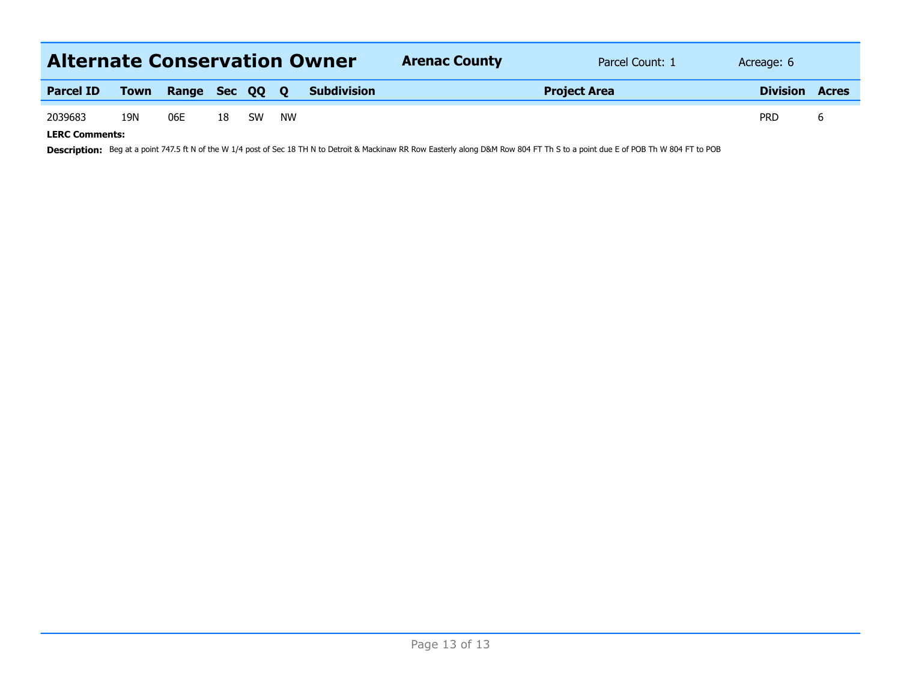## Alternate Conservation Owner

**Arenac County** | Parcel Count: 1 | Acreage: 6

| Parcel ID | Town | Range | Sec | QQ | Q | Subdivision | Project Area | Division | Acres |
|---|---|---|---|---|---|---|---|---|---|
| 2039683 | 19N | 06E | 18 | SW | NW | | | PRD | 6 |

**LERC Comments:**

**Description:** Beg at a point 747.5 ft N of the W 1/4 post of Sec 18 TH N to Detroit & Mackinaw RR Row Easterly along D&M Row 804 FT Th S to a point due E of POB Th W 804 FT to POB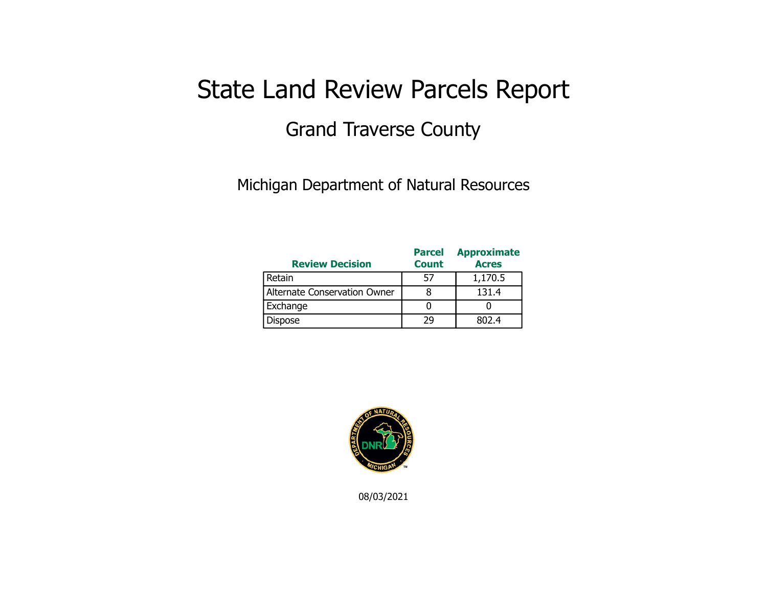# State Land Review Parcels Report

## Grand Traverse County

Michigan Department of Natural Resources

| Review Decision | Parcel Count | Approximate Acres |
|---|---|---|
| Retain | 57 | 1,170.5 |
| Alternate Conservation Owner | 8 | 131.4 |
| Exchange | 0 | 0 |
| Dispose | 29 | 802.4 |

08/03/2021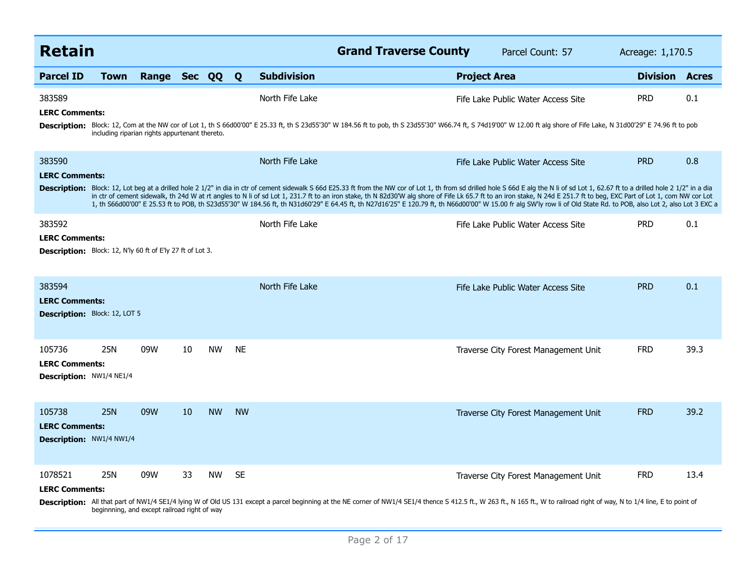## Retain

**Grand Traverse County** Parcel Count: 57 Acreage: 1,170.5

| Parcel ID | Town | Range | Sec | QQ | Q | Subdivision | Project Area | Division | Acres |
|---|---|---|---|---|---|---|---|---|---|
| 383589 | | | | | | North Fife Lake | Fife Lake Public Water Access Site | PRD | 0.1 |

**LERC Comments:**

**Description:** Block: 12, Com at the NW cor of Lot 1, th S 66d00'00" E 25.33 ft, th S 23d55'30" W 184.56 ft to pob, th S 23d55'30" W66.74 ft, S 74d19'00" W 12.00 ft alg shore of Fife Lake, N 31d00'29" E 74.96 ft to pob including riparian rights appurtenant thereto.

| Parcel ID | Town | Range | Sec | QQ | Q | Subdivision | Project Area | Division | Acres |
|---|---|---|---|---|---|---|---|---|---|
| 383590 | | | | | | North Fife Lake | Fife Lake Public Water Access Site | PRD | 0.8 |

**LERC Comments:**

**Description:** Block: 12, Lot beg at a drilled hole 2 1/2" in dia in ctr of cement sidewalk S 66d E25.33 ft from the NW cor of Lot 1, th from sd drilled hole S 66d E alg the N li of sd Lot 1, 62.67 ft to a drilled hole 2 1/2" in a dia in ctr of cement sidewalk, th 24d W at rt angles to N li of sd Lot 1, 231.7 ft to an iron stake, th N 82d30'W alg shore of Fife Lk 65.7 ft to an iron stake, N 24d E 251.7 ft to beg, EXC Part of Lot 1, com NW cor Lot 1, th S66d00'00" E 25.53 ft to POB, th S23d55'30" W 184.56 ft, th N31d60'29" E 64.45 ft, th N27d16'25" E 120.79 ft, th N66d00'00" W 15.00 fr alg SW'ly row li of Old State Rd. to POB, also Lot 2, also Lot 3 EXC a

| Parcel ID | Town | Range | Sec | QQ | Q | Subdivision | Project Area | Division | Acres |
|---|---|---|---|---|---|---|---|---|---|
| 383592 | | | | | | North Fife Lake | Fife Lake Public Water Access Site | PRD | 0.1 |

**LERC Comments:**

**Description:** Block: 12, N'ly 60 ft of E'ly 27 ft of Lot 3.

| Parcel ID | Town | Range | Sec | QQ | Q | Subdivision | Project Area | Division | Acres |
|---|---|---|---|---|---|---|---|---|---|
| 383594 | | | | | | North Fife Lake | Fife Lake Public Water Access Site | PRD | 0.1 |

**LERC Comments:**

**Description:** Block: 12, LOT 5

| Parcel ID | Town | Range | Sec | QQ | Q | Subdivision | Project Area | Division | Acres |
|---|---|---|---|---|---|---|---|---|---|
| 105736 | 25N | 09W | 10 | NW | NE | | Traverse City Forest Management Unit | FRD | 39.3 |

**LERC Comments:**

**Description:** NW1/4 NE1/4

| Parcel ID | Town | Range | Sec | QQ | Q | Subdivision | Project Area | Division | Acres |
|---|---|---|---|---|---|---|---|---|---|
| 105738 | 25N | 09W | 10 | NW | NW | | Traverse City Forest Management Unit | FRD | 39.2 |

**LERC Comments:**

**Description:** NW1/4 NW1/4

| Parcel ID | Town | Range | Sec | QQ | Q | Subdivision | Project Area | Division | Acres |
|---|---|---|---|---|---|---|---|---|---|
| 1078521 | 25N | 09W | 33 | NW | SE | | Traverse City Forest Management Unit | FRD | 13.4 |

**LERC Comments:**

**Description:** All that part of NW1/4 SE1/4 lying W of Old US 131 except a parcel beginning at the NE corner of NW1/4 SE1/4 thence S 412.5 ft., W 263 ft., N 165 ft., W to railroad right of way, N to 1/4 line, E to point of beginnning, and except railroad right of way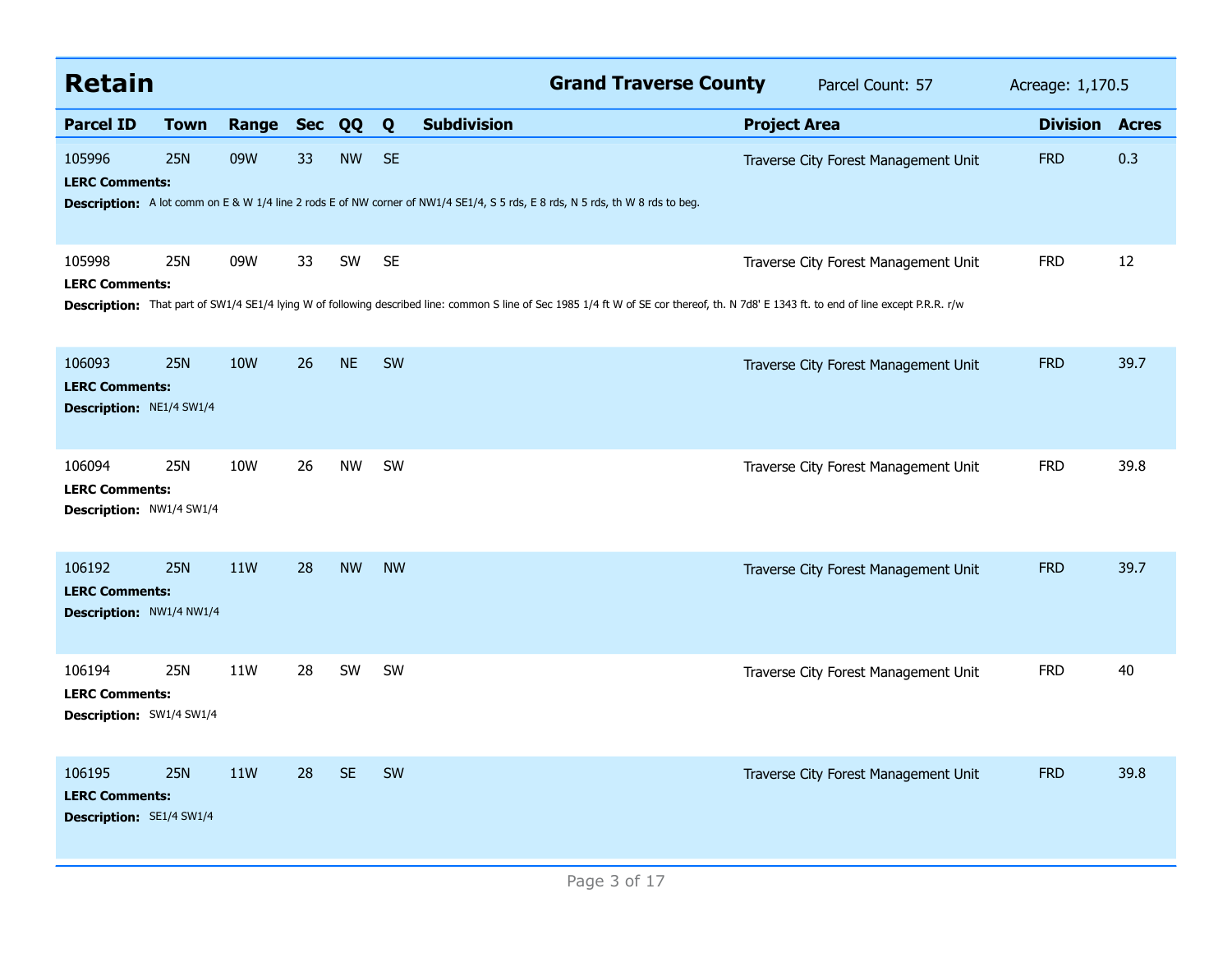## Retain

**Grand Traverse County** Parcel Count: 57 Acreage: 1,170.5

| Parcel ID | Town | Range | Sec | QQ | Q | Subdivision | Project Area | Division | Acres |
|---|---|---|---|---|---|---|---|---|---|
| 105996 | 25N | 09W | 33 | NW | SE | | Traverse City Forest Management Unit | FRD | 0.3 |

**LERC Comments:**

**Description:** A lot comm on E & W 1/4 line 2 rods E of NW corner of NW1/4 SE1/4, S 5 rds, E 8 rds, N 5 rds, th W 8 rds to beg.

| Parcel ID | Town | Range | Sec | QQ | Q | Subdivision | Project Area | Division | Acres |
|---|---|---|---|---|---|---|---|---|---|
| 105998 | 25N | 09W | 33 | SW | SE | | Traverse City Forest Management Unit | FRD | 12 |

**LERC Comments:**

**Description:** That part of SW1/4 SE1/4 lying W of following described line: common S line of Sec 1985 1/4 ft W of SE cor thereof, th. N 7d8' E 1343 ft. to end of line except P.R.R. r/w

| Parcel ID | Town | Range | Sec | QQ | Q | Subdivision | Project Area | Division | Acres |
|---|---|---|---|---|---|---|---|---|---|
| 106093 | 25N | 10W | 26 | NE | SW | | Traverse City Forest Management Unit | FRD | 39.7 |

**LERC Comments:**

**Description:** NE1/4 SW1/4

| Parcel ID | Town | Range | Sec | QQ | Q | Subdivision | Project Area | Division | Acres |
|---|---|---|---|---|---|---|---|---|---|
| 106094 | 25N | 10W | 26 | NW | SW | | Traverse City Forest Management Unit | FRD | 39.8 |

**LERC Comments:**

**Description:** NW1/4 SW1/4

| Parcel ID | Town | Range | Sec | QQ | Q | Subdivision | Project Area | Division | Acres |
|---|---|---|---|---|---|---|---|---|---|
| 106192 | 25N | 11W | 28 | NW | NW | | Traverse City Forest Management Unit | FRD | 39.7 |

**LERC Comments:**

**Description:** NW1/4 NW1/4

| Parcel ID | Town | Range | Sec | QQ | Q | Subdivision | Project Area | Division | Acres |
|---|---|---|---|---|---|---|---|---|---|
| 106194 | 25N | 11W | 28 | SW | SW | | Traverse City Forest Management Unit | FRD | 40 |

**LERC Comments:**

**Description:** SW1/4 SW1/4

| Parcel ID | Town | Range | Sec | QQ | Q | Subdivision | Project Area | Division | Acres |
|---|---|---|---|---|---|---|---|---|---|
| 106195 | 25N | 11W | 28 | SE | SW | | Traverse City Forest Management Unit | FRD | 39.8 |

**LERC Comments:**

**Description:** SE1/4 SW1/4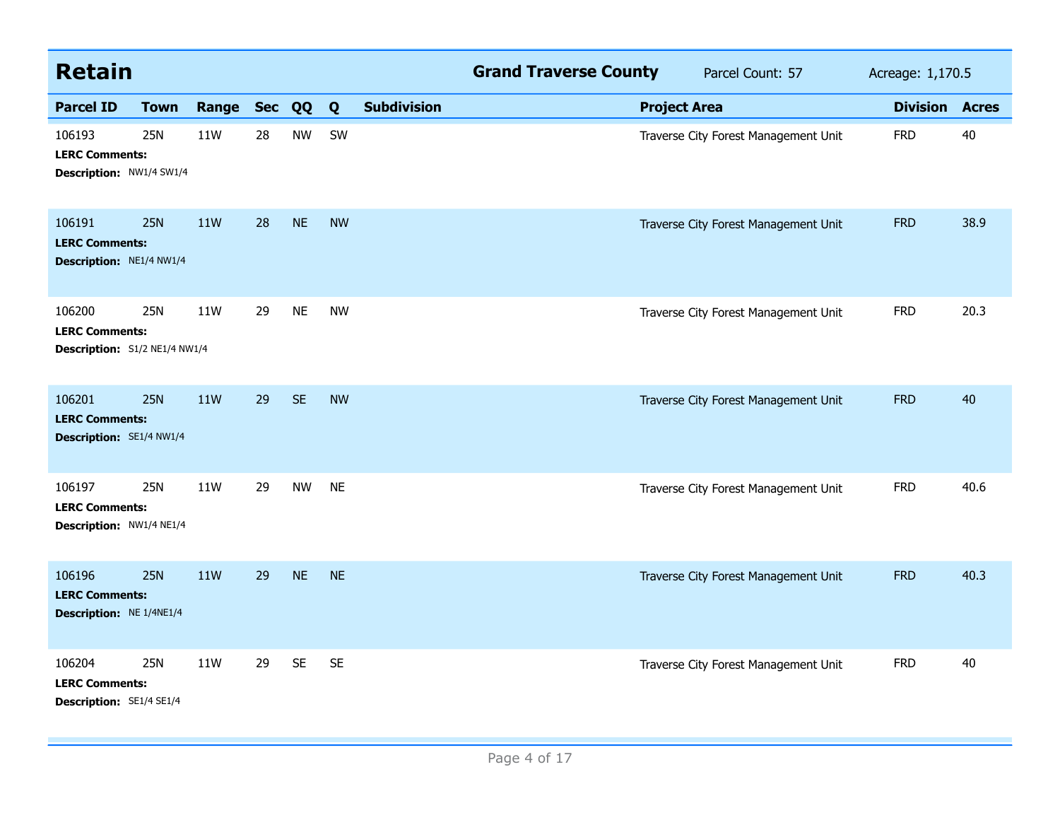## Retain

**Grand Traverse County** Parcel Count: 57 Acreage: 1,170.5

| Parcel ID | Town | Range | Sec | QQ | Q | Subdivision | Project Area | Division | Acres |
|---|---|---|---|---|---|---|---|---|---|
| 106193 | 25N | 11W | 28 | NW | SW | | Traverse City Forest Management Unit | FRD | 40 |
| **LERC Comments:** | | | | | | | | | |
| **Description:** NW1/4 SW1/4 | | | | | | | | | |
| 106191 | 25N | 11W | 28 | NE | NW | | Traverse City Forest Management Unit | FRD | 38.9 |
| **LERC Comments:** | | | | | | | | | |
| **Description:** NE1/4 NW1/4 | | | | | | | | | |
| 106200 | 25N | 11W | 29 | NE | NW | | Traverse City Forest Management Unit | FRD | 20.3 |
| **LERC Comments:** | | | | | | | | | |
| **Description:** S1/2 NE1/4 NW1/4 | | | | | | | | | |
| 106201 | 25N | 11W | 29 | SE | NW | | Traverse City Forest Management Unit | FRD | 40 |
| **LERC Comments:** | | | | | | | | | |
| **Description:** SE1/4 NW1/4 | | | | | | | | | |
| 106197 | 25N | 11W | 29 | NW | NE | | Traverse City Forest Management Unit | FRD | 40.6 |
| **LERC Comments:** | | | | | | | | | |
| **Description:** NW1/4 NE1/4 | | | | | | | | | |
| 106196 | 25N | 11W | 29 | NE | NE | | Traverse City Forest Management Unit | FRD | 40.3 |
| **LERC Comments:** | | | | | | | | | |
| **Description:** NE 1/4NE1/4 | | | | | | | | | |
| 106204 | 25N | 11W | 29 | SE | SE | | Traverse City Forest Management Unit | FRD | 40 |
| **LERC Comments:** | | | | | | | | | |
| **Description:** SE1/4 SE1/4 | | | | | | | | | |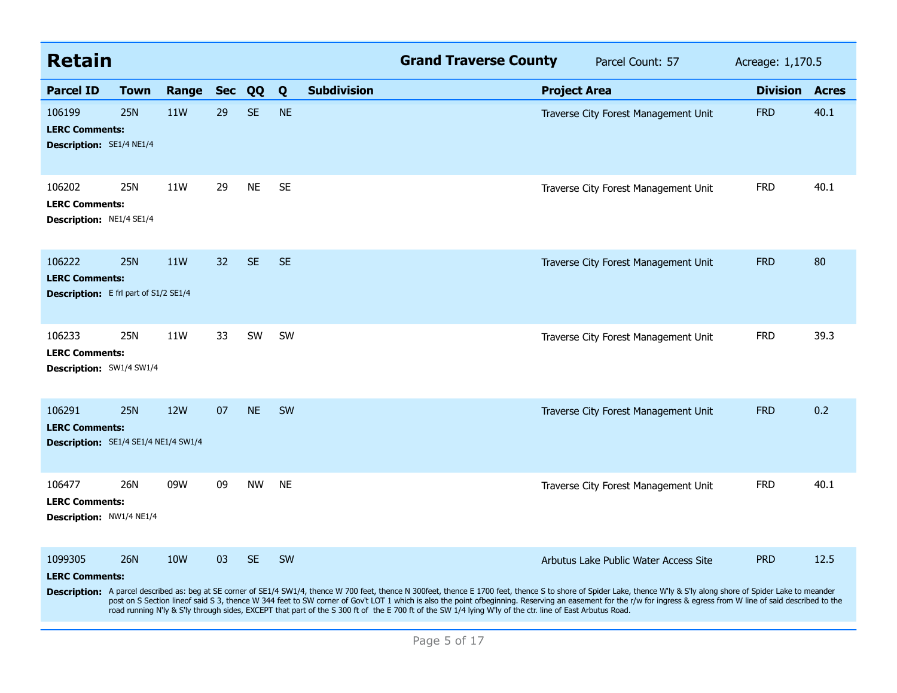# Retain

**Grand Traverse County** Parcel Count: 57 Acreage: 1,170.5

| Parcel ID | Town | Range | Sec | QQ | Q | Subdivision | Project Area | Division | Acres |
|---|---|---|---|---|---|---|---|---|---|
| 106199 | 25N | 11W | 29 | SE | NE | | Traverse City Forest Management Unit | FRD | 40.1 |

**LERC Comments:**
**Description:** SE1/4 NE1/4

| Parcel ID | Town | Range | Sec | QQ | Q | Subdivision | Project Area | Division | Acres |
|---|---|---|---|---|---|---|---|---|---|
| 106202 | 25N | 11W | 29 | NE | SE | | Traverse City Forest Management Unit | FRD | 40.1 |

**LERC Comments:**
**Description:** NE1/4 SE1/4

| Parcel ID | Town | Range | Sec | QQ | Q | Subdivision | Project Area | Division | Acres |
|---|---|---|---|---|---|---|---|---|---|
| 106222 | 25N | 11W | 32 | SE | SE | | Traverse City Forest Management Unit | FRD | 80 |

**LERC Comments:**
**Description:** E frl part of S1/2 SE1/4

| Parcel ID | Town | Range | Sec | QQ | Q | Subdivision | Project Area | Division | Acres |
|---|---|---|---|---|---|---|---|---|---|
| 106233 | 25N | 11W | 33 | SW | SW | | Traverse City Forest Management Unit | FRD | 39.3 |

**LERC Comments:**
**Description:** SW1/4 SW1/4

| Parcel ID | Town | Range | Sec | QQ | Q | Subdivision | Project Area | Division | Acres |
|---|---|---|---|---|---|---|---|---|---|
| 106291 | 25N | 12W | 07 | NE | SW | | Traverse City Forest Management Unit | FRD | 0.2 |

**LERC Comments:**
**Description:** SE1/4 SE1/4 NE1/4 SW1/4

| Parcel ID | Town | Range | Sec | QQ | Q | Subdivision | Project Area | Division | Acres |
|---|---|---|---|---|---|---|---|---|---|
| 106477 | 26N | 09W | 09 | NW | NE | | Traverse City Forest Management Unit | FRD | 40.1 |

**LERC Comments:**
**Description:** NW1/4 NE1/4

| Parcel ID | Town | Range | Sec | QQ | Q | Subdivision | Project Area | Division | Acres |
|---|---|---|---|---|---|---|---|---|---|
| 1099305 | 26N | 10W | 03 | SE | SW | | Arbutus Lake Public Water Access Site | PRD | 12.5 |

**LERC Comments:**
**Description:** A parcel described as: beg at SE corner of SE1/4 SW1/4, thence W 700 feet, thence N 300feet, thence E 1700 feet, thence S to shore of Spider Lake, thence W'ly & S'ly along shore of Spider Lake to meander post on S Section lineof said S 3, thence W 344 feet to SW corner of Gov't LOT 1 which is also the point ofbeginning. Reserving an easement for the r/w for ingress & egress from W line of said described to the road running N'ly & S'ly through sides, EXCEPT that part of the S 300 ft of the E 700 ft of the SW 1/4 lying W'ly of the ctr. line of East Arbutus Road.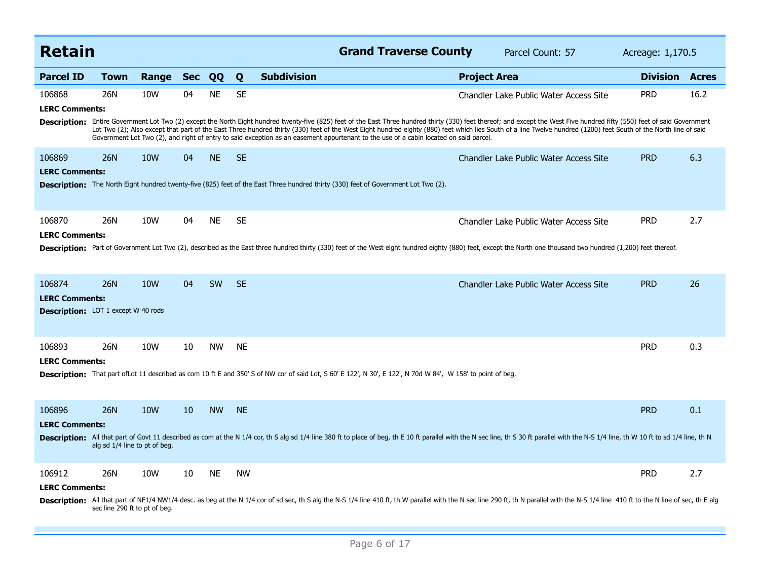## Retain

**Grand Traverse County** | Parcel Count: 57 | Acreage: 1,170.5

| Parcel ID | Town | Range | Sec | QQ | Q | Subdivision | Project Area | Division | Acres |
|---|---|---|---|---|---|---|---|---|---|
| 106868 | 26N | 10W | 04 | NE | SE | | Chandler Lake Public Water Access Site | PRD | 16.2 |
| 106869 | 26N | 10W | 04 | NE | SE | | Chandler Lake Public Water Access Site | PRD | 6.3 |
| 106870 | 26N | 10W | 04 | NE | SE | | Chandler Lake Public Water Access Site | PRD | 2.7 |
| 106874 | 26N | 10W | 04 | SW | SE | | Chandler Lake Public Water Access Site | PRD | 26 |
| 106893 | 26N | 10W | 10 | NW | NE | | | PRD | 0.3 |
| 106896 | 26N | 10W | 10 | NW | NE | | | PRD | 0.1 |
| 106912 | 26N | 10W | 10 | NE | NW | | | PRD | 2.7 |

**106868**

**LERC Comments:**

**Description:** Entire Government Lot Two (2) except the North Eight hundred twenty-five (825) feet of the East Three hundred thirty (330) feet thereof; and except the West Five hundred fifty (550) feet of said Government Lot Two (2); Also except that part of the East Three hundred thirty (330) feet of the West Eight hundred eighty (880) feet which lies South of a line Twelve hundred (1200) feet South of the North line of said Government Lot Two (2), and right of entry to said exception as an easement appurtenant to the use of a cabin located on said parcel.

**106869**

**LERC Comments:**

**Description:** The North Eight hundred twenty-five (825) feet of the East Three hundred thirty (330) feet of Government Lot Two (2).

**106870**

**LERC Comments:**

**Description:** Part of Government Lot Two (2), described as the East three hundred thirty (330) feet of the West eight hundred eighty (880) feet, except the North one thousand two hundred (1,200) feet thereof.

**106874**

**LERC Comments:**

**Description:** LOT 1 except W 40 rods

**106893**

**LERC Comments:**

**Description:** That part ofLot 11 described as com 10 ft E and 350' S of NW cor of said Lot, S 60' E 122', N 30', E 122', N 70d W 84', W 158' to point of beg.

**106896**

**LERC Comments:**

**Description:** All that part of Govt 11 described as com at the N 1/4 cor, th S alg sd 1/4 line 380 ft to place of beg, th E 10 ft parallel with the N sec line, th S 30 ft parallel with the N-S 1/4 line, th W 10 ft to sd 1/4 line, th N alg sd 1/4 line to pt of beg.

**106912**

**LERC Comments:**

**Description:** All that part of NE1/4 NW1/4 desc. as beg at the N 1/4 cor of sd sec, th S alg the N-S 1/4 line 410 ft, th W parallel with the N sec line 290 ft, th N parallel with the N-S 1/4 line 410 ft to the N line of sec, th E alg sec line 290 ft to pt of beg.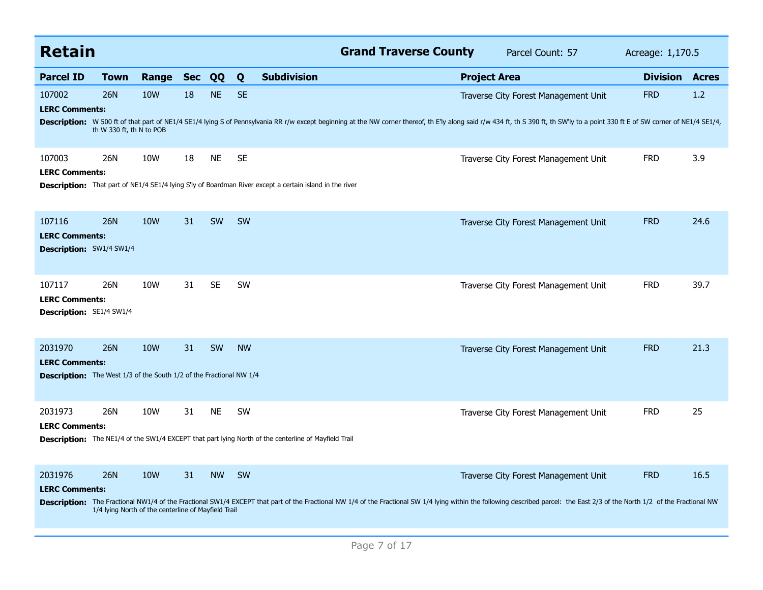## Retain

**Grand Traverse County** | Parcel Count: 57 | Acreage: 1,170.5

| Parcel ID | Town | Range | Sec | QQ | Q | Subdivision | Project Area | Division | Acres |
|---|---|---|---|---|---|---|---|---|---|
| 107002 | 26N | 10W | 18 | NE | SE | | Traverse City Forest Management Unit | FRD | 1.2 |

**LERC Comments:**

**Description:** W 500 ft of that part of NE1/4 SE1/4 lying S of Pennsylvania RR r/w except beginning at the NW corner thereof, th E'ly along said r/w 434 ft, th S 390 ft, th SW'ly to a point 330 ft E of SW corner of NE1/4 SE1/4, th W 330 ft, th N to POB

| Parcel ID | Town | Range | Sec | QQ | Q | Subdivision | Project Area | Division | Acres |
|---|---|---|---|---|---|---|---|---|---|
| 107003 | 26N | 10W | 18 | NE | SE | | Traverse City Forest Management Unit | FRD | 3.9 |

**LERC Comments:**

**Description:** That part of NE1/4 SE1/4 lying S'ly of Boardman River except a certain island in the river

| Parcel ID | Town | Range | Sec | QQ | Q | Subdivision | Project Area | Division | Acres |
|---|---|---|---|---|---|---|---|---|---|
| 107116 | 26N | 10W | 31 | SW | SW | | Traverse City Forest Management Unit | FRD | 24.6 |

**LERC Comments:**

**Description:** SW1/4 SW1/4

| Parcel ID | Town | Range | Sec | QQ | Q | Subdivision | Project Area | Division | Acres |
|---|---|---|---|---|---|---|---|---|---|
| 107117 | 26N | 10W | 31 | SE | SW | | Traverse City Forest Management Unit | FRD | 39.7 |

**LERC Comments:**

**Description:** SE1/4 SW1/4

| Parcel ID | Town | Range | Sec | QQ | Q | Subdivision | Project Area | Division | Acres |
|---|---|---|---|---|---|---|---|---|---|
| 2031970 | 26N | 10W | 31 | SW | NW | | Traverse City Forest Management Unit | FRD | 21.3 |

**LERC Comments:**

**Description:** The West 1/3 of the South 1/2 of the Fractional NW 1/4

| Parcel ID | Town | Range | Sec | QQ | Q | Subdivision | Project Area | Division | Acres |
|---|---|---|---|---|---|---|---|---|---|
| 2031973 | 26N | 10W | 31 | NE | SW | | Traverse City Forest Management Unit | FRD | 25 |

**LERC Comments:**

**Description:** The NE1/4 of the SW1/4 EXCEPT that part lying North of the centerline of Mayfield Trail

| Parcel ID | Town | Range | Sec | QQ | Q | Subdivision | Project Area | Division | Acres |
|---|---|---|---|---|---|---|---|---|---|
| 2031976 | 26N | 10W | 31 | NW | SW | | Traverse City Forest Management Unit | FRD | 16.5 |

**LERC Comments:**

**Description:** The Fractional NW1/4 of the Fractional SW1/4 EXCEPT that part of the Fractional NW 1/4 of the Fractional SW 1/4 lying within the following described parcel: the East 2/3 of the North 1/2 of the Fractional NW 1/4 lying North of the centerline of Mayfield Trail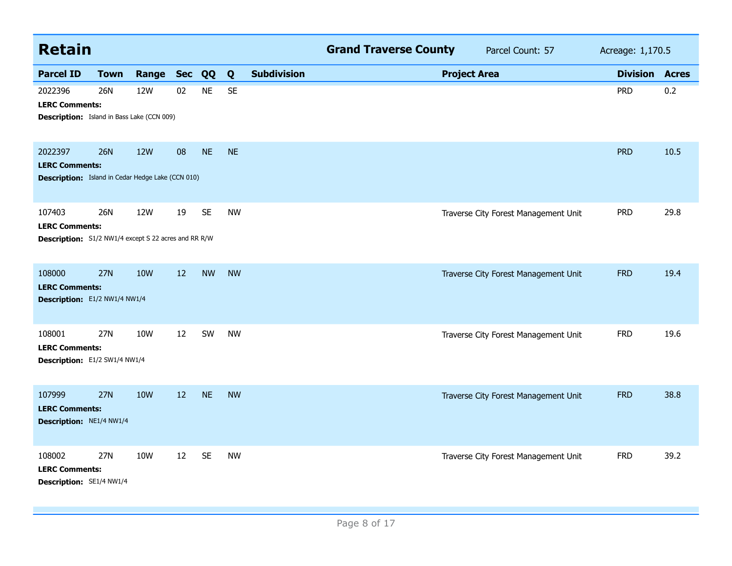## Retain

**Grand Traverse County** Parcel Count: 57 Acreage: 1,170.5

| Parcel ID | Town | Range | Sec | QQ | Q | Subdivision | Project Area | Division | Acres |
|---|---|---|---|---|---|---|---|---|---|
| 2022396 | 26N | 12W | 02 | NE | SE | | | PRD | 0.2 |

**LERC Comments:**
**Description:** Island in Bass Lake (CCN 009)

| Parcel ID | Town | Range | Sec | QQ | Q | Subdivision | Project Area | Division | Acres |
|---|---|---|---|---|---|---|---|---|---|
| 2022397 | 26N | 12W | 08 | NE | NE | | | PRD | 10.5 |

**LERC Comments:**
**Description:** Island in Cedar Hedge Lake (CCN 010)

| Parcel ID | Town | Range | Sec | QQ | Q | Subdivision | Project Area | Division | Acres |
|---|---|---|---|---|---|---|---|---|---|
| 107403 | 26N | 12W | 19 | SE | NW | | Traverse City Forest Management Unit | PRD | 29.8 |

**LERC Comments:**
**Description:** S1/2 NW1/4 except S 22 acres and RR R/W

| Parcel ID | Town | Range | Sec | QQ | Q | Subdivision | Project Area | Division | Acres |
|---|---|---|---|---|---|---|---|---|---|
| 108000 | 27N | 10W | 12 | NW | NW | | Traverse City Forest Management Unit | FRD | 19.4 |

**LERC Comments:**
**Description:** E1/2 NW1/4 NW1/4

| Parcel ID | Town | Range | Sec | QQ | Q | Subdivision | Project Area | Division | Acres |
|---|---|---|---|---|---|---|---|---|---|
| 108001 | 27N | 10W | 12 | SW | NW | | Traverse City Forest Management Unit | FRD | 19.6 |

**LERC Comments:**
**Description:** E1/2 SW1/4 NW1/4

| Parcel ID | Town | Range | Sec | QQ | Q | Subdivision | Project Area | Division | Acres |
|---|---|---|---|---|---|---|---|---|---|
| 107999 | 27N | 10W | 12 | NE | NW | | Traverse City Forest Management Unit | FRD | 38.8 |

**LERC Comments:**
**Description:** NE1/4 NW1/4

| Parcel ID | Town | Range | Sec | QQ | Q | Subdivision | Project Area | Division | Acres |
|---|---|---|---|---|---|---|---|---|---|
| 108002 | 27N | 10W | 12 | SE | NW | | Traverse City Forest Management Unit | FRD | 39.2 |

**LERC Comments:**
**Description:** SE1/4 NW1/4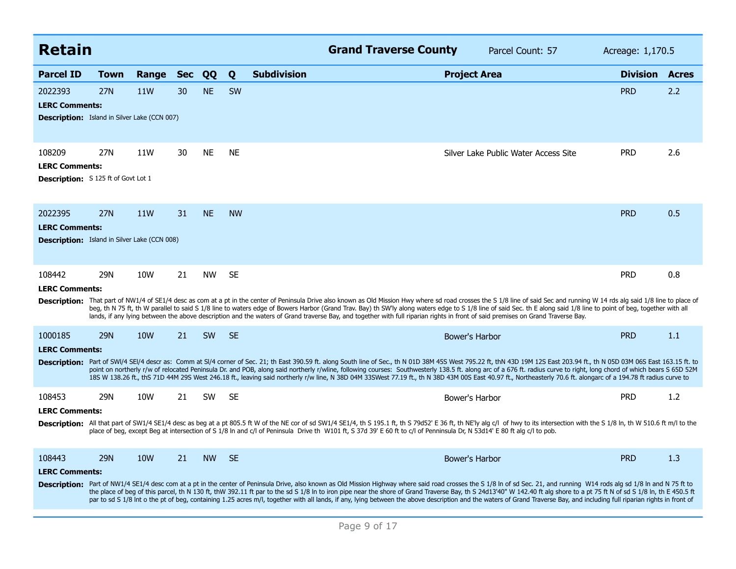## Retain

**Grand Traverse County** Parcel Count: 57 Acreage: 1,170.5

| Parcel ID | Town | Range | Sec | QQ | Q | Subdivision | Project Area | Division | Acres |
|---|---|---|---|---|---|---|---|---|---|
| 2022393 | 27N | 11W | 30 | NE | SW | | | PRD | 2.2 |

**LERC Comments:**

**Description:** Island in Silver Lake (CCN 007)

| Parcel ID | Town | Range | Sec | QQ | Q | Subdivision | Project Area | Division | Acres |
|---|---|---|---|---|---|---|---|---|---|
| 108209 | 27N | 11W | 30 | NE | NE | | Silver Lake Public Water Access Site | PRD | 2.6 |

**LERC Comments:**

**Description:** S 125 ft of Govt Lot 1

| Parcel ID | Town | Range | Sec | QQ | Q | Subdivision | Project Area | Division | Acres |
|---|---|---|---|---|---|---|---|---|---|
| 2022395 | 27N | 11W | 31 | NE | NW | | | PRD | 0.5 |

**LERC Comments:**

**Description:** Island in Silver Lake (CCN 008)

| Parcel ID | Town | Range | Sec | QQ | Q | Subdivision | Project Area | Division | Acres |
|---|---|---|---|---|---|---|---|---|---|
| 108442 | 29N | 10W | 21 | NW | SE | | | PRD | 0.8 |

**LERC Comments:**

**Description:** That part of NW1/4 of SE1/4 desc as com at a pt in the center of Peninsula Drive also known as Old Mission Hwy where sd road crosses the S 1/8 line of said Sec and running W 14 rds alg said 1/8 line to place of beg, th N 75 ft, th W parallel to said S 1/8 line to waters edge of Bowers Harbor (Grand Trav. Bay) th SW'ly along waters edge to S 1/8 line of said Sec. th E along said 1/8 line to point of beg, together with all lands, if any lying between the above description and the waters of Grand traverse Bay, and together with full riparian rights in front of said premises on Grand Traverse Bay.

| Parcel ID | Town | Range | Sec | QQ | Q | Subdivision | Project Area | Division | Acres |
|---|---|---|---|---|---|---|---|---|---|
| 1000185 | 29N | 10W | 21 | SW | SE | | Bower's Harbor | PRD | 1.1 |

**LERC Comments:**

**Description:** Part of SWl/4 SEl/4 descr as: Comm at Sl/4 corner of Sec. 21; th East 390.59 ft. along South line of Sec., th N 01D 38M 45S West 795.22 ft, thN 43D 19M 12S East 203.94 ft., th N 05D 03M 06S East 163.15 ft. to point on northerly r/w of relocated Peninsula Dr. and POB, along said northerly r/wline, following courses: Southwesterly 138.5 ft. along arc of a 676 ft. radius curve to right, long chord of which bears S 65D 52M 18S W 138.26 ft., thS 71D 44M 29S West 246.18 ft., leaving said northerly r/w line, N 38D 04M 33SWest 77.19 ft., th N 38D 43M 00S East 40.97 ft., Northeasterly 70.6 ft. alongarc of a 194.78 ft radius curve to

| Parcel ID | Town | Range | Sec | QQ | Q | Subdivision | Project Area | Division | Acres |
|---|---|---|---|---|---|---|---|---|---|
| 108453 | 29N | 10W | 21 | SW | SE | | Bower's Harbor | PRD | 1.2 |

**LERC Comments:**

**Description:** All that part of SW1/4 SE1/4 desc as beg at a pt 805.5 ft W of the NE cor of sd SW1/4 SE1/4, th S 195.1 ft, th S 79d52' E 36 ft, th NE'ly alg c/l of hwy to its intersection with the S 1/8 ln, th W 510.6 ft m/l to the place of beg, except Beg at intersection of S 1/8 ln and c/l of Peninsula Drive th W101 ft, S 37d 39' E 60 ft to c/l of Penninsula Dr, N 53d14' E 80 ft alg c/l to pob.

| Parcel ID | Town | Range | Sec | QQ | Q | Subdivision | Project Area | Division | Acres |
|---|---|---|---|---|---|---|---|---|---|
| 108443 | 29N | 10W | 21 | NW | SE | | Bower's Harbor | PRD | 1.3 |

**LERC Comments:**

**Description:** Part of NW1/4 SE1/4 desc com at a pt in the center of Peninsula Drive, also known as Old Mission Highway where said road crosses the S 1/8 ln of sd Sec. 21, and running W14 rods alg sd 1/8 ln and N 75 ft to the place of beg of this parcel, th N 130 ft, thW 392.11 ft par to the sd S 1/8 ln to iron pipe near the shore of Grand Traverse Bay, th S 24d13'40" W 142.40 ft alg shore to a pt 75 ft N of sd S 1/8 ln, th E 450.5 ft par to sd S 1/8 lnt o the pt of beg, containing 1.25 acres m/l, together with all lands, if any, lying between the above description and the waters of Grand Traverse Bay, and including full riparian rights in front of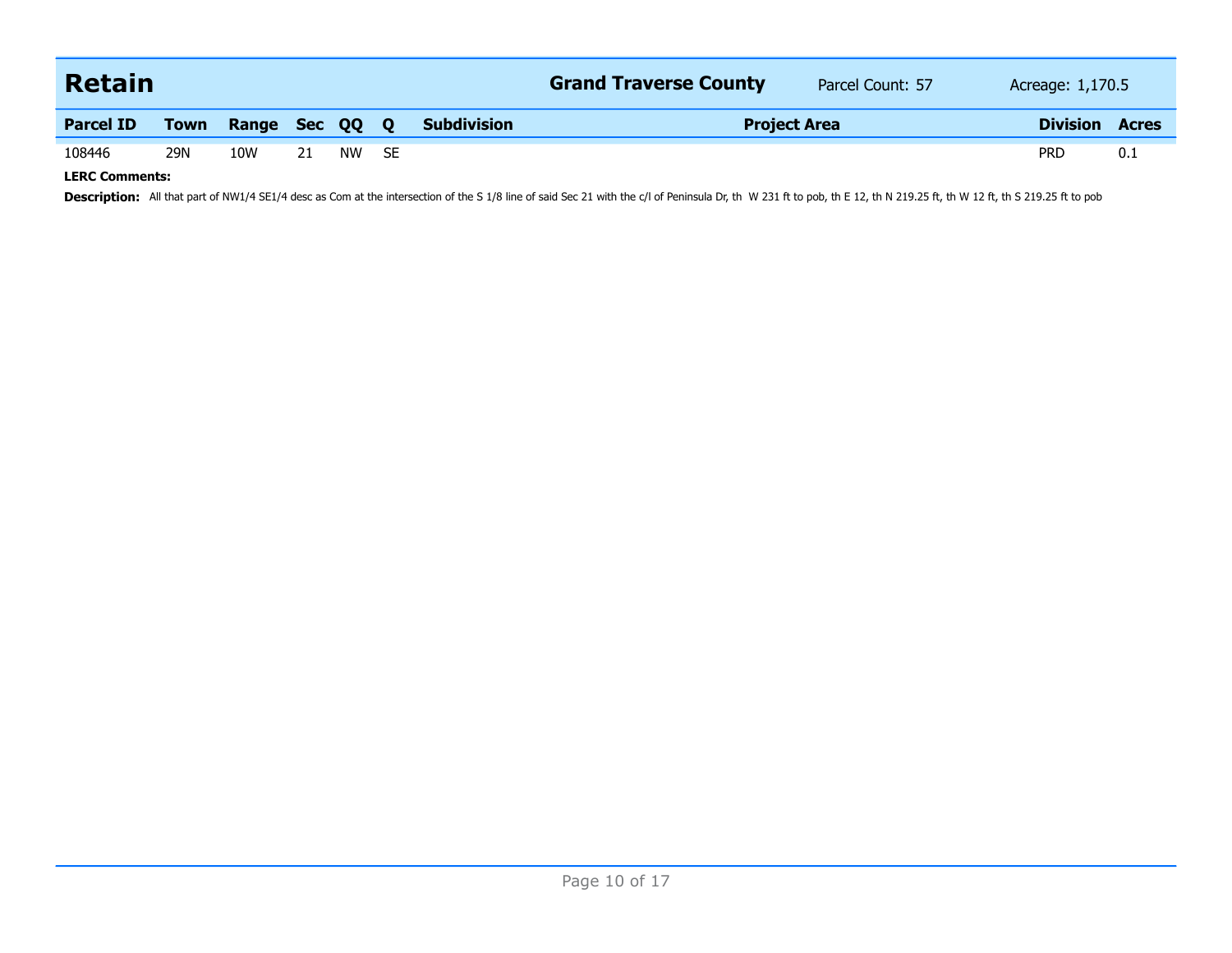## Retain

**Grand Traverse County** Parcel Count: 57 Acreage: 1,170.5

| Parcel ID | Town | Range | Sec | QQ | Q | Subdivision | Project Area | Division | Acres |
|---|---|---|---|---|---|---|---|---|---|
| 108446 | 29N | 10W | 21 | NW | SE | | | PRD | 0.1 |

**LERC Comments:**

**Description:** All that part of NW1/4 SE1/4 desc as Com at the intersection of the S 1/8 line of said Sec 21 with the c/l of Peninsula Dr, th W 231 ft to pob, th E 12, th N 219.25 ft, th W 12 ft, th S 219.25 ft to pob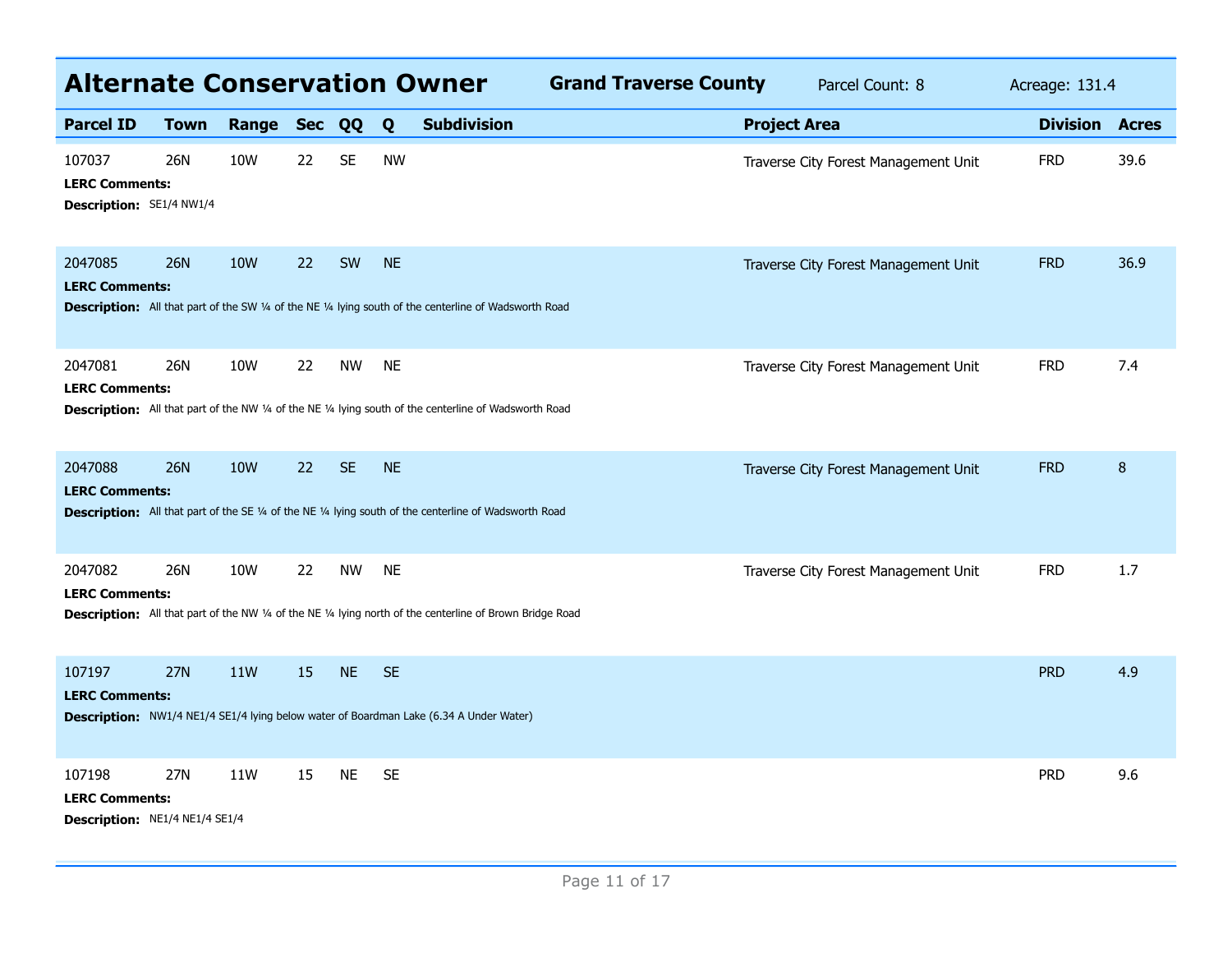## Alternate Conservation Owner

**Grand Traverse County** Parcel Count: 8 Acreage: 131.4

| Parcel ID | Town | Range | Sec | QQ | Q | Subdivision | Project Area | Division | Acres |
|---|---|---|---|---|---|---|---|---|---|
| 107037 | 26N | 10W | 22 | SE | NW | | Traverse City Forest Management Unit | FRD | 39.6 |
| **LERC Comments:** | | | | | | | | | |
| **Description:** SE1/4 NW1/4 | | | | | | | | | |
| 2047085 | 26N | 10W | 22 | SW | NE | | Traverse City Forest Management Unit | FRD | 36.9 |
| **LERC Comments:** | | | | | | | | | |
| **Description:** All that part of the SW ¼ of the NE ¼ lying south of the centerline of Wadsworth Road | | | | | | | | | |
| 2047081 | 26N | 10W | 22 | NW | NE | | Traverse City Forest Management Unit | FRD | 7.4 |
| **LERC Comments:** | | | | | | | | | |
| **Description:** All that part of the NW ¼ of the NE ¼ lying south of the centerline of Wadsworth Road | | | | | | | | | |
| 2047088 | 26N | 10W | 22 | SE | NE | | Traverse City Forest Management Unit | FRD | 8 |
| **LERC Comments:** | | | | | | | | | |
| **Description:** All that part of the SE ¼ of the NE ¼ lying south of the centerline of Wadsworth Road | | | | | | | | | |
| 2047082 | 26N | 10W | 22 | NW | NE | | Traverse City Forest Management Unit | FRD | 1.7 |
| **LERC Comments:** | | | | | | | | | |
| **Description:** All that part of the NW ¼ of the NE ¼ lying north of the centerline of Brown Bridge Road | | | | | | | | | |
| 107197 | 27N | 11W | 15 | NE | SE | | | PRD | 4.9 |
| **LERC Comments:** | | | | | | | | | |
| **Description:** NW1/4 NE1/4 SE1/4 lying below water of Boardman Lake (6.34 A Under Water) | | | | | | | | | |
| 107198 | 27N | 11W | 15 | NE | SE | | | PRD | 9.6 |
| **LERC Comments:** | | | | | | | | | |
| **Description:** NE1/4 NE1/4 SE1/4 | | | | | | | | | |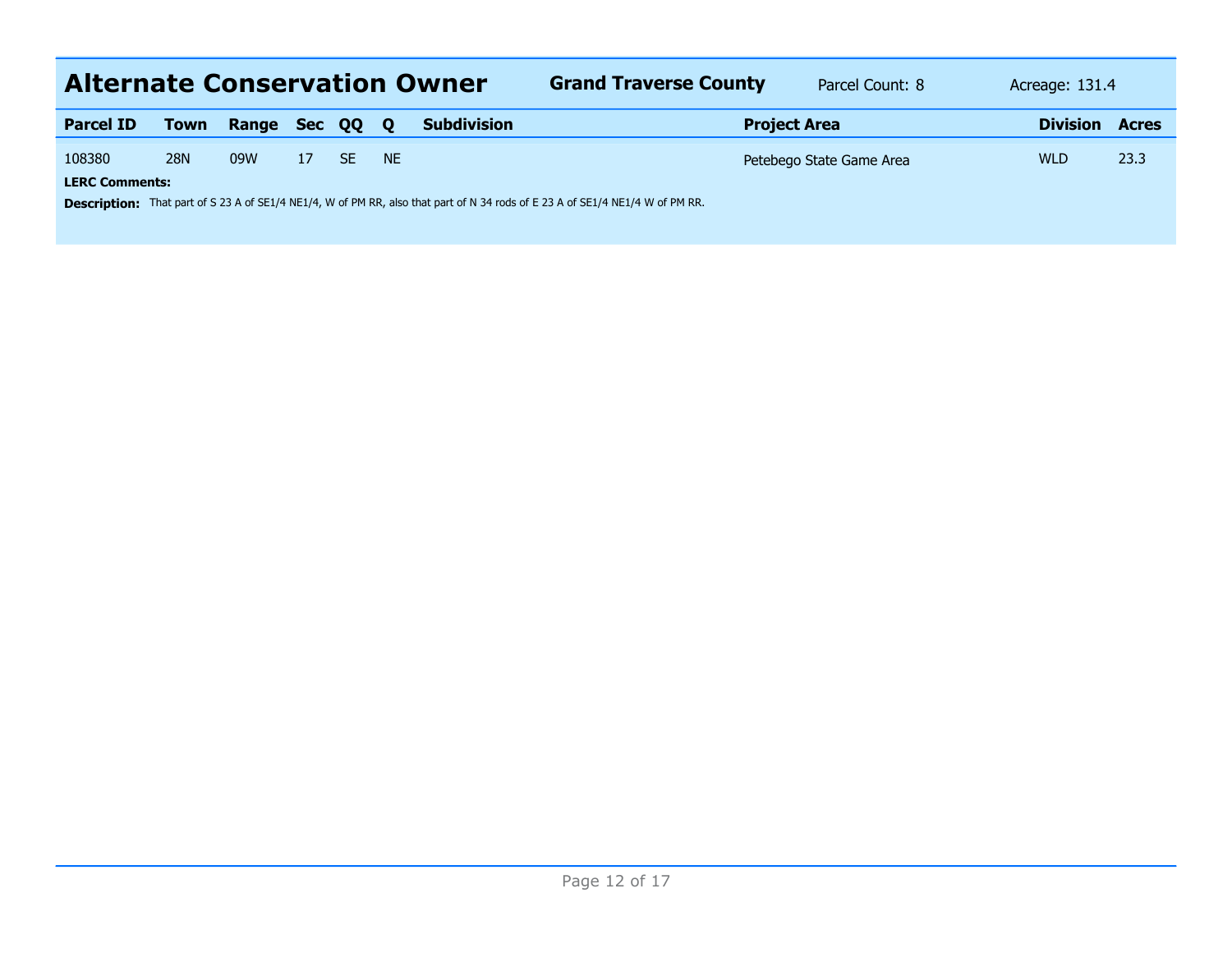## Alternate Conservation Owner

**Grand Traverse County** | Parcel Count: 8 | Acreage: 131.4

| Parcel ID | Town | Range | Sec | QQ | Q | Subdivision | Project Area | Division | Acres |
|---|---|---|---|---|---|---|---|---|---|
| 108380 | 28N | 09W | 17 | SE | NE | | Petebego State Game Area | WLD | 23.3 |

**LERC Comments:**

**Description:** That part of S 23 A of SE1/4 NE1/4, W of PM RR, also that part of N 34 rods of E 23 A of SE1/4 NE1/4 W of PM RR.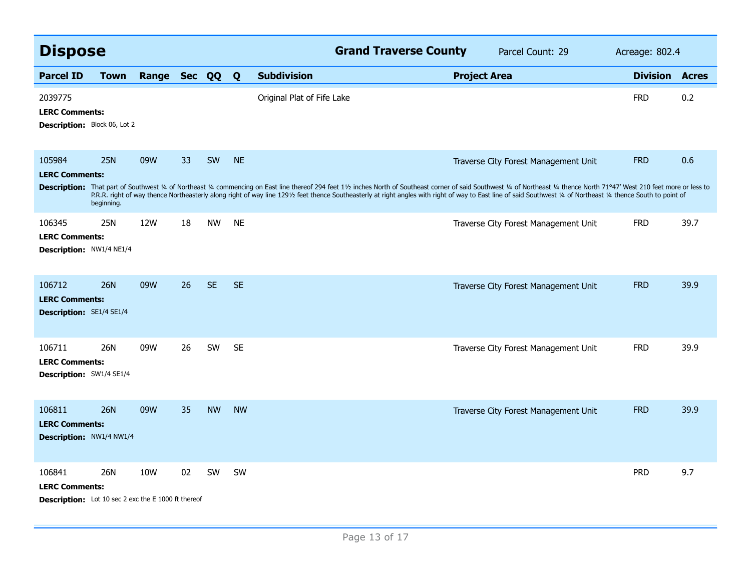## Dispose

**Grand Traverse County** Parcel Count: 29 Acreage: 802.4

| Parcel ID | Town | Range | Sec | QQ | Q | Subdivision | Project Area | Division | Acres |
|---|---|---|---|---|---|---|---|---|---|
| 2039775 | | | | | | Original Plat of Fife Lake | | FRD | 0.2 |

**LERC Comments:**

**Description:** Block 06, Lot 2

| Parcel ID | Town | Range | Sec | QQ | Q | Subdivision | Project Area | Division | Acres |
|---|---|---|---|---|---|---|---|---|---|
| 105984 | 25N | 09W | 33 | SW | NE | | Traverse City Forest Management Unit | FRD | 0.6 |

**LERC Comments:**

**Description:** That part of Southwest ¼ of Northeast ¼ commencing on East line thereof 294 feet 1½ inches North of Southeast corner of said Southwest ¼ of Northeast ¼ thence North 71°47′ West 210 feet more or less to P.R.R. right of way thence Northeasterly along right of way line 129½ feet thence Southeasterly at right angles with right of way to East line of said Southwest ¼ of Northeast ¼ thence South to point of beginning.

| Parcel ID | Town | Range | Sec | QQ | Q | Subdivision | Project Area | Division | Acres |
|---|---|---|---|---|---|---|---|---|---|
| 106345 | 25N | 12W | 18 | NW | NE | | Traverse City Forest Management Unit | FRD | 39.7 |

**LERC Comments:**

**Description:** NW1/4 NE1/4

| Parcel ID | Town | Range | Sec | QQ | Q | Subdivision | Project Area | Division | Acres |
|---|---|---|---|---|---|---|---|---|---|
| 106712 | 26N | 09W | 26 | SE | SE | | Traverse City Forest Management Unit | FRD | 39.9 |

**LERC Comments:**

**Description:** SE1/4 SE1/4

| Parcel ID | Town | Range | Sec | QQ | Q | Subdivision | Project Area | Division | Acres |
|---|---|---|---|---|---|---|---|---|---|
| 106711 | 26N | 09W | 26 | SW | SE | | Traverse City Forest Management Unit | FRD | 39.9 |

**LERC Comments:**

**Description:** SW1/4 SE1/4

| Parcel ID | Town | Range | Sec | QQ | Q | Subdivision | Project Area | Division | Acres |
|---|---|---|---|---|---|---|---|---|---|
| 106811 | 26N | 09W | 35 | NW | NW | | Traverse City Forest Management Unit | FRD | 39.9 |

**LERC Comments:**

**Description:** NW1/4 NW1/4

| Parcel ID | Town | Range | Sec | QQ | Q | Subdivision | Project Area | Division | Acres |
|---|---|---|---|---|---|---|---|---|---|
| 106841 | 26N | 10W | 02 | SW | SW | | | PRD | 9.7 |

**LERC Comments:**

**Description:** Lot 10 sec 2 exc the E 1000 ft thereof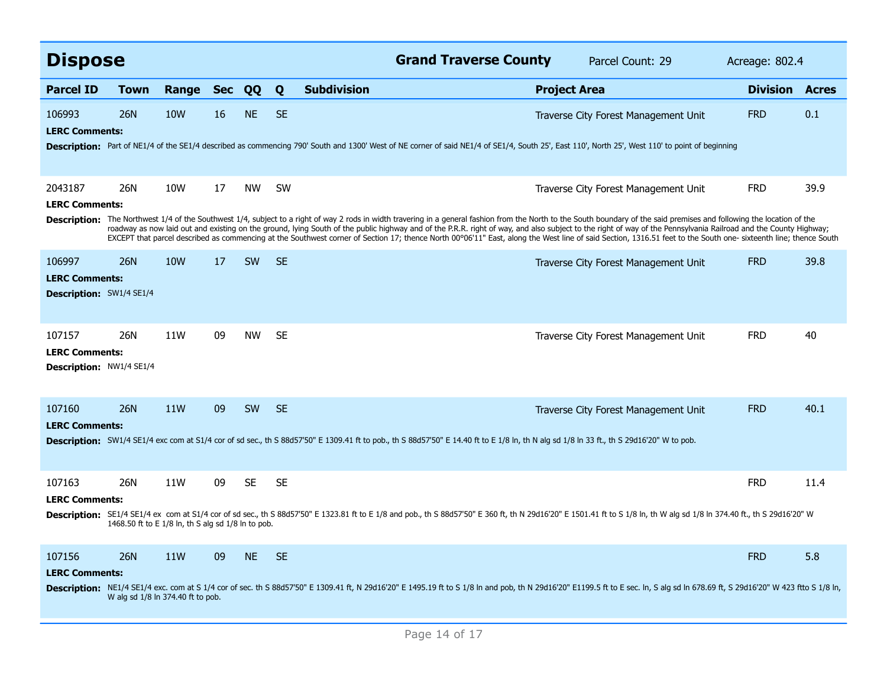# Dispose

**Grand Traverse County** Parcel Count: 29 Acreage: 802.4

| Parcel ID | Town | Range | Sec | QQ | Q | Subdivision | Project Area | Division | Acres |
|---|---|---|---|---|---|---|---|---|---|
| 106993 | 26N | 10W | 16 | NE | SE | | Traverse City Forest Management Unit | FRD | 0.1 |

**LERC Comments:**

**Description:** Part of NE1/4 of the SE1/4 described as commencing 790' South and 1300' West of NE corner of said NE1/4 of SE1/4, South 25', East 110', North 25', West 110' to point of beginning

| Parcel ID | Town | Range | Sec | QQ | Q | Subdivision | Project Area | Division | Acres |
|---|---|---|---|---|---|---|---|---|---|
| 2043187 | 26N | 10W | 17 | NW | SW | | Traverse City Forest Management Unit | FRD | 39.9 |

**LERC Comments:**

**Description:** The Northwest 1/4 of the Southwest 1/4, subject to a right of way 2 rods in width travering in a general fashion from the North to the South boundary of the said premises and following the location of the roadway as now laid out and existing on the ground, lying South of the public highway and of the P.R.R. right of way, and also subject to the right of way of the Pennsylvania Railroad and the County Highway; EXCEPT that parcel described as commencing at the Southwest corner of Section 17; thence North 00°06'11" East, along the West line of said Section, 1316.51 feet to the South one- sixteenth line; thence South

| Parcel ID | Town | Range | Sec | QQ | Q | Subdivision | Project Area | Division | Acres |
|---|---|---|---|---|---|---|---|---|---|
| 106997 | 26N | 10W | 17 | SW | SE | | Traverse City Forest Management Unit | FRD | 39.8 |

**LERC Comments:**

**Description:** SW1/4 SE1/4

| Parcel ID | Town | Range | Sec | QQ | Q | Subdivision | Project Area | Division | Acres |
|---|---|---|---|---|---|---|---|---|---|
| 107157 | 26N | 11W | 09 | NW | SE | | Traverse City Forest Management Unit | FRD | 40 |

**LERC Comments:**

**Description:** NW1/4 SE1/4

| Parcel ID | Town | Range | Sec | QQ | Q | Subdivision | Project Area | Division | Acres |
|---|---|---|---|---|---|---|---|---|---|
| 107160 | 26N | 11W | 09 | SW | SE | | Traverse City Forest Management Unit | FRD | 40.1 |

**LERC Comments:**

**Description:** SW1/4 SE1/4 exc com at S1/4 cor of sd sec., th S 88d57'50" E 1309.41 ft to pob., th S 88d57'50" E 14.40 ft to E 1/8 ln, th N alg sd 1/8 ln 33 ft., th S 29d16'20" W to pob.

| Parcel ID | Town | Range | Sec | QQ | Q | Subdivision | Project Area | Division | Acres |
|---|---|---|---|---|---|---|---|---|---|
| 107163 | 26N | 11W | 09 | SE | SE | | | FRD | 11.4 |

**LERC Comments:**

**Description:** SE1/4 SE1/4 ex com at S1/4 cor of sd sec., th S 88d57'50" E 1323.81 ft to E 1/8 and pob., th S 88d57'50" E 360 ft, th N 29d16'20" E 1501.41 ft to S 1/8 ln, th W alg sd 1/8 ln 374.40 ft., th S 29d16'20" W 1468.50 ft to E 1/8 ln, th S alg sd 1/8 ln to pob.

| Parcel ID | Town | Range | Sec | QQ | Q | Subdivision | Project Area | Division | Acres |
|---|---|---|---|---|---|---|---|---|---|
| 107156 | 26N | 11W | 09 | NE | SE | | | FRD | 5.8 |

**LERC Comments:**

**Description:** NE1/4 SE1/4 exc. com at S 1/4 cor of sec. th S 88d57'50" E 1309.41 ft, N 29d16'20" E 1495.19 ft to S 1/8 ln and pob, th N 29d16'20" E1199.5 ft to E sec. ln, S alg sd ln 678.69 ft, S 29d16'20" W 423 ftto S 1/8 ln, W alg sd 1/8 ln 374.40 ft to pob.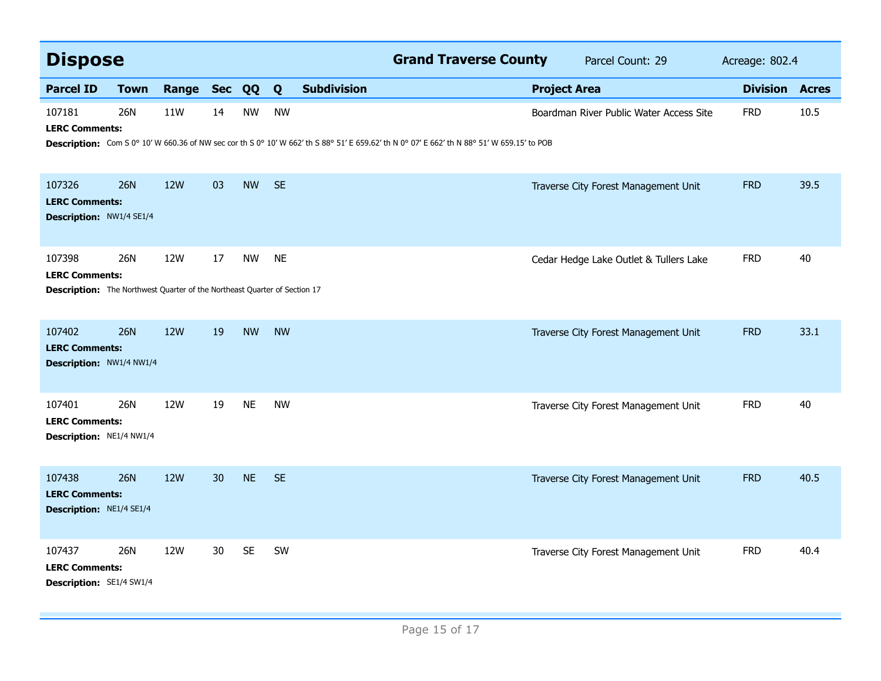## Dispose

**Grand Traverse County** Parcel Count: 29 Acreage: 802.4

| Parcel ID | Town | Range | Sec | QQ | Q | Subdivision | Project Area | Division | Acres |
|---|---|---|---|---|---|---|---|---|---|
| 107181 | 26N | 11W | 14 | NW | NW | | Boardman River Public Water Access Site | FRD | 10.5 |

**LERC Comments:**

**Description:** Com S 0° 10' W 660.36 of NW sec cor th S 0° 10' W 662' th S 88° 51' E 659.62' th N 0° 07' E 662' th N 88° 51' W 659.15' to POB

| Parcel ID | Town | Range | Sec | QQ | Q | Subdivision | Project Area | Division | Acres |
|---|---|---|---|---|---|---|---|---|---|
| 107326 | 26N | 12W | 03 | NW | SE | | Traverse City Forest Management Unit | FRD | 39.5 |

**LERC Comments:**

**Description:** NW1/4 SE1/4

| Parcel ID | Town | Range | Sec | QQ | Q | Subdivision | Project Area | Division | Acres |
|---|---|---|---|---|---|---|---|---|---|
| 107398 | 26N | 12W | 17 | NW | NE | | Cedar Hedge Lake Outlet & Tullers Lake | FRD | 40 |

**LERC Comments:**

**Description:** The Northwest Quarter of the Northeast Quarter of Section 17

| Parcel ID | Town | Range | Sec | QQ | Q | Subdivision | Project Area | Division | Acres |
|---|---|---|---|---|---|---|---|---|---|
| 107402 | 26N | 12W | 19 | NW | NW | | Traverse City Forest Management Unit | FRD | 33.1 |

**LERC Comments:**

**Description:** NW1/4 NW1/4

| Parcel ID | Town | Range | Sec | QQ | Q | Subdivision | Project Area | Division | Acres |
|---|---|---|---|---|---|---|---|---|---|
| 107401 | 26N | 12W | 19 | NE | NW | | Traverse City Forest Management Unit | FRD | 40 |

**LERC Comments:**

**Description:** NE1/4 NW1/4

| Parcel ID | Town | Range | Sec | QQ | Q | Subdivision | Project Area | Division | Acres |
|---|---|---|---|---|---|---|---|---|---|
| 107438 | 26N | 12W | 30 | NE | SE | | Traverse City Forest Management Unit | FRD | 40.5 |

**LERC Comments:**

**Description:** NE1/4 SE1/4

| Parcel ID | Town | Range | Sec | QQ | Q | Subdivision | Project Area | Division | Acres |
|---|---|---|---|---|---|---|---|---|---|
| 107437 | 26N | 12W | 30 | SE | SW | | Traverse City Forest Management Unit | FRD | 40.4 |

**LERC Comments:**

**Description:** SE1/4 SW1/4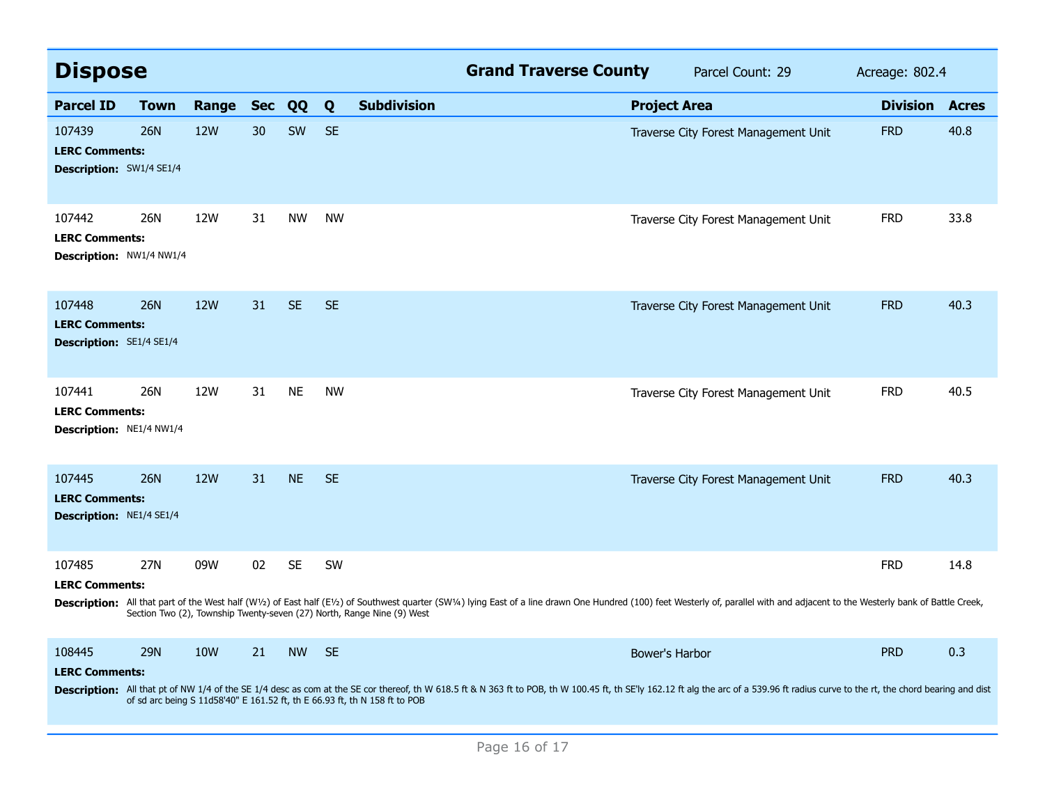## Dispose

**Grand Traverse County** Parcel Count: 29 Acreage: 802.4

| Parcel ID | Town | Range | Sec | QQ | Q | Subdivision | Project Area | Division | Acres |
|---|---|---|---|---|---|---|---|---|---|
| 107439 | 26N | 12W | 30 | SW | SE | | Traverse City Forest Management Unit | FRD | 40.8 |
| **LERC Comments:** | | | | | | | | | |
| **Description:** SW1/4 SE1/4 | | | | | | | | | |
| 107442 | 26N | 12W | 31 | NW | NW | | Traverse City Forest Management Unit | FRD | 33.8 |
| **LERC Comments:** | | | | | | | | | |
| **Description:** NW1/4 NW1/4 | | | | | | | | | |
| 107448 | 26N | 12W | 31 | SE | SE | | Traverse City Forest Management Unit | FRD | 40.3 |
| **LERC Comments:** | | | | | | | | | |
| **Description:** SE1/4 SE1/4 | | | | | | | | | |
| 107441 | 26N | 12W | 31 | NE | NW | | Traverse City Forest Management Unit | FRD | 40.5 |
| **LERC Comments:** | | | | | | | | | |
| **Description:** NE1/4 NW1/4 | | | | | | | | | |
| 107445 | 26N | 12W | 31 | NE | SE | | Traverse City Forest Management Unit | FRD | 40.3 |
| **LERC Comments:** | | | | | | | | | |
| **Description:** NE1/4 SE1/4 | | | | | | | | | |
| 107485 | 27N | 09W | 02 | SE | SW | | | FRD | 14.8 |
| **LERC Comments:** | | | | | | | | | |
| **Description:** All that part of the West half (W½) of East half (E½) of Southwest quarter (SW¼) lying East of a line drawn One Hundred (100) feet Westerly of, parallel with and adjacent to the Westerly bank of Battle Creek, Section Two (2), Township Twenty-seven (27) North, Range Nine (9) West | | | | | | | | | |
| 108445 | 29N | 10W | 21 | NW | SE | | Bower's Harbor | PRD | 0.3 |
| **LERC Comments:** | | | | | | | | | |
| **Description:** All that pt of NW 1/4 of the SE 1/4 desc as com at the SE cor thereof, th W 618.5 ft & N 363 ft to POB, th W 100.45 ft, th SE'ly 162.12 ft alg the arc of a 539.96 ft radius curve to the rt, the chord bearing and dist of sd arc being S 11d58'40" E 161.52 ft, th E 66.93 ft, th N 158 ft to POB | | | | | | | | | |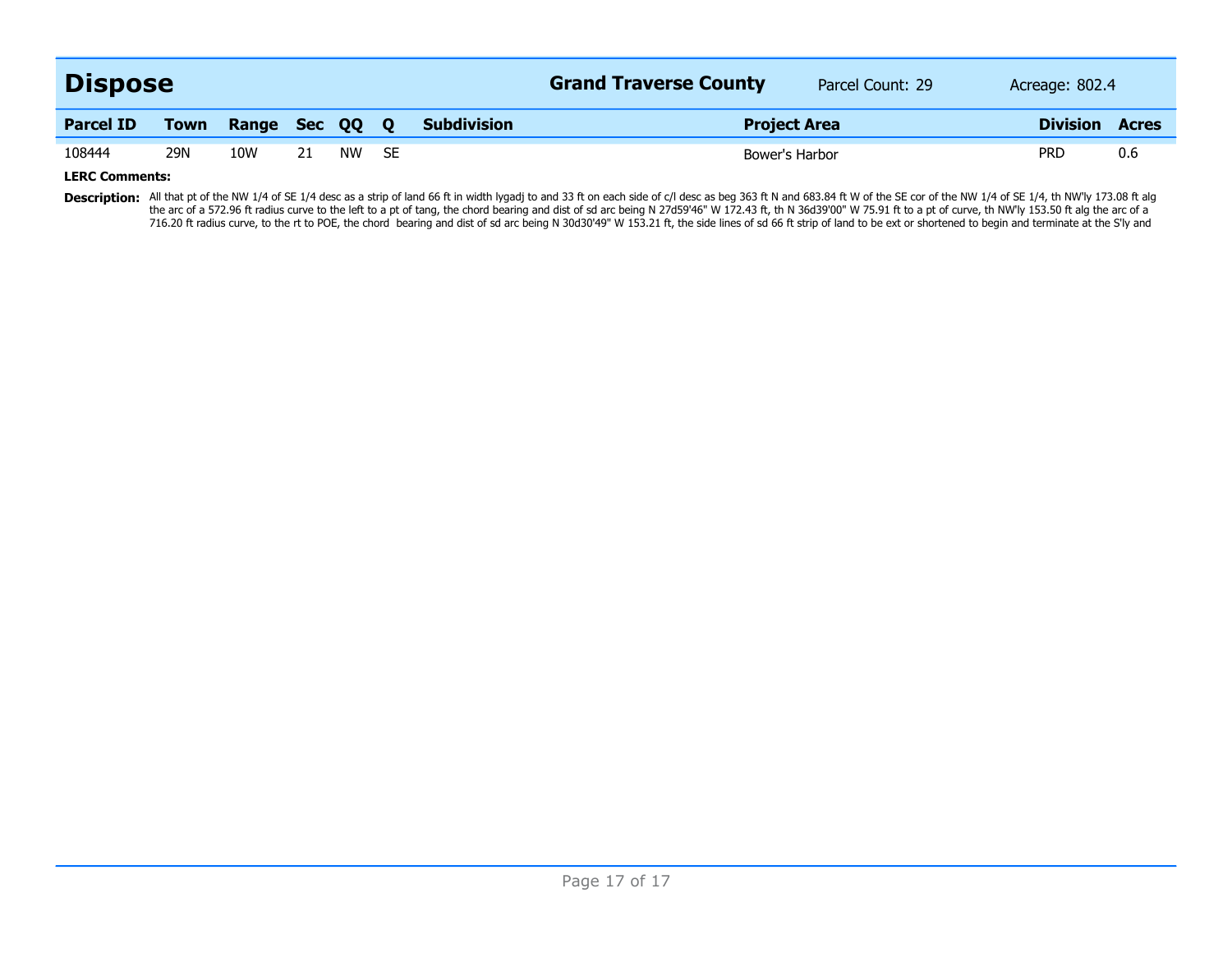## Dispose

**Grand Traverse County** Parcel Count: 29 Acreage: 802.4

| Parcel ID | Town | Range | Sec | QQ | Q | Subdivision | Project Area | Division | Acres |
|---|---|---|---|---|---|---|---|---|---|
| 108444 | 29N | 10W | 21 | NW | SE | | Bower's Harbor | PRD | 0.6 |

**LERC Comments:**

**Description:** All that pt of the NW 1/4 of SE 1/4 desc as a strip of land 66 ft in width lygadj to and 33 ft on each side of c/l desc as beg 363 ft N and 683.84 ft W of the SE cor of the NW 1/4 of SE 1/4, th NW'ly 173.08 ft alg the arc of a 572.96 ft radius curve to the left to a pt of tang, the chord bearing and dist of sd arc being N 27d59'46" W 172.43 ft, th N 36d39'00" W 75.91 ft to a pt of curve, th NW'ly 153.50 ft alg the arc of a 716.20 ft radius curve, to the rt to POE, the chord bearing and dist of sd arc being N 30d30'49" W 153.21 ft, the side lines of sd 66 ft strip of land to be ext or shortened to begin and terminate at the S'ly and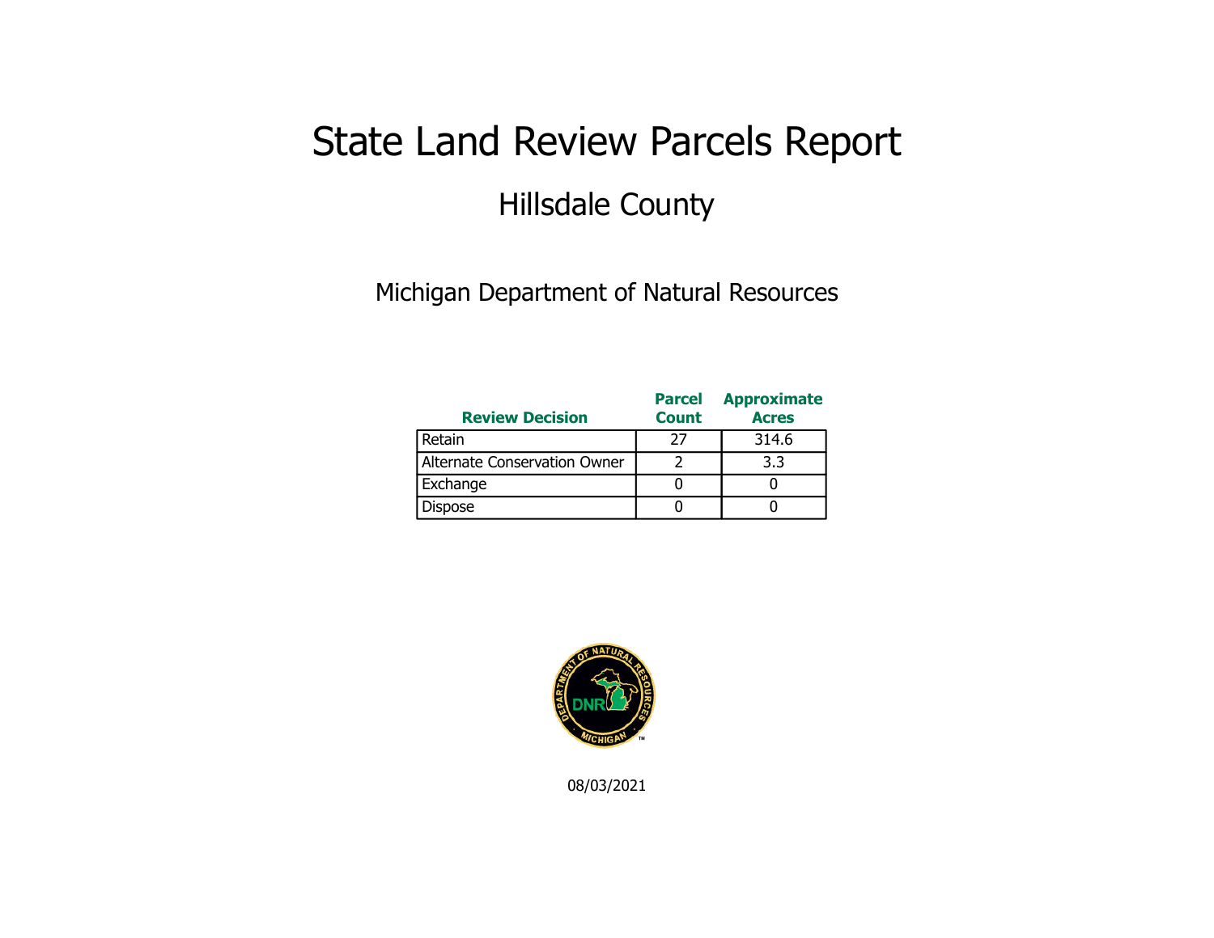# State Land Review Parcels Report

## Hillsdale County

Michigan Department of Natural Resources

| Review Decision | Parcel Count | Approximate Acres |
|---|---|---|
| Retain | 27 | 314.6 |
| Alternate Conservation Owner | 2 | 3.3 |
| Exchange | 0 | 0 |
| Dispose | 0 | 0 |

08/03/2021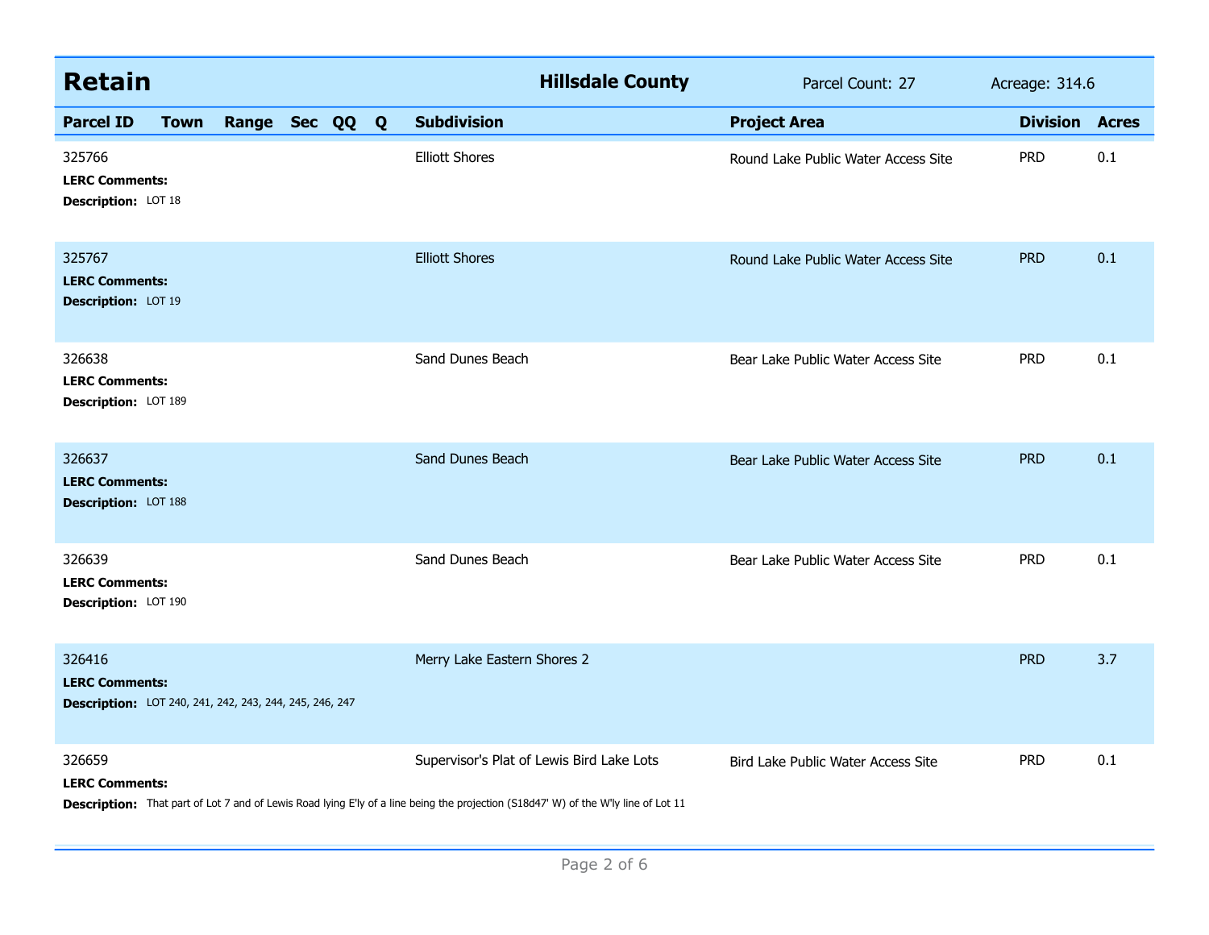## Retain

**Hillsdale County** | Parcel Count: 27 | Acreage: 314.6

| Parcel ID | Town | Range | Sec | QQ | Q | Subdivision | Project Area | Division | Acres |
|---|---|---|---|---|---|---|---|---|---|
| 325766 | | | | | | Elliott Shores | Round Lake Public Water Access Site | PRD | 0.1 |
| **LERC Comments:** | | | | | | | | | |
| **Description:** LOT 18 | | | | | | | | | |
| 325767 | | | | | | Elliott Shores | Round Lake Public Water Access Site | PRD | 0.1 |
| **LERC Comments:** | | | | | | | | | |
| **Description:** LOT 19 | | | | | | | | | |
| 326638 | | | | | | Sand Dunes Beach | Bear Lake Public Water Access Site | PRD | 0.1 |
| **LERC Comments:** | | | | | | | | | |
| **Description:** LOT 189 | | | | | | | | | |
| 326637 | | | | | | Sand Dunes Beach | Bear Lake Public Water Access Site | PRD | 0.1 |
| **LERC Comments:** | | | | | | | | | |
| **Description:** LOT 188 | | | | | | | | | |
| 326639 | | | | | | Sand Dunes Beach | Bear Lake Public Water Access Site | PRD | 0.1 |
| **LERC Comments:** | | | | | | | | | |
| **Description:** LOT 190 | | | | | | | | | |
| 326416 | | | | | | Merry Lake Eastern Shores 2 | | PRD | 3.7 |
| **LERC Comments:** | | | | | | | | | |
| **Description:** LOT 240, 241, 242, 243, 244, 245, 246, 247 | | | | | | | | | |
| 326659 | | | | | | Supervisor's Plat of Lewis Bird Lake Lots | Bird Lake Public Water Access Site | PRD | 0.1 |
| **LERC Comments:** | | | | | | | | | |
| **Description:** That part of Lot 7 and of Lewis Road lying E'ly of a line being the projection (S18d47' W) of the W'ly line of Lot 11 | | | | | | | | | |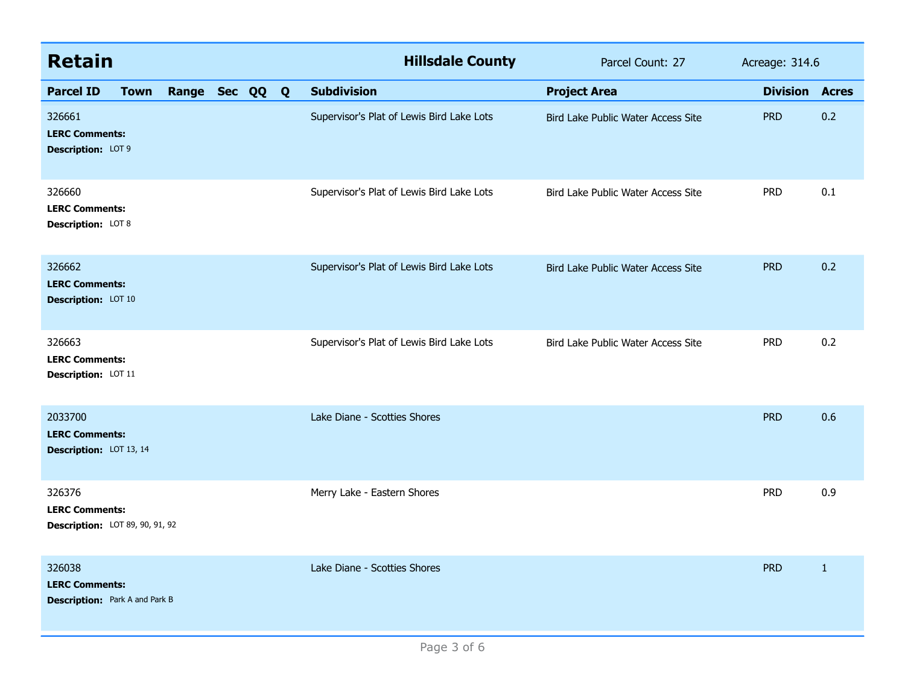## Retain

**Hillsdale County** | Parcel Count: 27 | Acreage: 314.6

| Parcel ID | Town | Range | Sec | QQ | Q | Subdivision | Project Area | Division | Acres |
|---|---|---|---|---|---|---|---|---|---|
| 326661<br>**LERC Comments:**<br>**Description:** LOT 9 | | | | | | Supervisor's Plat of Lewis Bird Lake Lots | Bird Lake Public Water Access Site | PRD | 0.2 |
| 326660<br>**LERC Comments:**<br>**Description:** LOT 8 | | | | | | Supervisor's Plat of Lewis Bird Lake Lots | Bird Lake Public Water Access Site | PRD | 0.1 |
| 326662<br>**LERC Comments:**<br>**Description:** LOT 10 | | | | | | Supervisor's Plat of Lewis Bird Lake Lots | Bird Lake Public Water Access Site | PRD | 0.2 |
| 326663<br>**LERC Comments:**<br>**Description:** LOT 11 | | | | | | Supervisor's Plat of Lewis Bird Lake Lots | Bird Lake Public Water Access Site | PRD | 0.2 |
| 2033700<br>**LERC Comments:**<br>**Description:** LOT 13, 14 | | | | | | Lake Diane - Scotties Shores | | PRD | 0.6 |
| 326376<br>**LERC Comments:**<br>**Description:** LOT 89, 90, 91, 92 | | | | | | Merry Lake - Eastern Shores | | PRD | 0.9 |
| 326038<br>**LERC Comments:**<br>**Description:** Park A and Park B | | | | | | Lake Diane - Scotties Shores | | PRD | 1 |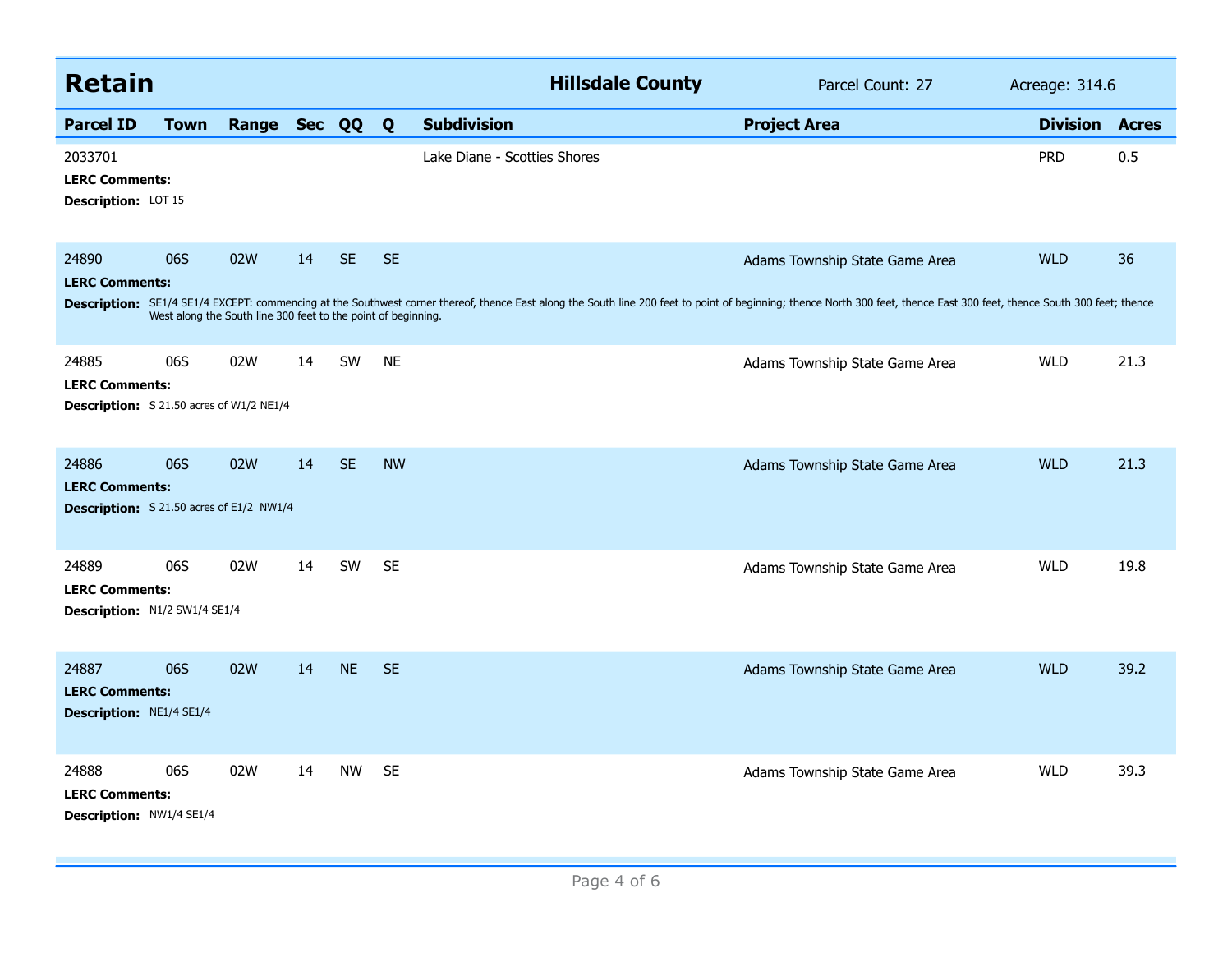## Retain — Hillsdale County

Parcel Count: 27 | Acreage: 314.6

| Parcel ID | Town | Range | Sec | QQ | Q | Subdivision | Project Area | Division | Acres |
|---|---|---|---|---|---|---|---|---|---|
| 2033701 | | | | | | Lake Diane - Scotties Shores | | PRD | 0.5 |
| LERC Comments: | | | | | | | | | |
| Description: LOT 15 | | | | | | | | | |
| 24890 | 06S | 02W | 14 | SE | SE | | Adams Township State Game Area | WLD | 36 |
| LERC Comments: | | | | | | | | | |
| Description: SE1/4 SE1/4 EXCEPT: commencing at the Southwest corner thereof, thence East along the South line 200 feet to point of beginning; thence North 300 feet, thence East 300 feet, thence South 300 feet; thence West along the South line 300 feet to the point of beginning. | | | | | | | | | |
| 24885 | 06S | 02W | 14 | SW | NE | | Adams Township State Game Area | WLD | 21.3 |
| LERC Comments: | | | | | | | | | |
| Description: S 21.50 acres of W1/2 NE1/4 | | | | | | | | | |
| 24886 | 06S | 02W | 14 | SE | NW | | Adams Township State Game Area | WLD | 21.3 |
| LERC Comments: | | | | | | | | | |
| Description: S 21.50 acres of E1/2 NW1/4 | | | | | | | | | |
| 24889 | 06S | 02W | 14 | SW | SE | | Adams Township State Game Area | WLD | 19.8 |
| LERC Comments: | | | | | | | | | |
| Description: N1/2 SW1/4 SE1/4 | | | | | | | | | |
| 24887 | 06S | 02W | 14 | NE | SE | | Adams Township State Game Area | WLD | 39.2 |
| LERC Comments: | | | | | | | | | |
| Description: NE1/4 SE1/4 | | | | | | | | | |
| 24888 | 06S | 02W | 14 | NW | SE | | Adams Township State Game Area | WLD | 39.3 |
| LERC Comments: | | | | | | | | | |
| Description: NW1/4 SE1/4 | | | | | | | | | |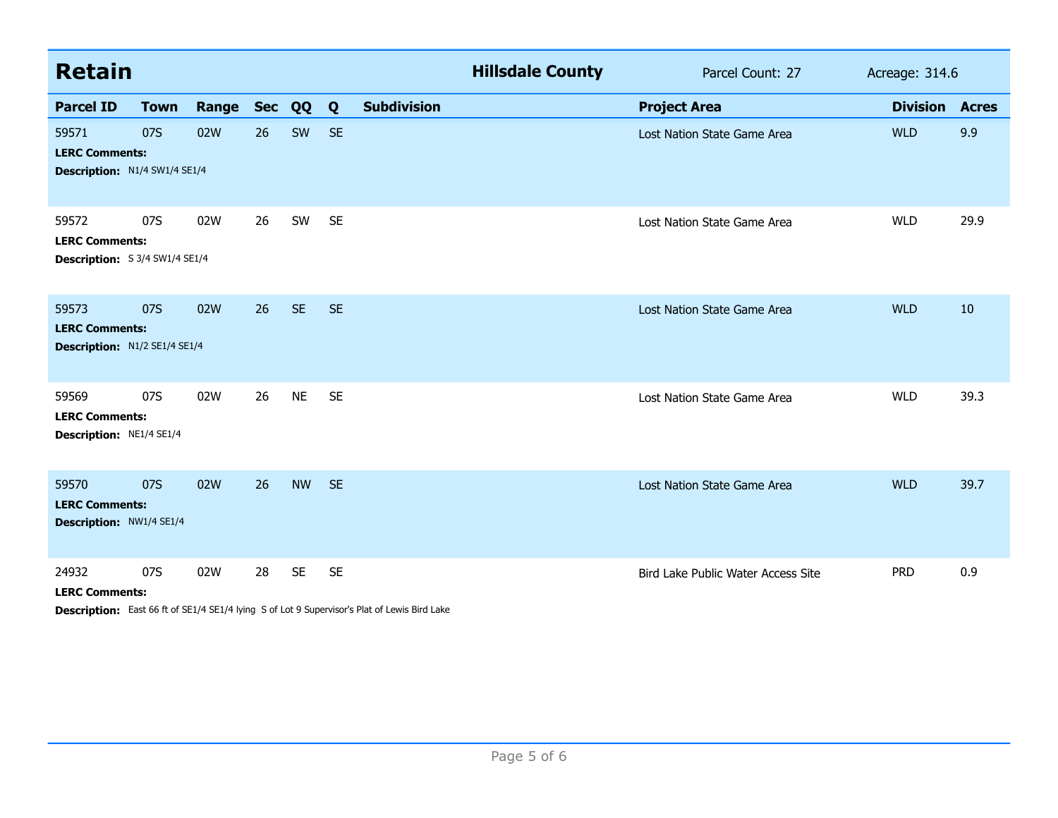## Retain

**Hillsdale County** Parcel Count: 27 Acreage: 314.6

| Parcel ID | Town | Range | Sec | QQ | Q | Subdivision | Project Area | Division | Acres |
|---|---|---|---|---|---|---|---|---|---|
| 59571 | 07S | 02W | 26 | SW | SE | | Lost Nation State Game Area | WLD | 9.9 |
| **LERC Comments:** | | | | | | | | | |
| **Description:** N1/4 SW1/4 SE1/4 | | | | | | | | | |
| 59572 | 07S | 02W | 26 | SW | SE | | Lost Nation State Game Area | WLD | 29.9 |
| **LERC Comments:** | | | | | | | | | |
| **Description:** S 3/4 SW1/4 SE1/4 | | | | | | | | | |
| 59573 | 07S | 02W | 26 | SE | SE | | Lost Nation State Game Area | WLD | 10 |
| **LERC Comments:** | | | | | | | | | |
| **Description:** N1/2 SE1/4 SE1/4 | | | | | | | | | |
| 59569 | 07S | 02W | 26 | NE | SE | | Lost Nation State Game Area | WLD | 39.3 |
| **LERC Comments:** | | | | | | | | | |
| **Description:** NE1/4 SE1/4 | | | | | | | | | |
| 59570 | 07S | 02W | 26 | NW | SE | | Lost Nation State Game Area | WLD | 39.7 |
| **LERC Comments:** | | | | | | | | | |
| **Description:** NW1/4 SE1/4 | | | | | | | | | |
| 24932 | 07S | 02W | 28 | SE | SE | | Bird Lake Public Water Access Site | PRD | 0.9 |
| **LERC Comments:** | | | | | | | | | |
| **Description:** East 66 ft of SE1/4 SE1/4 lying S of Lot 9 Supervisor's Plat of Lewis Bird Lake | | | | | | | | | |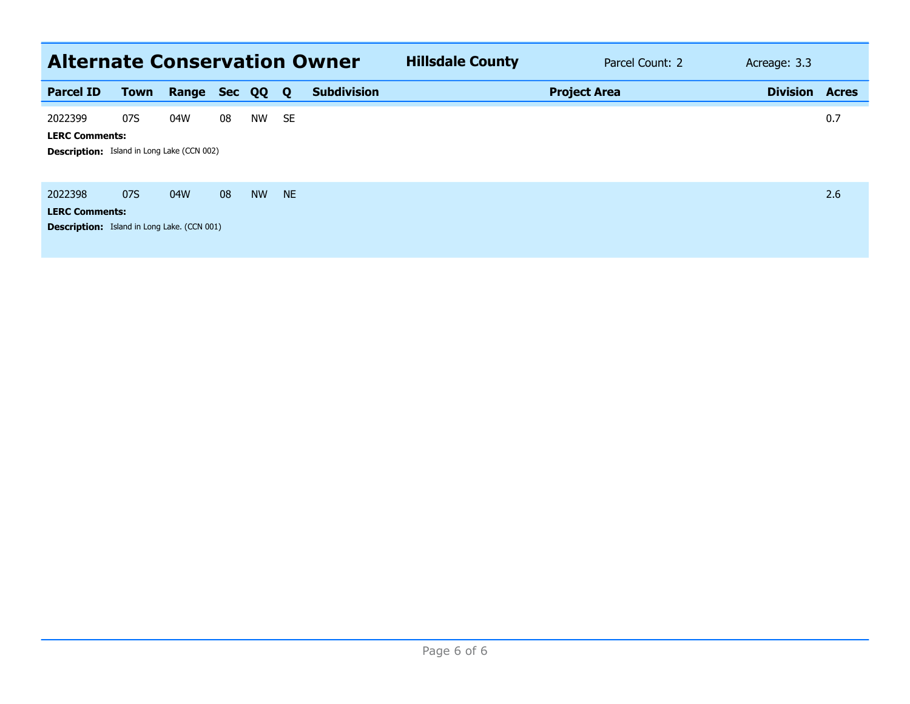## Alternate Conservation Owner

**Hillsdale County** Parcel Count: 2 Acreage: 3.3

| Parcel ID | Town | Range | Sec | QQ | Q | Subdivision | Project Area | Division | Acres |
|---|---|---|---|---|---|---|---|---|---|
| 2022399 | 07S | 04W | 08 | NW | SE | | | | 0.7 |
| 2022398 | 07S | 04W | 08 | NW | NE | | | | 2.6 |

**2022399**

**LERC Comments:**

**Description:** Island in Long Lake (CCN 002)

**2022398**

**LERC Comments:**

**Description:** Island in Long Lake. (CCN 001)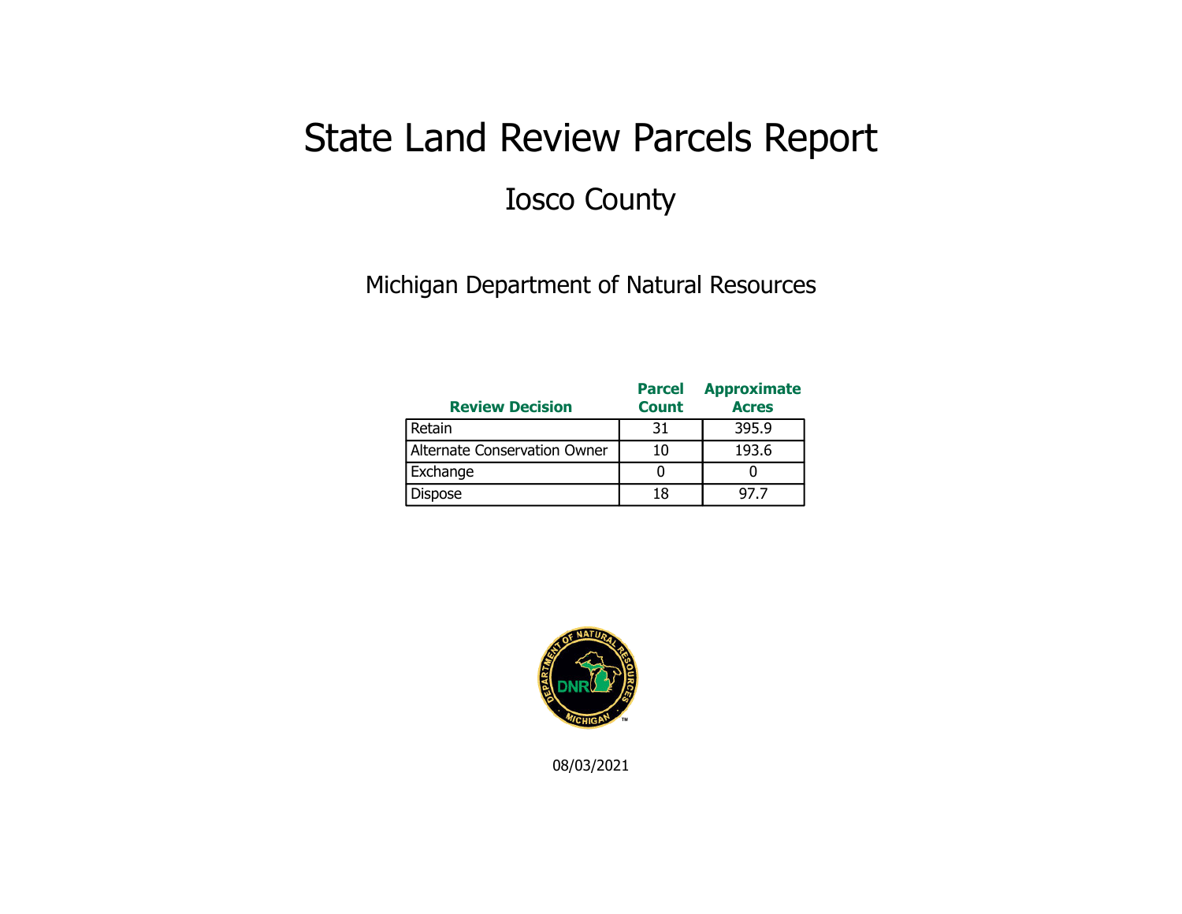# State Land Review Parcels Report

## Iosco County

Michigan Department of Natural Resources

| Review Decision | Parcel Count | Approximate Acres |
|---|---|---|
| Retain | 31 | 395.9 |
| Alternate Conservation Owner | 10 | 193.6 |
| Exchange | 0 | 0 |
| Dispose | 18 | 97.7 |

08/03/2021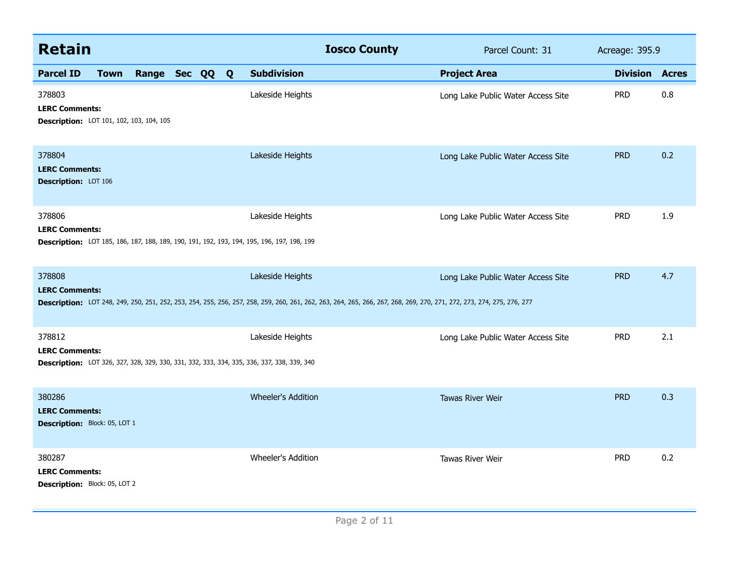## Retain

**Iosco County** | Parcel Count: 31 | Acreage: 395.9

| Parcel ID | Town | Range | Sec | QQ | Q | Subdivision | Project Area | Division | Acres |
|---|---|---|---|---|---|---|---|---|---|
| 378803 | | | | | | Lakeside Heights | Long Lake Public Water Access Site | PRD | 0.8 |
| **LERC Comments:** | | | | | | | | | |
| **Description:** LOT 101, 102, 103, 104, 105 | | | | | | | | | |
| 378804 | | | | | | Lakeside Heights | Long Lake Public Water Access Site | PRD | 0.2 |
| **LERC Comments:** | | | | | | | | | |
| **Description:** LOT 106 | | | | | | | | | |
| 378806 | | | | | | Lakeside Heights | Long Lake Public Water Access Site | PRD | 1.9 |
| **LERC Comments:** | | | | | | | | | |
| **Description:** LOT 185, 186, 187, 188, 189, 190, 191, 192, 193, 194, 195, 196, 197, 198, 199 | | | | | | | | | |
| 378808 | | | | | | Lakeside Heights | Long Lake Public Water Access Site | PRD | 4.7 |
| **LERC Comments:** | | | | | | | | | |
| **Description:** LOT 248, 249, 250, 251, 252, 253, 254, 255, 256, 257, 258, 259, 260, 261, 262, 263, 264, 265, 266, 267, 268, 269, 270, 271, 272, 273, 274, 275, 276, 277 | | | | | | | | | |
| 378812 | | | | | | Lakeside Heights | Long Lake Public Water Access Site | PRD | 2.1 |
| **LERC Comments:** | | | | | | | | | |
| **Description:** LOT 326, 327, 328, 329, 330, 331, 332, 333, 334, 335, 336, 337, 338, 339, 340 | | | | | | | | | |
| 380286 | | | | | | Wheeler's Addition | Tawas River Weir | PRD | 0.3 |
| **LERC Comments:** | | | | | | | | | |
| **Description:** Block: 05, LOT 1 | | | | | | | | | |
| 380287 | | | | | | Wheeler's Addition | Tawas River Weir | PRD | 0.2 |
| **LERC Comments:** | | | | | | | | | |
| **Description:** Block: 05, LOT 2 | | | | | | | | | |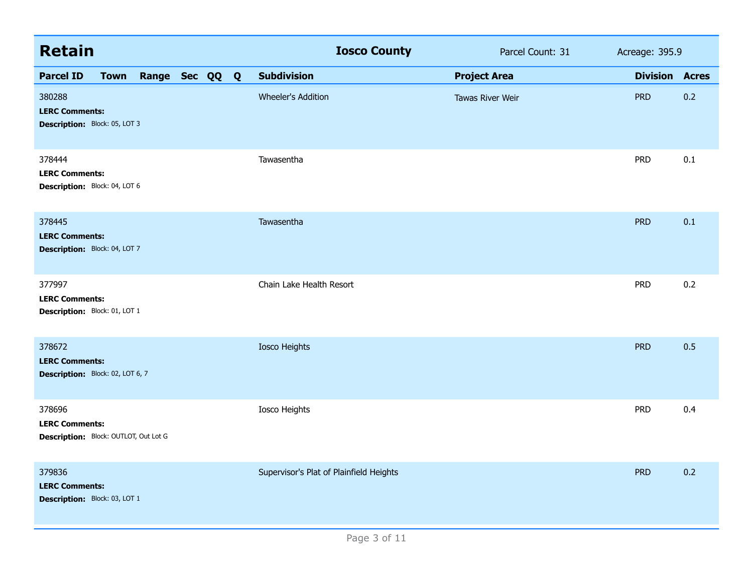## Retain — Iosco County — Parcel Count: 31 — Acreage: 395.9

| Parcel ID | Town | Range | Sec | QQ | Q | Subdivision | Project Area | Division | Acres |
|---|---|---|---|---|---|---|---|---|---|
| 380288 | | | | | | Wheeler's Addition | Tawas River Weir | PRD | 0.2 |
| **LERC Comments:** | | | | | | | | | |
| **Description:** Block: 05, LOT 3 | | | | | | | | | |
| 378444 | | | | | | Tawasentha | | PRD | 0.1 |
| **LERC Comments:** | | | | | | | | | |
| **Description:** Block: 04, LOT 6 | | | | | | | | | |
| 378445 | | | | | | Tawasentha | | PRD | 0.1 |
| **LERC Comments:** | | | | | | | | | |
| **Description:** Block: 04, LOT 7 | | | | | | | | | |
| 377997 | | | | | | Chain Lake Health Resort | | PRD | 0.2 |
| **LERC Comments:** | | | | | | | | | |
| **Description:** Block: 01, LOT 1 | | | | | | | | | |
| 378672 | | | | | | Iosco Heights | | PRD | 0.5 |
| **LERC Comments:** | | | | | | | | | |
| **Description:** Block: 02, LOT 6, 7 | | | | | | | | | |
| 378696 | | | | | | Iosco Heights | | PRD | 0.4 |
| **LERC Comments:** | | | | | | | | | |
| **Description:** Block: OUTLOT, Out Lot G | | | | | | | | | |
| 379836 | | | | | | Supervisor's Plat of Plainfield Heights | | PRD | 0.2 |
| **LERC Comments:** | | | | | | | | | |
| **Description:** Block: 03, LOT 1 | | | | | | | | | |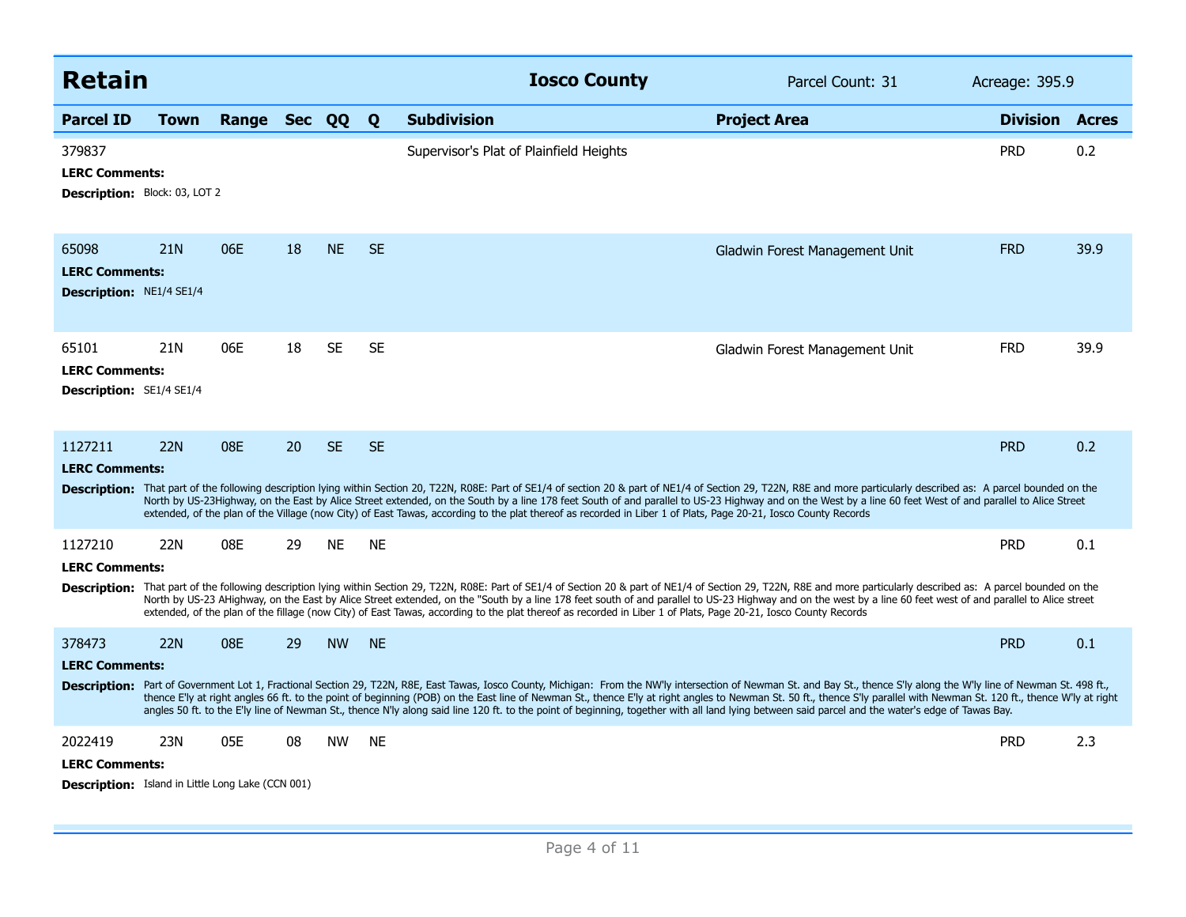## Retain

**Iosco County** | Parcel Count: 31 | Acreage: 395.9

| Parcel ID | Town | Range | Sec | QQ | Q | Subdivision | Project Area | Division | Acres |
|---|---|---|---|---|---|---|---|---|---|
| 379837 | | | | | | Supervisor's Plat of Plainfield Heights | | PRD | 0.2 |

**LERC Comments:**

**Description:** Block: 03, LOT 2

| Parcel ID | Town | Range | Sec | QQ | Q | Subdivision | Project Area | Division | Acres |
|---|---|---|---|---|---|---|---|---|---|
| 65098 | 21N | 06E | 18 | NE | SE | | Gladwin Forest Management Unit | FRD | 39.9 |

**LERC Comments:**

**Description:** NE1/4 SE1/4

| Parcel ID | Town | Range | Sec | QQ | Q | Subdivision | Project Area | Division | Acres |
|---|---|---|---|---|---|---|---|---|---|
| 65101 | 21N | 06E | 18 | SE | SE | | Gladwin Forest Management Unit | FRD | 39.9 |

**LERC Comments:**

**Description:** SE1/4 SE1/4

| Parcel ID | Town | Range | Sec | QQ | Q | Subdivision | Project Area | Division | Acres |
|---|---|---|---|---|---|---|---|---|---|
| 1127211 | 22N | 08E | 20 | SE | SE | | | PRD | 0.2 |

**LERC Comments:**

**Description:** That part of the following description lying within Section 20, T22N, R08E: Part of SE1/4 of section 20 & part of NE1/4 of Section 29, T22N, R8E and more particularly described as: A parcel bounded on the North by US-23Highway, on the East by Alice Street extended, on the South by a line 178 feet South of and parallel to US-23 Highway and on the West by a line 60 feet West of and parallel to Alice Street extended, of the plan of the Village (now City) of East Tawas, according to the plat thereof as recorded in Liber 1 of Plats, Page 20-21, Iosco County Records

| Parcel ID | Town | Range | Sec | QQ | Q | Subdivision | Project Area | Division | Acres |
|---|---|---|---|---|---|---|---|---|---|
| 1127210 | 22N | 08E | 29 | NE | NE | | | PRD | 0.1 |

**LERC Comments:**

**Description:** That part of the following description lying within Section 29, T22N, R08E: Part of SE1/4 of Section 20 & part of NE1/4 of Section 29, T22N, R8E and more particularly described as: A parcel bounded on the North by US-23 AHighway, on the East by Alice Street extended, on the "South by a line 178 feet south of and parallel to US-23 Highway and on the west by a line 60 feet west of and parallel to Alice street extended, of the plan of the fillage (now City) of East Tawas, according to the plat thereof as recorded in Liber 1 of Plats, Page 20-21, Iosco County Records

| Parcel ID | Town | Range | Sec | QQ | Q | Subdivision | Project Area | Division | Acres |
|---|---|---|---|---|---|---|---|---|---|
| 378473 | 22N | 08E | 29 | NW | NE | | | PRD | 0.1 |

**LERC Comments:**

**Description:** Part of Government Lot 1, Fractional Section 29, T22N, R8E, East Tawas, Iosco County, Michigan: From the NW'ly intersection of Newman St. and Bay St., thence S'ly along the W'ly line of Newman St. 498 ft., thence E'ly at right angles 66 ft. to the point of beginning (POB) on the East line of Newman St., thence E'ly at right angles to Newman St. 50 ft., thence S'ly parallel with Newman St. 120 ft., thence W'ly at right angles 50 ft. to the E'ly line of Newman St., thence N'ly along said line 120 ft. to the point of beginning, together with all land lying between said parcel and the water's edge of Tawas Bay.

| Parcel ID | Town | Range | Sec | QQ | Q | Subdivision | Project Area | Division | Acres |
|---|---|---|---|---|---|---|---|---|---|
| 2022419 | 23N | 05E | 08 | NW | NE | | | PRD | 2.3 |

**LERC Comments:**

**Description:** Island in Little Long Lake (CCN 001)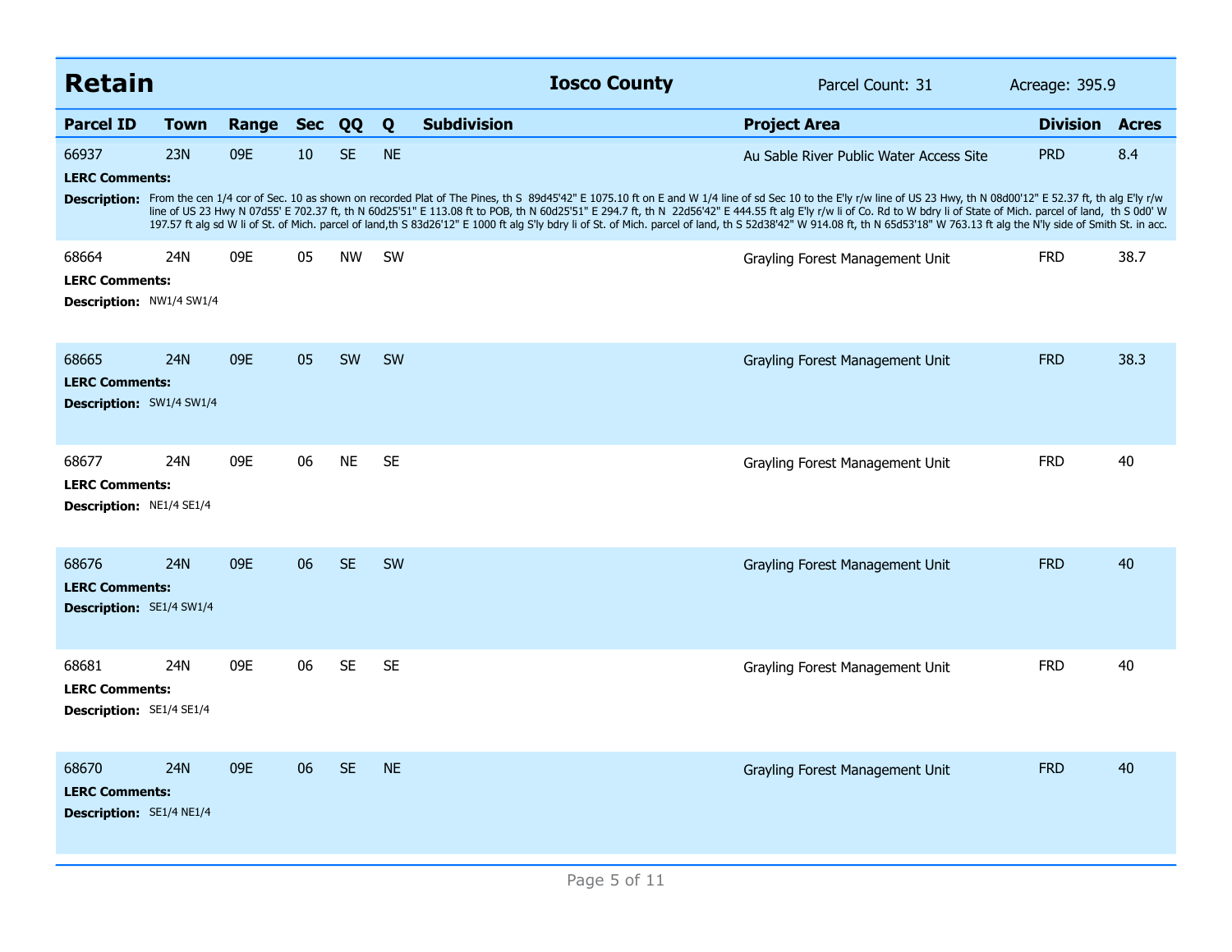## Retain

**Iosco County** | Parcel Count: 31 | Acreage: 395.9

| Parcel ID | Town | Range | Sec | QQ | Q | Subdivision | Project Area | Division | Acres |
|---|---|---|---|---|---|---|---|---|---|
| 66937 | 23N | 09E | 10 | SE | NE | | Au Sable River Public Water Access Site | PRD | 8.4 |

**LERC Comments:**

**Description:** From the cen 1/4 cor of Sec. 10 as shown on recorded Plat of The Pines, th S 89d45'42" E 1075.10 ft on E and W 1/4 line of sd Sec 10 to the E'ly r/w line of US 23 Hwy, th N 08d00'12" E 52.37 ft, th alg E'ly r/w line of US 23 Hwy N 07d55' E 702.37 ft, th N 60d25'51" E 113.08 ft to POB, th N 60d25'51" E 294.7 ft, th N 22d56'42" E 444.55 ft alg E'ly r/w li of Co. Rd to W bdry li of State of Mich. parcel of land, th S 0d0' W 197.57 ft alg sd W li of St. of Mich. parcel of land,th S 83d26'12" E 1000 ft alg S'ly bdry li of St. of Mich. parcel of land, th S 52d38'42" W 914.08 ft, th N 65d53'18" W 763.13 ft alg the N'ly side of Smith St. in acc.

| Parcel ID | Town | Range | Sec | QQ | Q | Subdivision | Project Area | Division | Acres |
|---|---|---|---|---|---|---|---|---|---|
| 68664 | 24N | 09E | 05 | NW | SW | | Grayling Forest Management Unit | FRD | 38.7 |

**LERC Comments:**

**Description:** NW1/4 SW1/4

| Parcel ID | Town | Range | Sec | QQ | Q | Subdivision | Project Area | Division | Acres |
|---|---|---|---|---|---|---|---|---|---|
| 68665 | 24N | 09E | 05 | SW | SW | | Grayling Forest Management Unit | FRD | 38.3 |

**LERC Comments:**

**Description:** SW1/4 SW1/4

| Parcel ID | Town | Range | Sec | QQ | Q | Subdivision | Project Area | Division | Acres |
|---|---|---|---|---|---|---|---|---|---|
| 68677 | 24N | 09E | 06 | NE | SE | | Grayling Forest Management Unit | FRD | 40 |

**LERC Comments:**

**Description:** NE1/4 SE1/4

| Parcel ID | Town | Range | Sec | QQ | Q | Subdivision | Project Area | Division | Acres |
|---|---|---|---|---|---|---|---|---|---|
| 68676 | 24N | 09E | 06 | SE | SW | | Grayling Forest Management Unit | FRD | 40 |

**LERC Comments:**

**Description:** SE1/4 SW1/4

| Parcel ID | Town | Range | Sec | QQ | Q | Subdivision | Project Area | Division | Acres |
|---|---|---|---|---|---|---|---|---|---|
| 68681 | 24N | 09E | 06 | SE | SE | | Grayling Forest Management Unit | FRD | 40 |

**LERC Comments:**

**Description:** SE1/4 SE1/4

| Parcel ID | Town | Range | Sec | QQ | Q | Subdivision | Project Area | Division | Acres |
|---|---|---|---|---|---|---|---|---|---|
| 68670 | 24N | 09E | 06 | SE | NE | | Grayling Forest Management Unit | FRD | 40 |

**LERC Comments:**

**Description:** SE1/4 NE1/4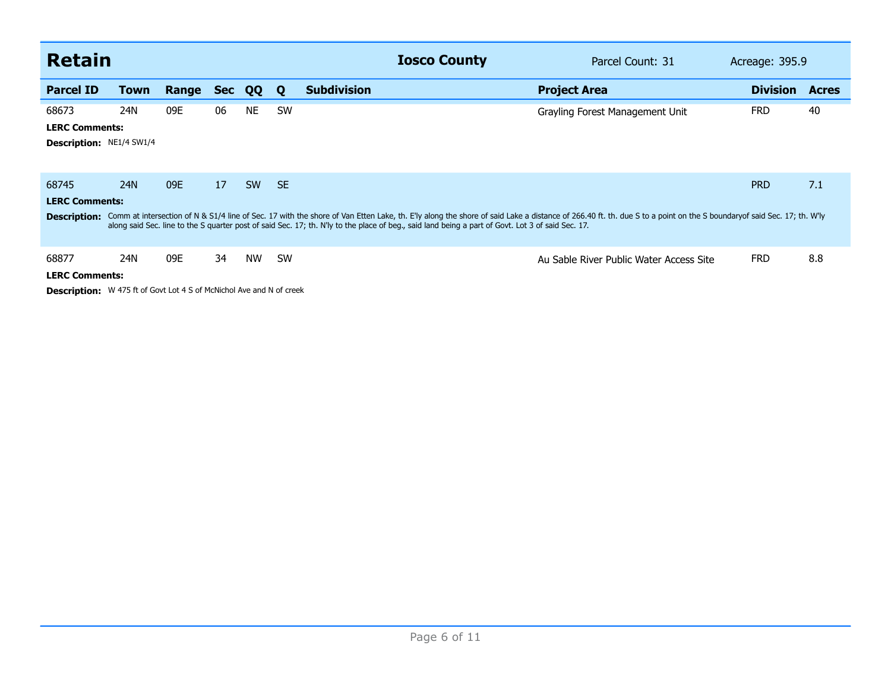## Retain

**Iosco County** | Parcel Count: 31 | Acreage: 395.9

| Parcel ID | Town | Range | Sec | QQ | Q | Subdivision | Project Area | Division | Acres |
|---|---|---|---|---|---|---|---|---|---|
| 68673 | 24N | 09E | 06 | NE | SW | | Grayling Forest Management Unit | FRD | 40 |

**LERC Comments:**

**Description:** NE1/4 SW1/4

| Parcel ID | Town | Range | Sec | QQ | Q | Subdivision | Project Area | Division | Acres |
|---|---|---|---|---|---|---|---|---|---|
| 68745 | 24N | 09E | 17 | SW | SE | | | PRD | 7.1 |

**LERC Comments:**

**Description:** Comm at intersection of N & S1/4 line of Sec. 17 with the shore of Van Etten Lake, th. E'ly along the shore of said Lake a distance of 266.40 ft. th. due S to a point on the S boundaryof said Sec. 17; th. W'ly along said Sec. line to the S quarter post of said Sec. 17; th. N'ly to the place of beg., said land being a part of Govt. Lot 3 of said Sec. 17.

| Parcel ID | Town | Range | Sec | QQ | Q | Subdivision | Project Area | Division | Acres |
|---|---|---|---|---|---|---|---|---|---|
| 68877 | 24N | 09E | 34 | NW | SW | | Au Sable River Public Water Access Site | FRD | 8.8 |

**LERC Comments:**

**Description:** W 475 ft of Govt Lot 4 S of McNichol Ave and N of creek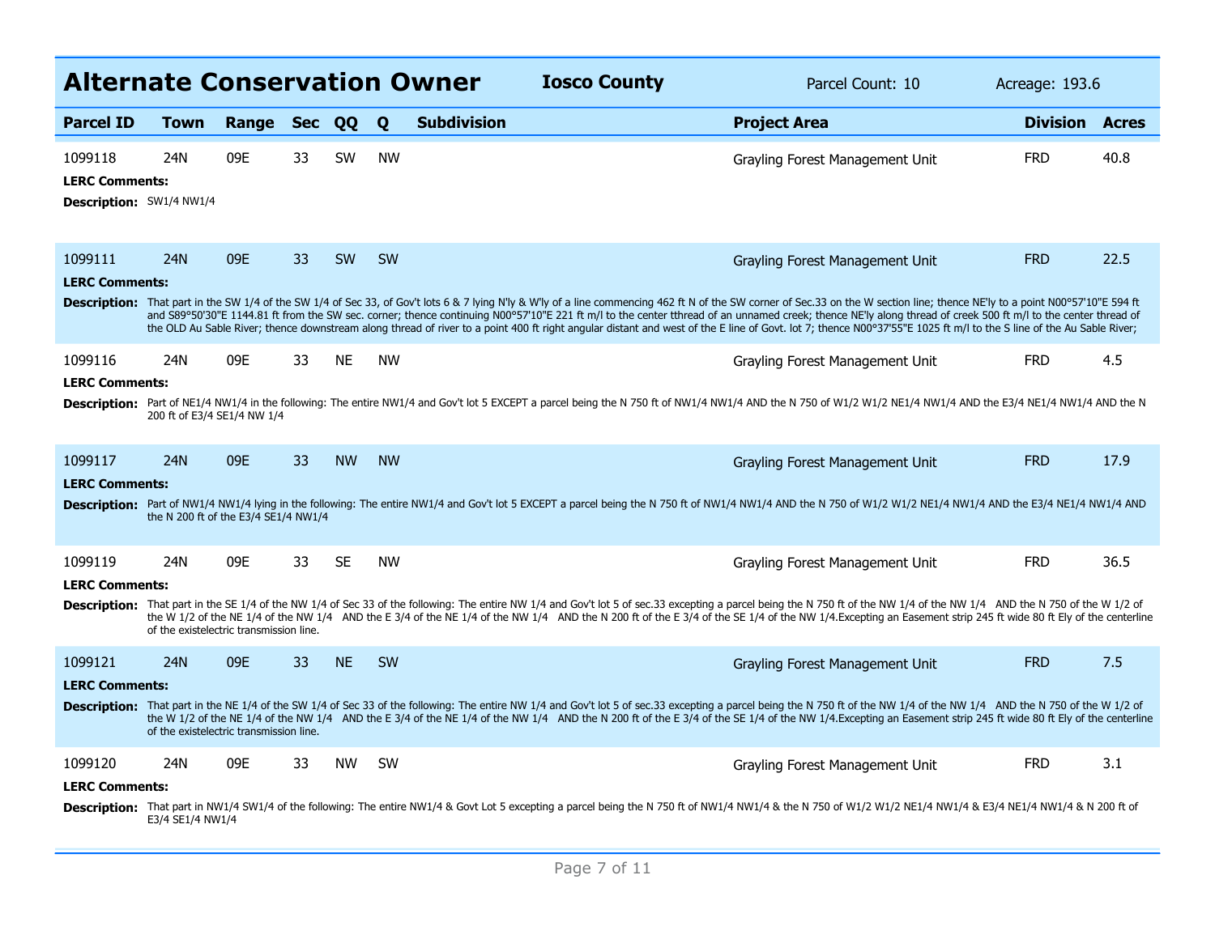# Alternate Conservation Owner

**Iosco County** — Parcel Count: 10 — Acreage: 193.6

| Parcel ID | Town | Range | Sec | QQ | Q | Subdivision | Project Area | Division | Acres |
|---|---|---|---|---|---|---|---|---|---|
| 1099118 | 24N | 09E | 33 | SW | NW | | Grayling Forest Management Unit | FRD | 40.8 |

**LERC Comments:**

**Description:** SW1/4 NW1/4

| Parcel ID | Town | Range | Sec | QQ | Q | Subdivision | Project Area | Division | Acres |
|---|---|---|---|---|---|---|---|---|---|
| 1099111 | 24N | 09E | 33 | SW | SW | | Grayling Forest Management Unit | FRD | 22.5 |

**LERC Comments:**

**Description:** That part in the SW 1/4 of the SW 1/4 of Sec 33, of Gov't lots 6 & 7 lying N'ly & W'ly of a line commencing 462 ft N of the SW corner of Sec.33 on the W section line; thence NE'ly to a point N00°57'10"E 594 ft and S89°50'30"E 1144.81 ft from the SW sec. corner; thence continuing N00°57'10"E 221 ft m/l to the center tthread of an unnamed creek; thence NE'ly along thread of creek 500 ft m/l to the center thread of the OLD Au Sable River; thence downstream along thread of river to a point 400 ft right angular distant and west of the E line of Govt. lot 7; thence N00°37'55"E 1025 ft m/l to the S line of the Au Sable River;

| Parcel ID | Town | Range | Sec | QQ | Q | Subdivision | Project Area | Division | Acres |
|---|---|---|---|---|---|---|---|---|---|
| 1099116 | 24N | 09E | 33 | NE | NW | | Grayling Forest Management Unit | FRD | 4.5 |

**LERC Comments:**

**Description:** Part of NE1/4 NW1/4 in the following: The entire NW1/4 and Gov't lot 5 EXCEPT a parcel being the N 750 ft of NW1/4 NW1/4 AND the N 750 of W1/2 W1/2 NE1/4 NW1/4 AND the E3/4 NE1/4 NW1/4 AND the N 200 ft of E3/4 SE1/4 NW 1/4

| Parcel ID | Town | Range | Sec | QQ | Q | Subdivision | Project Area | Division | Acres |
|---|---|---|---|---|---|---|---|---|---|
| 1099117 | 24N | 09E | 33 | NW | NW | | Grayling Forest Management Unit | FRD | 17.9 |

**LERC Comments:**

**Description:** Part of NW1/4 NW1/4 lying in the following: The entire NW1/4 and Gov't lot 5 EXCEPT a parcel being the N 750 ft of NW1/4 NW1/4 AND the N 750 of W1/2 W1/2 NE1/4 NW1/4 AND the E3/4 NE1/4 NW1/4 AND the N 200 ft of the E3/4 SE1/4 NW1/4

| Parcel ID | Town | Range | Sec | QQ | Q | Subdivision | Project Area | Division | Acres |
|---|---|---|---|---|---|---|---|---|---|
| 1099119 | 24N | 09E | 33 | SE | NW | | Grayling Forest Management Unit | FRD | 36.5 |

**LERC Comments:**

**Description:** That part in the SE 1/4 of the NW 1/4 of Sec 33 of the following: The entire NW 1/4 and Gov't lot 5 of sec.33 excepting a parcel being the N 750 ft of the NW 1/4 of the NW 1/4 AND the N 750 of the W 1/2 of the W 1/2 of the NE 1/4 of the NW 1/4 AND the E 3/4 of the NE 1/4 of the NW 1/4 AND the N 200 ft of the E 3/4 of the SE 1/4 of the NW 1/4.Excepting an Easement strip 245 ft wide 80 ft Ely of the centerline of the existelectric transmission line.

| Parcel ID | Town | Range | Sec | QQ | Q | Subdivision | Project Area | Division | Acres |
|---|---|---|---|---|---|---|---|---|---|
| 1099121 | 24N | 09E | 33 | NE | SW | | Grayling Forest Management Unit | FRD | 7.5 |

**LERC Comments:**

**Description:** That part in the NE 1/4 of the SW 1/4 of Sec 33 of the following: The entire NW 1/4 and Gov't lot 5 of sec.33 excepting a parcel being the N 750 ft of the NW 1/4 of the NW 1/4 AND the N 750 of the W 1/2 of the W 1/2 of the NE 1/4 of the NW 1/4 AND the E 3/4 of the NE 1/4 of the NW 1/4 AND the N 200 ft of the E 3/4 of the SE 1/4 of the NW 1/4.Excepting an Easement strip 245 ft wide 80 ft Ely of the centerline of the existelectric transmission line.

| Parcel ID | Town | Range | Sec | QQ | Q | Subdivision | Project Area | Division | Acres |
|---|---|---|---|---|---|---|---|---|---|
| 1099120 | 24N | 09E | 33 | NW | SW | | Grayling Forest Management Unit | FRD | 3.1 |

**LERC Comments:**

**Description:** That part in NW1/4 SW1/4 of the following: The entire NW1/4 & Govt Lot 5 excepting a parcel being the N 750 ft of NW1/4 NW1/4 & the N 750 of W1/2 W1/2 NE1/4 NW1/4 & E3/4 NE1/4 NW1/4 & N 200 ft of E3/4 SE1/4 NW1/4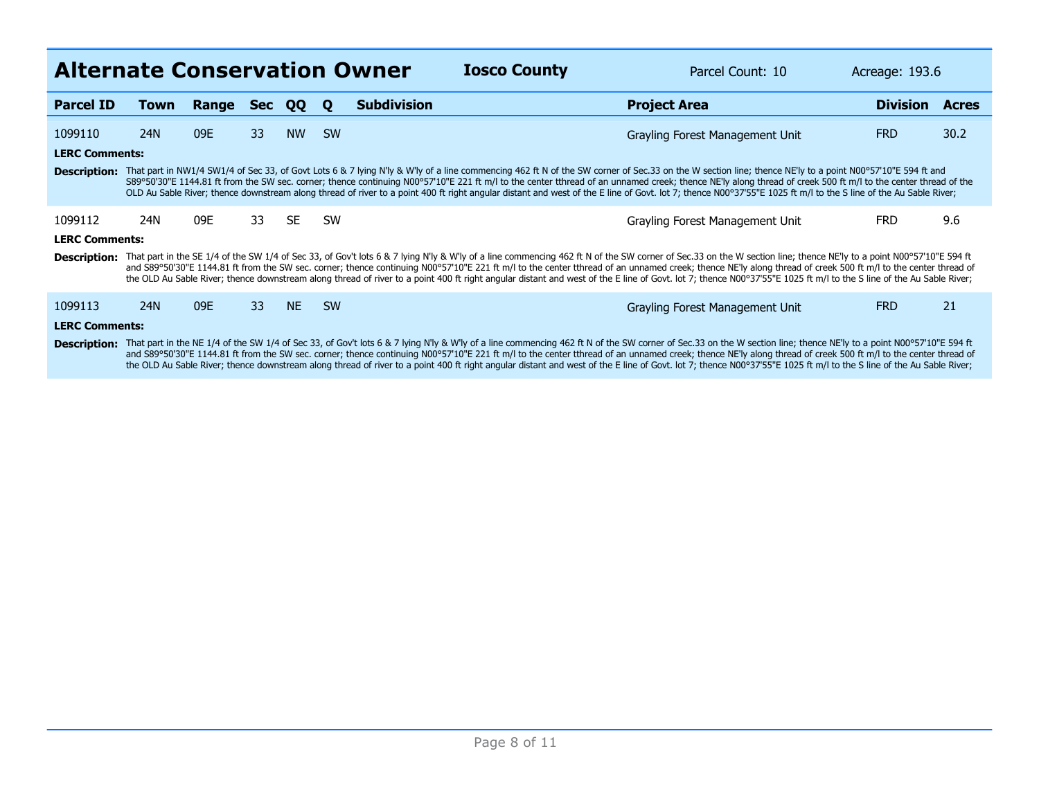## Alternate Conservation Owner

**Iosco County** | Parcel Count: 10 | Acreage: 193.6

| Parcel ID | Town | Range | Sec | QQ | Q | Subdivision | Project Area | Division | Acres |
|---|---|---|---|---|---|---|---|---|---|
| 1099110 | 24N | 09E | 33 | NW | SW | | Grayling Forest Management Unit | FRD | 30.2 |

**LERC Comments:**

**Description:** That part in NW1/4 SW1/4 of Sec 33, of Govt Lots 6 & 7 lying N'ly & W'ly of a line commencing 462 ft N of the SW corner of Sec.33 on the W section line; thence NE'ly to a point N00°57'10"E 594 ft and S89°50'30"E 1144.81 ft from the SW sec. corner; thence continuing N00°57'10"E 221 ft m/l to the center tthread of an unnamed creek; thence NE'ly along thread of creek 500 ft m/l to the center thread of the OLD Au Sable River; thence downstream along thread of river to a point 400 ft right angular distant and west of the E line of Govt. lot 7; thence N00°37'55"E 1025 ft m/l to the S line of the Au Sable River;

| Parcel ID | Town | Range | Sec | QQ | Q | Subdivision | Project Area | Division | Acres |
|---|---|---|---|---|---|---|---|---|---|
| 1099112 | 24N | 09E | 33 | SE | SW | | Grayling Forest Management Unit | FRD | 9.6 |

**LERC Comments:**

**Description:** That part in the SE 1/4 of the SW 1/4 of Sec 33, of Gov't lots 6 & 7 lying N'ly & W'ly of a line commencing 462 ft N of the SW corner of Sec.33 on the W section line; thence NE'ly to a point N00°57'10"E 594 ft and S89°50'30"E 1144.81 ft from the SW sec. corner; thence continuing N00°57'10"E 221 ft m/l to the center tthread of an unnamed creek; thence NE'ly along thread of creek 500 ft m/l to the center thread of the OLD Au Sable River; thence downstream along thread of river to a point 400 ft right angular distant and west of the E line of Govt. lot 7; thence N00°37'55"E 1025 ft m/l to the S line of the Au Sable River;

| Parcel ID | Town | Range | Sec | QQ | Q | Subdivision | Project Area | Division | Acres |
|---|---|---|---|---|---|---|---|---|---|
| 1099113 | 24N | 09E | 33 | NE | SW | | Grayling Forest Management Unit | FRD | 21 |

**LERC Comments:**

**Description:** That part in the NE 1/4 of the SW 1/4 of Sec 33, of Gov't lots 6 & 7 lying N'ly & W'ly of a line commencing 462 ft N of the SW corner of Sec.33 on the W section line; thence NE'ly to a point N00°57'10"E 594 ft and S89°50'30"E 1144.81 ft from the SW sec. corner; thence continuing N00°57'10"E 221 ft m/l to the center tthread of an unnamed creek; thence NE'ly along thread of creek 500 ft m/l to the center thread of the OLD Au Sable River; thence downstream along thread of river to a point 400 ft right angular distant and west of the E line of Govt. lot 7; thence N00°37'55"E 1025 ft m/l to the S line of the Au Sable River;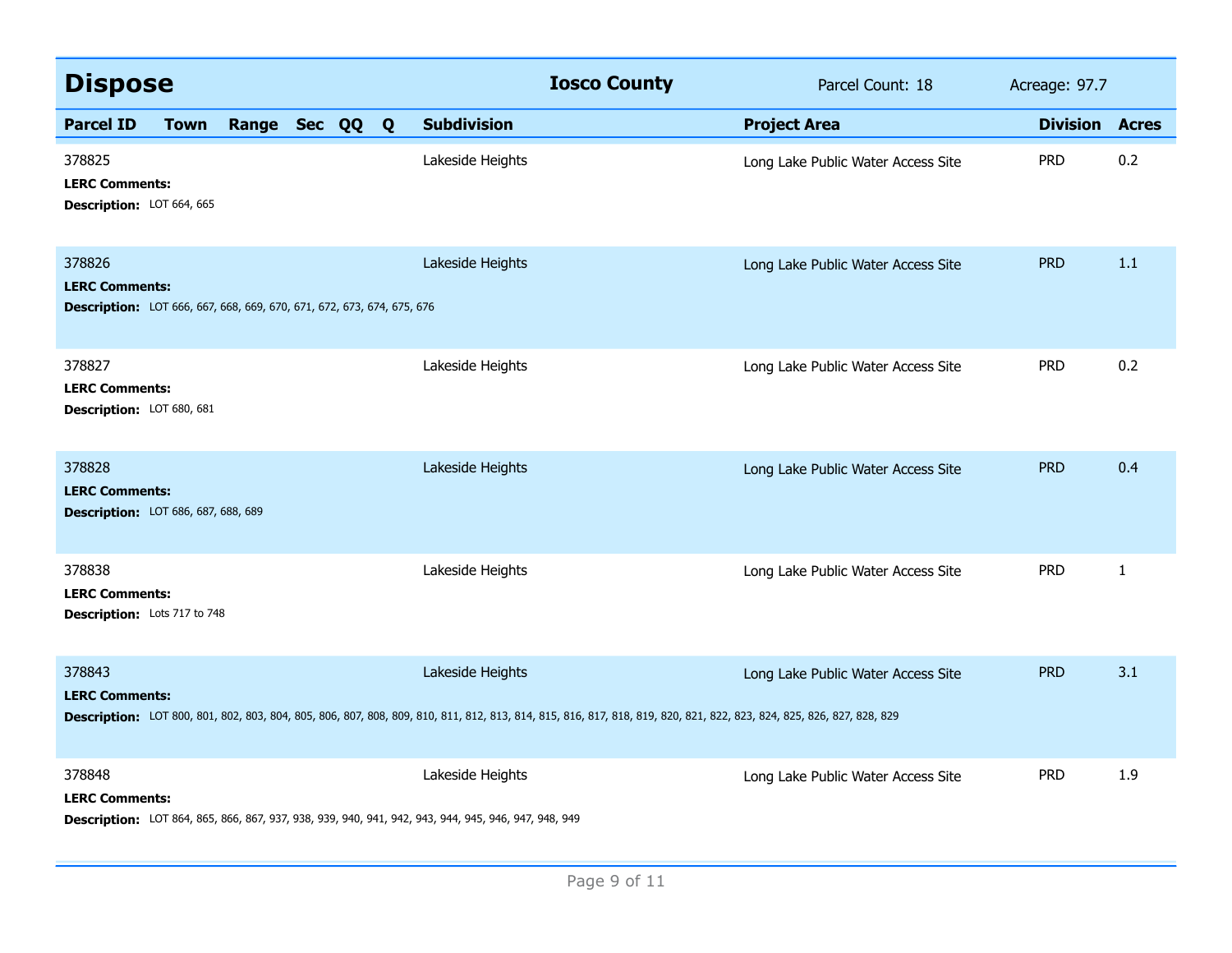## Dispose

**Iosco County** | Parcel Count: 18 | Acreage: 97.7

| Parcel ID | Town | Range | Sec | QQ | Q | Subdivision | Project Area | Division | Acres |
|---|---|---|---|---|---|---|---|---|---|
| 378825 | | | | | | Lakeside Heights | Long Lake Public Water Access Site | PRD | 0.2 |
| **LERC Comments:** | | | | | | | | | |
| **Description:** LOT 664, 665 | | | | | | | | | |
| 378826 | | | | | | Lakeside Heights | Long Lake Public Water Access Site | PRD | 1.1 |
| **LERC Comments:** | | | | | | | | | |
| **Description:** LOT 666, 667, 668, 669, 670, 671, 672, 673, 674, 675, 676 | | | | | | | | | |
| 378827 | | | | | | Lakeside Heights | Long Lake Public Water Access Site | PRD | 0.2 |
| **LERC Comments:** | | | | | | | | | |
| **Description:** LOT 680, 681 | | | | | | | | | |
| 378828 | | | | | | Lakeside Heights | Long Lake Public Water Access Site | PRD | 0.4 |
| **LERC Comments:** | | | | | | | | | |
| **Description:** LOT 686, 687, 688, 689 | | | | | | | | | |
| 378838 | | | | | | Lakeside Heights | Long Lake Public Water Access Site | PRD | 1 |
| **LERC Comments:** | | | | | | | | | |
| **Description:** Lots 717 to 748 | | | | | | | | | |
| 378843 | | | | | | Lakeside Heights | Long Lake Public Water Access Site | PRD | 3.1 |
| **LERC Comments:** | | | | | | | | | |
| **Description:** LOT 800, 801, 802, 803, 804, 805, 806, 807, 808, 809, 810, 811, 812, 813, 814, 815, 816, 817, 818, 819, 820, 821, 822, 823, 824, 825, 826, 827, 828, 829 | | | | | | | | | |
| 378848 | | | | | | Lakeside Heights | Long Lake Public Water Access Site | PRD | 1.9 |
| **LERC Comments:** | | | | | | | | | |
| **Description:** LOT 864, 865, 866, 867, 937, 938, 939, 940, 941, 942, 943, 944, 945, 946, 947, 948, 949 | | | | | | | | | |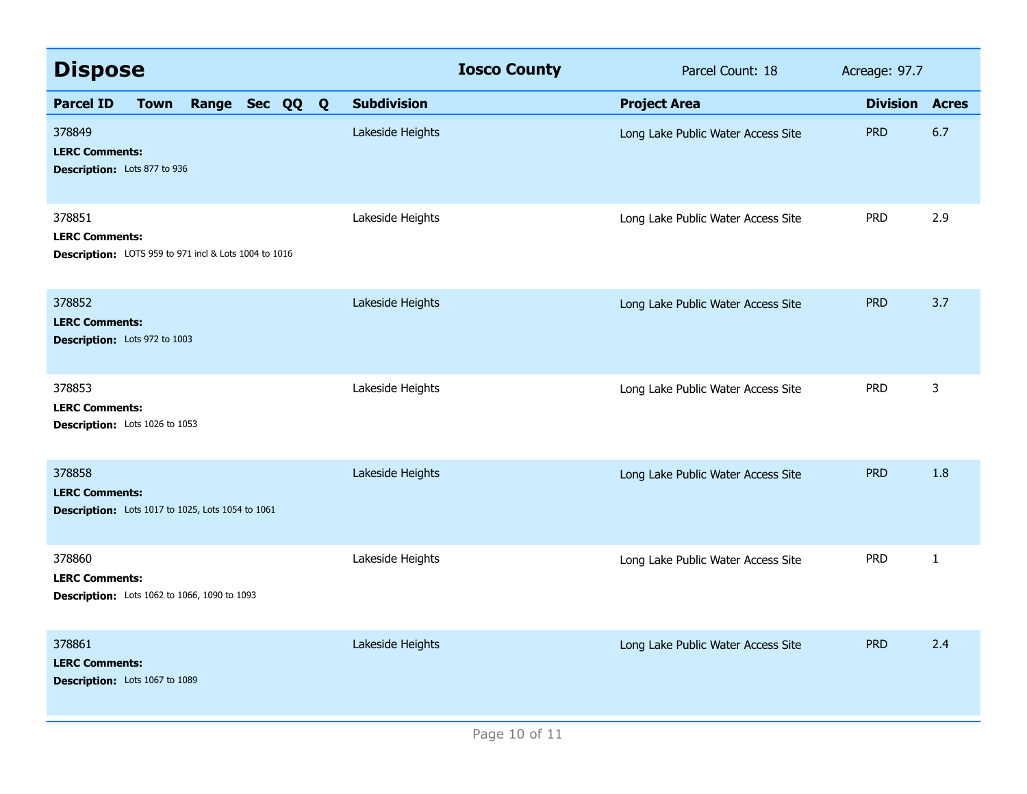## Dispose

**Iosco County** Parcel Count: 18 Acreage: 97.7

| Parcel ID | Town | Range | Sec | QQ | Q | Subdivision | Project Area | Division | Acres |
|---|---|---|---|---|---|---|---|---|---|
| 378849 | | | | | | Lakeside Heights | Long Lake Public Water Access Site | PRD | 6.7 |

**LERC Comments:**
**Description:** Lots 877 to 936

| Parcel ID | Town | Range | Sec | QQ | Q | Subdivision | Project Area | Division | Acres |
|---|---|---|---|---|---|---|---|---|---|
| 378851 | | | | | | Lakeside Heights | Long Lake Public Water Access Site | PRD | 2.9 |

**LERC Comments:**
**Description:** LOTS 959 to 971 incl & Lots 1004 to 1016

| Parcel ID | Town | Range | Sec | QQ | Q | Subdivision | Project Area | Division | Acres |
|---|---|---|---|---|---|---|---|---|---|
| 378852 | | | | | | Lakeside Heights | Long Lake Public Water Access Site | PRD | 3.7 |

**LERC Comments:**
**Description:** Lots 972 to 1003

| Parcel ID | Town | Range | Sec | QQ | Q | Subdivision | Project Area | Division | Acres |
|---|---|---|---|---|---|---|---|---|---|
| 378853 | | | | | | Lakeside Heights | Long Lake Public Water Access Site | PRD | 3 |

**LERC Comments:**
**Description:** Lots 1026 to 1053

| Parcel ID | Town | Range | Sec | QQ | Q | Subdivision | Project Area | Division | Acres |
|---|---|---|---|---|---|---|---|---|---|
| 378858 | | | | | | Lakeside Heights | Long Lake Public Water Access Site | PRD | 1.8 |

**LERC Comments:**
**Description:** Lots 1017 to 1025, Lots 1054 to 1061

| Parcel ID | Town | Range | Sec | QQ | Q | Subdivision | Project Area | Division | Acres |
|---|---|---|---|---|---|---|---|---|---|
| 378860 | | | | | | Lakeside Heights | Long Lake Public Water Access Site | PRD | 1 |

**LERC Comments:**
**Description:** Lots 1062 to 1066, 1090 to 1093

| Parcel ID | Town | Range | Sec | QQ | Q | Subdivision | Project Area | Division | Acres |
|---|---|---|---|---|---|---|---|---|---|
| 378861 | | | | | | Lakeside Heights | Long Lake Public Water Access Site | PRD | 2.4 |

**LERC Comments:**
**Description:** Lots 1067 to 1089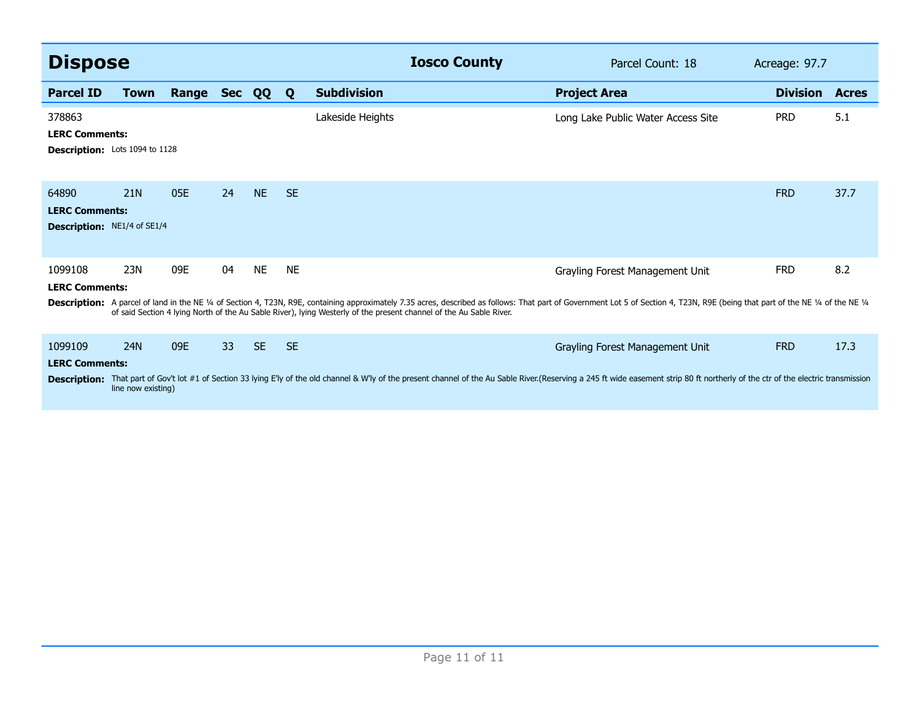## Dispose — Iosco County

Parcel Count: 18 | Acreage: 97.7

| Parcel ID | Town | Range | Sec | QQ | Q | Subdivision | Project Area | Division | Acres |
|---|---|---|---|---|---|---|---|---|---|
| 378863 | | | | | | Lakeside Heights | Long Lake Public Water Access Site | PRD | 5.1 |

**LERC Comments:**

**Description:** Lots 1094 to 1128

| Parcel ID | Town | Range | Sec | QQ | Q | Subdivision | Project Area | Division | Acres |
|---|---|---|---|---|---|---|---|---|---|
| 64890 | 21N | 05E | 24 | NE | SE | | | FRD | 37.7 |

**LERC Comments:**

**Description:** NE1/4 of SE1/4

| Parcel ID | Town | Range | Sec | QQ | Q | Subdivision | Project Area | Division | Acres |
|---|---|---|---|---|---|---|---|---|---|
| 1099108 | 23N | 09E | 04 | NE | NE | | Grayling Forest Management Unit | FRD | 8.2 |

**LERC Comments:**

**Description:** A parcel of land in the NE ¼ of Section 4, T23N, R9E, containing approximately 7.35 acres, described as follows: That part of Government Lot 5 of Section 4, T23N, R9E (being that part of the NE ¼ of the NE ¼ of said Section 4 lying North of the Au Sable River), lying Westerly of the present channel of the Au Sable River.

| Parcel ID | Town | Range | Sec | QQ | Q | Subdivision | Project Area | Division | Acres |
|---|---|---|---|---|---|---|---|---|---|
| 1099109 | 24N | 09E | 33 | SE | SE | | Grayling Forest Management Unit | FRD | 17.3 |

**LERC Comments:**

**Description:** That part of Gov't lot #1 of Section 33 lying E'ly of the old channel & W'ly of the present channel of the Au Sable River.(Reserving a 245 ft wide easement strip 80 ft northerly of the ctr of the electric transmission line now existing)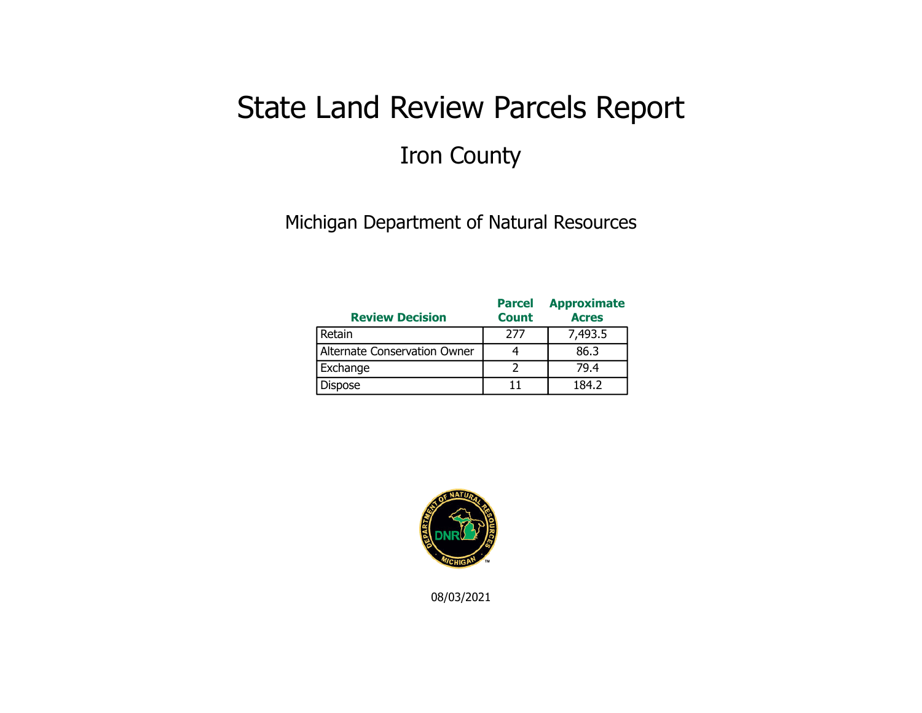# State Land Review Parcels Report

## Iron County

Michigan Department of Natural Resources

| Review Decision | Parcel Count | Approximate Acres |
|---|---|---|
| Retain | 277 | 7,493.5 |
| Alternate Conservation Owner | 4 | 86.3 |
| Exchange | 2 | 79.4 |
| Dispose | 11 | 184.2 |

08/03/2021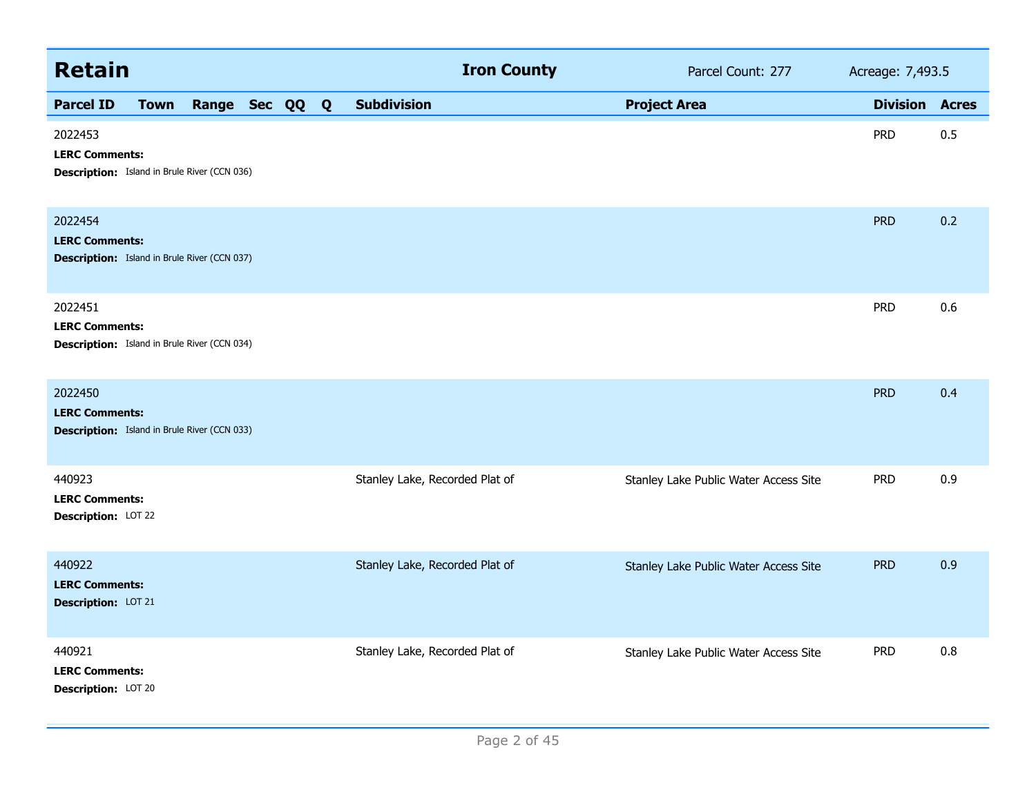## Retain — Iron County

Parcel Count: 277 | Acreage: 7,493.5

| Parcel ID | Town | Range | Sec | QQ | Q | Subdivision | Project Area | Division | Acres |
|---|---|---|---|---|---|---|---|---|---|
| 2022453 | | | | | | | | PRD | 0.5 |
| **LERC Comments:** | | | | | | | | | |
| **Description:** Island in Brule River (CCN 036) | | | | | | | | | |
| 2022454 | | | | | | | | PRD | 0.2 |
| **LERC Comments:** | | | | | | | | | |
| **Description:** Island in Brule River (CCN 037) | | | | | | | | | |
| 2022451 | | | | | | | | PRD | 0.6 |
| **LERC Comments:** | | | | | | | | | |
| **Description:** Island in Brule River (CCN 034) | | | | | | | | | |
| 2022450 | | | | | | | | PRD | 0.4 |
| **LERC Comments:** | | | | | | | | | |
| **Description:** Island in Brule River (CCN 033) | | | | | | | | | |
| 440923 | | | | | | Stanley Lake, Recorded Plat of | Stanley Lake Public Water Access Site | PRD | 0.9 |
| **LERC Comments:** | | | | | | | | | |
| **Description:** LOT 22 | | | | | | | | | |
| 440922 | | | | | | Stanley Lake, Recorded Plat of | Stanley Lake Public Water Access Site | PRD | 0.9 |
| **LERC Comments:** | | | | | | | | | |
| **Description:** LOT 21 | | | | | | | | | |
| 440921 | | | | | | Stanley Lake, Recorded Plat of | Stanley Lake Public Water Access Site | PRD | 0.8 |
| **LERC Comments:** | | | | | | | | | |
| **Description:** LOT 20 | | | | | | | | | |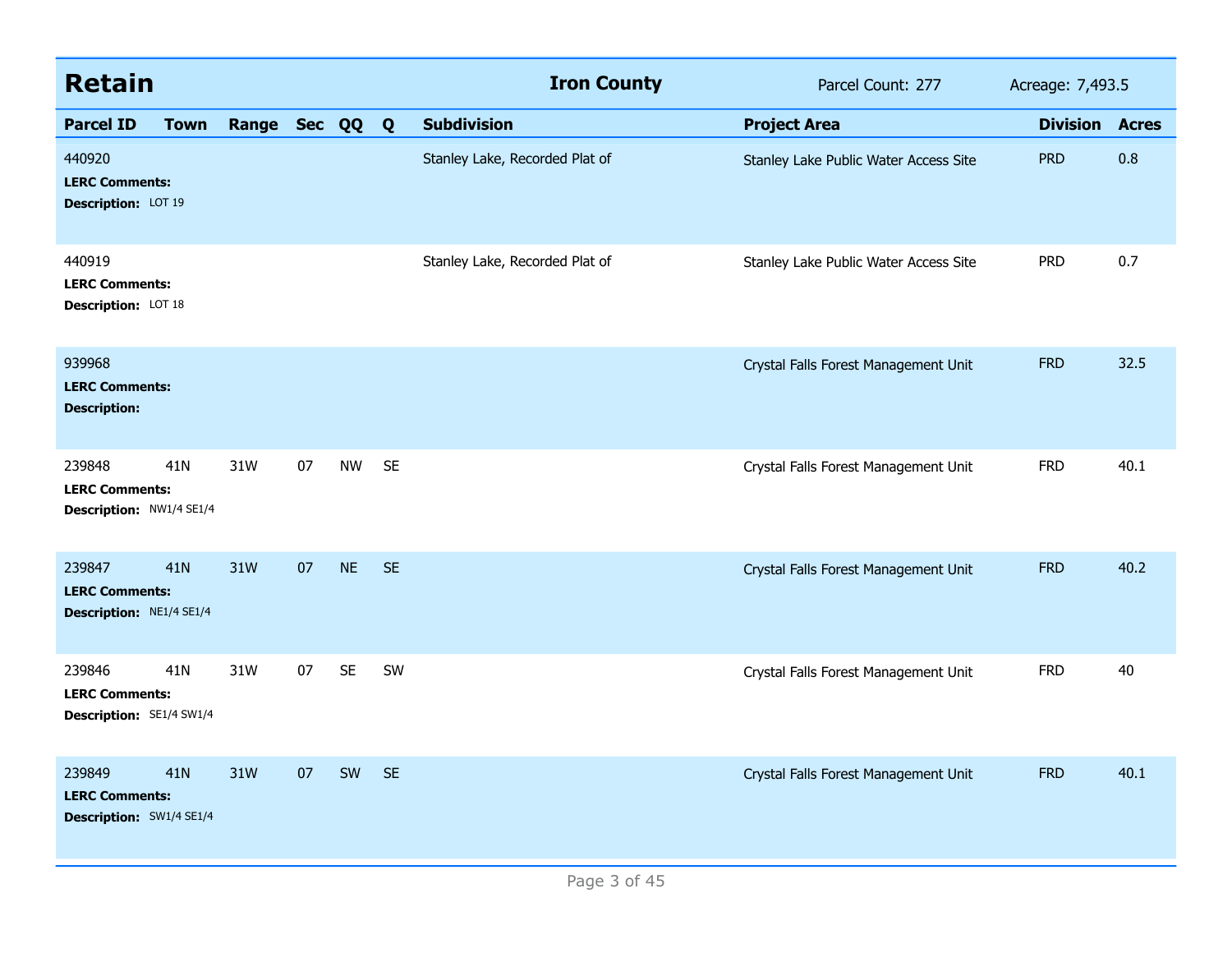## Retain — Iron County

Parcel Count: 277 — Acreage: 7,493.5

| Parcel ID | Town | Range | Sec | QQ | Q | Subdivision | Project Area | Division | Acres |
|---|---|---|---|---|---|---|---|---|---|
| 440920 | | | | | | Stanley Lake, Recorded Plat of | Stanley Lake Public Water Access Site | PRD | 0.8 |
| **LERC Comments:** | | | | | | | | | |
| **Description:** LOT 19 | | | | | | | | | |
| 440919 | | | | | | Stanley Lake, Recorded Plat of | Stanley Lake Public Water Access Site | PRD | 0.7 |
| **LERC Comments:** | | | | | | | | | |
| **Description:** LOT 18 | | | | | | | | | |
| 939968 | | | | | | | Crystal Falls Forest Management Unit | FRD | 32.5 |
| **LERC Comments:** | | | | | | | | | |
| **Description:** | | | | | | | | | |
| 239848 | 41N | 31W | 07 | NW | SE | | Crystal Falls Forest Management Unit | FRD | 40.1 |
| **LERC Comments:** | | | | | | | | | |
| **Description:** NW1/4 SE1/4 | | | | | | | | | |
| 239847 | 41N | 31W | 07 | NE | SE | | Crystal Falls Forest Management Unit | FRD | 40.2 |
| **LERC Comments:** | | | | | | | | | |
| **Description:** NE1/4 SE1/4 | | | | | | | | | |
| 239846 | 41N | 31W | 07 | SE | SW | | Crystal Falls Forest Management Unit | FRD | 40 |
| **LERC Comments:** | | | | | | | | | |
| **Description:** SE1/4 SW1/4 | | | | | | | | | |
| 239849 | 41N | 31W | 07 | SW | SE | | Crystal Falls Forest Management Unit | FRD | 40.1 |
| **LERC Comments:** | | | | | | | | | |
| **Description:** SW1/4 SE1/4 | | | | | | | | | |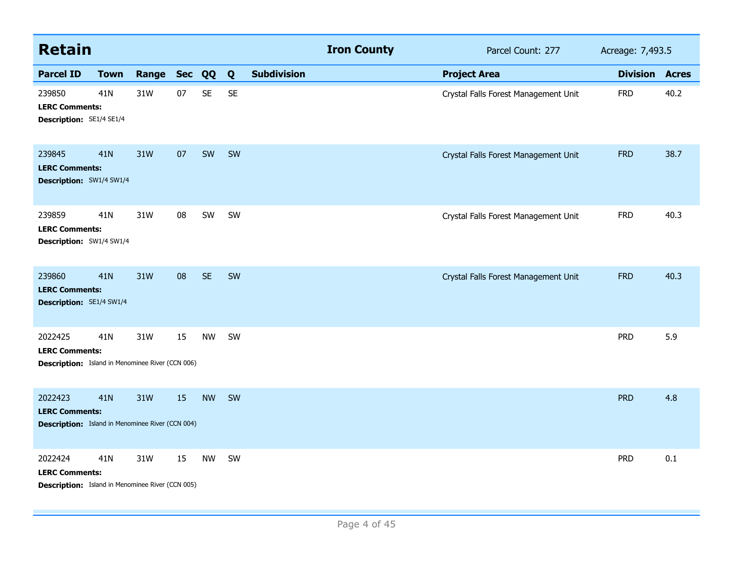## Retain

**Iron County** | Parcel Count: 277 | Acreage: 7,493.5

| Parcel ID | Town | Range | Sec | QQ | Q | Subdivision | Project Area | Division | Acres |
|---|---|---|---|---|---|---|---|---|---|
| 239850 | 41N | 31W | 07 | SE | SE | | Crystal Falls Forest Management Unit | FRD | 40.2 |
| **LERC Comments:** | | | | | | | | | |
| **Description:** SE1/4 SE1/4 | | | | | | | | | |
| 239845 | 41N | 31W | 07 | SW | SW | | Crystal Falls Forest Management Unit | FRD | 38.7 |
| **LERC Comments:** | | | | | | | | | |
| **Description:** SW1/4 SW1/4 | | | | | | | | | |
| 239859 | 41N | 31W | 08 | SW | SW | | Crystal Falls Forest Management Unit | FRD | 40.3 |
| **LERC Comments:** | | | | | | | | | |
| **Description:** SW1/4 SW1/4 | | | | | | | | | |
| 239860 | 41N | 31W | 08 | SE | SW | | Crystal Falls Forest Management Unit | FRD | 40.3 |
| **LERC Comments:** | | | | | | | | | |
| **Description:** SE1/4 SW1/4 | | | | | | | | | |
| 2022425 | 41N | 31W | 15 | NW | SW | | | PRD | 5.9 |
| **LERC Comments:** | | | | | | | | | |
| **Description:** Island in Menominee River (CCN 006) | | | | | | | | | |
| 2022423 | 41N | 31W | 15 | NW | SW | | | PRD | 4.8 |
| **LERC Comments:** | | | | | | | | | |
| **Description:** Island in Menominee River (CCN 004) | | | | | | | | | |
| 2022424 | 41N | 31W | 15 | NW | SW | | | PRD | 0.1 |
| **LERC Comments:** | | | | | | | | | |
| **Description:** Island in Menominee River (CCN 005) | | | | | | | | | |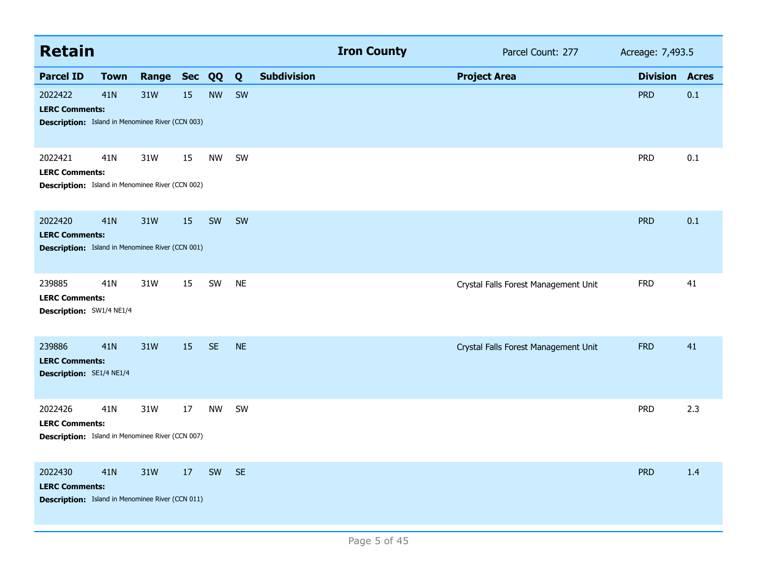## Retain

**Iron County** | Parcel Count: 277 | Acreage: 7,493.5

| Parcel ID | Town | Range | Sec | QQ | Q | Subdivision | Project Area | Division | Acres |
|---|---|---|---|---|---|---|---|---|---|
| 2022422 | 41N | 31W | 15 | NW | SW | | | PRD | 0.1 |
| **LERC Comments:** | | | | | | | | | |
| **Description:** Island in Menominee River (CCN 003) | | | | | | | | | |
| 2022421 | 41N | 31W | 15 | NW | SW | | | PRD | 0.1 |
| **LERC Comments:** | | | | | | | | | |
| **Description:** Island in Menominee River (CCN 002) | | | | | | | | | |
| 2022420 | 41N | 31W | 15 | SW | SW | | | PRD | 0.1 |
| **LERC Comments:** | | | | | | | | | |
| **Description:** Island in Menominee River (CCN 001) | | | | | | | | | |
| 239885 | 41N | 31W | 15 | SW | NE | | Crystal Falls Forest Management Unit | FRD | 41 |
| **LERC Comments:** | | | | | | | | | |
| **Description:** SW1/4 NE1/4 | | | | | | | | | |
| 239886 | 41N | 31W | 15 | SE | NE | | Crystal Falls Forest Management Unit | FRD | 41 |
| **LERC Comments:** | | | | | | | | | |
| **Description:** SE1/4 NE1/4 | | | | | | | | | |
| 2022426 | 41N | 31W | 17 | NW | SW | | | PRD | 2.3 |
| **LERC Comments:** | | | | | | | | | |
| **Description:** Island in Menominee River (CCN 007) | | | | | | | | | |
| 2022430 | 41N | 31W | 17 | SW | SE | | | PRD | 1.4 |
| **LERC Comments:** | | | | | | | | | |
| **Description:** Island in Menominee River (CCN 011) | | | | | | | | | |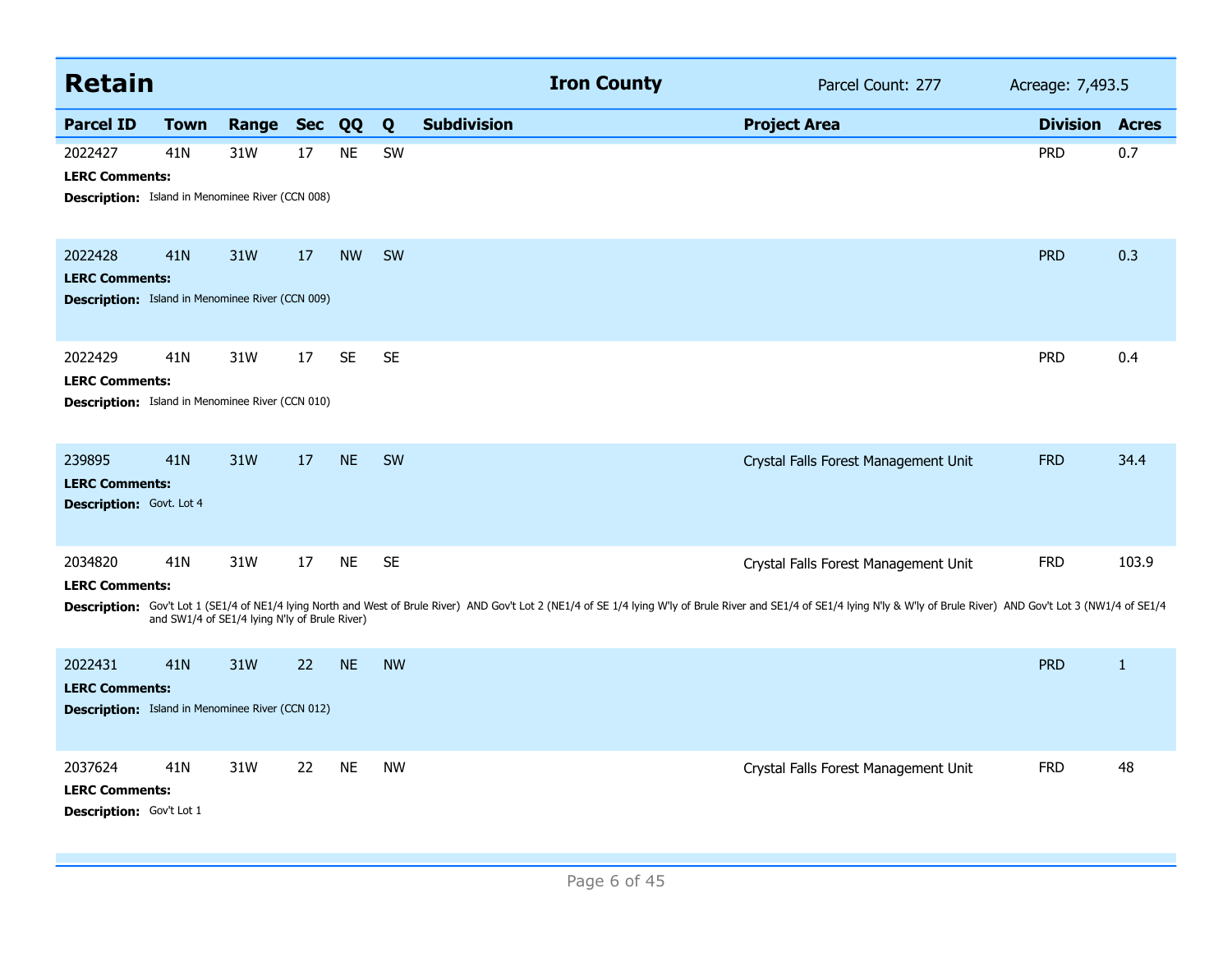## Retain — Iron County — Parcel Count: 277 — Acreage: 7,493.5

| Parcel ID | Town | Range | Sec | QQ | Q | Subdivision | Project Area | Division | Acres |
|---|---|---|---|---|---|---|---|---|---|
| 2022427 | 41N | 31W | 17 | NE | SW | | | PRD | 0.7 |

**LERC Comments:**
**Description:** Island in Menominee River (CCN 008)

| Parcel ID | Town | Range | Sec | QQ | Q | Subdivision | Project Area | Division | Acres |
|---|---|---|---|---|---|---|---|---|---|
| 2022428 | 41N | 31W | 17 | NW | SW | | | PRD | 0.3 |

**LERC Comments:**
**Description:** Island in Menominee River (CCN 009)

| Parcel ID | Town | Range | Sec | QQ | Q | Subdivision | Project Area | Division | Acres |
|---|---|---|---|---|---|---|---|---|---|
| 2022429 | 41N | 31W | 17 | SE | SE | | | PRD | 0.4 |

**LERC Comments:**
**Description:** Island in Menominee River (CCN 010)

| Parcel ID | Town | Range | Sec | QQ | Q | Subdivision | Project Area | Division | Acres |
|---|---|---|---|---|---|---|---|---|---|
| 239895 | 41N | 31W | 17 | NE | SW | | Crystal Falls Forest Management Unit | FRD | 34.4 |

**LERC Comments:**
**Description:** Govt. Lot 4

| Parcel ID | Town | Range | Sec | QQ | Q | Subdivision | Project Area | Division | Acres |
|---|---|---|---|---|---|---|---|---|---|
| 2034820 | 41N | 31W | 17 | NE | SE | | Crystal Falls Forest Management Unit | FRD | 103.9 |

**LERC Comments:**
**Description:** Gov't Lot 1 (SE1/4 of NE1/4 lying North and West of Brule River) AND Gov't Lot 2 (NE1/4 of SE 1/4 lying W'ly of Brule River and SE1/4 of SE1/4 lying N'ly & W'ly of Brule River) AND Gov't Lot 3 (NW1/4 of SE1/4 and SW1/4 of SE1/4 lying N'ly of Brule River)

| Parcel ID | Town | Range | Sec | QQ | Q | Subdivision | Project Area | Division | Acres |
|---|---|---|---|---|---|---|---|---|---|
| 2022431 | 41N | 31W | 22 | NE | NW | | | PRD | 1 |

**LERC Comments:**
**Description:** Island in Menominee River (CCN 012)

| Parcel ID | Town | Range | Sec | QQ | Q | Subdivision | Project Area | Division | Acres |
|---|---|---|---|---|---|---|---|---|---|
| 2037624 | 41N | 31W | 22 | NE | NW | | Crystal Falls Forest Management Unit | FRD | 48 |

**LERC Comments:**
**Description:** Gov't Lot 1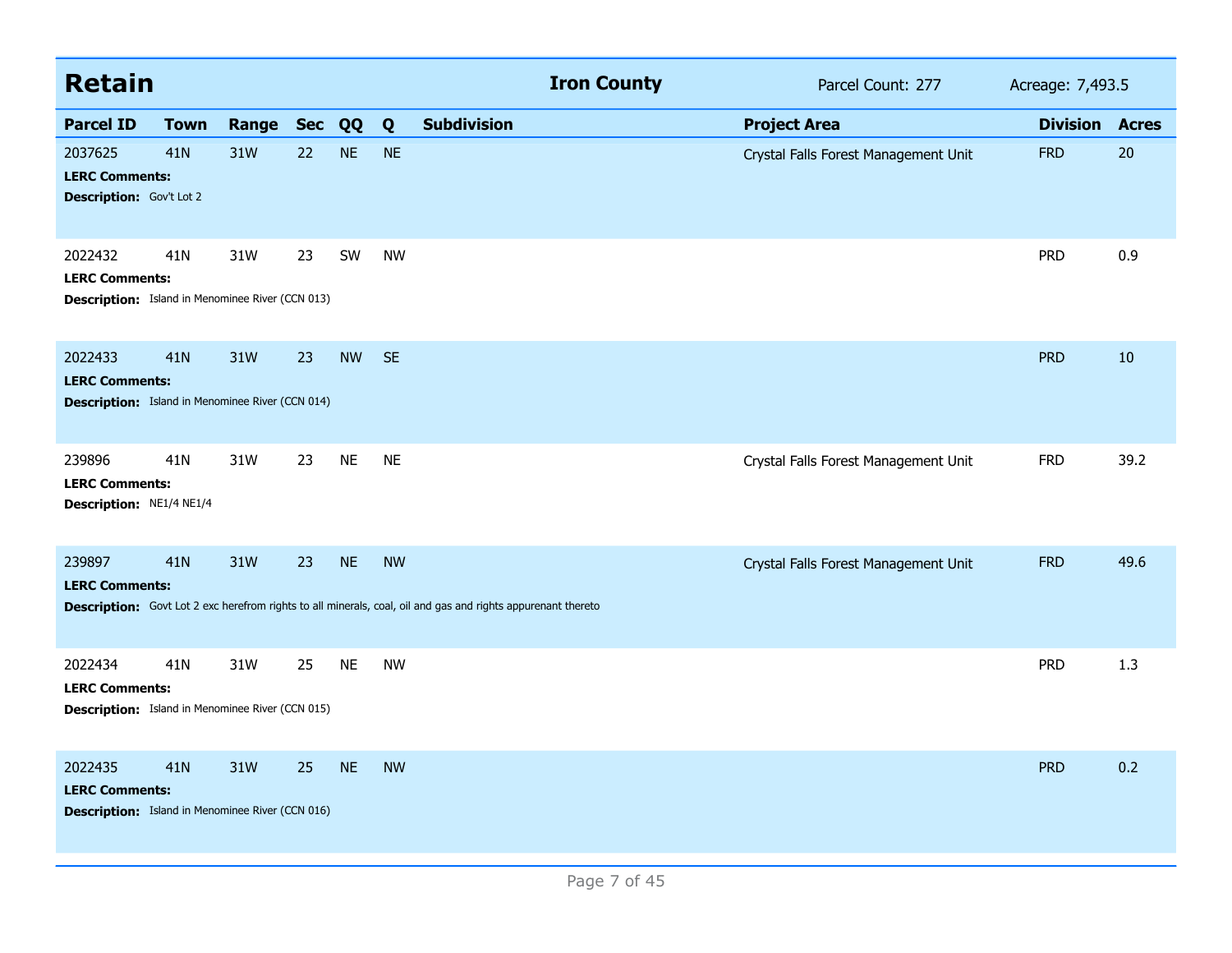## Retain — Iron County — Parcel Count: 277 — Acreage: 7,493.5

| Parcel ID | Town | Range | Sec | QQ | Q | Subdivision | Project Area | Division | Acres |
|---|---|---|---|---|---|---|---|---|---|
| 2037625 | 41N | 31W | 22 | NE | NE | | Crystal Falls Forest Management Unit | FRD | 20 |
| **LERC Comments:** | | | | | | | | | |
| **Description:** Gov't Lot 2 | | | | | | | | | |
| 2022432 | 41N | 31W | 23 | SW | NW | | | PRD | 0.9 |
| **LERC Comments:** | | | | | | | | | |
| **Description:** Island in Menominee River (CCN 013) | | | | | | | | | |
| 2022433 | 41N | 31W | 23 | NW | SE | | | PRD | 10 |
| **LERC Comments:** | | | | | | | | | |
| **Description:** Island in Menominee River (CCN 014) | | | | | | | | | |
| 239896 | 41N | 31W | 23 | NE | NE | | Crystal Falls Forest Management Unit | FRD | 39.2 |
| **LERC Comments:** | | | | | | | | | |
| **Description:** NE1/4 NE1/4 | | | | | | | | | |
| 239897 | 41N | 31W | 23 | NE | NW | | Crystal Falls Forest Management Unit | FRD | 49.6 |
| **LERC Comments:** | | | | | | | | | |
| **Description:** Govt Lot 2 exc herefrom rights to all minerals, coal, oil and gas and rights appurenant thereto | | | | | | | | | |
| 2022434 | 41N | 31W | 25 | NE | NW | | | PRD | 1.3 |
| **LERC Comments:** | | | | | | | | | |
| **Description:** Island in Menominee River (CCN 015) | | | | | | | | | |
| 2022435 | 41N | 31W | 25 | NE | NW | | | PRD | 0.2 |
| **LERC Comments:** | | | | | | | | | |
| **Description:** Island in Menominee River (CCN 016) | | | | | | | | | |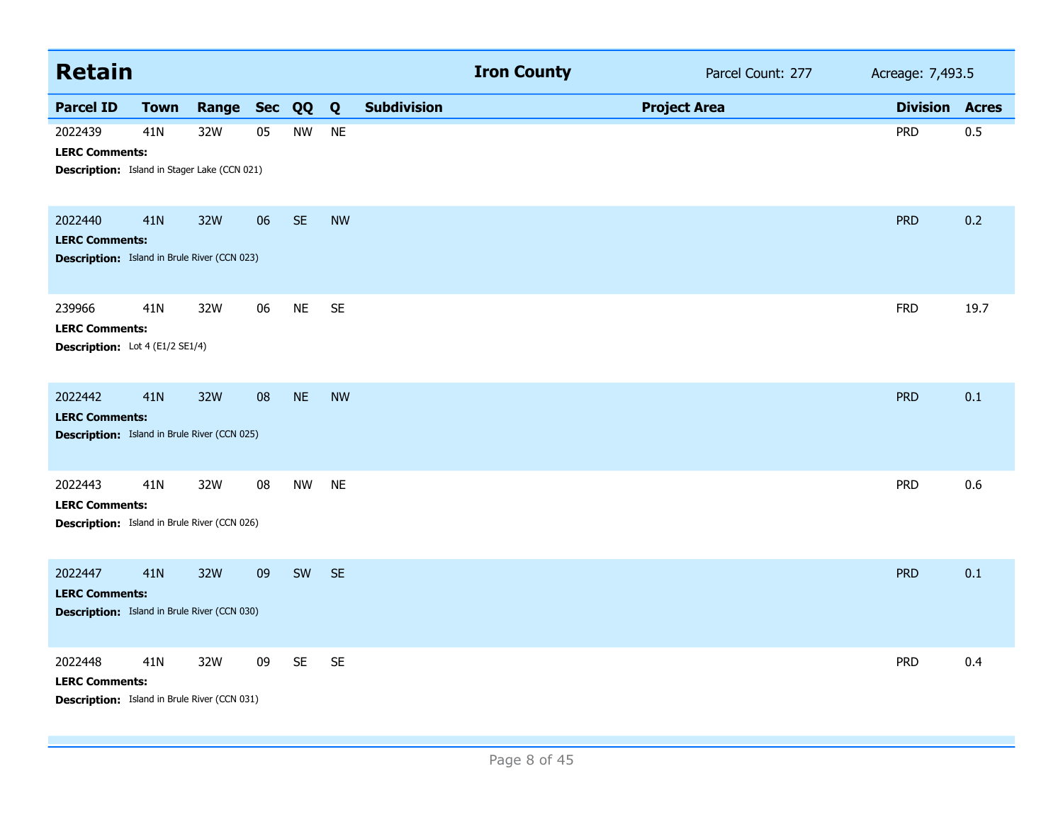## Retain

**Iron County** — Parcel Count: 277 — Acreage: 7,493.5

| Parcel ID | Town | Range | Sec | QQ | Q | Subdivision | Project Area | Division | Acres |
|---|---|---|---|---|---|---|---|---|---|
| 2022439 | 41N | 32W | 05 | NW | NE | | | PRD | 0.5 |
| **LERC Comments:** | | | | | | | | | |
| **Description:** Island in Stager Lake (CCN 021) | | | | | | | | | |
| 2022440 | 41N | 32W | 06 | SE | NW | | | PRD | 0.2 |
| **LERC Comments:** | | | | | | | | | |
| **Description:** Island in Brule River (CCN 023) | | | | | | | | | |
| 239966 | 41N | 32W | 06 | NE | SE | | | FRD | 19.7 |
| **LERC Comments:** | | | | | | | | | |
| **Description:** Lot 4 (E1/2 SE1/4) | | | | | | | | | |
| 2022442 | 41N | 32W | 08 | NE | NW | | | PRD | 0.1 |
| **LERC Comments:** | | | | | | | | | |
| **Description:** Island in Brule River (CCN 025) | | | | | | | | | |
| 2022443 | 41N | 32W | 08 | NW | NE | | | PRD | 0.6 |
| **LERC Comments:** | | | | | | | | | |
| **Description:** Island in Brule River (CCN 026) | | | | | | | | | |
| 2022447 | 41N | 32W | 09 | SW | SE | | | PRD | 0.1 |
| **LERC Comments:** | | | | | | | | | |
| **Description:** Island in Brule River (CCN 030) | | | | | | | | | |
| 2022448 | 41N | 32W | 09 | SE | SE | | | PRD | 0.4 |
| **LERC Comments:** | | | | | | | | | |
| **Description:** Island in Brule River (CCN 031) | | | | | | | | | |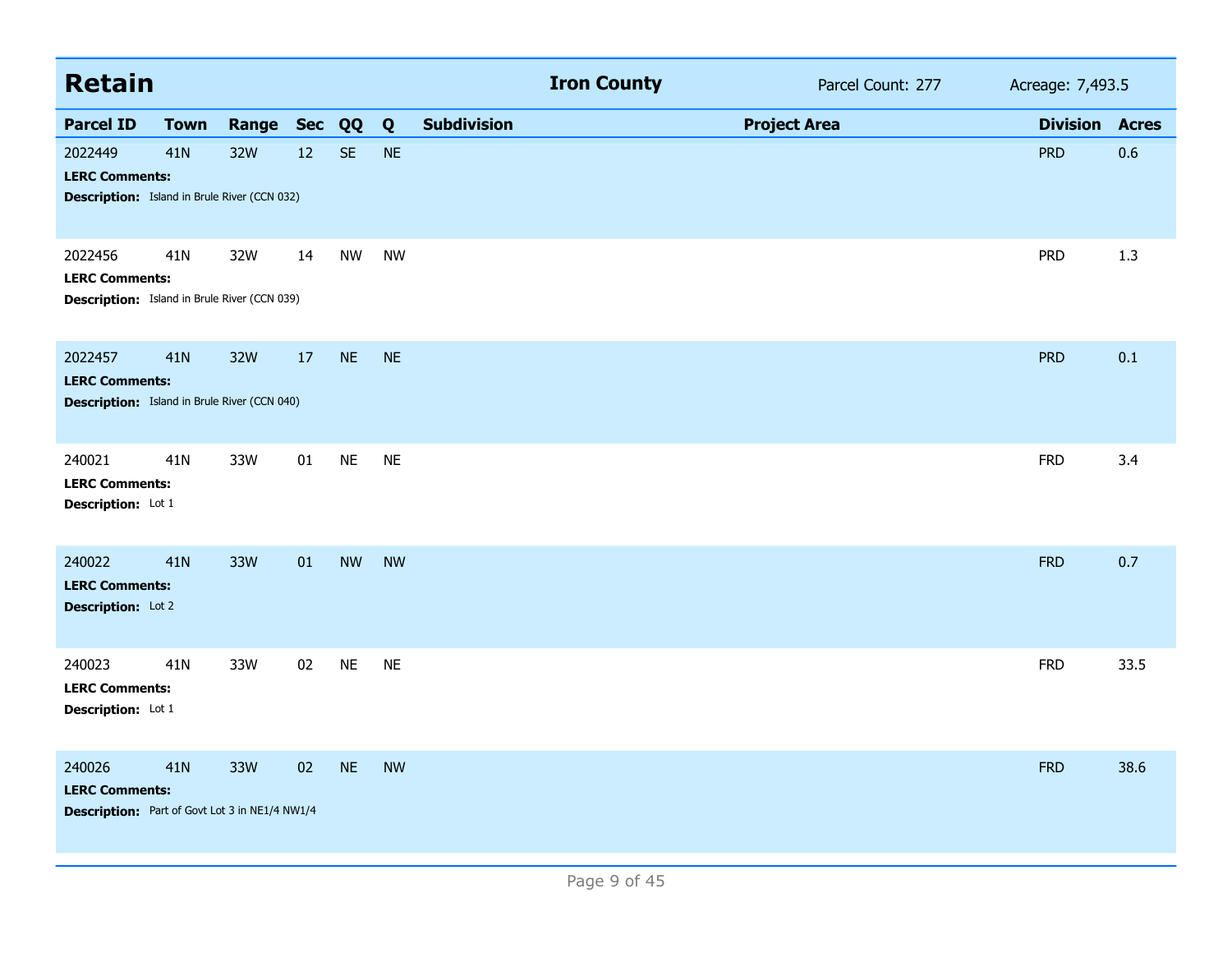| **Retain** | | | | | | | **Iron County** | Parcel Count: 277 | Acreage: 7,493.5 |
|---|---|---|---|---|---|---|---|---|---|

| Parcel ID | Town | Range | Sec | QQ | Q | Subdivision | Project Area | Division | Acres |
|---|---|---|---|---|---|---|---|---|---|
| 2022449 | 41N | 32W | 12 | SE | NE | | | PRD | 0.6 |
| **LERC Comments:** | | | | | | | | | |
| **Description:** Island in Brule River (CCN 032) | | | | | | | | | |
| 2022456 | 41N | 32W | 14 | NW | NW | | | PRD | 1.3 |
| **LERC Comments:** | | | | | | | | | |
| **Description:** Island in Brule River (CCN 039) | | | | | | | | | |
| 2022457 | 41N | 32W | 17 | NE | NE | | | PRD | 0.1 |
| **LERC Comments:** | | | | | | | | | |
| **Description:** Island in Brule River (CCN 040) | | | | | | | | | |
| 240021 | 41N | 33W | 01 | NE | NE | | | FRD | 3.4 |
| **LERC Comments:** | | | | | | | | | |
| **Description:** Lot 1 | | | | | | | | | |
| 240022 | 41N | 33W | 01 | NW | NW | | | FRD | 0.7 |
| **LERC Comments:** | | | | | | | | | |
| **Description:** Lot 2 | | | | | | | | | |
| 240023 | 41N | 33W | 02 | NE | NE | | | FRD | 33.5 |
| **LERC Comments:** | | | | | | | | | |
| **Description:** Lot 1 | | | | | | | | | |
| 240026 | 41N | 33W | 02 | NE | NW | | | FRD | 38.6 |
| **LERC Comments:** | | | | | | | | | |
| **Description:** Part of Govt Lot 3 in NE1/4 NW1/4 | | | | | | | | | |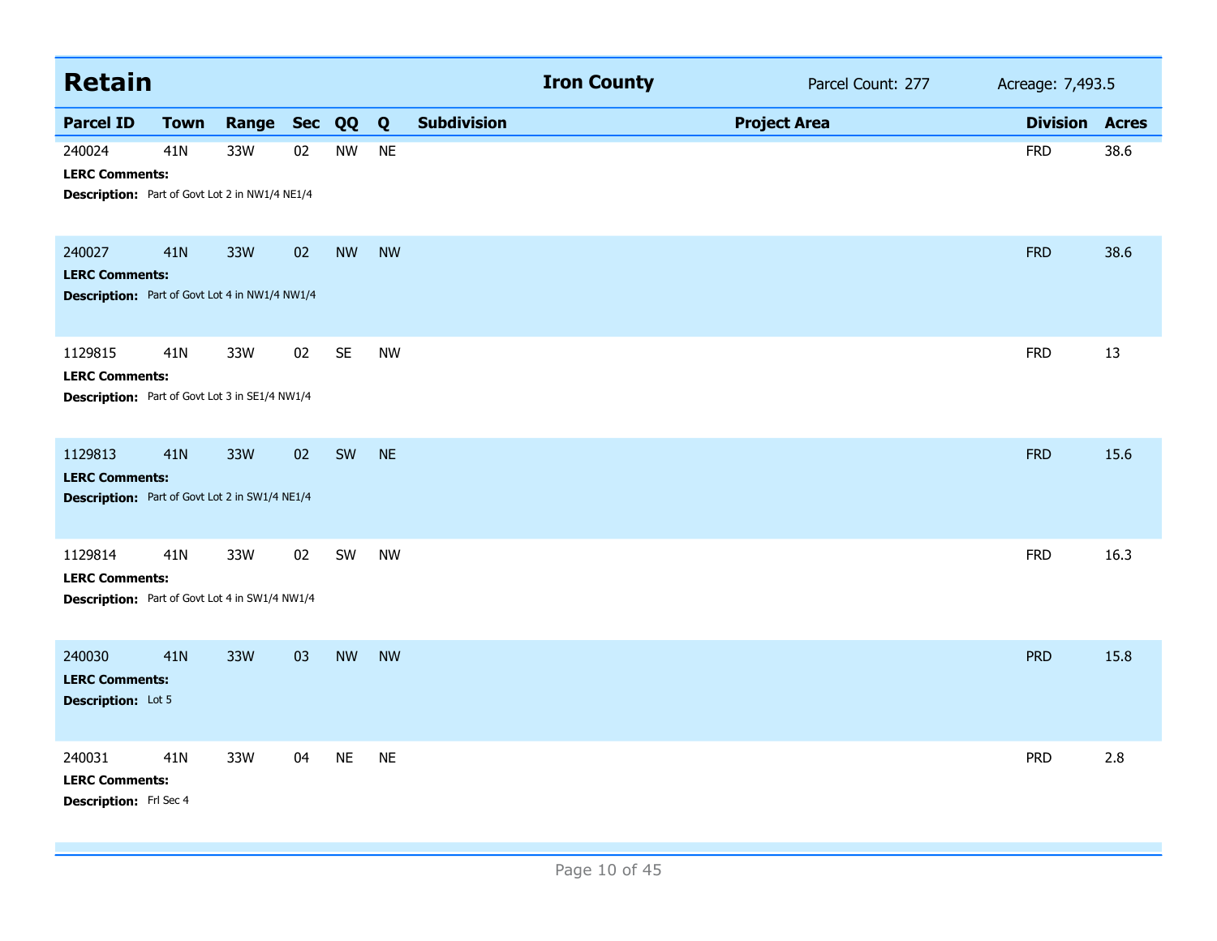## Retain

**Iron County** | Parcel Count: 277 | Acreage: 7,493.5

| Parcel ID | Town | Range | Sec | QQ | Q | Subdivision | Project Area | Division | Acres |
|---|---|---|---|---|---|---|---|---|---|
| 240024 | 41N | 33W | 02 | NW | NE | | | FRD | 38.6 |
| **LERC Comments:** | | | | | | | | | |
| **Description:** Part of Govt Lot 2 in NW1/4 NE1/4 | | | | | | | | | |
| 240027 | 41N | 33W | 02 | NW | NW | | | FRD | 38.6 |
| **LERC Comments:** | | | | | | | | | |
| **Description:** Part of Govt Lot 4 in NW1/4 NW1/4 | | | | | | | | | |
| 1129815 | 41N | 33W | 02 | SE | NW | | | FRD | 13 |
| **LERC Comments:** | | | | | | | | | |
| **Description:** Part of Govt Lot 3 in SE1/4 NW1/4 | | | | | | | | | |
| 1129813 | 41N | 33W | 02 | SW | NE | | | FRD | 15.6 |
| **LERC Comments:** | | | | | | | | | |
| **Description:** Part of Govt Lot 2 in SW1/4 NE1/4 | | | | | | | | | |
| 1129814 | 41N | 33W | 02 | SW | NW | | | FRD | 16.3 |
| **LERC Comments:** | | | | | | | | | |
| **Description:** Part of Govt Lot 4 in SW1/4 NW1/4 | | | | | | | | | |
| 240030 | 41N | 33W | 03 | NW | NW | | | PRD | 15.8 |
| **LERC Comments:** | | | | | | | | | |
| **Description:** Lot 5 | | | | | | | | | |
| 240031 | 41N | 33W | 04 | NE | NE | | | PRD | 2.8 |
| **LERC Comments:** | | | | | | | | | |
| **Description:** Frl Sec 4 | | | | | | | | | |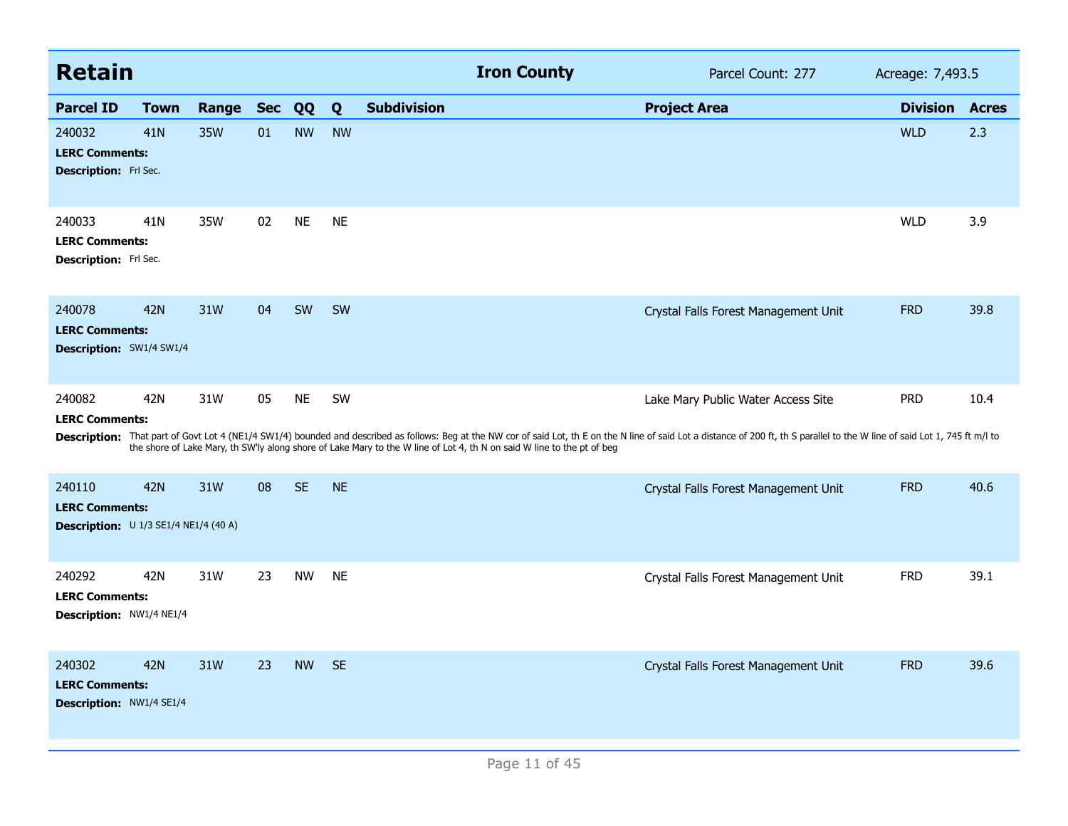## Retain

**Iron County** | Parcel Count: 277 | Acreage: 7,493.5

| Parcel ID | Town | Range | Sec | QQ | Q | Subdivision | Project Area | Division | Acres |
|---|---|---|---|---|---|---|---|---|---|
| 240032 | 41N | 35W | 01 | NW | NW | | | WLD | 2.3 |
| **LERC Comments:** | | | | | | | | | |
| **Description:** Frl Sec. | | | | | | | | | |
| 240033 | 41N | 35W | 02 | NE | NE | | | WLD | 3.9 |
| **LERC Comments:** | | | | | | | | | |
| **Description:** Frl Sec. | | | | | | | | | |
| 240078 | 42N | 31W | 04 | SW | SW | | Crystal Falls Forest Management Unit | FRD | 39.8 |
| **LERC Comments:** | | | | | | | | | |
| **Description:** SW1/4 SW1/4 | | | | | | | | | |
| 240082 | 42N | 31W | 05 | NE | SW | | Lake Mary Public Water Access Site | PRD | 10.4 |
| **LERC Comments:** | | | | | | | | | |
| **Description:** That part of Govt Lot 4 (NE1/4 SW1/4) bounded and described as follows: Beg at the NW cor of said Lot, th E on the N line of said Lot a distance of 200 ft, th S parallel to the W line of said Lot 1, 745 ft m/l to the shore of Lake Mary, th SW'ly along shore of Lake Mary to the W line of Lot 4, th N on said W line to the pt of beg | | | | | | | | | |
| 240110 | 42N | 31W | 08 | SE | NE | | Crystal Falls Forest Management Unit | FRD | 40.6 |
| **LERC Comments:** | | | | | | | | | |
| **Description:** U 1/3 SE1/4 NE1/4 (40 A) | | | | | | | | | |
| 240292 | 42N | 31W | 23 | NW | NE | | Crystal Falls Forest Management Unit | FRD | 39.1 |
| **LERC Comments:** | | | | | | | | | |
| **Description:** NW1/4 NE1/4 | | | | | | | | | |
| 240302 | 42N | 31W | 23 | NW | SE | | Crystal Falls Forest Management Unit | FRD | 39.6 |
| **LERC Comments:** | | | | | | | | | |
| **Description:** NW1/4 SE1/4 | | | | | | | | | |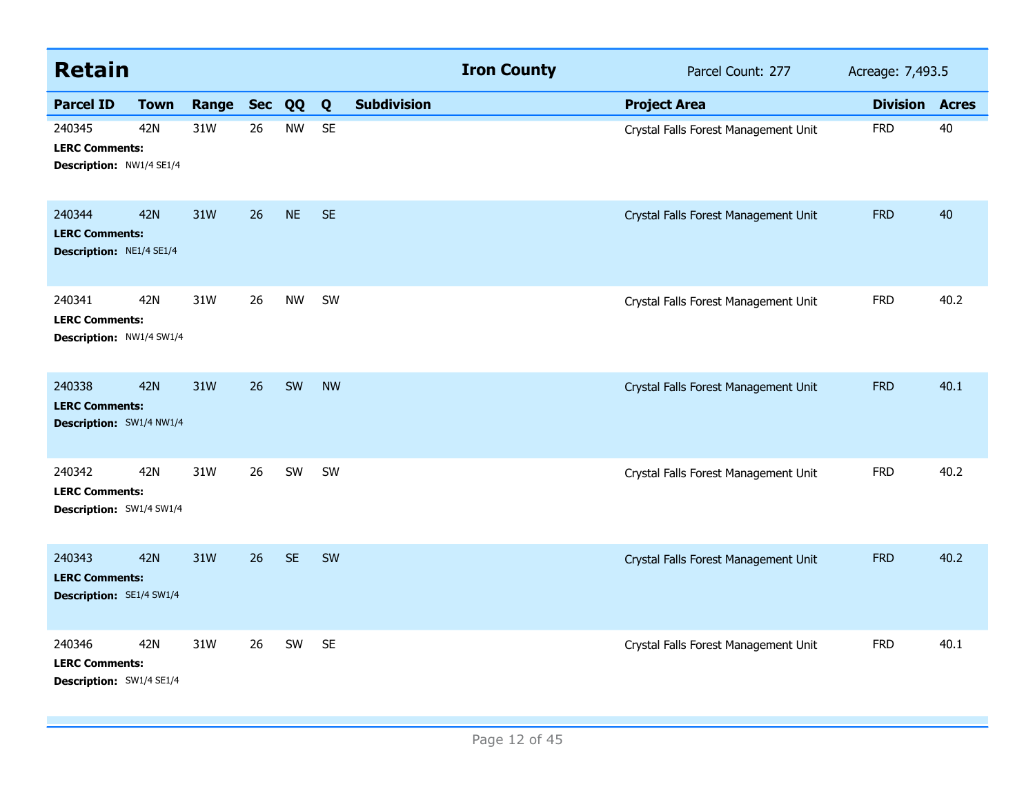## Retain — Iron County

Parcel Count: 277 — Acreage: 7,493.5

| Parcel ID | Town | Range | Sec | QQ | Q | Subdivision | Project Area | Division | Acres |
|---|---|---|---|---|---|---|---|---|---|
| 240345 | 42N | 31W | 26 | NW | SE | | Crystal Falls Forest Management Unit | FRD | 40 |
| **LERC Comments:** | | | | | | | | | |
| **Description:** NW1/4 SE1/4 | | | | | | | | | |
| 240344 | 42N | 31W | 26 | NE | SE | | Crystal Falls Forest Management Unit | FRD | 40 |
| **LERC Comments:** | | | | | | | | | |
| **Description:** NE1/4 SE1/4 | | | | | | | | | |
| 240341 | 42N | 31W | 26 | NW | SW | | Crystal Falls Forest Management Unit | FRD | 40.2 |
| **LERC Comments:** | | | | | | | | | |
| **Description:** NW1/4 SW1/4 | | | | | | | | | |
| 240338 | 42N | 31W | 26 | SW | NW | | Crystal Falls Forest Management Unit | FRD | 40.1 |
| **LERC Comments:** | | | | | | | | | |
| **Description:** SW1/4 NW1/4 | | | | | | | | | |
| 240342 | 42N | 31W | 26 | SW | SW | | Crystal Falls Forest Management Unit | FRD | 40.2 |
| **LERC Comments:** | | | | | | | | | |
| **Description:** SW1/4 SW1/4 | | | | | | | | | |
| 240343 | 42N | 31W | 26 | SE | SW | | Crystal Falls Forest Management Unit | FRD | 40.2 |
| **LERC Comments:** | | | | | | | | | |
| **Description:** SE1/4 SW1/4 | | | | | | | | | |
| 240346 | 42N | 31W | 26 | SW | SE | | Crystal Falls Forest Management Unit | FRD | 40.1 |
| **LERC Comments:** | | | | | | | | | |
| **Description:** SW1/4 SE1/4 | | | | | | | | | |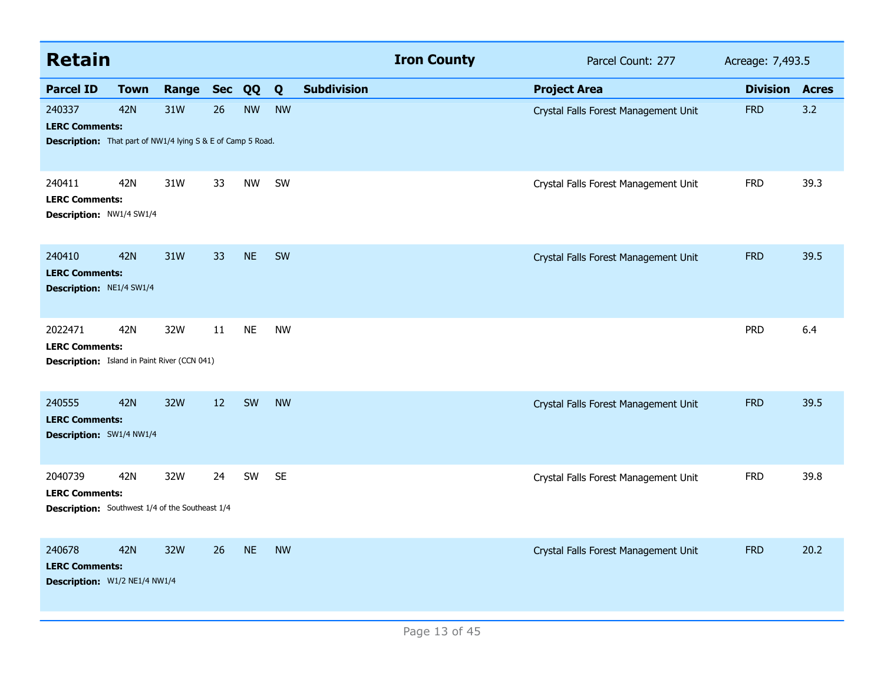## Retain — Iron County — Parcel Count: 277 — Acreage: 7,493.5

| Parcel ID | Town | Range | Sec | QQ | Q | Subdivision | Project Area | Division | Acres |
|---|---|---|---|---|---|---|---|---|---|
| 240337 | 42N | 31W | 26 | NW | NW | | Crystal Falls Forest Management Unit | FRD | 3.2 |
| **LERC Comments:** | | | | | | | | | |
| **Description:** That part of NW1/4 lying S & E of Camp 5 Road. | | | | | | | | | |
| 240411 | 42N | 31W | 33 | NW | SW | | Crystal Falls Forest Management Unit | FRD | 39.3 |
| **LERC Comments:** | | | | | | | | | |
| **Description:** NW1/4 SW1/4 | | | | | | | | | |
| 240410 | 42N | 31W | 33 | NE | SW | | Crystal Falls Forest Management Unit | FRD | 39.5 |
| **LERC Comments:** | | | | | | | | | |
| **Description:** NE1/4 SW1/4 | | | | | | | | | |
| 2022471 | 42N | 32W | 11 | NE | NW | | | PRD | 6.4 |
| **LERC Comments:** | | | | | | | | | |
| **Description:** Island in Paint River (CCN 041) | | | | | | | | | |
| 240555 | 42N | 32W | 12 | SW | NW | | Crystal Falls Forest Management Unit | FRD | 39.5 |
| **LERC Comments:** | | | | | | | | | |
| **Description:** SW1/4 NW1/4 | | | | | | | | | |
| 2040739 | 42N | 32W | 24 | SW | SE | | Crystal Falls Forest Management Unit | FRD | 39.8 |
| **LERC Comments:** | | | | | | | | | |
| **Description:** Southwest 1/4 of the Southeast 1/4 | | | | | | | | | |
| 240678 | 42N | 32W | 26 | NE | NW | | Crystal Falls Forest Management Unit | FRD | 20.2 |
| **LERC Comments:** | | | | | | | | | |
| **Description:** W1/2 NE1/4 NW1/4 | | | | | | | | | |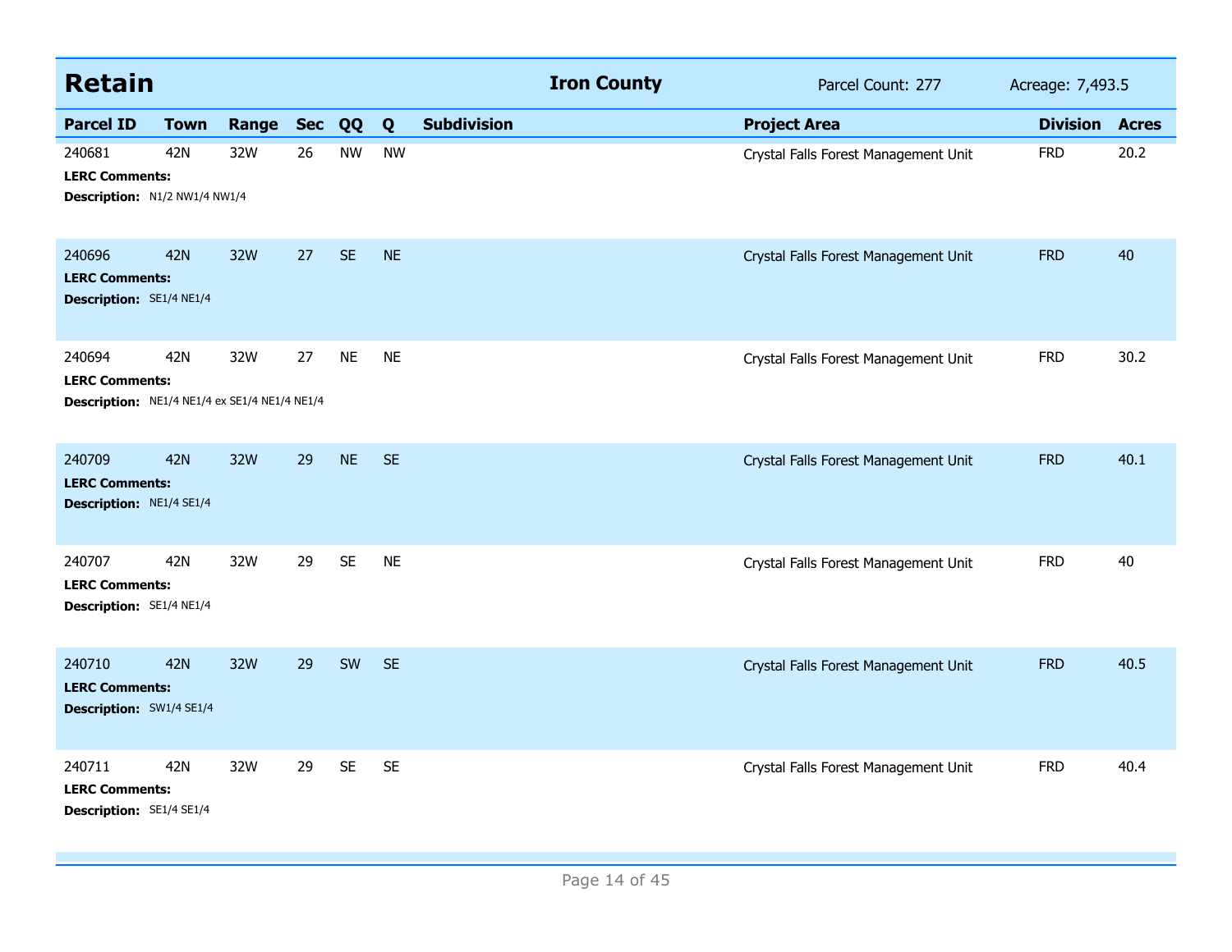## Retain

**Iron County** — Parcel Count: 277 — Acreage: 7,493.5

| Parcel ID | Town | Range | Sec | QQ | Q | Subdivision | Project Area | Division | Acres |
|---|---|---|---|---|---|---|---|---|---|
| 240681 | 42N | 32W | 26 | NW | NW | | Crystal Falls Forest Management Unit | FRD | 20.2 |
| **LERC Comments:** | | | | | | | | | |
| **Description:** N1/2 NW1/4 NW1/4 | | | | | | | | | |
| 240696 | 42N | 32W | 27 | SE | NE | | Crystal Falls Forest Management Unit | FRD | 40 |
| **LERC Comments:** | | | | | | | | | |
| **Description:** SE1/4 NE1/4 | | | | | | | | | |
| 240694 | 42N | 32W | 27 | NE | NE | | Crystal Falls Forest Management Unit | FRD | 30.2 |
| **LERC Comments:** | | | | | | | | | |
| **Description:** NE1/4 NE1/4 ex SE1/4 NE1/4 NE1/4 | | | | | | | | | |
| 240709 | 42N | 32W | 29 | NE | SE | | Crystal Falls Forest Management Unit | FRD | 40.1 |
| **LERC Comments:** | | | | | | | | | |
| **Description:** NE1/4 SE1/4 | | | | | | | | | |
| 240707 | 42N | 32W | 29 | SE | NE | | Crystal Falls Forest Management Unit | FRD | 40 |
| **LERC Comments:** | | | | | | | | | |
| **Description:** SE1/4 NE1/4 | | | | | | | | | |
| 240710 | 42N | 32W | 29 | SW | SE | | Crystal Falls Forest Management Unit | FRD | 40.5 |
| **LERC Comments:** | | | | | | | | | |
| **Description:** SW1/4 SE1/4 | | | | | | | | | |
| 240711 | 42N | 32W | 29 | SE | SE | | Crystal Falls Forest Management Unit | FRD | 40.4 |
| **LERC Comments:** | | | | | | | | | |
| **Description:** SE1/4 SE1/4 | | | | | | | | | |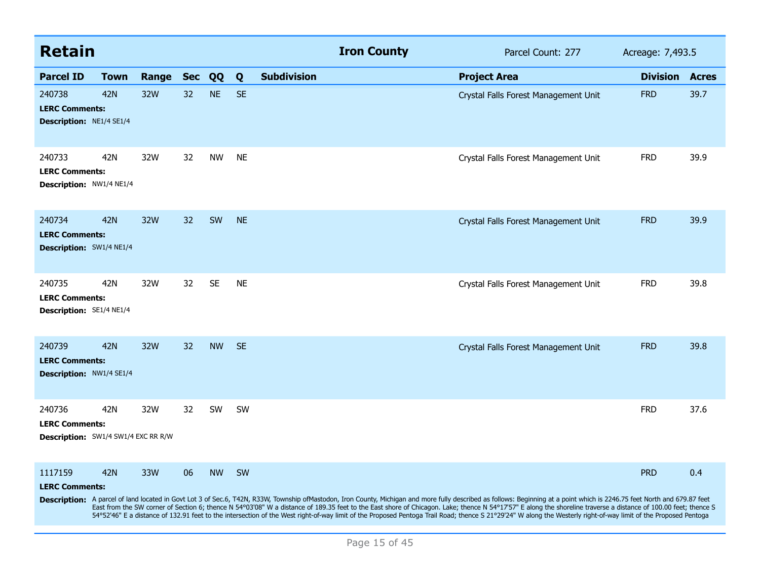## Retain — Iron County

Parcel Count: 277 | Acreage: 7,493.5

| Parcel ID | Town | Range | Sec | QQ | Q | Subdivision | Project Area | Division | Acres |
|---|---|---|---|---|---|---|---|---|---|
| 240738 | 42N | 32W | 32 | NE | SE | | Crystal Falls Forest Management Unit | FRD | 39.7 |
| **LERC Comments:** | | | | | | | | | |
| **Description:** NE1/4 SE1/4 | | | | | | | | | |
| 240733 | 42N | 32W | 32 | NW | NE | | Crystal Falls Forest Management Unit | FRD | 39.9 |
| **LERC Comments:** | | | | | | | | | |
| **Description:** NW1/4 NE1/4 | | | | | | | | | |
| 240734 | 42N | 32W | 32 | SW | NE | | Crystal Falls Forest Management Unit | FRD | 39.9 |
| **LERC Comments:** | | | | | | | | | |
| **Description:** SW1/4 NE1/4 | | | | | | | | | |
| 240735 | 42N | 32W | 32 | SE | NE | | Crystal Falls Forest Management Unit | FRD | 39.8 |
| **LERC Comments:** | | | | | | | | | |
| **Description:** SE1/4 NE1/4 | | | | | | | | | |
| 240739 | 42N | 32W | 32 | NW | SE | | Crystal Falls Forest Management Unit | FRD | 39.8 |
| **LERC Comments:** | | | | | | | | | |
| **Description:** NW1/4 SE1/4 | | | | | | | | | |
| 240736 | 42N | 32W | 32 | SW | SW | | | FRD | 37.6 |
| **LERC Comments:** | | | | | | | | | |
| **Description:** SW1/4 SW1/4 EXC RR R/W | | | | | | | | | |
| 1117159 | 42N | 33W | 06 | NW | SW | | | PRD | 0.4 |
| **LERC Comments:** | | | | | | | | | |
| **Description:** A parcel of land located in Govt Lot 3 of Sec.6, T42N, R33W, Township ofMastodon, Iron County, Michigan and more fully described as follows: Beginning at a point which is 2246.75 feet North and 679.87 feet East from the SW corner of Section 6; thence N 54°03'08" W a distance of 189.35 feet to the East shore of Chicagon. Lake; thence N 54°17'57" E along the shoreline traverse a distance of 100.00 feet; thence S 54°52'46" E a distance of 132.91 feet to the intersection of the West right-of-way limit of the Proposed Pentoga Trail Road; thence S 21°29'24" W along the Westerly right-of-way limit of the Proposed Pentoga | | | | | | | | | |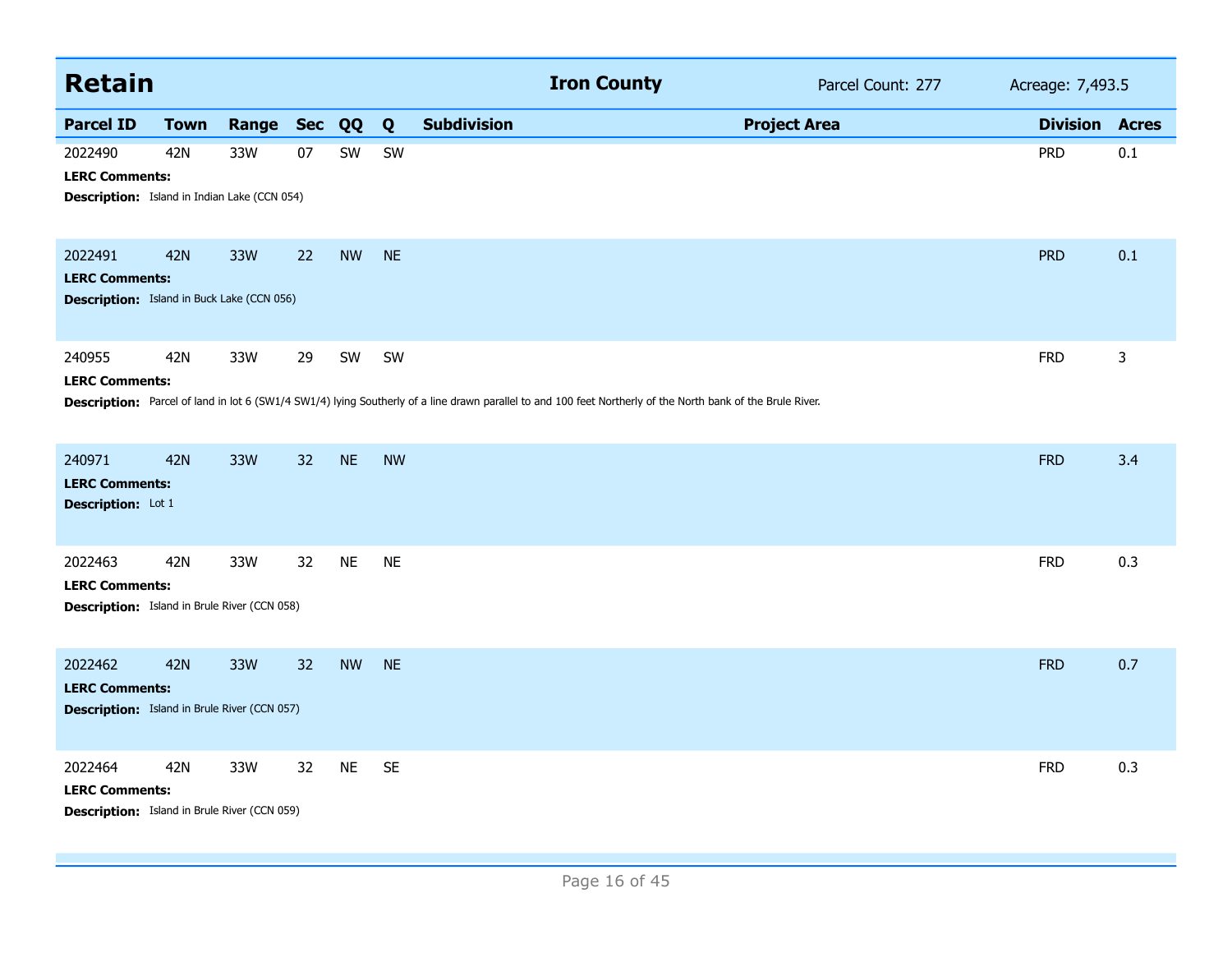## Retain

**Iron County** — Parcel Count: 277 — Acreage: 7,493.5

| Parcel ID | Town | Range | Sec | QQ | Q | Subdivision | Project Area | Division | Acres |
|---|---|---|---|---|---|---|---|---|---|
| 2022490 | 42N | 33W | 07 | SW | SW | | | PRD | 0.1 |

**LERC Comments:**

**Description:** Island in Indian Lake (CCN 054)

| Parcel ID | Town | Range | Sec | QQ | Q | Subdivision | Project Area | Division | Acres |
|---|---|---|---|---|---|---|---|---|---|
| 2022491 | 42N | 33W | 22 | NW | NE | | | PRD | 0.1 |

**LERC Comments:**

**Description:** Island in Buck Lake (CCN 056)

| Parcel ID | Town | Range | Sec | QQ | Q | Subdivision | Project Area | Division | Acres |
|---|---|---|---|---|---|---|---|---|---|
| 240955 | 42N | 33W | 29 | SW | SW | | | FRD | 3 |

**LERC Comments:**

**Description:** Parcel of land in lot 6 (SW1/4 SW1/4) lying Southerly of a line drawn parallel to and 100 feet Northerly of the North bank of the Brule River.

| Parcel ID | Town | Range | Sec | QQ | Q | Subdivision | Project Area | Division | Acres |
|---|---|---|---|---|---|---|---|---|---|
| 240971 | 42N | 33W | 32 | NE | NW | | | FRD | 3.4 |

**LERC Comments:**

**Description:** Lot 1

| Parcel ID | Town | Range | Sec | QQ | Q | Subdivision | Project Area | Division | Acres |
|---|---|---|---|---|---|---|---|---|---|
| 2022463 | 42N | 33W | 32 | NE | NE | | | FRD | 0.3 |

**LERC Comments:**

**Description:** Island in Brule River (CCN 058)

| Parcel ID | Town | Range | Sec | QQ | Q | Subdivision | Project Area | Division | Acres |
|---|---|---|---|---|---|---|---|---|---|
| 2022462 | 42N | 33W | 32 | NW | NE | | | FRD | 0.7 |

**LERC Comments:**

**Description:** Island in Brule River (CCN 057)

| Parcel ID | Town | Range | Sec | QQ | Q | Subdivision | Project Area | Division | Acres |
|---|---|---|---|---|---|---|---|---|---|
| 2022464 | 42N | 33W | 32 | NE | SE | | | FRD | 0.3 |

**LERC Comments:**

**Description:** Island in Brule River (CCN 059)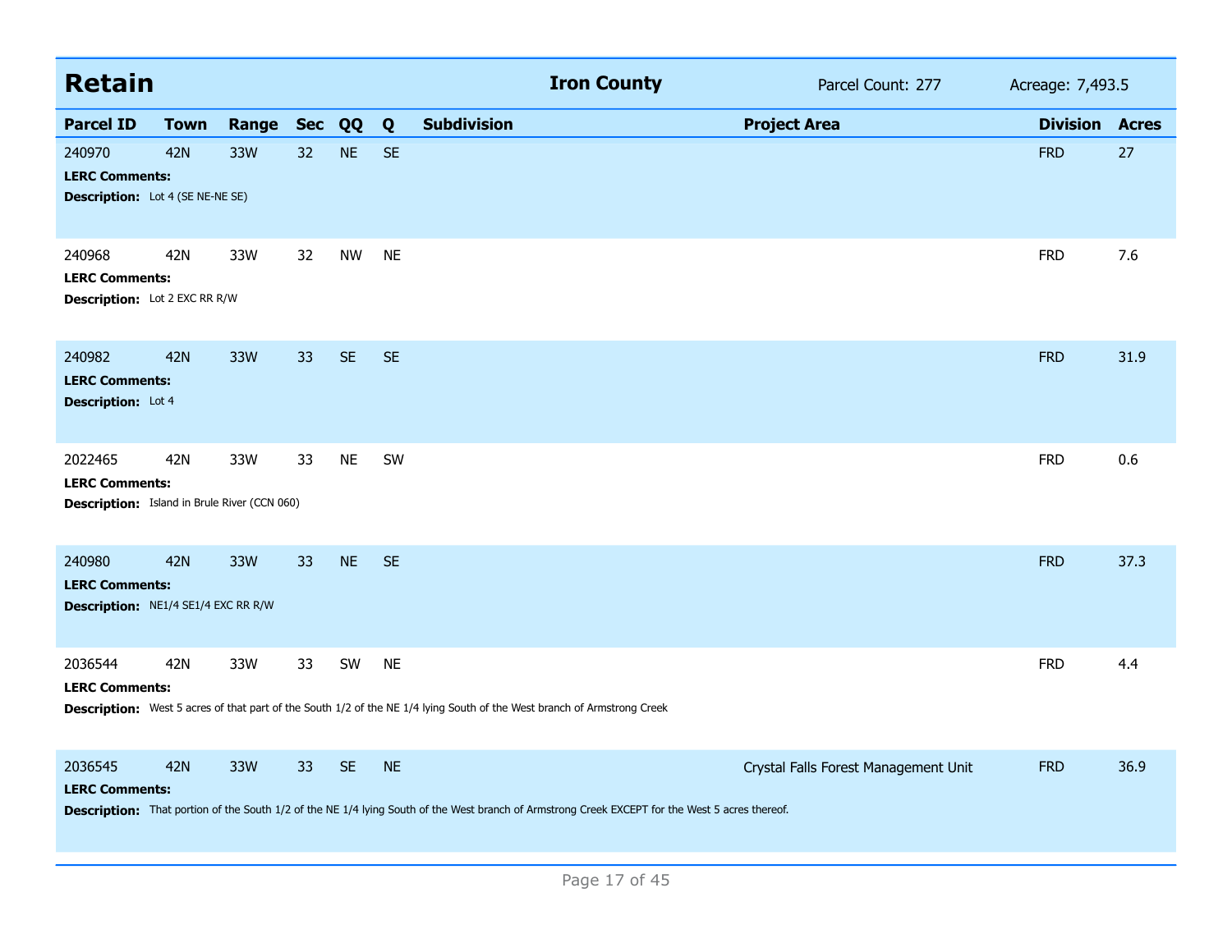## Retain

**Iron County** | Parcel Count: 277 | Acreage: 7,493.5

| Parcel ID | Town | Range | Sec | QQ | Q | Subdivision | Project Area | Division | Acres |
|---|---|---|---|---|---|---|---|---|---|
| 240970 | 42N | 33W | 32 | NE | SE | | | FRD | 27 |
| **LERC Comments:** | | | | | | | | | |
| **Description:** Lot 4 (SE NE-NE SE) | | | | | | | | | |
| 240968 | 42N | 33W | 32 | NW | NE | | | FRD | 7.6 |
| **LERC Comments:** | | | | | | | | | |
| **Description:** Lot 2 EXC RR R/W | | | | | | | | | |
| 240982 | 42N | 33W | 33 | SE | SE | | | FRD | 31.9 |
| **LERC Comments:** | | | | | | | | | |
| **Description:** Lot 4 | | | | | | | | | |
| 2022465 | 42N | 33W | 33 | NE | SW | | | FRD | 0.6 |
| **LERC Comments:** | | | | | | | | | |
| **Description:** Island in Brule River (CCN 060) | | | | | | | | | |
| 240980 | 42N | 33W | 33 | NE | SE | | | FRD | 37.3 |
| **LERC Comments:** | | | | | | | | | |
| **Description:** NE1/4 SE1/4 EXC RR R/W | | | | | | | | | |
| 2036544 | 42N | 33W | 33 | SW | NE | | | FRD | 4.4 |
| **LERC Comments:** | | | | | | | | | |
| **Description:** West 5 acres of that part of the South 1/2 of the NE 1/4 lying South of the West branch of Armstrong Creek | | | | | | | | | |
| 2036545 | 42N | 33W | 33 | SE | NE | | Crystal Falls Forest Management Unit | FRD | 36.9 |
| **LERC Comments:** | | | | | | | | | |
| **Description:** That portion of the South 1/2 of the NE 1/4 lying South of the West branch of Armstrong Creek EXCEPT for the West 5 acres thereof. | | | | | | | | | |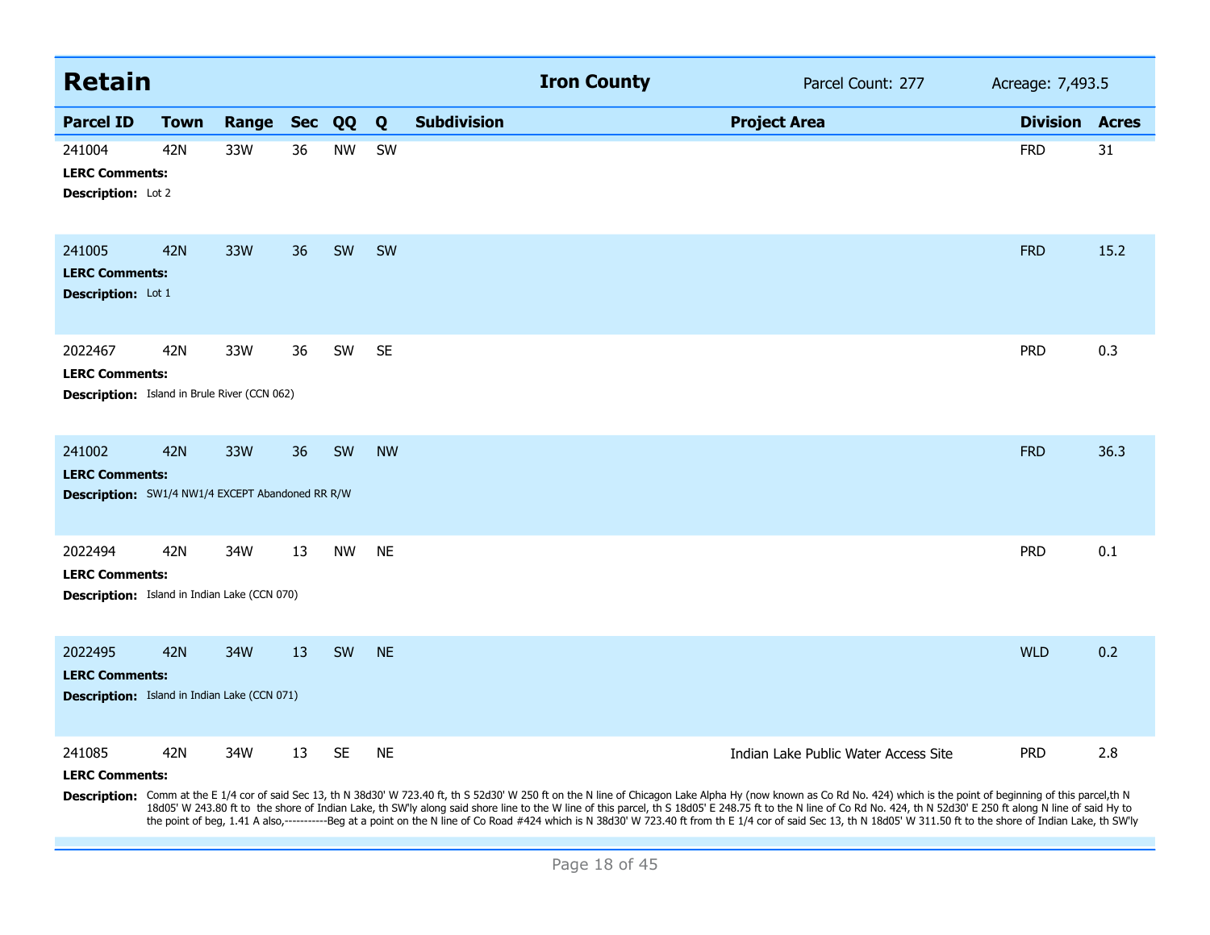## Retain

**Iron County** Parcel Count: 277 Acreage: 7,493.5

| Parcel ID | Town | Range | Sec | QQ | Q | Subdivision | Project Area | Division | Acres |
|---|---|---|---|---|---|---|---|---|---|
| 241004 | 42N | 33W | 36 | NW | SW | | | FRD | 31 |

**LERC Comments:**

**Description:** Lot 2

| Parcel ID | Town | Range | Sec | QQ | Q | Subdivision | Project Area | Division | Acres |
|---|---|---|---|---|---|---|---|---|---|
| 241005 | 42N | 33W | 36 | SW | SW | | | FRD | 15.2 |

**LERC Comments:**

**Description:** Lot 1

| Parcel ID | Town | Range | Sec | QQ | Q | Subdivision | Project Area | Division | Acres |
|---|---|---|---|---|---|---|---|---|---|
| 2022467 | 42N | 33W | 36 | SW | SE | | | PRD | 0.3 |

**LERC Comments:**

**Description:** Island in Brule River (CCN 062)

| Parcel ID | Town | Range | Sec | QQ | Q | Subdivision | Project Area | Division | Acres |
|---|---|---|---|---|---|---|---|---|---|
| 241002 | 42N | 33W | 36 | SW | NW | | | FRD | 36.3 |

**LERC Comments:**

**Description:** SW1/4 NW1/4 EXCEPT Abandoned RR R/W

| Parcel ID | Town | Range | Sec | QQ | Q | Subdivision | Project Area | Division | Acres |
|---|---|---|---|---|---|---|---|---|---|
| 2022494 | 42N | 34W | 13 | NW | NE | | | PRD | 0.1 |

**LERC Comments:**

**Description:** Island in Indian Lake (CCN 070)

| Parcel ID | Town | Range | Sec | QQ | Q | Subdivision | Project Area | Division | Acres |
|---|---|---|---|---|---|---|---|---|---|
| 2022495 | 42N | 34W | 13 | SW | NE | | | WLD | 0.2 |

**LERC Comments:**

**Description:** Island in Indian Lake (CCN 071)

| Parcel ID | Town | Range | Sec | QQ | Q | Subdivision | Project Area | Division | Acres |
|---|---|---|---|---|---|---|---|---|---|
| 241085 | 42N | 34W | 13 | SE | NE | | Indian Lake Public Water Access Site | PRD | 2.8 |

**LERC Comments:**

**Description:** Comm at the E 1/4 cor of said Sec 13, th N 38d30' W 723.40 ft, th S 52d30' W 250 ft on the N line of Chicagon Lake Alpha Hy (now known as Co Rd No. 424) which is the point of beginning of this parcel,th N 18d05' W 243.80 ft to the shore of Indian Lake, th SW'ly along said shore line to the W line of this parcel, th S 18d05' E 248.75 ft to the N line of Co Rd No. 424, th N 52d30' E 250 ft along N line of said Hy to the point of beg, 1.41 A also,-----------Beg at a point on the N line of Co Road #424 which is N 38d30' W 723.40 ft from th E 1/4 cor of said Sec 13, th N 18d05' W 311.50 ft to the shore of Indian Lake, th SW'ly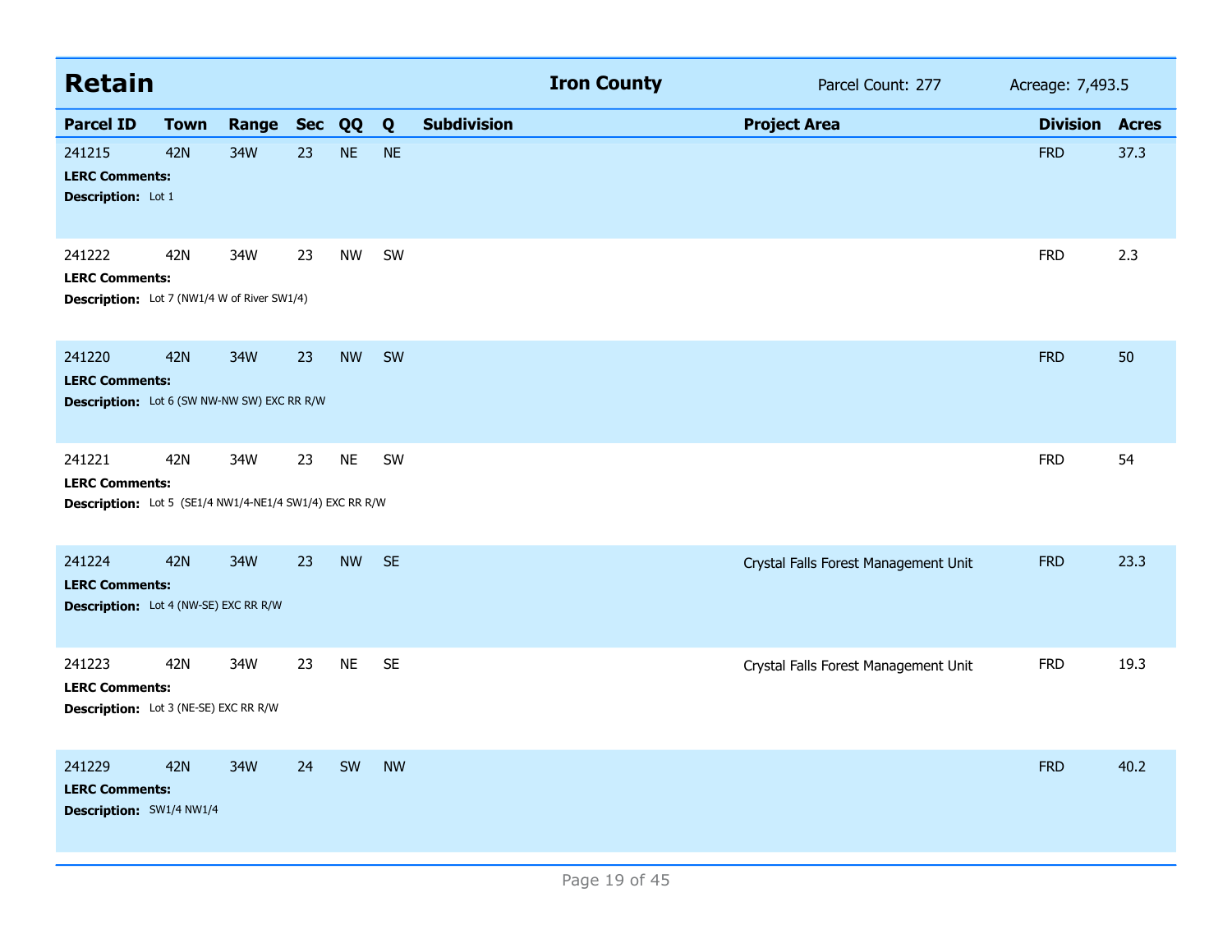## Retain — Iron County

Parcel Count: 277 | Acreage: 7,493.5

| Parcel ID | Town | Range | Sec | QQ | Q | Subdivision | Project Area | Division | Acres |
|---|---|---|---|---|---|---|---|---|---|
| 241215 | 42N | 34W | 23 | NE | NE | | | FRD | 37.3 |
| LERC Comments: | | | | | | | | | |
| Description: Lot 1 | | | | | | | | | |
| 241222 | 42N | 34W | 23 | NW | SW | | | FRD | 2.3 |
| LERC Comments: | | | | | | | | | |
| Description: Lot 7 (NW1/4 W of River SW1/4) | | | | | | | | | |
| 241220 | 42N | 34W | 23 | NW | SW | | | FRD | 50 |
| LERC Comments: | | | | | | | | | |
| Description: Lot 6 (SW NW-NW SW) EXC RR R/W | | | | | | | | | |
| 241221 | 42N | 34W | 23 | NE | SW | | | FRD | 54 |
| LERC Comments: | | | | | | | | | |
| Description: Lot 5 (SE1/4 NW1/4-NE1/4 SW1/4) EXC RR R/W | | | | | | | | | |
| 241224 | 42N | 34W | 23 | NW | SE | | Crystal Falls Forest Management Unit | FRD | 23.3 |
| LERC Comments: | | | | | | | | | |
| Description: Lot 4 (NW-SE) EXC RR R/W | | | | | | | | | |
| 241223 | 42N | 34W | 23 | NE | SE | | Crystal Falls Forest Management Unit | FRD | 19.3 |
| LERC Comments: | | | | | | | | | |
| Description: Lot 3 (NE-SE) EXC RR R/W | | | | | | | | | |
| 241229 | 42N | 34W | 24 | SW | NW | | | FRD | 40.2 |
| LERC Comments: | | | | | | | | | |
| Description: SW1/4 NW1/4 | | | | | | | | | |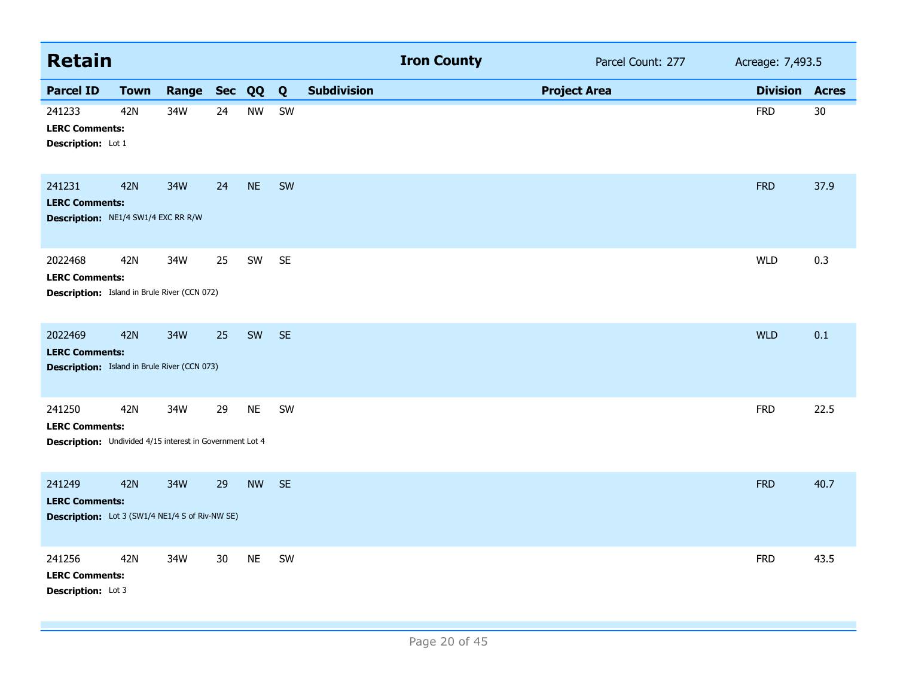## Retain

**Iron County** | Parcel Count: 277 | Acreage: 7,493.5

| Parcel ID | Town | Range | Sec | QQ | Q | Subdivision | Project Area | Division | Acres |
|---|---|---|---|---|---|---|---|---|---|
| 241233 | 42N | 34W | 24 | NW | SW | | | FRD | 30 |
| **LERC Comments:** | | | | | | | | | |
| **Description:** Lot 1 | | | | | | | | | |
| 241231 | 42N | 34W | 24 | NE | SW | | | FRD | 37.9 |
| **LERC Comments:** | | | | | | | | | |
| **Description:** NE1/4 SW1/4 EXC RR R/W | | | | | | | | | |
| 2022468 | 42N | 34W | 25 | SW | SE | | | WLD | 0.3 |
| **LERC Comments:** | | | | | | | | | |
| **Description:** Island in Brule River (CCN 072) | | | | | | | | | |
| 2022469 | 42N | 34W | 25 | SW | SE | | | WLD | 0.1 |
| **LERC Comments:** | | | | | | | | | |
| **Description:** Island in Brule River (CCN 073) | | | | | | | | | |
| 241250 | 42N | 34W | 29 | NE | SW | | | FRD | 22.5 |
| **LERC Comments:** | | | | | | | | | |
| **Description:** Undivided 4/15 interest in Government Lot 4 | | | | | | | | | |
| 241249 | 42N | 34W | 29 | NW | SE | | | FRD | 40.7 |
| **LERC Comments:** | | | | | | | | | |
| **Description:** Lot 3 (SW1/4 NE1/4 S of Riv-NW SE) | | | | | | | | | |
| 241256 | 42N | 34W | 30 | NE | SW | | | FRD | 43.5 |
| **LERC Comments:** | | | | | | | | | |
| **Description:** Lot 3 | | | | | | | | | |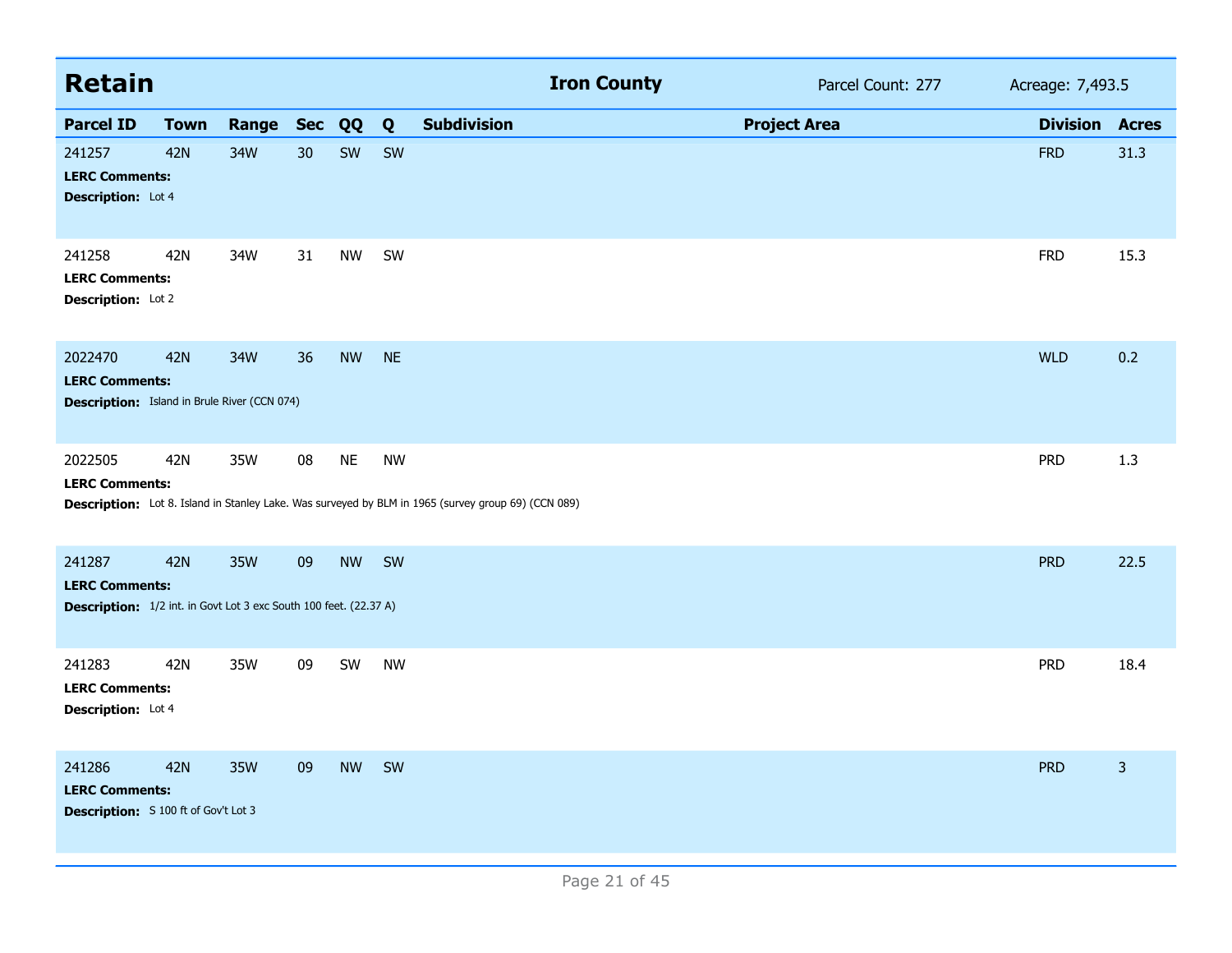## Retain — Iron County

Parcel Count: 277 | Acreage: 7,493.5

| Parcel ID | Town | Range | Sec | QQ | Q | Subdivision | Project Area | Division | Acres |
|---|---|---|---|---|---|---|---|---|---|
| 241257 | 42N | 34W | 30 | SW | SW | | | FRD | 31.3 |

**LERC Comments:**
**Description:** Lot 4

| Parcel ID | Town | Range | Sec | QQ | Q | Subdivision | Project Area | Division | Acres |
|---|---|---|---|---|---|---|---|---|---|
| 241258 | 42N | 34W | 31 | NW | SW | | | FRD | 15.3 |

**LERC Comments:**
**Description:** Lot 2

| Parcel ID | Town | Range | Sec | QQ | Q | Subdivision | Project Area | Division | Acres |
|---|---|---|---|---|---|---|---|---|---|
| 2022470 | 42N | 34W | 36 | NW | NE | | | WLD | 0.2 |

**LERC Comments:**
**Description:** Island in Brule River (CCN 074)

| Parcel ID | Town | Range | Sec | QQ | Q | Subdivision | Project Area | Division | Acres |
|---|---|---|---|---|---|---|---|---|---|
| 2022505 | 42N | 35W | 08 | NE | NW | | | PRD | 1.3 |

**LERC Comments:**
**Description:** Lot 8. Island in Stanley Lake. Was surveyed by BLM in 1965 (survey group 69) (CCN 089)

| Parcel ID | Town | Range | Sec | QQ | Q | Subdivision | Project Area | Division | Acres |
|---|---|---|---|---|---|---|---|---|---|
| 241287 | 42N | 35W | 09 | NW | SW | | | PRD | 22.5 |

**LERC Comments:**
**Description:** 1/2 int. in Govt Lot 3 exc South 100 feet. (22.37 A)

| Parcel ID | Town | Range | Sec | QQ | Q | Subdivision | Project Area | Division | Acres |
|---|---|---|---|---|---|---|---|---|---|
| 241283 | 42N | 35W | 09 | SW | NW | | | PRD | 18.4 |

**LERC Comments:**
**Description:** Lot 4

| Parcel ID | Town | Range | Sec | QQ | Q | Subdivision | Project Area | Division | Acres |
|---|---|---|---|---|---|---|---|---|---|
| 241286 | 42N | 35W | 09 | NW | SW | | | PRD | 3 |

**LERC Comments:**
**Description:** S 100 ft of Gov't Lot 3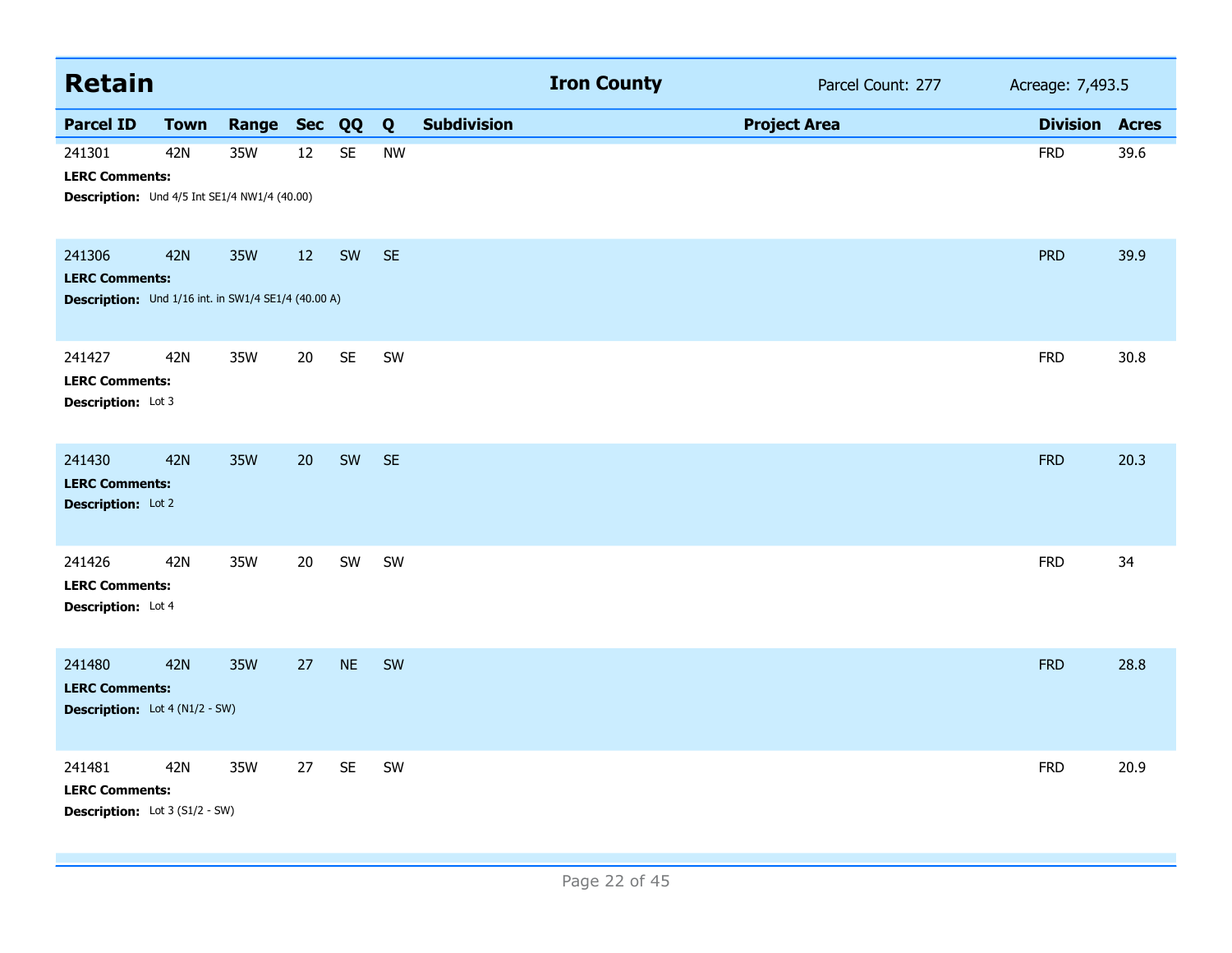## Retain

**Iron County** Parcel Count: 277 Acreage: 7,493.5

| Parcel ID | Town | Range | Sec | QQ | Q | Subdivision | Project Area | Division | Acres |
|---|---|---|---|---|---|---|---|---|---|
| 241301 | 42N | 35W | 12 | SE | NW | | | FRD | 39.6 |
| **LERC Comments:** | | | | | | | | | |
| **Description:** Und 4/5 Int SE1/4 NW1/4 (40.00) | | | | | | | | | |
| 241306 | 42N | 35W | 12 | SW | SE | | | PRD | 39.9 |
| **LERC Comments:** | | | | | | | | | |
| **Description:** Und 1/16 int. in SW1/4 SE1/4 (40.00 A) | | | | | | | | | |
| 241427 | 42N | 35W | 20 | SE | SW | | | FRD | 30.8 |
| **LERC Comments:** | | | | | | | | | |
| **Description:** Lot 3 | | | | | | | | | |
| 241430 | 42N | 35W | 20 | SW | SE | | | FRD | 20.3 |
| **LERC Comments:** | | | | | | | | | |
| **Description:** Lot 2 | | | | | | | | | |
| 241426 | 42N | 35W | 20 | SW | SW | | | FRD | 34 |
| **LERC Comments:** | | | | | | | | | |
| **Description:** Lot 4 | | | | | | | | | |
| 241480 | 42N | 35W | 27 | NE | SW | | | FRD | 28.8 |
| **LERC Comments:** | | | | | | | | | |
| **Description:** Lot 4 (N1/2 - SW) | | | | | | | | | |
| 241481 | 42N | 35W | 27 | SE | SW | | | FRD | 20.9 |
| **LERC Comments:** | | | | | | | | | |
| **Description:** Lot 3 (S1/2 - SW) | | | | | | | | | |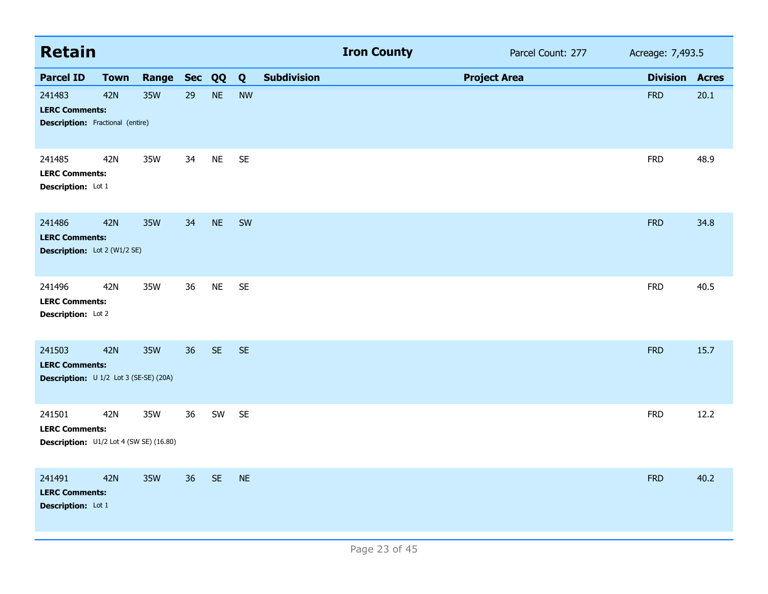## Retain

**Iron County** Parcel Count: 277 Acreage: 7,493.5

| Parcel ID | Town | Range | Sec | QQ | Q | Subdivision | Project Area | Division | Acres |
|---|---|---|---|---|---|---|---|---|---|
| 241483 | 42N | 35W | 29 | NE | NW | | | FRD | 20.1 |

**LERC Comments:**
**Description:** Fractional (entire)

| Parcel ID | Town | Range | Sec | QQ | Q | Subdivision | Project Area | Division | Acres |
|---|---|---|---|---|---|---|---|---|---|
| 241485 | 42N | 35W | 34 | NE | SE | | | FRD | 48.9 |

**LERC Comments:**
**Description:** Lot 1

| Parcel ID | Town | Range | Sec | QQ | Q | Subdivision | Project Area | Division | Acres |
|---|---|---|---|---|---|---|---|---|---|
| 241486 | 42N | 35W | 34 | NE | SW | | | FRD | 34.8 |

**LERC Comments:**
**Description:** Lot 2 (W1/2 SE)

| Parcel ID | Town | Range | Sec | QQ | Q | Subdivision | Project Area | Division | Acres |
|---|---|---|---|---|---|---|---|---|---|
| 241496 | 42N | 35W | 36 | NE | SE | | | FRD | 40.5 |

**LERC Comments:**
**Description:** Lot 2

| Parcel ID | Town | Range | Sec | QQ | Q | Subdivision | Project Area | Division | Acres |
|---|---|---|---|---|---|---|---|---|---|
| 241503 | 42N | 35W | 36 | SE | SE | | | FRD | 15.7 |

**LERC Comments:**
**Description:** U 1/2 Lot 3 (SE-SE) (20A)

| Parcel ID | Town | Range | Sec | QQ | Q | Subdivision | Project Area | Division | Acres |
|---|---|---|---|---|---|---|---|---|---|
| 241501 | 42N | 35W | 36 | SW | SE | | | FRD | 12.2 |

**LERC Comments:**
**Description:** U1/2 Lot 4 (SW SE) (16.80)

| Parcel ID | Town | Range | Sec | QQ | Q | Subdivision | Project Area | Division | Acres |
|---|---|---|---|---|---|---|---|---|---|
| 241491 | 42N | 35W | 36 | SE | NE | | | FRD | 40.2 |

**LERC Comments:**
**Description:** Lot 1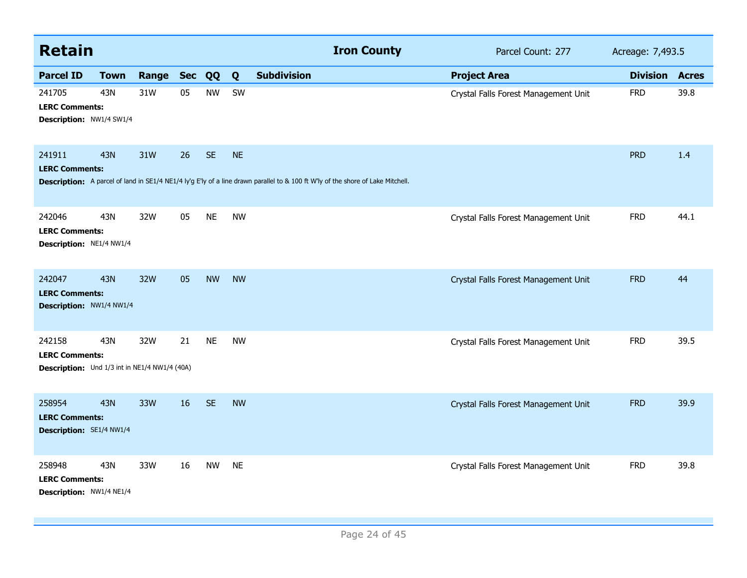## Retain — Iron County

Parcel Count: 277 | Acreage: 7,493.5

| Parcel ID | Town | Range | Sec | QQ | Q | Subdivision | Project Area | Division | Acres |
|---|---|---|---|---|---|---|---|---|---|
| 241705 | 43N | 31W | 05 | NW | SW | | Crystal Falls Forest Management Unit | FRD | 39.8 |
| **LERC Comments:** | | | | | | | | | |
| **Description:** NW1/4 SW1/4 | | | | | | | | | |
| 241911 | 43N | 31W | 26 | SE | NE | | | PRD | 1.4 |
| **LERC Comments:** | | | | | | | | | |
| **Description:** A parcel of land in SE1/4 NE1/4 ly'g E'ly of a line drawn parallel to & 100 ft W'ly of the shore of Lake Mitchell. | | | | | | | | | |
| 242046 | 43N | 32W | 05 | NE | NW | | Crystal Falls Forest Management Unit | FRD | 44.1 |
| **LERC Comments:** | | | | | | | | | |
| **Description:** NE1/4 NW1/4 | | | | | | | | | |
| 242047 | 43N | 32W | 05 | NW | NW | | Crystal Falls Forest Management Unit | FRD | 44 |
| **LERC Comments:** | | | | | | | | | |
| **Description:** NW1/4 NW1/4 | | | | | | | | | |
| 242158 | 43N | 32W | 21 | NE | NW | | Crystal Falls Forest Management Unit | FRD | 39.5 |
| **LERC Comments:** | | | | | | | | | |
| **Description:** Und 1/3 int in NE1/4 NW1/4 (40A) | | | | | | | | | |
| 258954 | 43N | 33W | 16 | SE | NW | | Crystal Falls Forest Management Unit | FRD | 39.9 |
| **LERC Comments:** | | | | | | | | | |
| **Description:** SE1/4 NW1/4 | | | | | | | | | |
| 258948 | 43N | 33W | 16 | NW | NE | | Crystal Falls Forest Management Unit | FRD | 39.8 |
| **LERC Comments:** | | | | | | | | | |
| **Description:** NW1/4 NE1/4 | | | | | | | | | |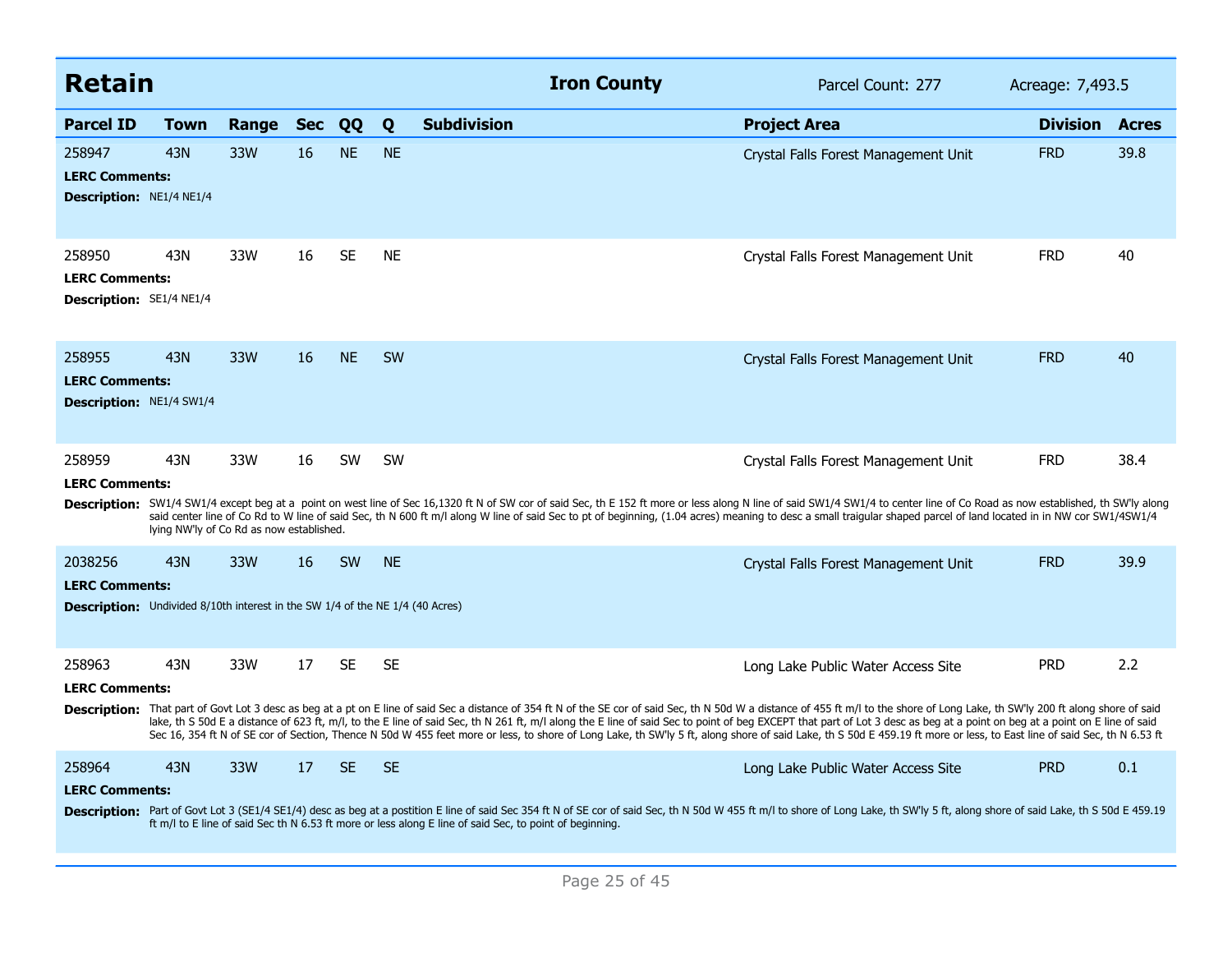## Retain

**Iron County** | Parcel Count: 277 | Acreage: 7,493.5

| Parcel ID | Town | Range | Sec | QQ | Q | Subdivision | Project Area | Division | Acres |
|---|---|---|---|---|---|---|---|---|---|
| 258947 | 43N | 33W | 16 | NE | NE | | Crystal Falls Forest Management Unit | FRD | 39.8 |

**LERC Comments:**

**Description:** NE1/4 NE1/4

| Parcel ID | Town | Range | Sec | QQ | Q | Subdivision | Project Area | Division | Acres |
|---|---|---|---|---|---|---|---|---|---|
| 258950 | 43N | 33W | 16 | SE | NE | | Crystal Falls Forest Management Unit | FRD | 40 |

**LERC Comments:**

**Description:** SE1/4 NE1/4

| Parcel ID | Town | Range | Sec | QQ | Q | Subdivision | Project Area | Division | Acres |
|---|---|---|---|---|---|---|---|---|---|
| 258955 | 43N | 33W | 16 | NE | SW | | Crystal Falls Forest Management Unit | FRD | 40 |

**LERC Comments:**

**Description:** NE1/4 SW1/4

| Parcel ID | Town | Range | Sec | QQ | Q | Subdivision | Project Area | Division | Acres |
|---|---|---|---|---|---|---|---|---|---|
| 258959 | 43N | 33W | 16 | SW | SW | | Crystal Falls Forest Management Unit | FRD | 38.4 |

**LERC Comments:**

**Description:** SW1/4 SW1/4 except beg at a point on west line of Sec 16,1320 ft N of SW cor of said Sec, th E 152 ft more or less along N line of said SW1/4 SW1/4 to center line of Co Road as now established, th SW'ly along said center line of Co Rd to W line of said Sec, th N 600 ft m/l along W line of said Sec to pt of beginning, (1.04 acres) meaning to desc a small traigular shaped parcel of land located in in NW cor SW1/4SW1/4 lying NW'ly of Co Rd as now established.

| Parcel ID | Town | Range | Sec | QQ | Q | Subdivision | Project Area | Division | Acres |
|---|---|---|---|---|---|---|---|---|---|
| 2038256 | 43N | 33W | 16 | SW | NE | | Crystal Falls Forest Management Unit | FRD | 39.9 |

**LERC Comments:**

**Description:** Undivided 8/10th interest in the SW 1/4 of the NE 1/4 (40 Acres)

| Parcel ID | Town | Range | Sec | QQ | Q | Subdivision | Project Area | Division | Acres |
|---|---|---|---|---|---|---|---|---|---|
| 258963 | 43N | 33W | 17 | SE | SE | | Long Lake Public Water Access Site | PRD | 2.2 |

**LERC Comments:**

**Description:** That part of Govt Lot 3 desc as beg at a pt on E line of said Sec a distance of 354 ft N of the SE cor of said Sec, th N 50d W a distance of 455 ft m/l to the shore of Long Lake, th SW'ly 200 ft along shore of said lake, th S 50d E a distance of 623 ft, m/l, to the E line of said Sec, th N 261 ft, m/l along the E line of said Sec to point of beg EXCEPT that part of Lot 3 desc as beg at a point on beg at a point on E line of said Sec 16, 354 ft N of SE cor of Section, Thence N 50d W 455 feet more or less, to shore of Long Lake, th SW'ly 5 ft, along shore of said Lake, th S 50d E 459.19 ft more or less, to East line of said Sec, th N 6.53 ft

| Parcel ID | Town | Range | Sec | QQ | Q | Subdivision | Project Area | Division | Acres |
|---|---|---|---|---|---|---|---|---|---|
| 258964 | 43N | 33W | 17 | SE | SE | | Long Lake Public Water Access Site | PRD | 0.1 |

**LERC Comments:**

**Description:** Part of Govt Lot 3 (SE1/4 SE1/4) desc as beg at a postition E line of said Sec 354 ft N of SE cor of said Sec, th N 50d W 455 ft m/l to shore of Long Lake, th SW'ly 5 ft, along shore of said Lake, th S 50d E 459.19 ft m/l to E line of said Sec th N 6.53 ft more or less along E line of said Sec, to point of beginning.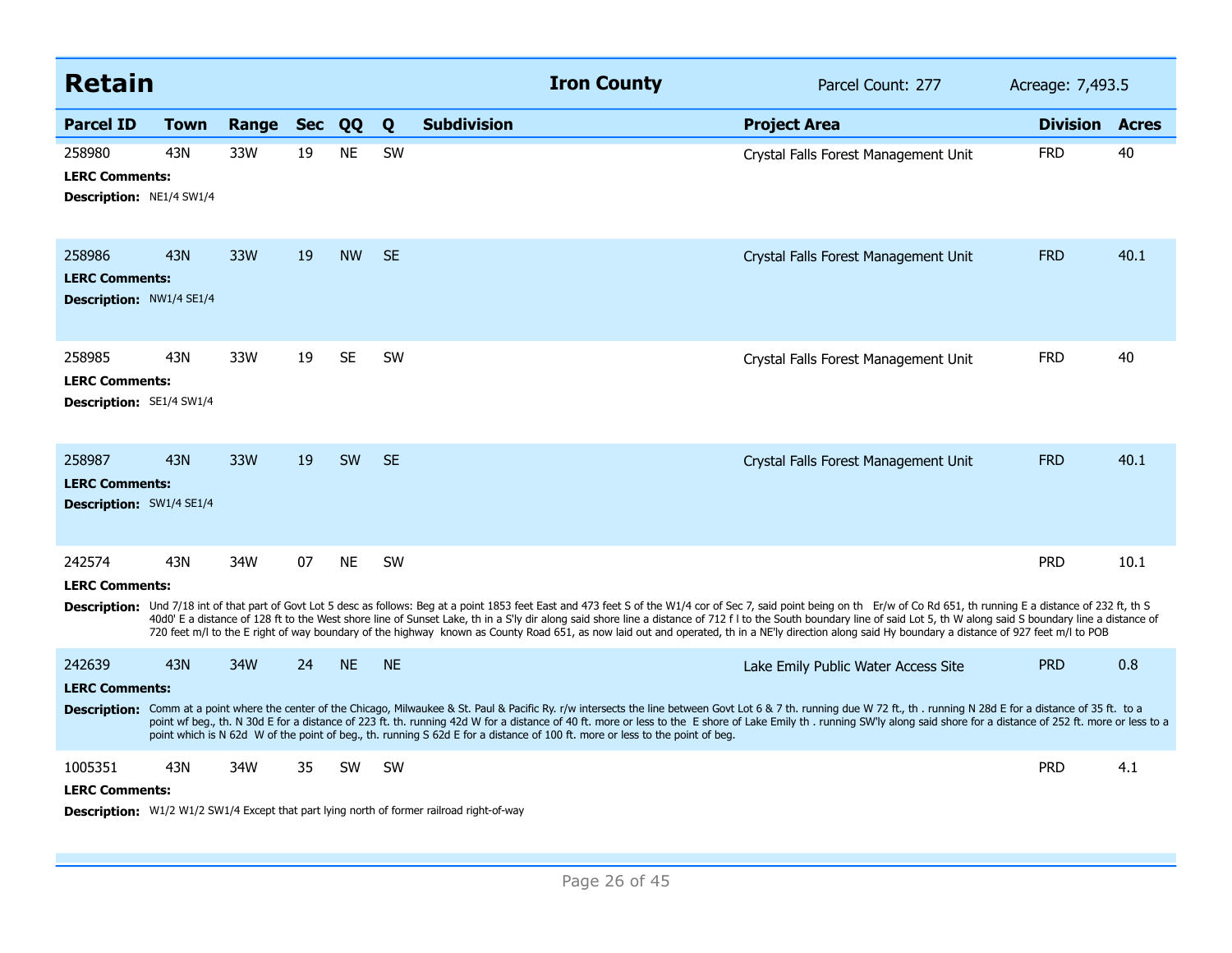# Retain

**Iron County** | Parcel Count: 277 | Acreage: 7,493.5

| Parcel ID | Town | Range | Sec | QQ | Q | Subdivision | Project Area | Division | Acres |
|---|---|---|---|---|---|---|---|---|---|
| 258980 | 43N | 33W | 19 | NE | SW | | Crystal Falls Forest Management Unit | FRD | 40 |

**LERC Comments:**

**Description:** NE1/4 SW1/4

| Parcel ID | Town | Range | Sec | QQ | Q | Subdivision | Project Area | Division | Acres |
|---|---|---|---|---|---|---|---|---|---|
| 258986 | 43N | 33W | 19 | NW | SE | | Crystal Falls Forest Management Unit | FRD | 40.1 |

**LERC Comments:**

**Description:** NW1/4 SE1/4

| Parcel ID | Town | Range | Sec | QQ | Q | Subdivision | Project Area | Division | Acres |
|---|---|---|---|---|---|---|---|---|---|
| 258985 | 43N | 33W | 19 | SE | SW | | Crystal Falls Forest Management Unit | FRD | 40 |

**LERC Comments:**

**Description:** SE1/4 SW1/4

| Parcel ID | Town | Range | Sec | QQ | Q | Subdivision | Project Area | Division | Acres |
|---|---|---|---|---|---|---|---|---|---|
| 258987 | 43N | 33W | 19 | SW | SE | | Crystal Falls Forest Management Unit | FRD | 40.1 |

**LERC Comments:**

**Description:** SW1/4 SE1/4

| Parcel ID | Town | Range | Sec | QQ | Q | Subdivision | Project Area | Division | Acres |
|---|---|---|---|---|---|---|---|---|---|
| 242574 | 43N | 34W | 07 | NE | SW | | | PRD | 10.1 |

**LERC Comments:**

**Description:** Und 7/18 int of that part of Govt Lot 5 desc as follows: Beg at a point 1853 feet East and 473 feet S of the W1/4 cor of Sec 7, said point being on th Er/w of Co Rd 651, th running E a distance of 232 ft, th S 40d0' E a distance of 128 ft to the West shore line of Sunset Lake, th in a S'ly dir along said shore line a distance of 712 f l to the South boundary line of said Lot 5, th W along said S boundary line a distance of 720 feet m/l to the E right of way boundary of the highway known as County Road 651, as now laid out and operated, th in a NE'ly direction along said Hy boundary a distance of 927 feet m/l to POB

| Parcel ID | Town | Range | Sec | QQ | Q | Subdivision | Project Area | Division | Acres |
|---|---|---|---|---|---|---|---|---|---|
| 242639 | 43N | 34W | 24 | NE | NE | | Lake Emily Public Water Access Site | PRD | 0.8 |

**LERC Comments:**

**Description:** Comm at a point where the center of the Chicago, Milwaukee & St. Paul & Pacific Ry. r/w intersects the line between Govt Lot 6 & 7 th. running due W 72 ft., th . running N 28d E for a distance of 35 ft. to a point wf beg., th. N 30d E for a distance of 223 ft. th. running 42d W for a distance of 40 ft. more or less to the E shore of Lake Emily th . running SW'ly along said shore for a distance of 252 ft. more or less to a point which is N 62d W of the point of beg., th. running S 62d E for a distance of 100 ft. more or less to the point of beg.

| Parcel ID | Town | Range | Sec | QQ | Q | Subdivision | Project Area | Division | Acres |
|---|---|---|---|---|---|---|---|---|---|
| 1005351 | 43N | 34W | 35 | SW | SW | | | PRD | 4.1 |

**LERC Comments:**

**Description:** W1/2 W1/2 SW1/4 Except that part lying north of former railroad right-of-way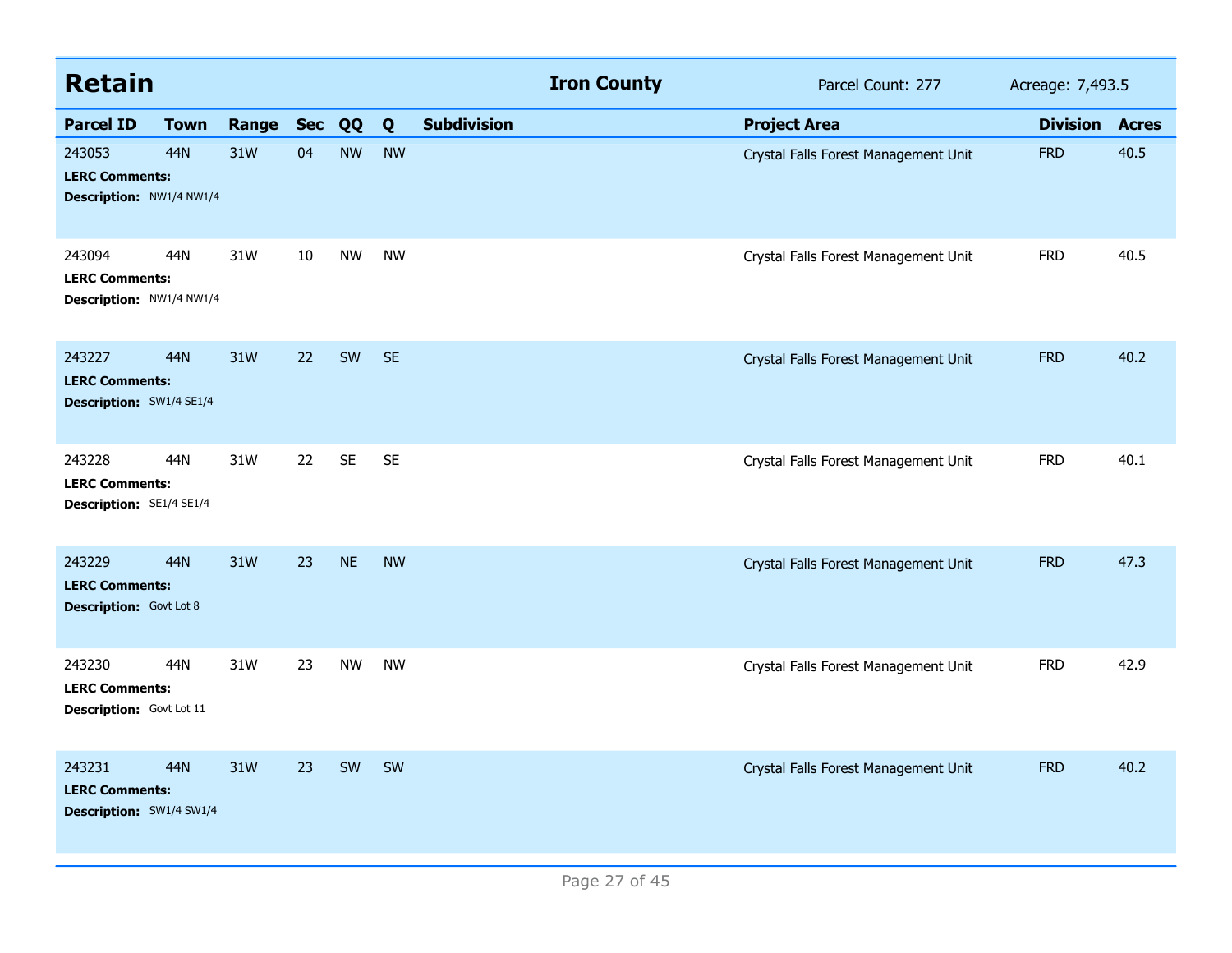## Retain — Iron County — Parcel Count: 277 — Acreage: 7,493.5

| Parcel ID | Town | Range | Sec | QQ | Q | Subdivision | Project Area | Division | Acres |
|---|---|---|---|---|---|---|---|---|---|
| 243053 | 44N | 31W | 04 | NW | NW | | Crystal Falls Forest Management Unit | FRD | 40.5 |
| **LERC Comments:** | | | | | | | | | |
| **Description:** NW1/4 NW1/4 | | | | | | | | | |
| 243094 | 44N | 31W | 10 | NW | NW | | Crystal Falls Forest Management Unit | FRD | 40.5 |
| **LERC Comments:** | | | | | | | | | |
| **Description:** NW1/4 NW1/4 | | | | | | | | | |
| 243227 | 44N | 31W | 22 | SW | SE | | Crystal Falls Forest Management Unit | FRD | 40.2 |
| **LERC Comments:** | | | | | | | | | |
| **Description:** SW1/4 SE1/4 | | | | | | | | | |
| 243228 | 44N | 31W | 22 | SE | SE | | Crystal Falls Forest Management Unit | FRD | 40.1 |
| **LERC Comments:** | | | | | | | | | |
| **Description:** SE1/4 SE1/4 | | | | | | | | | |
| 243229 | 44N | 31W | 23 | NE | NW | | Crystal Falls Forest Management Unit | FRD | 47.3 |
| **LERC Comments:** | | | | | | | | | |
| **Description:** Govt Lot 8 | | | | | | | | | |
| 243230 | 44N | 31W | 23 | NW | NW | | Crystal Falls Forest Management Unit | FRD | 42.9 |
| **LERC Comments:** | | | | | | | | | |
| **Description:** Govt Lot 11 | | | | | | | | | |
| 243231 | 44N | 31W | 23 | SW | SW | | Crystal Falls Forest Management Unit | FRD | 40.2 |
| **LERC Comments:** | | | | | | | | | |
| **Description:** SW1/4 SW1/4 | | | | | | | | | |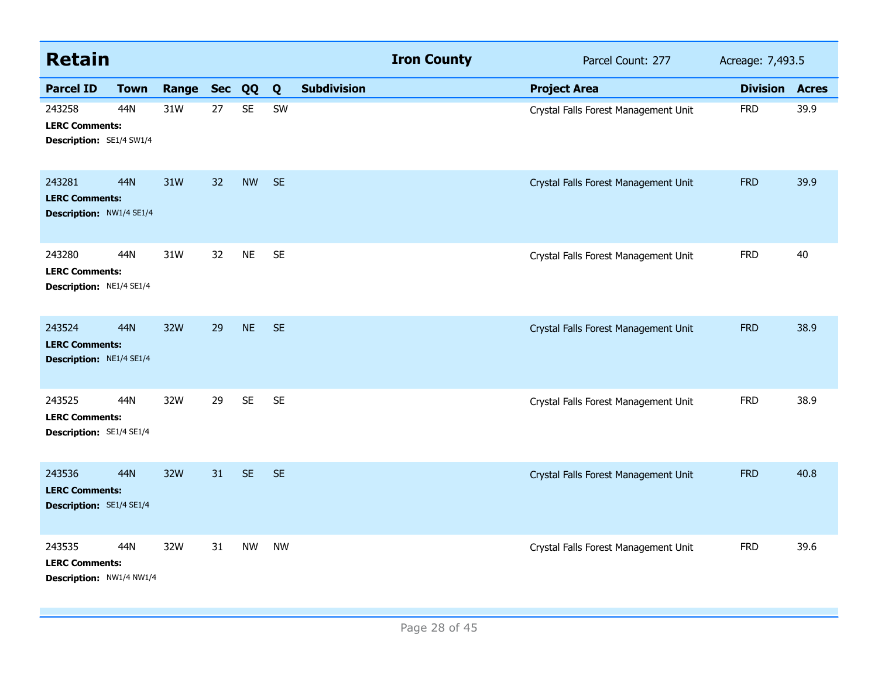## Retain

**Iron County** | Parcel Count: 277 | Acreage: 7,493.5

| Parcel ID | Town | Range | Sec | QQ | Q | Subdivision | Project Area | Division | Acres |
|---|---|---|---|---|---|---|---|---|---|
| 243258 | 44N | 31W | 27 | SE | SW | | Crystal Falls Forest Management Unit | FRD | 39.9 |
| **LERC Comments:** | | | | | | | | | |
| **Description:** SE1/4 SW1/4 | | | | | | | | | |
| 243281 | 44N | 31W | 32 | NW | SE | | Crystal Falls Forest Management Unit | FRD | 39.9 |
| **LERC Comments:** | | | | | | | | | |
| **Description:** NW1/4 SE1/4 | | | | | | | | | |
| 243280 | 44N | 31W | 32 | NE | SE | | Crystal Falls Forest Management Unit | FRD | 40 |
| **LERC Comments:** | | | | | | | | | |
| **Description:** NE1/4 SE1/4 | | | | | | | | | |
| 243524 | 44N | 32W | 29 | NE | SE | | Crystal Falls Forest Management Unit | FRD | 38.9 |
| **LERC Comments:** | | | | | | | | | |
| **Description:** NE1/4 SE1/4 | | | | | | | | | |
| 243525 | 44N | 32W | 29 | SE | SE | | Crystal Falls Forest Management Unit | FRD | 38.9 |
| **LERC Comments:** | | | | | | | | | |
| **Description:** SE1/4 SE1/4 | | | | | | | | | |
| 243536 | 44N | 32W | 31 | SE | SE | | Crystal Falls Forest Management Unit | FRD | 40.8 |
| **LERC Comments:** | | | | | | | | | |
| **Description:** SE1/4 SE1/4 | | | | | | | | | |
| 243535 | 44N | 32W | 31 | NW | NW | | Crystal Falls Forest Management Unit | FRD | 39.6 |
| **LERC Comments:** | | | | | | | | | |
| **Description:** NW1/4 NW1/4 | | | | | | | | | |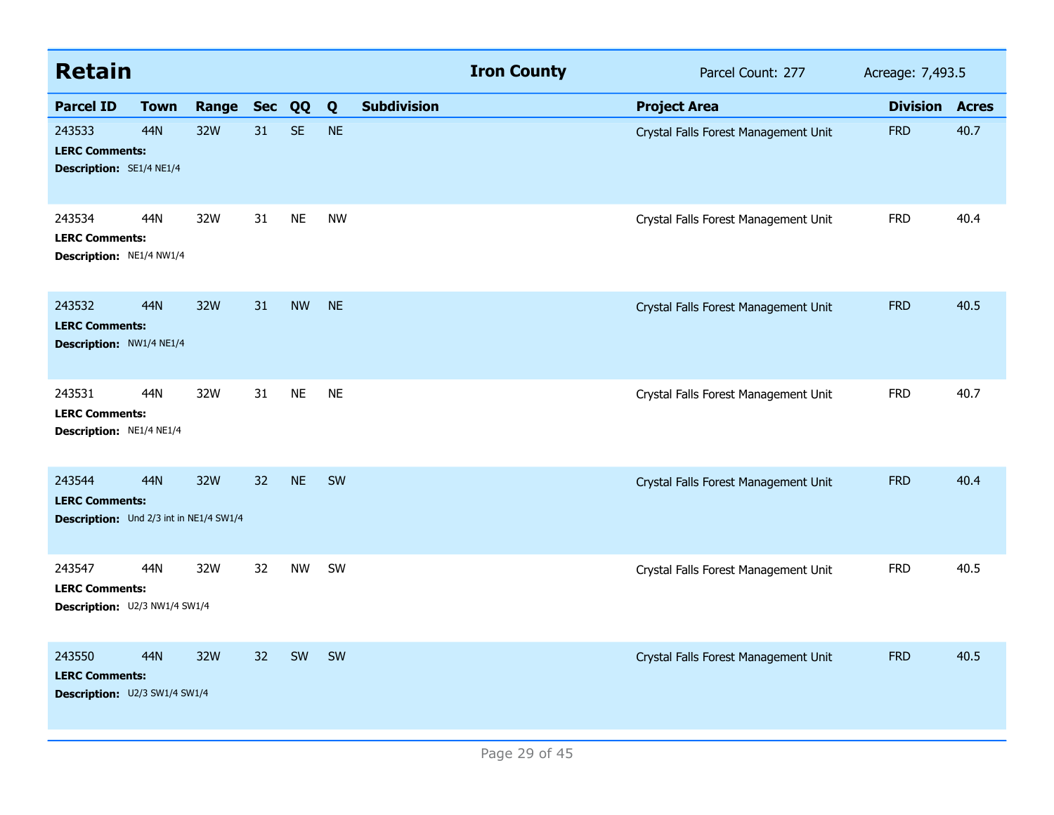## Retain — Iron County

Parcel Count: 277 | Acreage: 7,493.5

| Parcel ID | Town | Range | Sec | QQ | Q | Subdivision | Project Area | Division | Acres |
|---|---|---|---|---|---|---|---|---|---|
| 243533 | 44N | 32W | 31 | SE | NE | | Crystal Falls Forest Management Unit | FRD | 40.7 |
| **LERC Comments:** | | | | | | | | | |
| **Description:** SE1/4 NE1/4 | | | | | | | | | |
| 243534 | 44N | 32W | 31 | NE | NW | | Crystal Falls Forest Management Unit | FRD | 40.4 |
| **LERC Comments:** | | | | | | | | | |
| **Description:** NE1/4 NW1/4 | | | | | | | | | |
| 243532 | 44N | 32W | 31 | NW | NE | | Crystal Falls Forest Management Unit | FRD | 40.5 |
| **LERC Comments:** | | | | | | | | | |
| **Description:** NW1/4 NE1/4 | | | | | | | | | |
| 243531 | 44N | 32W | 31 | NE | NE | | Crystal Falls Forest Management Unit | FRD | 40.7 |
| **LERC Comments:** | | | | | | | | | |
| **Description:** NE1/4 NE1/4 | | | | | | | | | |
| 243544 | 44N | 32W | 32 | NE | SW | | Crystal Falls Forest Management Unit | FRD | 40.4 |
| **LERC Comments:** | | | | | | | | | |
| **Description:** Und 2/3 int in NE1/4 SW1/4 | | | | | | | | | |
| 243547 | 44N | 32W | 32 | NW | SW | | Crystal Falls Forest Management Unit | FRD | 40.5 |
| **LERC Comments:** | | | | | | | | | |
| **Description:** U2/3 NW1/4 SW1/4 | | | | | | | | | |
| 243550 | 44N | 32W | 32 | SW | SW | | Crystal Falls Forest Management Unit | FRD | 40.5 |
| **LERC Comments:** | | | | | | | | | |
| **Description:** U2/3 SW1/4 SW1/4 | | | | | | | | | |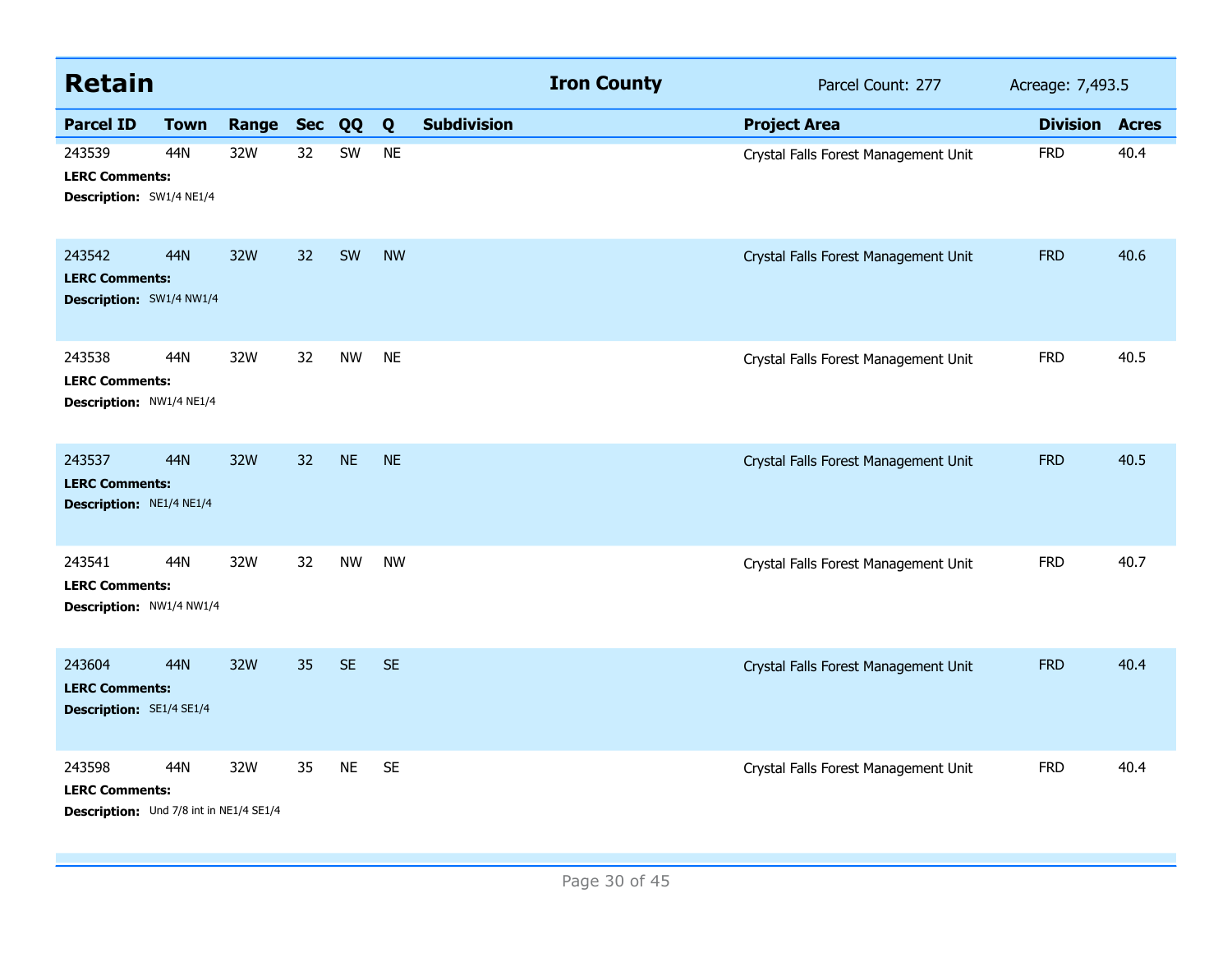## Retain — Iron County

Parcel Count: 277 Acreage: 7,493.5

| Parcel ID | Town | Range | Sec | QQ | Q | Subdivision | Project Area | Division | Acres |
|---|---|---|---|---|---|---|---|---|---|
| 243539 | 44N | 32W | 32 | SW | NE | | Crystal Falls Forest Management Unit | FRD | 40.4 |
| **LERC Comments:** | | | | | | | | | |
| **Description:** SW1/4 NE1/4 | | | | | | | | | |
| 243542 | 44N | 32W | 32 | SW | NW | | Crystal Falls Forest Management Unit | FRD | 40.6 |
| **LERC Comments:** | | | | | | | | | |
| **Description:** SW1/4 NW1/4 | | | | | | | | | |
| 243538 | 44N | 32W | 32 | NW | NE | | Crystal Falls Forest Management Unit | FRD | 40.5 |
| **LERC Comments:** | | | | | | | | | |
| **Description:** NW1/4 NE1/4 | | | | | | | | | |
| 243537 | 44N | 32W | 32 | NE | NE | | Crystal Falls Forest Management Unit | FRD | 40.5 |
| **LERC Comments:** | | | | | | | | | |
| **Description:** NE1/4 NE1/4 | | | | | | | | | |
| 243541 | 44N | 32W | 32 | NW | NW | | Crystal Falls Forest Management Unit | FRD | 40.7 |
| **LERC Comments:** | | | | | | | | | |
| **Description:** NW1/4 NW1/4 | | | | | | | | | |
| 243604 | 44N | 32W | 35 | SE | SE | | Crystal Falls Forest Management Unit | FRD | 40.4 |
| **LERC Comments:** | | | | | | | | | |
| **Description:** SE1/4 SE1/4 | | | | | | | | | |
| 243598 | 44N | 32W | 35 | NE | SE | | Crystal Falls Forest Management Unit | FRD | 40.4 |
| **LERC Comments:** | | | | | | | | | |
| **Description:** Und 7/8 int in NE1/4 SE1/4 | | | | | | | | | |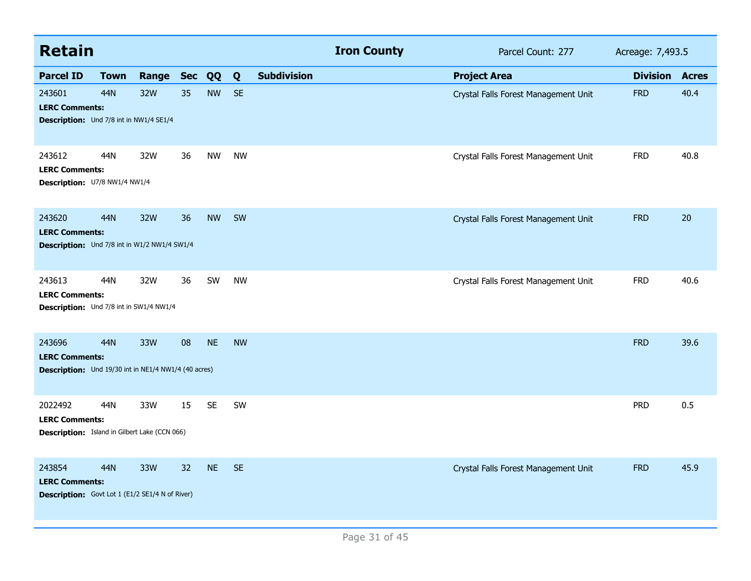## Retain

**Iron County** Parcel Count: 277 Acreage: 7,493.5

| Parcel ID | Town | Range | Sec | QQ | Q | Subdivision | Project Area | Division | Acres |
|---|---|---|---|---|---|---|---|---|---|
| 243601 | 44N | 32W | 35 | NW | SE | | Crystal Falls Forest Management Unit | FRD | 40.4 |
| **LERC Comments:** | | | | | | | | | |
| **Description:** Und 7/8 int in NW1/4 SE1/4 | | | | | | | | | |
| 243612 | 44N | 32W | 36 | NW | NW | | Crystal Falls Forest Management Unit | FRD | 40.8 |
| **LERC Comments:** | | | | | | | | | |
| **Description:** U7/8 NW1/4 NW1/4 | | | | | | | | | |
| 243620 | 44N | 32W | 36 | NW | SW | | Crystal Falls Forest Management Unit | FRD | 20 |
| **LERC Comments:** | | | | | | | | | |
| **Description:** Und 7/8 int in W1/2 NW1/4 SW1/4 | | | | | | | | | |
| 243613 | 44N | 32W | 36 | SW | NW | | Crystal Falls Forest Management Unit | FRD | 40.6 |
| **LERC Comments:** | | | | | | | | | |
| **Description:** Und 7/8 int in SW1/4 NW1/4 | | | | | | | | | |
| 243696 | 44N | 33W | 08 | NE | NW | | | FRD | 39.6 |
| **LERC Comments:** | | | | | | | | | |
| **Description:** Und 19/30 int in NE1/4 NW1/4 (40 acres) | | | | | | | | | |
| 2022492 | 44N | 33W | 15 | SE | SW | | | PRD | 0.5 |
| **LERC Comments:** | | | | | | | | | |
| **Description:** Island in Gilbert Lake (CCN 066) | | | | | | | | | |
| 243854 | 44N | 33W | 32 | NE | SE | | Crystal Falls Forest Management Unit | FRD | 45.9 |
| **LERC Comments:** | | | | | | | | | |
| **Description:** Govt Lot 1 (E1/2 SE1/4 N of River) | | | | | | | | | |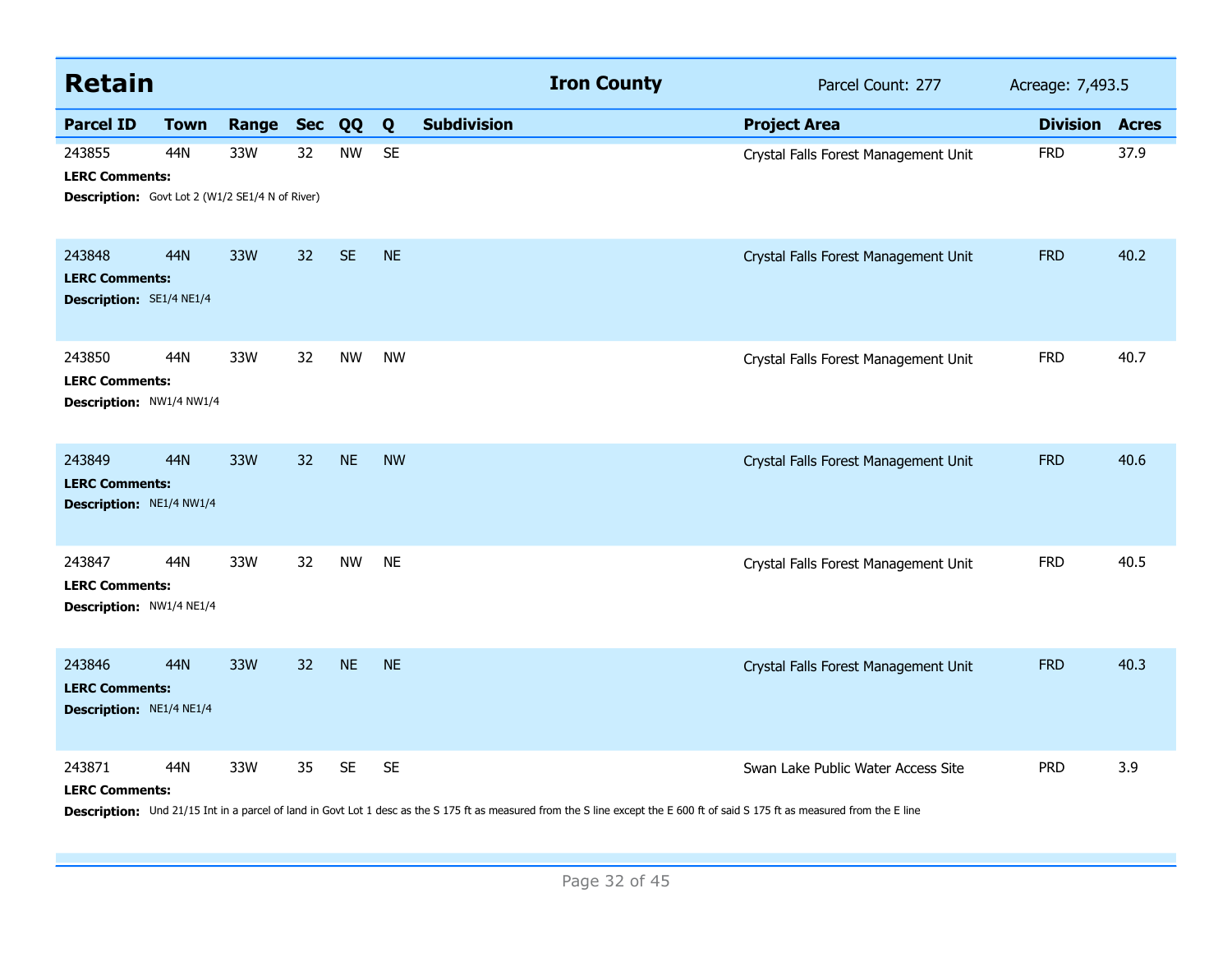## Retain

**Iron County** | Parcel Count: 277 | Acreage: 7,493.5

| Parcel ID | Town | Range | Sec | QQ | Q | Subdivision | Project Area | Division | Acres |
|---|---|---|---|---|---|---|---|---|---|
| 243855 | 44N | 33W | 32 | NW | SE | | Crystal Falls Forest Management Unit | FRD | 37.9 |

**LERC Comments:**
**Description:** Govt Lot 2 (W1/2 SE1/4 N of River)

| Parcel ID | Town | Range | Sec | QQ | Q | Subdivision | Project Area | Division | Acres |
|---|---|---|---|---|---|---|---|---|---|
| 243848 | 44N | 33W | 32 | SE | NE | | Crystal Falls Forest Management Unit | FRD | 40.2 |

**LERC Comments:**
**Description:** SE1/4 NE1/4

| Parcel ID | Town | Range | Sec | QQ | Q | Subdivision | Project Area | Division | Acres |
|---|---|---|---|---|---|---|---|---|---|
| 243850 | 44N | 33W | 32 | NW | NW | | Crystal Falls Forest Management Unit | FRD | 40.7 |

**LERC Comments:**
**Description:** NW1/4 NW1/4

| Parcel ID | Town | Range | Sec | QQ | Q | Subdivision | Project Area | Division | Acres |
|---|---|---|---|---|---|---|---|---|---|
| 243849 | 44N | 33W | 32 | NE | NW | | Crystal Falls Forest Management Unit | FRD | 40.6 |

**LERC Comments:**
**Description:** NE1/4 NW1/4

| Parcel ID | Town | Range | Sec | QQ | Q | Subdivision | Project Area | Division | Acres |
|---|---|---|---|---|---|---|---|---|---|
| 243847 | 44N | 33W | 32 | NW | NE | | Crystal Falls Forest Management Unit | FRD | 40.5 |

**LERC Comments:**
**Description:** NW1/4 NE1/4

| Parcel ID | Town | Range | Sec | QQ | Q | Subdivision | Project Area | Division | Acres |
|---|---|---|---|---|---|---|---|---|---|
| 243846 | 44N | 33W | 32 | NE | NE | | Crystal Falls Forest Management Unit | FRD | 40.3 |

**LERC Comments:**
**Description:** NE1/4 NE1/4

| Parcel ID | Town | Range | Sec | QQ | Q | Subdivision | Project Area | Division | Acres |
|---|---|---|---|---|---|---|---|---|---|
| 243871 | 44N | 33W | 35 | SE | SE | | Swan Lake Public Water Access Site | PRD | 3.9 |

**LERC Comments:**
**Description:** Und 21/15 Int in a parcel of land in Govt Lot 1 desc as the S 175 ft as measured from the S line except the E 600 ft of said S 175 ft as measured from the E line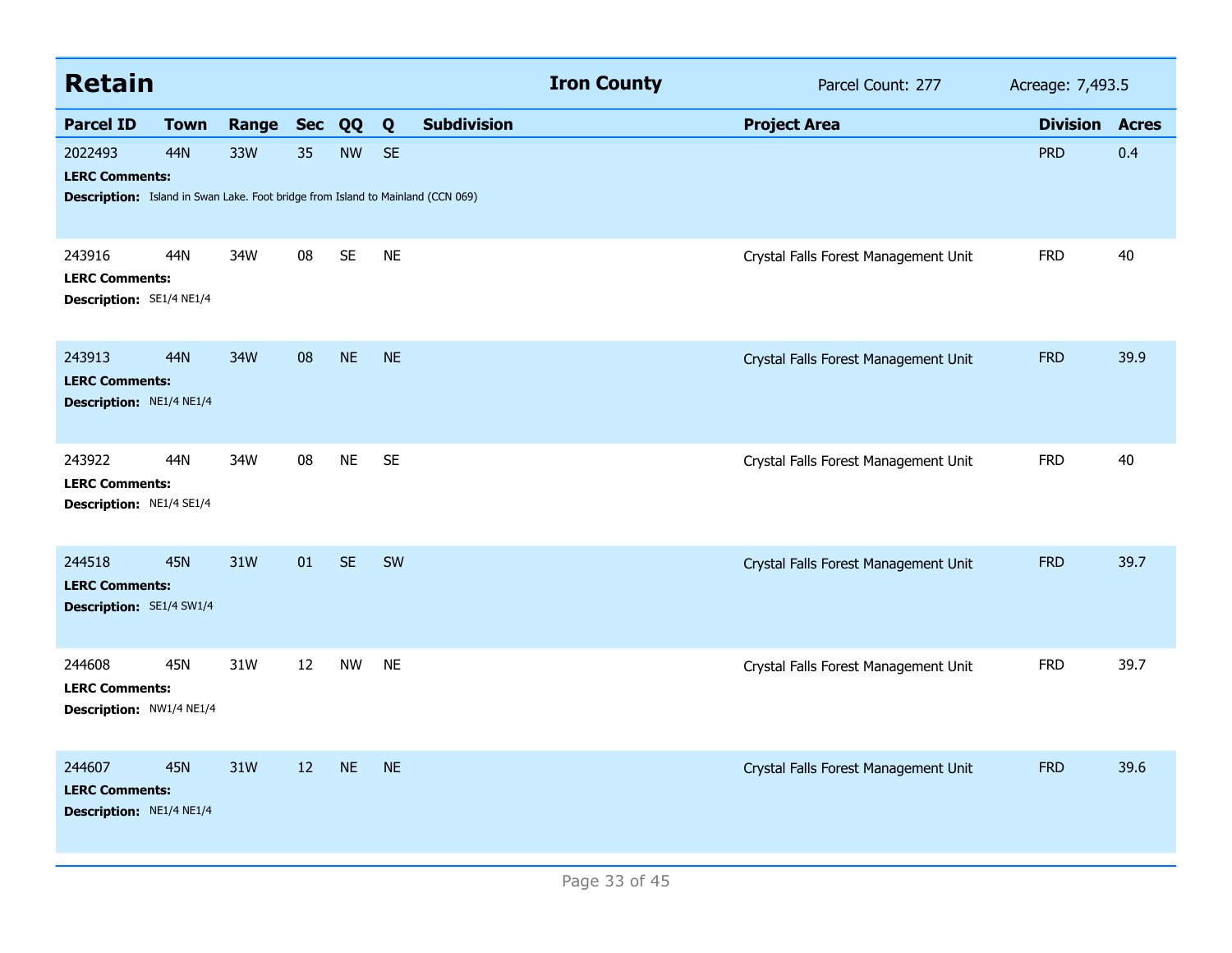## Retain — Iron County — Parcel Count: 277 — Acreage: 7,493.5

| Parcel ID | Town | Range | Sec | QQ | Q | Subdivision | Project Area | Division | Acres |
|---|---|---|---|---|---|---|---|---|---|
| 2022493 | 44N | 33W | 35 | NW | SE | | | PRD | 0.4 |
| **LERC Comments:** | | | | | | | | | |
| **Description:** Island in Swan Lake. Foot bridge from Island to Mainland (CCN 069) | | | | | | | | | |
| 243916 | 44N | 34W | 08 | SE | NE | | Crystal Falls Forest Management Unit | FRD | 40 |
| **LERC Comments:** | | | | | | | | | |
| **Description:** SE1/4 NE1/4 | | | | | | | | | |
| 243913 | 44N | 34W | 08 | NE | NE | | Crystal Falls Forest Management Unit | FRD | 39.9 |
| **LERC Comments:** | | | | | | | | | |
| **Description:** NE1/4 NE1/4 | | | | | | | | | |
| 243922 | 44N | 34W | 08 | NE | SE | | Crystal Falls Forest Management Unit | FRD | 40 |
| **LERC Comments:** | | | | | | | | | |
| **Description:** NE1/4 SE1/4 | | | | | | | | | |
| 244518 | 45N | 31W | 01 | SE | SW | | Crystal Falls Forest Management Unit | FRD | 39.7 |
| **LERC Comments:** | | | | | | | | | |
| **Description:** SE1/4 SW1/4 | | | | | | | | | |
| 244608 | 45N | 31W | 12 | NW | NE | | Crystal Falls Forest Management Unit | FRD | 39.7 |
| **LERC Comments:** | | | | | | | | | |
| **Description:** NW1/4 NE1/4 | | | | | | | | | |
| 244607 | 45N | 31W | 12 | NE | NE | | Crystal Falls Forest Management Unit | FRD | 39.6 |
| **LERC Comments:** | | | | | | | | | |
| **Description:** NE1/4 NE1/4 | | | | | | | | | |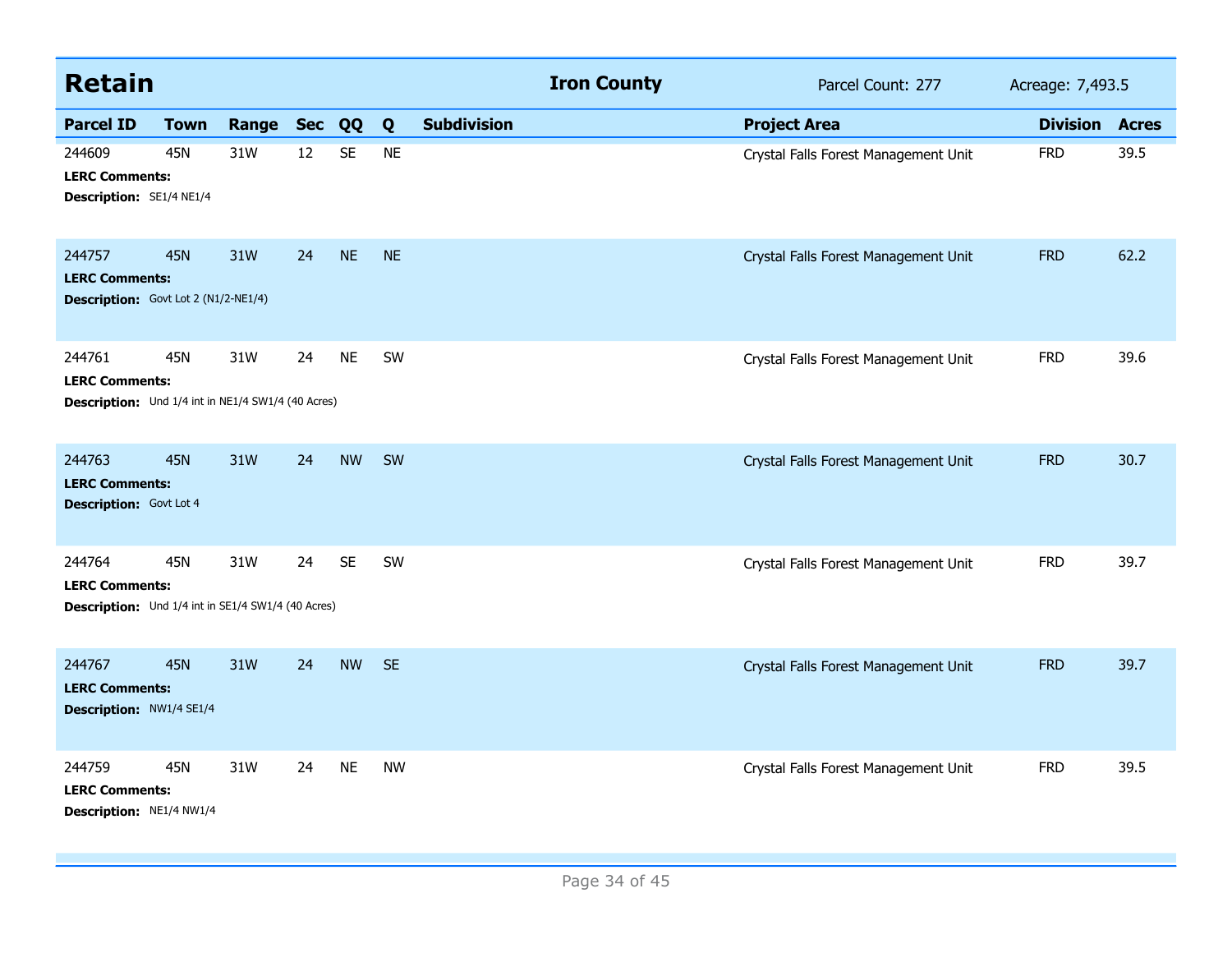## Retain

**Iron County** | Parcel Count: 277 | Acreage: 7,493.5

| Parcel ID | Town | Range | Sec | QQ | Q | Subdivision | Project Area | Division | Acres |
|---|---|---|---|---|---|---|---|---|---|
| 244609 | 45N | 31W | 12 | SE | NE | | Crystal Falls Forest Management Unit | FRD | 39.5 |
| **LERC Comments:** | | | | | | | | | |
| **Description:** SE1/4 NE1/4 | | | | | | | | | |
| 244757 | 45N | 31W | 24 | NE | NE | | Crystal Falls Forest Management Unit | FRD | 62.2 |
| **LERC Comments:** | | | | | | | | | |
| **Description:** Govt Lot 2 (N1/2-NE1/4) | | | | | | | | | |
| 244761 | 45N | 31W | 24 | NE | SW | | Crystal Falls Forest Management Unit | FRD | 39.6 |
| **LERC Comments:** | | | | | | | | | |
| **Description:** Und 1/4 int in NE1/4 SW1/4 (40 Acres) | | | | | | | | | |
| 244763 | 45N | 31W | 24 | NW | SW | | Crystal Falls Forest Management Unit | FRD | 30.7 |
| **LERC Comments:** | | | | | | | | | |
| **Description:** Govt Lot 4 | | | | | | | | | |
| 244764 | 45N | 31W | 24 | SE | SW | | Crystal Falls Forest Management Unit | FRD | 39.7 |
| **LERC Comments:** | | | | | | | | | |
| **Description:** Und 1/4 int in SE1/4 SW1/4 (40 Acres) | | | | | | | | | |
| 244767 | 45N | 31W | 24 | NW | SE | | Crystal Falls Forest Management Unit | FRD | 39.7 |
| **LERC Comments:** | | | | | | | | | |
| **Description:** NW1/4 SE1/4 | | | | | | | | | |
| 244759 | 45N | 31W | 24 | NE | NW | | Crystal Falls Forest Management Unit | FRD | 39.5 |
| **LERC Comments:** | | | | | | | | | |
| **Description:** NE1/4 NW1/4 | | | | | | | | | |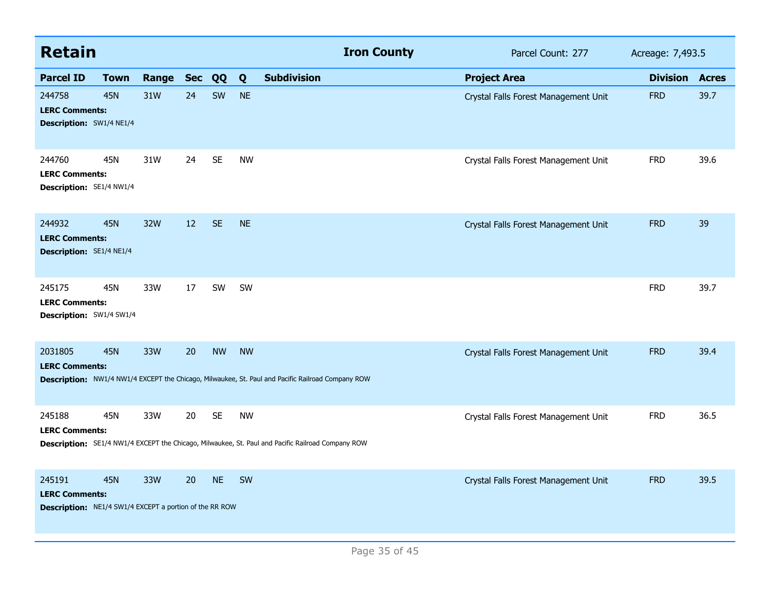## Retain — Iron County

Parcel Count: 277 — Acreage: 7,493.5

| Parcel ID | Town | Range | Sec | QQ | Q | Subdivision | Project Area | Division | Acres |
|---|---|---|---|---|---|---|---|---|---|
| 244758 | 45N | 31W | 24 | SW | NE | | Crystal Falls Forest Management Unit | FRD | 39.7 |
| **LERC Comments:** | | | | | | | | | |
| **Description:** SW1/4 NE1/4 | | | | | | | | | |
| 244760 | 45N | 31W | 24 | SE | NW | | Crystal Falls Forest Management Unit | FRD | 39.6 |
| **LERC Comments:** | | | | | | | | | |
| **Description:** SE1/4 NW1/4 | | | | | | | | | |
| 244932 | 45N | 32W | 12 | SE | NE | | Crystal Falls Forest Management Unit | FRD | 39 |
| **LERC Comments:** | | | | | | | | | |
| **Description:** SE1/4 NE1/4 | | | | | | | | | |
| 245175 | 45N | 33W | 17 | SW | SW | | | FRD | 39.7 |
| **LERC Comments:** | | | | | | | | | |
| **Description:** SW1/4 SW1/4 | | | | | | | | | |
| 2031805 | 45N | 33W | 20 | NW | NW | | Crystal Falls Forest Management Unit | FRD | 39.4 |
| **LERC Comments:** | | | | | | | | | |
| **Description:** NW1/4 NW1/4 EXCEPT the Chicago, Milwaukee, St. Paul and Pacific Railroad Company ROW | | | | | | | | | |
| 245188 | 45N | 33W | 20 | SE | NW | | Crystal Falls Forest Management Unit | FRD | 36.5 |
| **LERC Comments:** | | | | | | | | | |
| **Description:** SE1/4 NW1/4 EXCEPT the Chicago, Milwaukee, St. Paul and Pacific Railroad Company ROW | | | | | | | | | |
| 245191 | 45N | 33W | 20 | NE | SW | | Crystal Falls Forest Management Unit | FRD | 39.5 |
| **LERC Comments:** | | | | | | | | | |
| **Description:** NE1/4 SW1/4 EXCEPT a portion of the RR ROW | | | | | | | | | |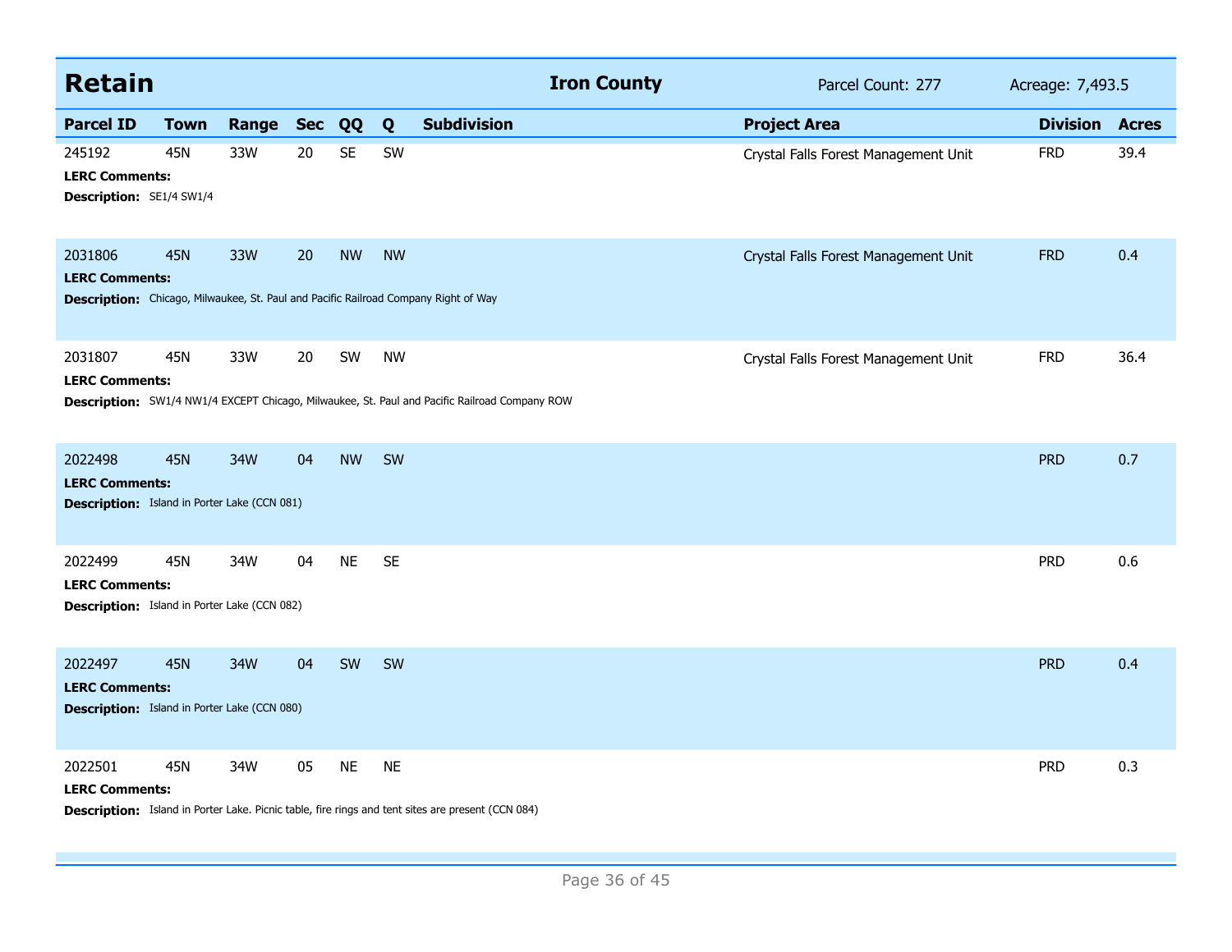## Retain

**Iron County** — Parcel Count: 277 — Acreage: 7,493.5

| Parcel ID | Town | Range | Sec | QQ | Q | Subdivision | Project Area | Division | Acres |
|---|---|---|---|---|---|---|---|---|---|
| 245192 | 45N | 33W | 20 | SE | SW | | Crystal Falls Forest Management Unit | FRD | 39.4 |
| 2031806 | 45N | 33W | 20 | NW | NW | | Crystal Falls Forest Management Unit | FRD | 0.4 |
| 2031807 | 45N | 33W | 20 | SW | NW | | Crystal Falls Forest Management Unit | FRD | 36.4 |
| 2022498 | 45N | 34W | 04 | NW | SW | | | PRD | 0.7 |
| 2022499 | 45N | 34W | 04 | NE | SE | | | PRD | 0.6 |
| 2022497 | 45N | 34W | 04 | SW | SW | | | PRD | 0.4 |
| 2022501 | 45N | 34W | 05 | NE | NE | | | PRD | 0.3 |

**245192**
**LERC Comments:**
**Description:** SE1/4 SW1/4

**2031806**
**LERC Comments:**
**Description:** Chicago, Milwaukee, St. Paul and Pacific Railroad Company Right of Way

**2031807**
**LERC Comments:**
**Description:** SW1/4 NW1/4 EXCEPT Chicago, Milwaukee, St. Paul and Pacific Railroad Company ROW

**2022498**
**LERC Comments:**
**Description:** Island in Porter Lake (CCN 081)

**2022499**
**LERC Comments:**
**Description:** Island in Porter Lake (CCN 082)

**2022497**
**LERC Comments:**
**Description:** Island in Porter Lake (CCN 080)

**2022501**
**LERC Comments:**
**Description:** Island in Porter Lake. Picnic table, fire rings and tent sites are present (CCN 084)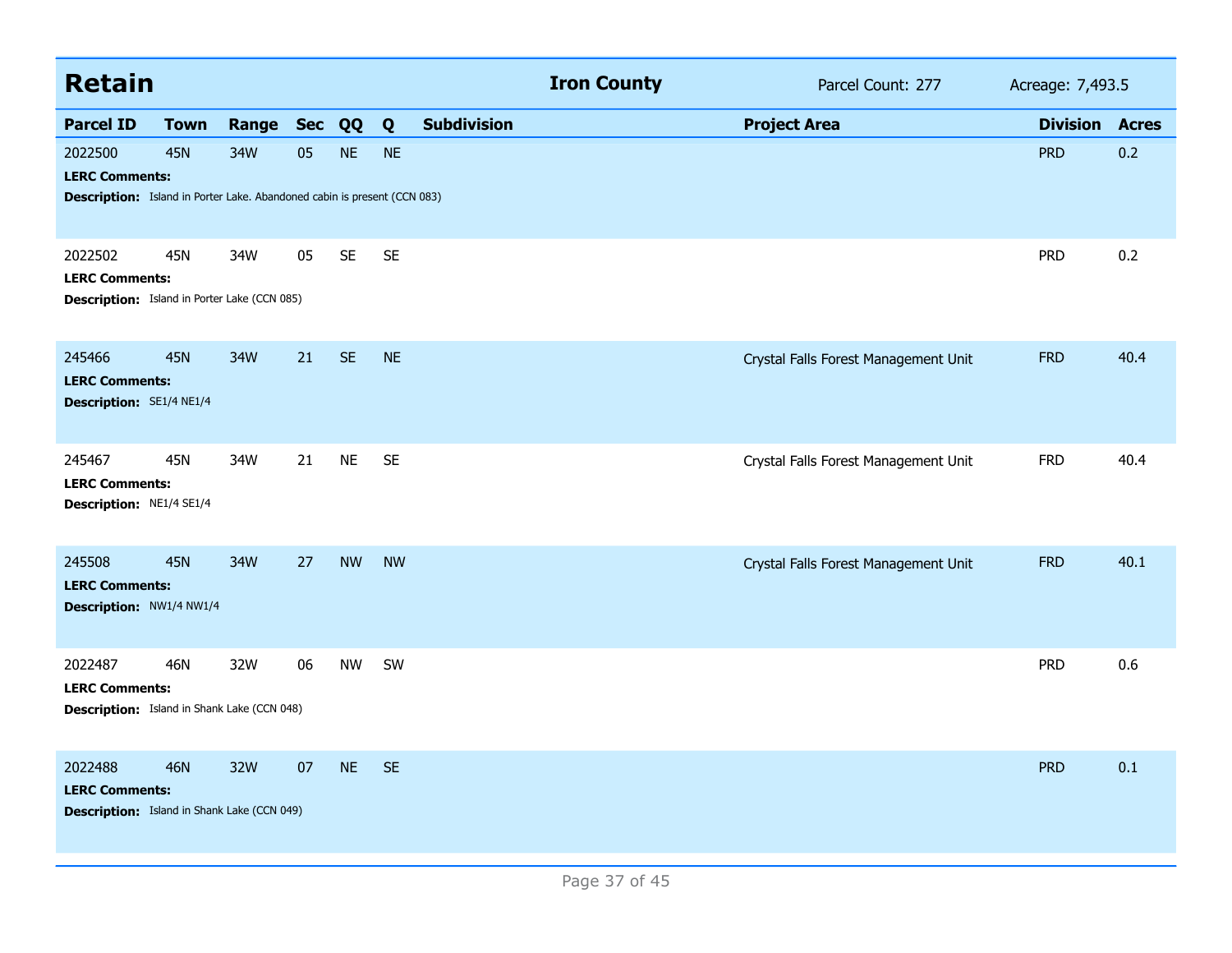## Retain

**Iron County** — Parcel Count: 277 — Acreage: 7,493.5

| Parcel ID | Town | Range | Sec | QQ | Q | Subdivision | Project Area | Division | Acres |
|---|---|---|---|---|---|---|---|---|---|
| 2022500 | 45N | 34W | 05 | NE | NE | | | PRD | 0.2 |
| **LERC Comments:** | | | | | | | | | |
| **Description:** Island in Porter Lake. Abandoned cabin is present (CCN 083) | | | | | | | | | |
| 2022502 | 45N | 34W | 05 | SE | SE | | | PRD | 0.2 |
| **LERC Comments:** | | | | | | | | | |
| **Description:** Island in Porter Lake (CCN 085) | | | | | | | | | |
| 245466 | 45N | 34W | 21 | SE | NE | | Crystal Falls Forest Management Unit | FRD | 40.4 |
| **LERC Comments:** | | | | | | | | | |
| **Description:** SE1/4 NE1/4 | | | | | | | | | |
| 245467 | 45N | 34W | 21 | NE | SE | | Crystal Falls Forest Management Unit | FRD | 40.4 |
| **LERC Comments:** | | | | | | | | | |
| **Description:** NE1/4 SE1/4 | | | | | | | | | |
| 245508 | 45N | 34W | 27 | NW | NW | | Crystal Falls Forest Management Unit | FRD | 40.1 |
| **LERC Comments:** | | | | | | | | | |
| **Description:** NW1/4 NW1/4 | | | | | | | | | |
| 2022487 | 46N | 32W | 06 | NW | SW | | | PRD | 0.6 |
| **LERC Comments:** | | | | | | | | | |
| **Description:** Island in Shank Lake (CCN 048) | | | | | | | | | |
| 2022488 | 46N | 32W | 07 | NE | SE | | | PRD | 0.1 |
| **LERC Comments:** | | | | | | | | | |
| **Description:** Island in Shank Lake (CCN 049) | | | | | | | | | |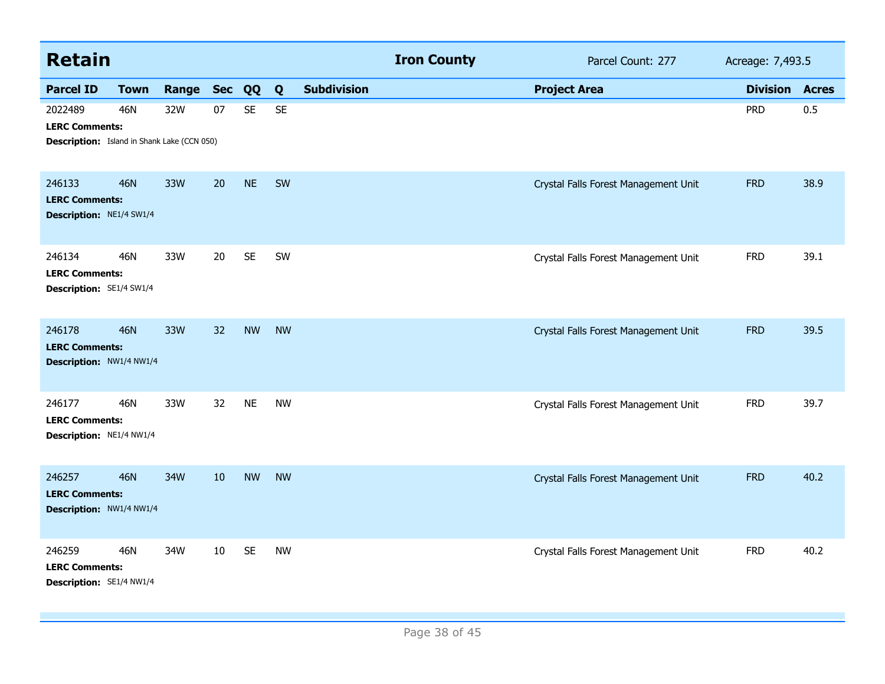## Retain

**Iron County** | Parcel Count: 277 | Acreage: 7,493.5

| Parcel ID | Town | Range | Sec | QQ | Q | Subdivision | Project Area | Division | Acres |
|---|---|---|---|---|---|---|---|---|---|
| 2022489 | 46N | 32W | 07 | SE | SE | | | PRD | 0.5 |
| **LERC Comments:** | | | | | | | | | |
| **Description:** Island in Shank Lake (CCN 050) | | | | | | | | | |
| 246133 | 46N | 33W | 20 | NE | SW | | Crystal Falls Forest Management Unit | FRD | 38.9 |
| **LERC Comments:** | | | | | | | | | |
| **Description:** NE1/4 SW1/4 | | | | | | | | | |
| 246134 | 46N | 33W | 20 | SE | SW | | Crystal Falls Forest Management Unit | FRD | 39.1 |
| **LERC Comments:** | | | | | | | | | |
| **Description:** SE1/4 SW1/4 | | | | | | | | | |
| 246178 | 46N | 33W | 32 | NW | NW | | Crystal Falls Forest Management Unit | FRD | 39.5 |
| **LERC Comments:** | | | | | | | | | |
| **Description:** NW1/4 NW1/4 | | | | | | | | | |
| 246177 | 46N | 33W | 32 | NE | NW | | Crystal Falls Forest Management Unit | FRD | 39.7 |
| **LERC Comments:** | | | | | | | | | |
| **Description:** NE1/4 NW1/4 | | | | | | | | | |
| 246257 | 46N | 34W | 10 | NW | NW | | Crystal Falls Forest Management Unit | FRD | 40.2 |
| **LERC Comments:** | | | | | | | | | |
| **Description:** NW1/4 NW1/4 | | | | | | | | | |
| 246259 | 46N | 34W | 10 | SE | NW | | Crystal Falls Forest Management Unit | FRD | 40.2 |
| **LERC Comments:** | | | | | | | | | |
| **Description:** SE1/4 NW1/4 | | | | | | | | | |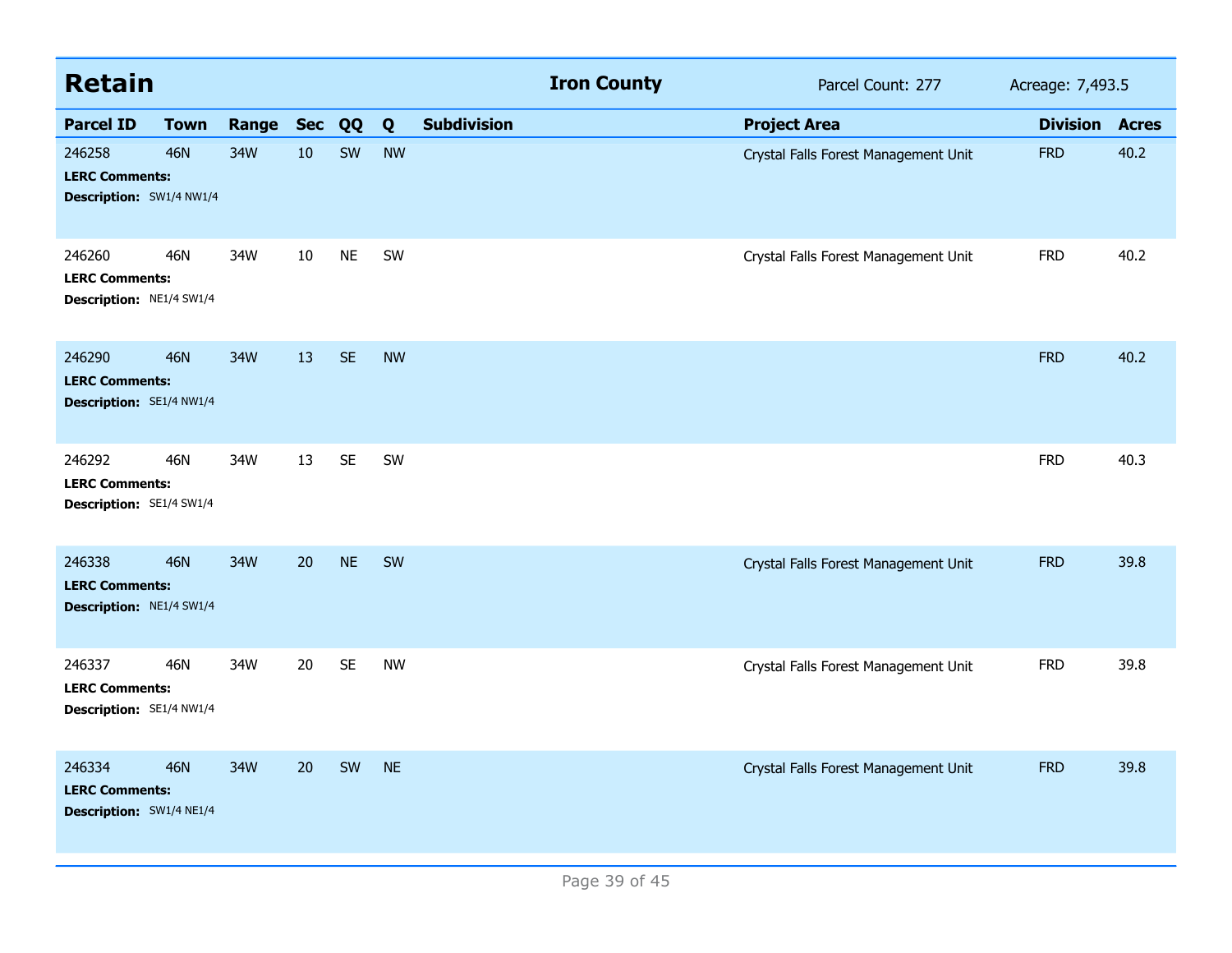## Retain

**Iron County** — Parcel Count: 277 — Acreage: 7,493.5

| Parcel ID | Town | Range | Sec | QQ | Q | Subdivision | Project Area | Division | Acres |
|---|---|---|---|---|---|---|---|---|---|
| 246258 | 46N | 34W | 10 | SW | NW | | Crystal Falls Forest Management Unit | FRD | 40.2 |
| **LERC Comments:** | | | | | | | | | |
| **Description:** SW1/4 NW1/4 | | | | | | | | | |
| 246260 | 46N | 34W | 10 | NE | SW | | Crystal Falls Forest Management Unit | FRD | 40.2 |
| **LERC Comments:** | | | | | | | | | |
| **Description:** NE1/4 SW1/4 | | | | | | | | | |
| 246290 | 46N | 34W | 13 | SE | NW | | | FRD | 40.2 |
| **LERC Comments:** | | | | | | | | | |
| **Description:** SE1/4 NW1/4 | | | | | | | | | |
| 246292 | 46N | 34W | 13 | SE | SW | | | FRD | 40.3 |
| **LERC Comments:** | | | | | | | | | |
| **Description:** SE1/4 SW1/4 | | | | | | | | | |
| 246338 | 46N | 34W | 20 | NE | SW | | Crystal Falls Forest Management Unit | FRD | 39.8 |
| **LERC Comments:** | | | | | | | | | |
| **Description:** NE1/4 SW1/4 | | | | | | | | | |
| 246337 | 46N | 34W | 20 | SE | NW | | Crystal Falls Forest Management Unit | FRD | 39.8 |
| **LERC Comments:** | | | | | | | | | |
| **Description:** SE1/4 NW1/4 | | | | | | | | | |
| 246334 | 46N | 34W | 20 | SW | NE | | Crystal Falls Forest Management Unit | FRD | 39.8 |
| **LERC Comments:** | | | | | | | | | |
| **Description:** SW1/4 NE1/4 | | | | | | | | | |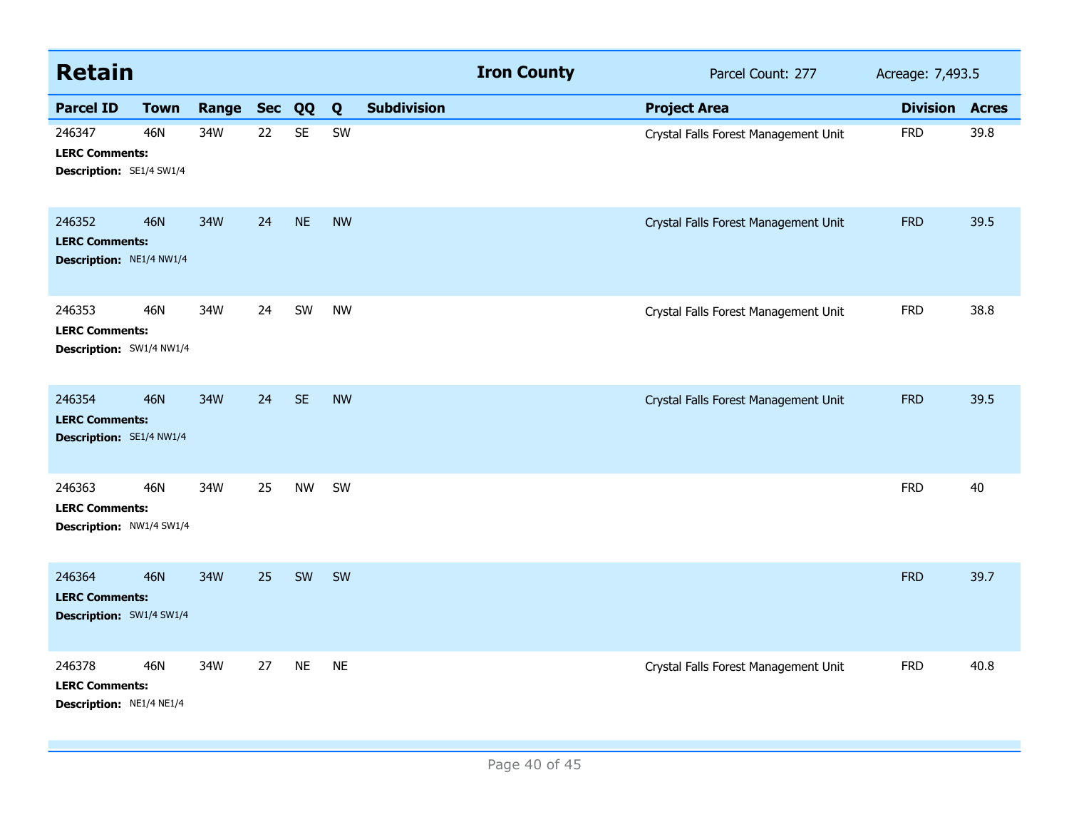## Retain — Iron County

Parcel Count: 277 | Acreage: 7,493.5

| Parcel ID | Town | Range | Sec | QQ | Q | Subdivision | Project Area | Division | Acres |
|---|---|---|---|---|---|---|---|---|---|
| 246347 | 46N | 34W | 22 | SE | SW | | Crystal Falls Forest Management Unit | FRD | 39.8 |
| **LERC Comments:** | | | | | | | | | |
| **Description:** SE1/4 SW1/4 | | | | | | | | | |
| 246352 | 46N | 34W | 24 | NE | NW | | Crystal Falls Forest Management Unit | FRD | 39.5 |
| **LERC Comments:** | | | | | | | | | |
| **Description:** NE1/4 NW1/4 | | | | | | | | | |
| 246353 | 46N | 34W | 24 | SW | NW | | Crystal Falls Forest Management Unit | FRD | 38.8 |
| **LERC Comments:** | | | | | | | | | |
| **Description:** SW1/4 NW1/4 | | | | | | | | | |
| 246354 | 46N | 34W | 24 | SE | NW | | Crystal Falls Forest Management Unit | FRD | 39.5 |
| **LERC Comments:** | | | | | | | | | |
| **Description:** SE1/4 NW1/4 | | | | | | | | | |
| 246363 | 46N | 34W | 25 | NW | SW | | | FRD | 40 |
| **LERC Comments:** | | | | | | | | | |
| **Description:** NW1/4 SW1/4 | | | | | | | | | |
| 246364 | 46N | 34W | 25 | SW | SW | | | FRD | 39.7 |
| **LERC Comments:** | | | | | | | | | |
| **Description:** SW1/4 SW1/4 | | | | | | | | | |
| 246378 | 46N | 34W | 27 | NE | NE | | Crystal Falls Forest Management Unit | FRD | 40.8 |
| **LERC Comments:** | | | | | | | | | |
| **Description:** NE1/4 NE1/4 | | | | | | | | | |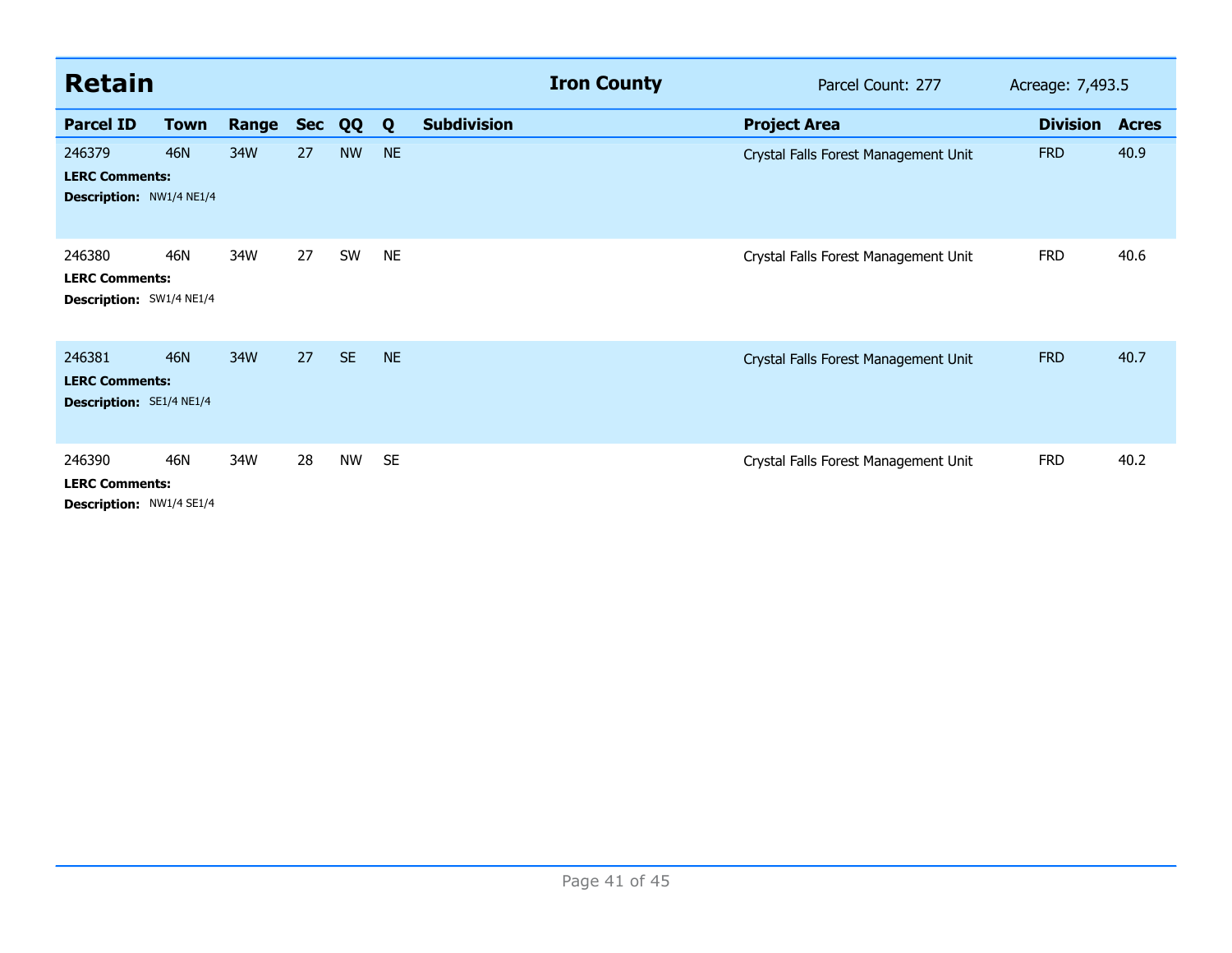## Retain — Iron County

Parcel Count: 277 — Acreage: 7,493.5

| Parcel ID | Town | Range | Sec | QQ | Q | Subdivision | Project Area | Division | Acres |
|---|---|---|---|---|---|---|---|---|---|
| 246379 | 46N | 34W | 27 | NW | NE | | Crystal Falls Forest Management Unit | FRD | 40.9 |
| **LERC Comments:** | | | | | | | | | |
| **Description:** NW1/4 NE1/4 | | | | | | | | | |
| 246380 | 46N | 34W | 27 | SW | NE | | Crystal Falls Forest Management Unit | FRD | 40.6 |
| **LERC Comments:** | | | | | | | | | |
| **Description:** SW1/4 NE1/4 | | | | | | | | | |
| 246381 | 46N | 34W | 27 | SE | NE | | Crystal Falls Forest Management Unit | FRD | 40.7 |
| **LERC Comments:** | | | | | | | | | |
| **Description:** SE1/4 NE1/4 | | | | | | | | | |
| 246390 | 46N | 34W | 28 | NW | SE | | Crystal Falls Forest Management Unit | FRD | 40.2 |
| **LERC Comments:** | | | | | | | | | |
| **Description:** NW1/4 SE1/4 | | | | | | | | | |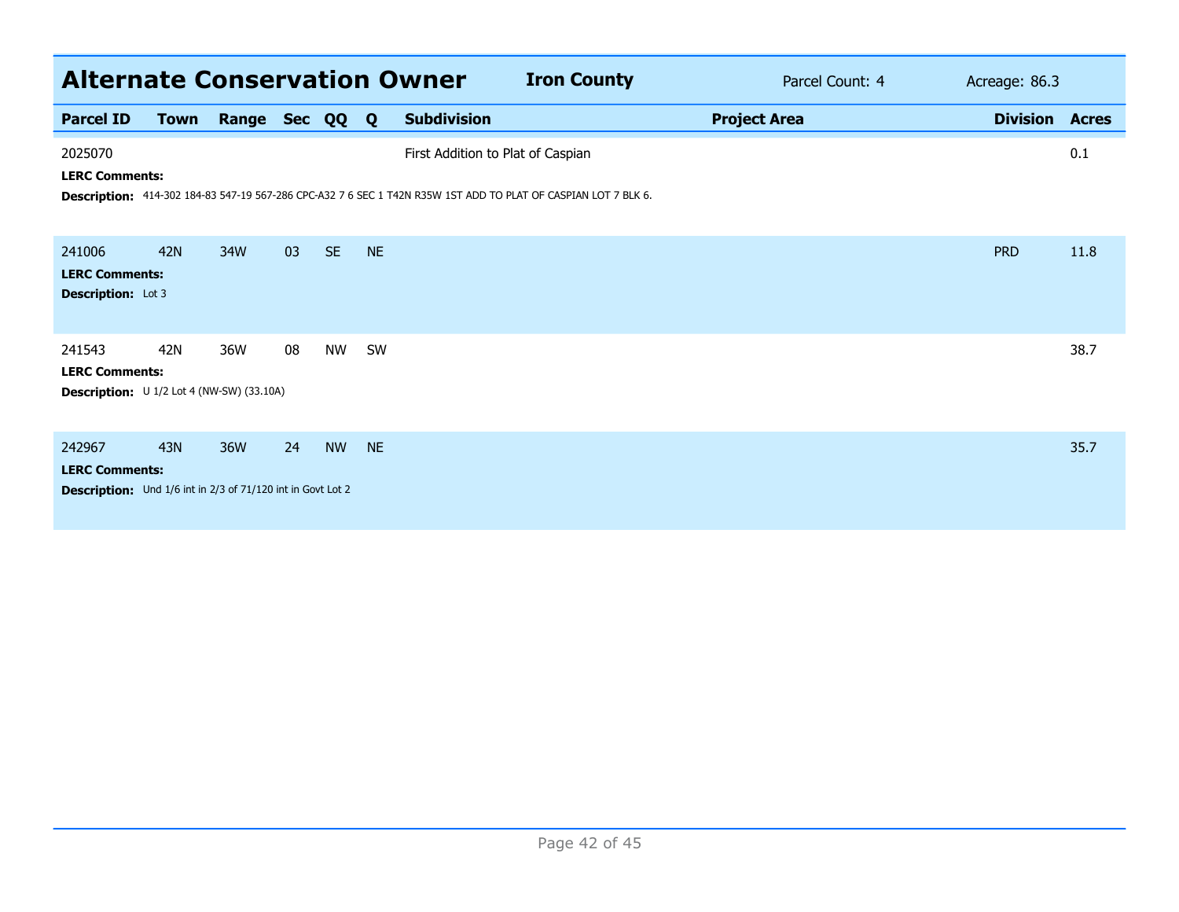## Alternate Conservation Owner

**Iron County** | Parcel Count: 4 | Acreage: 86.3

| Parcel ID | Town | Range | Sec | QQ | Q | Subdivision | Project Area | Division | Acres |
|---|---|---|---|---|---|---|---|---|---|
| 2025070 | | | | | | First Addition to Plat of Caspian | | | 0.1 |
| 241006 | 42N | 34W | 03 | SE | NE | | | PRD | 11.8 |
| 241543 | 42N | 36W | 08 | NW | SW | | | | 38.7 |
| 242967 | 43N | 36W | 24 | NW | NE | | | | 35.7 |

**2025070**
**LERC Comments:**
**Description:** 414-302 184-83 547-19 567-286 CPC-A32 7 6 SEC 1 T42N R35W 1ST ADD TO PLAT OF CASPIAN LOT 7 BLK 6.

**241006**
**LERC Comments:**
**Description:** Lot 3

**241543**
**LERC Comments:**
**Description:** U 1/2 Lot 4 (NW-SW) (33.10A)

**242967**
**LERC Comments:**
**Description:** Und 1/6 int in 2/3 of 71/120 int in Govt Lot 2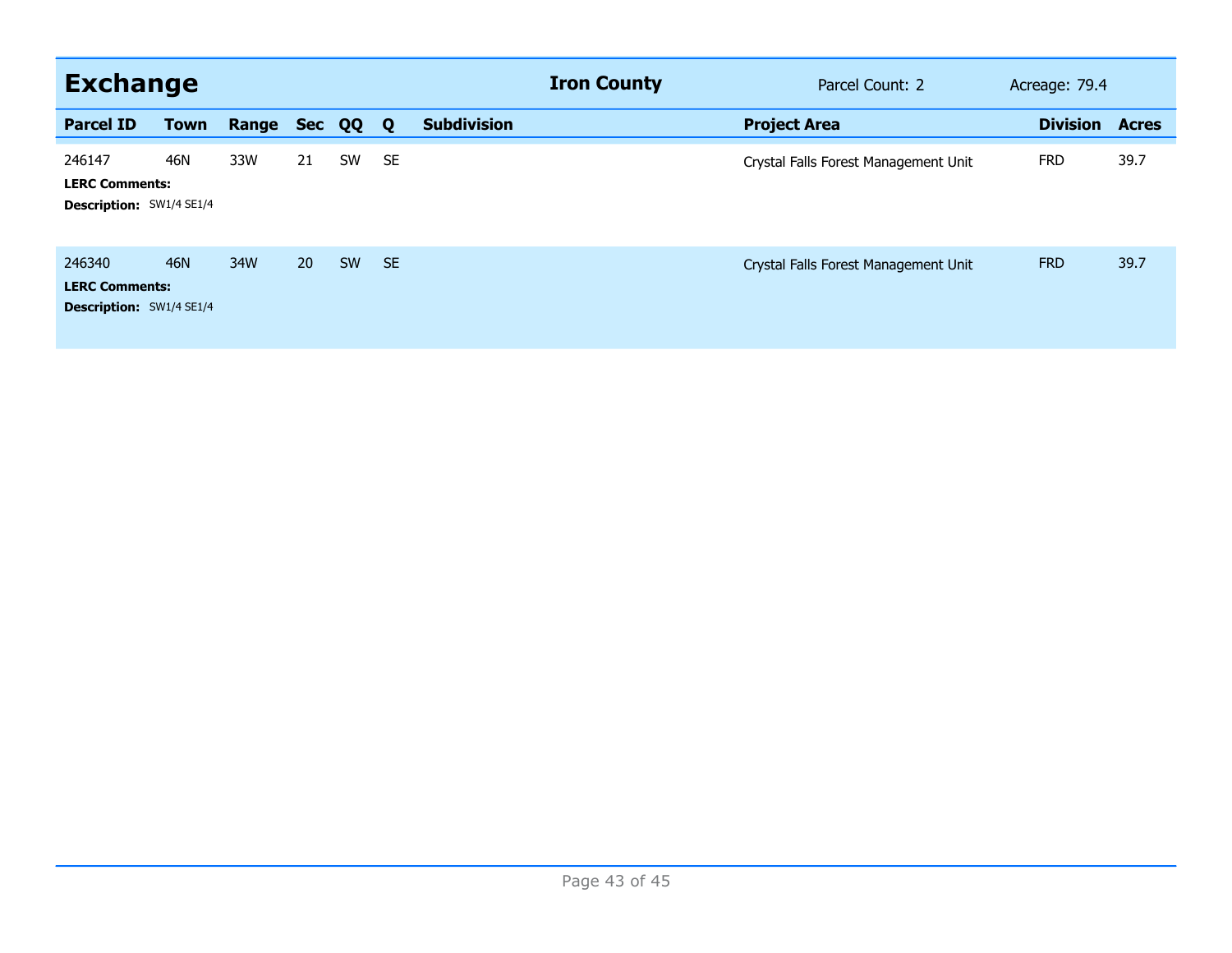## Exchange

**Iron County** | Parcel Count: 2 | Acreage: 79.4

| Parcel ID | Town | Range | Sec | QQ | Q | Subdivision | Project Area | Division | Acres |
|---|---|---|---|---|---|---|---|---|---|
| 246147 | 46N | 33W | 21 | SW | SE | | Crystal Falls Forest Management Unit | FRD | 39.7 |
| **LERC Comments:** | | | | | | | | | |
| **Description:** SW1/4 SE1/4 | | | | | | | | | |
| 246340 | 46N | 34W | 20 | SW | SE | | Crystal Falls Forest Management Unit | FRD | 39.7 |
| **LERC Comments:** | | | | | | | | | |
| **Description:** SW1/4 SE1/4 | | | | | | | | | |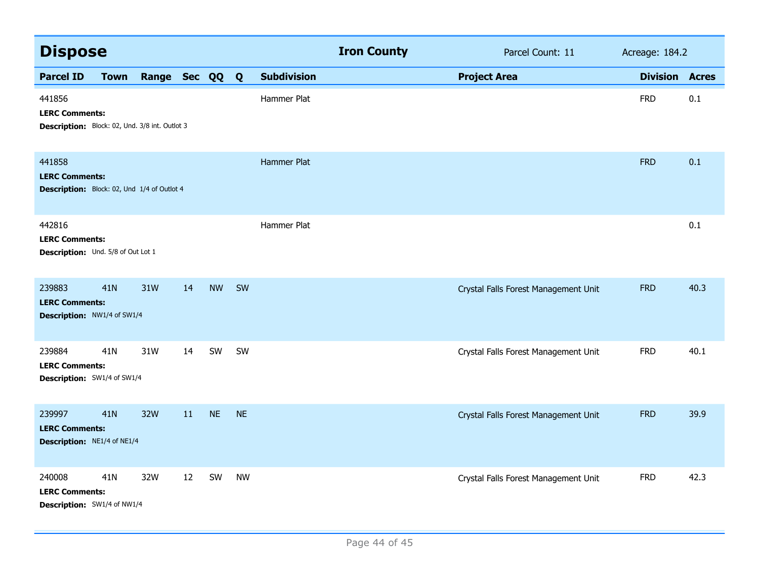## Dispose

**Iron County** | Parcel Count: 11 | Acreage: 184.2

| Parcel ID | Town | Range | Sec | QQ | Q | Subdivision | Project Area | Division | Acres |
|---|---|---|---|---|---|---|---|---|---|
| 441856 | | | | | | Hammer Plat | | FRD | 0.1 |
| **LERC Comments:** | | | | | | | | | |
| **Description:** Block: 02, Und. 3/8 int. Outlot 3 | | | | | | | | | |
| 441858 | | | | | | Hammer Plat | | FRD | 0.1 |
| **LERC Comments:** | | | | | | | | | |
| **Description:** Block: 02, Und 1/4 of Outlot 4 | | | | | | | | | |
| 442816 | | | | | | Hammer Plat | | | 0.1 |
| **LERC Comments:** | | | | | | | | | |
| **Description:** Und. 5/8 of Out Lot 1 | | | | | | | | | |
| 239883 | 41N | 31W | 14 | NW | SW | | Crystal Falls Forest Management Unit | FRD | 40.3 |
| **LERC Comments:** | | | | | | | | | |
| **Description:** NW1/4 of SW1/4 | | | | | | | | | |
| 239884 | 41N | 31W | 14 | SW | SW | | Crystal Falls Forest Management Unit | FRD | 40.1 |
| **LERC Comments:** | | | | | | | | | |
| **Description:** SW1/4 of SW1/4 | | | | | | | | | |
| 239997 | 41N | 32W | 11 | NE | NE | | Crystal Falls Forest Management Unit | FRD | 39.9 |
| **LERC Comments:** | | | | | | | | | |
| **Description:** NE1/4 of NE1/4 | | | | | | | | | |
| 240008 | 41N | 32W | 12 | SW | NW | | Crystal Falls Forest Management Unit | FRD | 42.3 |
| **LERC Comments:** | | | | | | | | | |
| **Description:** SW1/4 of NW1/4 | | | | | | | | | |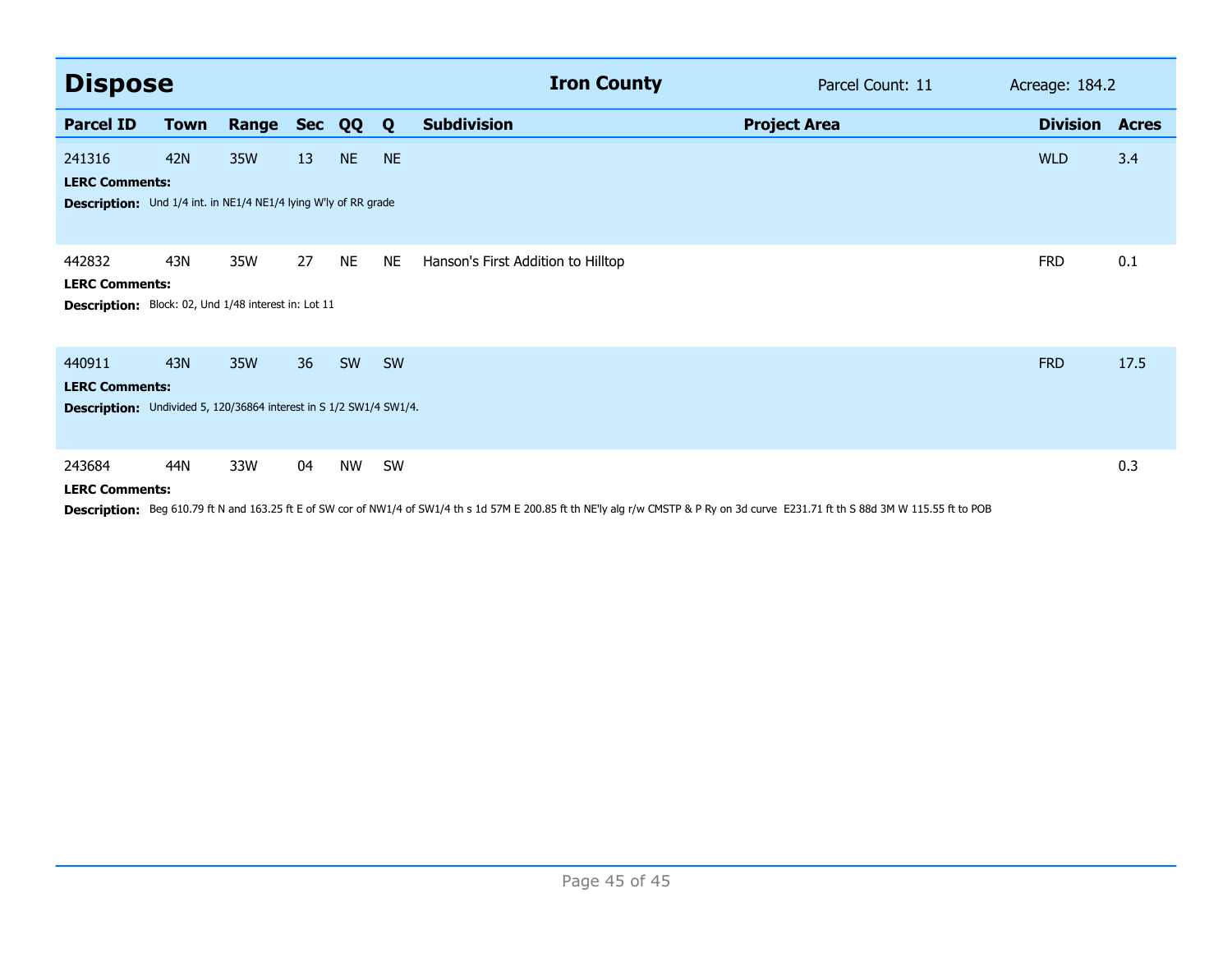## Dispose — Iron County

Parcel Count: 11 | Acreage: 184.2

| Parcel ID | Town | Range | Sec | QQ | Q | Subdivision | Project Area | Division | Acres |
|---|---|---|---|---|---|---|---|---|---|
| 241316 | 42N | 35W | 13 | NE | NE | | | WLD | 3.4 |
| **LERC Comments:** | | | | | | | | | |
| **Description:** Und 1/4 int. in NE1/4 NE1/4 lying W'ly of RR grade | | | | | | | | | |
| 442832 | 43N | 35W | 27 | NE | NE | Hanson's First Addition to Hilltop | | FRD | 0.1 |
| **LERC Comments:** | | | | | | | | | |
| **Description:** Block: 02, Und 1/48 interest in: Lot 11 | | | | | | | | | |
| 440911 | 43N | 35W | 36 | SW | SW | | | FRD | 17.5 |
| **LERC Comments:** | | | | | | | | | |
| **Description:** Undivided 5, 120/36864 interest in S 1/2 SW1/4 SW1/4. | | | | | | | | | |
| 243684 | 44N | 33W | 04 | NW | SW | | | | 0.3 |
| **LERC Comments:** | | | | | | | | | |
| **Description:** Beg 610.79 ft N and 163.25 ft E of SW cor of NW1/4 of SW1/4 th s 1d 57M E 200.85 ft th NE'ly alg r/w CMSTP & P Ry on 3d curve E231.71 ft th S 88d 3M W 115.55 ft to POB | | | | | | | | | |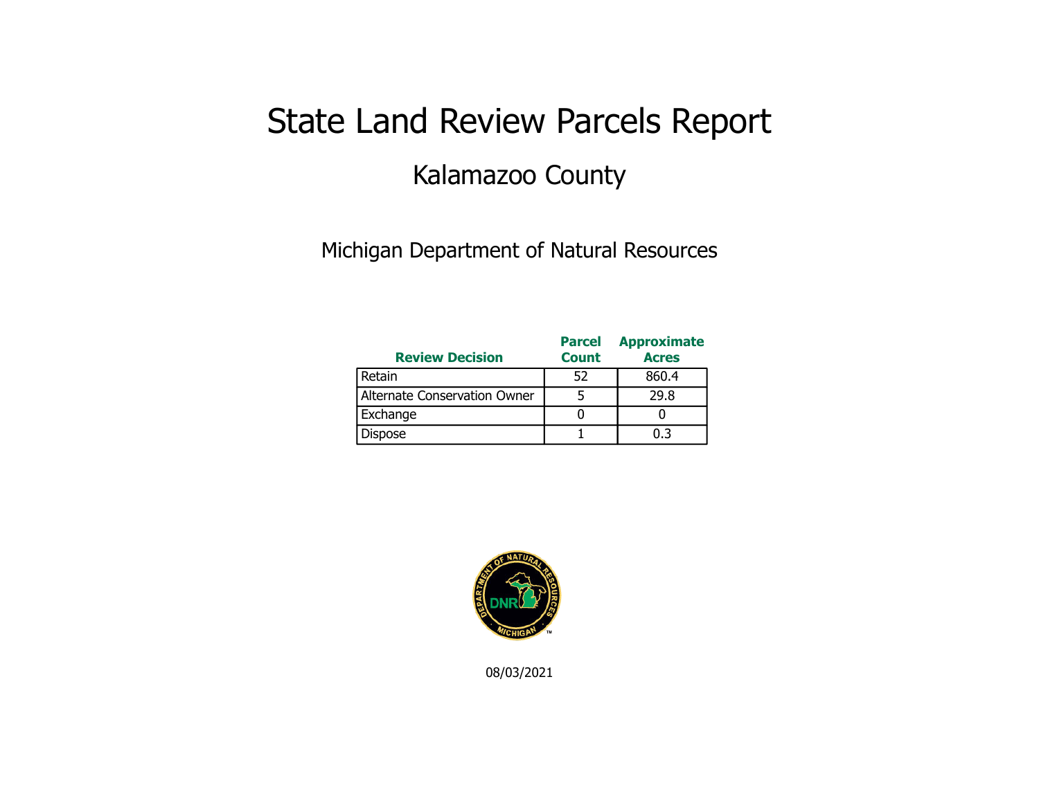# State Land Review Parcels Report

## Kalamazoo County

Michigan Department of Natural Resources

| Review Decision | Parcel Count | Approximate Acres |
|---|---|---|
| Retain | 52 | 860.4 |
| Alternate Conservation Owner | 5 | 29.8 |
| Exchange | 0 | 0 |
| Dispose | 1 | 0.3 |

08/03/2021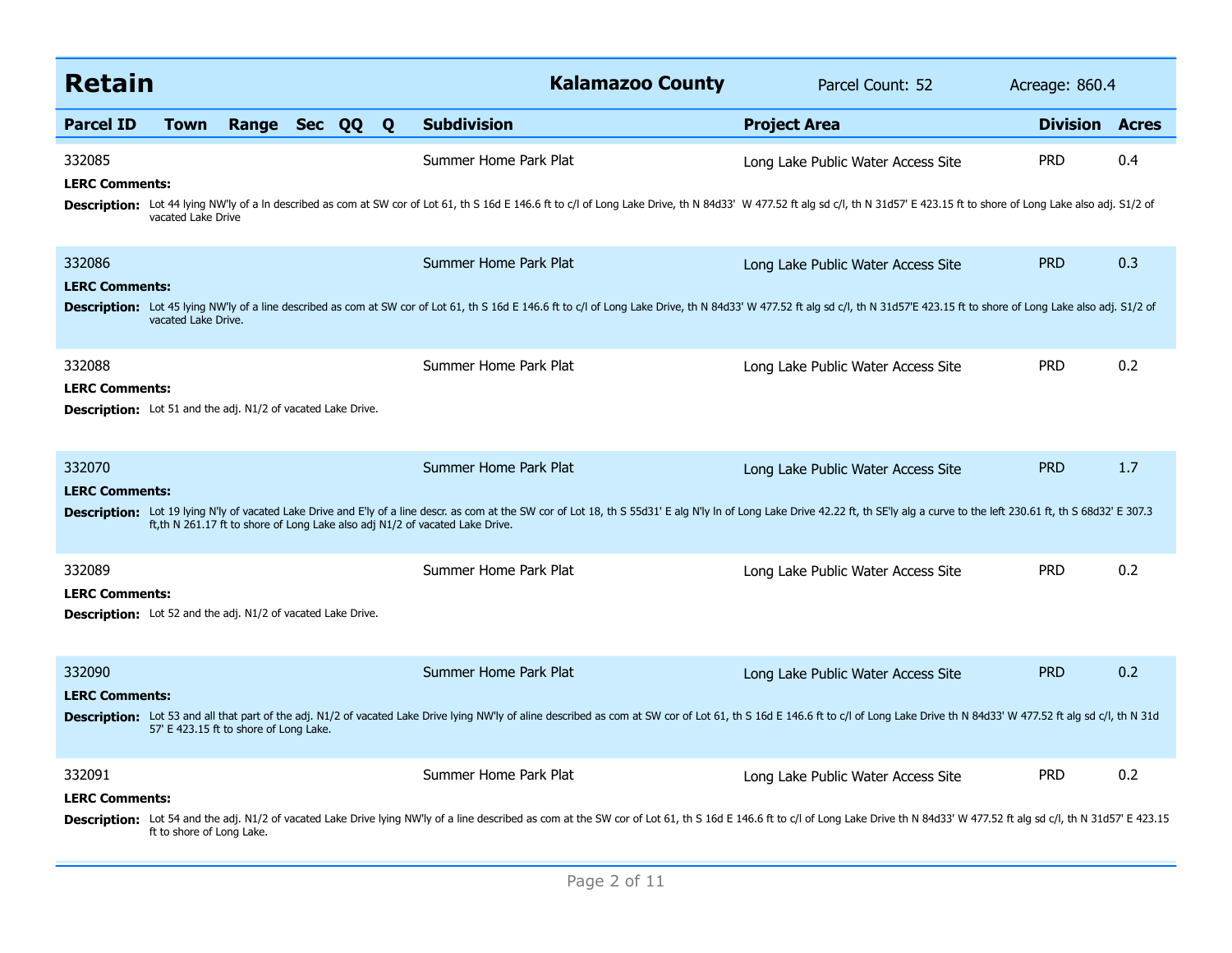## Retain

**Kalamazoo County** — Parcel Count: 52 — Acreage: 860.4

| Parcel ID | Town | Range | Sec | QQ | Q | Subdivision | Project Area | Division | Acres |
|---|---|---|---|---|---|---|---|---|---|
| 332085 | | | | | | Summer Home Park Plat | Long Lake Public Water Access Site | PRD | 0.4 |

**LERC Comments:**

**Description:** Lot 44 lying NW'ly of a ln described as com at SW cor of Lot 61, th S 16d E 146.6 ft to c/l of Long Lake Drive, th N 84d33' W 477.52 ft alg sd c/l, th N 31d57' E 423.15 ft to shore of Long Lake also adj. S1/2 of vacated Lake Drive

| Parcel ID | Town | Range | Sec | QQ | Q | Subdivision | Project Area | Division | Acres |
|---|---|---|---|---|---|---|---|---|---|
| 332086 | | | | | | Summer Home Park Plat | Long Lake Public Water Access Site | PRD | 0.3 |

**LERC Comments:**

**Description:** Lot 45 lying NW'ly of a line described as com at SW cor of Lot 61, th S 16d E 146.6 ft to c/l of Long Lake Drive, th N 84d33' W 477.52 ft alg sd c/l, th N 31d57'E 423.15 ft to shore of Long Lake also adj. S1/2 of vacated Lake Drive.

| Parcel ID | Town | Range | Sec | QQ | Q | Subdivision | Project Area | Division | Acres |
|---|---|---|---|---|---|---|---|---|---|
| 332088 | | | | | | Summer Home Park Plat | Long Lake Public Water Access Site | PRD | 0.2 |

**LERC Comments:**

**Description:** Lot 51 and the adj. N1/2 of vacated Lake Drive.

| Parcel ID | Town | Range | Sec | QQ | Q | Subdivision | Project Area | Division | Acres |
|---|---|---|---|---|---|---|---|---|---|
| 332070 | | | | | | Summer Home Park Plat | Long Lake Public Water Access Site | PRD | 1.7 |

**LERC Comments:**

**Description:** Lot 19 lying N'ly of vacated Lake Drive and E'ly of a line descr. as com at the SW cor of Lot 18, th S 55d31' E alg N'ly ln of Long Lake Drive 42.22 ft, th SE'ly alg a curve to the left 230.61 ft, th S 68d32' E 307.3 ft,th N 261.17 ft to shore of Long Lake also adj N1/2 of vacated Lake Drive.

| Parcel ID | Town | Range | Sec | QQ | Q | Subdivision | Project Area | Division | Acres |
|---|---|---|---|---|---|---|---|---|---|
| 332089 | | | | | | Summer Home Park Plat | Long Lake Public Water Access Site | PRD | 0.2 |

**LERC Comments:**

**Description:** Lot 52 and the adj. N1/2 of vacated Lake Drive.

| Parcel ID | Town | Range | Sec | QQ | Q | Subdivision | Project Area | Division | Acres |
|---|---|---|---|---|---|---|---|---|---|
| 332090 | | | | | | Summer Home Park Plat | Long Lake Public Water Access Site | PRD | 0.2 |

**LERC Comments:**

**Description:** Lot 53 and all that part of the adj. N1/2 of vacated Lake Drive lying NW'ly of aline described as com at SW cor of Lot 61, th S 16d E 146.6 ft to c/l of Long Lake Drive th N 84d33' W 477.52 ft alg sd c/l, th N 31d 57' E 423.15 ft to shore of Long Lake.

| Parcel ID | Town | Range | Sec | QQ | Q | Subdivision | Project Area | Division | Acres |
|---|---|---|---|---|---|---|---|---|---|
| 332091 | | | | | | Summer Home Park Plat | Long Lake Public Water Access Site | PRD | 0.2 |

**LERC Comments:**

**Description:** Lot 54 and the adj. N1/2 of vacated Lake Drive lying NW'ly of a line described as com at the SW cor of Lot 61, th S 16d E 146.6 ft to c/l of Long Lake Drive th N 84d33' W 477.52 ft alg sd c/l, th N 31d57' E 423.15 ft to shore of Long Lake.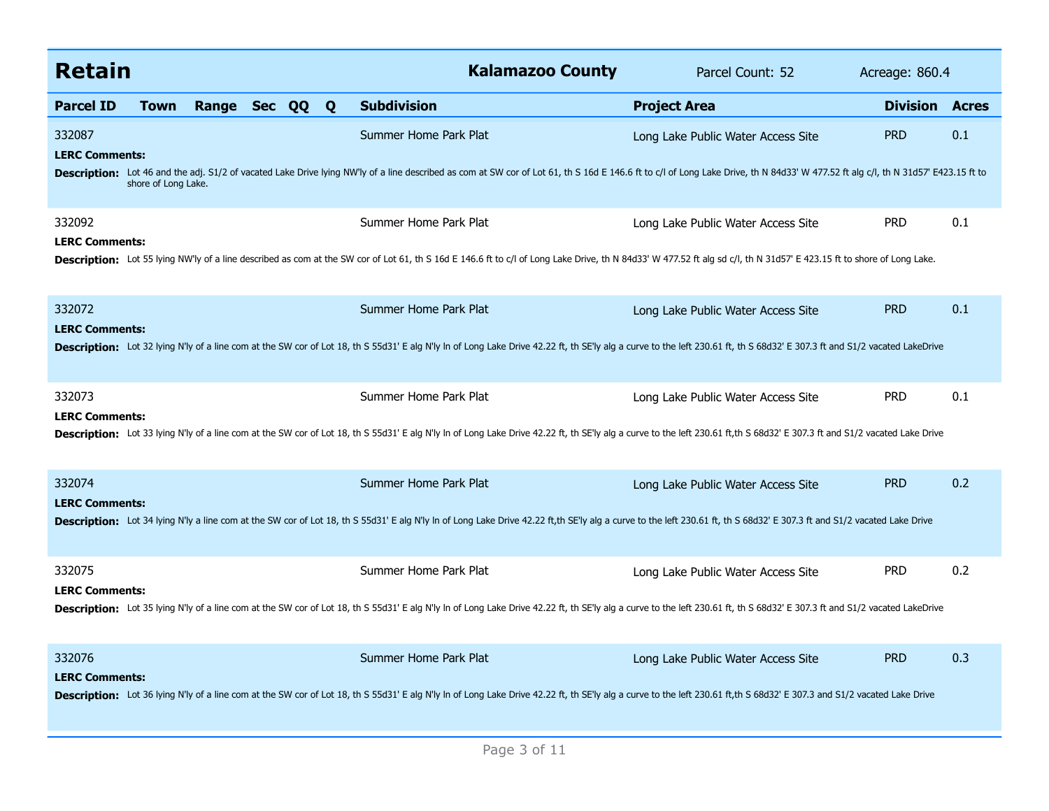## Retain

**Kalamazoo County** | Parcel Count: 52 | Acreage: 860.4

| Parcel ID | Town | Range | Sec | QQ | Q | Subdivision | Project Area | Division | Acres |
|---|---|---|---|---|---|---|---|---|---|
| 332087 | | | | | | Summer Home Park Plat | Long Lake Public Water Access Site | PRD | 0.1 |

**LERC Comments:**

**Description:** Lot 46 and the adj. S1/2 of vacated Lake Drive lying NW'ly of a line described as com at SW cor of Lot 61, th S 16d E 146.6 ft to c/l of Long Lake Drive, th N 84d33' W 477.52 ft alg c/l, th N 31d57' E423.15 ft to shore of Long Lake.

| Parcel ID | Town | Range | Sec | QQ | Q | Subdivision | Project Area | Division | Acres |
|---|---|---|---|---|---|---|---|---|---|
| 332092 | | | | | | Summer Home Park Plat | Long Lake Public Water Access Site | PRD | 0.1 |

**LERC Comments:**

**Description:** Lot 55 lying NW'ly of a line described as com at the SW cor of Lot 61, th S 16d E 146.6 ft to c/l of Long Lake Drive, th N 84d33' W 477.52 ft alg sd c/l, th N 31d57' E 423.15 ft to shore of Long Lake.

| Parcel ID | Town | Range | Sec | QQ | Q | Subdivision | Project Area | Division | Acres |
|---|---|---|---|---|---|---|---|---|---|
| 332072 | | | | | | Summer Home Park Plat | Long Lake Public Water Access Site | PRD | 0.1 |

**LERC Comments:**

**Description:** Lot 32 lying N'ly of a line com at the SW cor of Lot 18, th S 55d31' E alg N'ly ln of Long Lake Drive 42.22 ft, th SE'ly alg a curve to the left 230.61 ft, th S 68d32' E 307.3 ft and S1/2 vacated LakeDrive

| Parcel ID | Town | Range | Sec | QQ | Q | Subdivision | Project Area | Division | Acres |
|---|---|---|---|---|---|---|---|---|---|
| 332073 | | | | | | Summer Home Park Plat | Long Lake Public Water Access Site | PRD | 0.1 |

**LERC Comments:**

**Description:** Lot 33 lying N'ly of a line com at the SW cor of Lot 18, th S 55d31' E alg N'ly ln of Long Lake Drive 42.22 ft, th SE'ly alg a curve to the left 230.61 ft,th S 68d32' E 307.3 ft and S1/2 vacated Lake Drive

| Parcel ID | Town | Range | Sec | QQ | Q | Subdivision | Project Area | Division | Acres |
|---|---|---|---|---|---|---|---|---|---|
| 332074 | | | | | | Summer Home Park Plat | Long Lake Public Water Access Site | PRD | 0.2 |

**LERC Comments:**

**Description:** Lot 34 lying N'ly a line com at the SW cor of Lot 18, th S 55d31' E alg N'ly ln of Long Lake Drive 42.22 ft,th SE'ly alg a curve to the left 230.61 ft, th S 68d32' E 307.3 ft and S1/2 vacated Lake Drive

| Parcel ID | Town | Range | Sec | QQ | Q | Subdivision | Project Area | Division | Acres |
|---|---|---|---|---|---|---|---|---|---|
| 332075 | | | | | | Summer Home Park Plat | Long Lake Public Water Access Site | PRD | 0.2 |

**LERC Comments:**

**Description:** Lot 35 lying N'ly of a line com at the SW cor of Lot 18, th S 55d31' E alg N'ly ln of Long Lake Drive 42.22 ft, th SE'ly alg a curve to the left 230.61 ft, th S 68d32' E 307.3 ft and S1/2 vacated LakeDrive

| Parcel ID | Town | Range | Sec | QQ | Q | Subdivision | Project Area | Division | Acres |
|---|---|---|---|---|---|---|---|---|---|
| 332076 | | | | | | Summer Home Park Plat | Long Lake Public Water Access Site | PRD | 0.3 |

**LERC Comments:**

**Description:** Lot 36 lying N'ly of a line com at the SW cor of Lot 18, th S 55d31' E alg N'ly ln of Long Lake Drive 42.22 ft, th SE'ly alg a curve to the left 230.61 ft,th S 68d32' E 307.3 and S1/2 vacated Lake Drive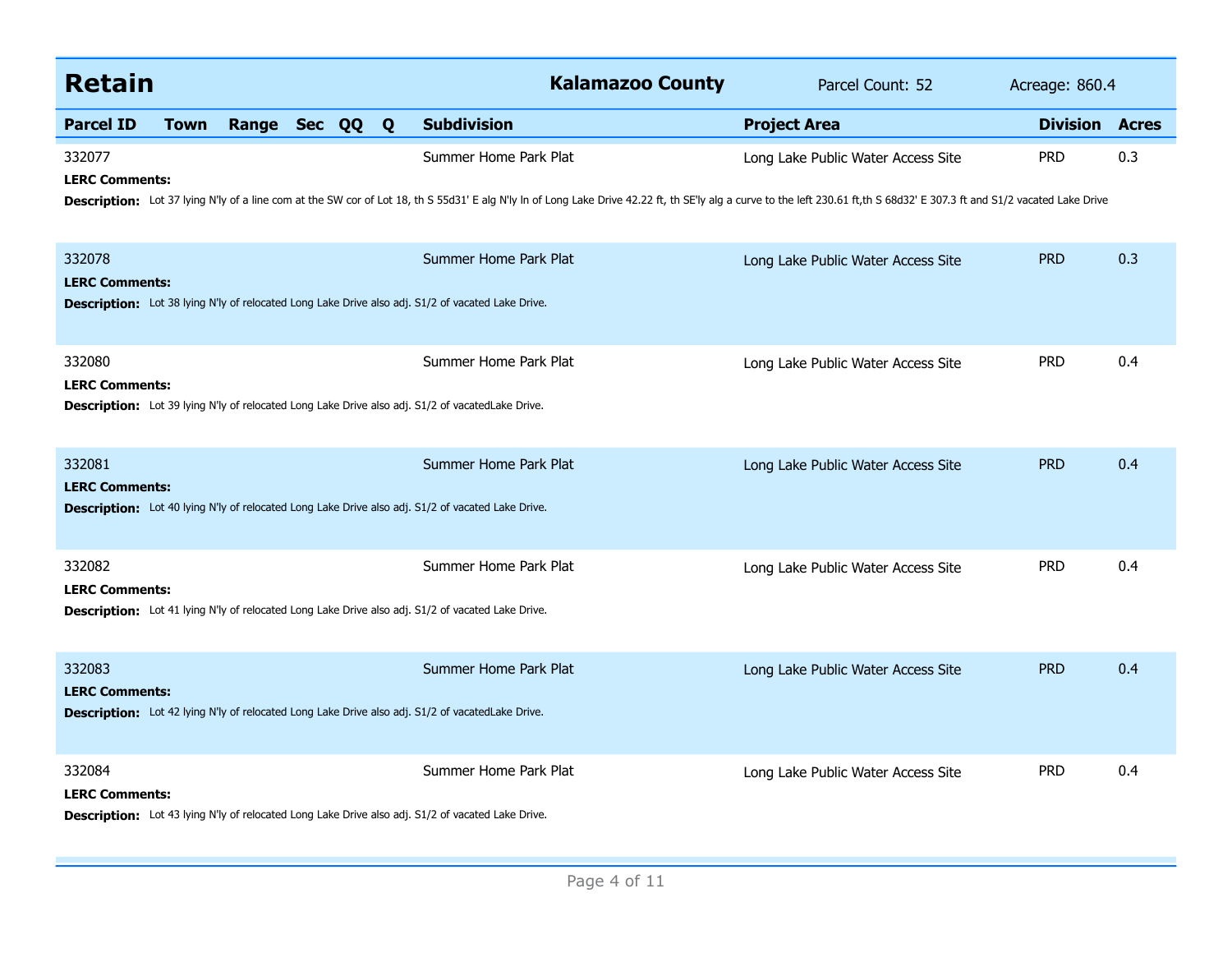## Retain

**Kalamazoo County** | Parcel Count: 52 | Acreage: 860.4

| Parcel ID | Town | Range | Sec | QQ | Q | Subdivision | Project Area | Division | Acres |
|---|---|---|---|---|---|---|---|---|---|
| 332077 | | | | | | Summer Home Park Plat | Long Lake Public Water Access Site | PRD | 0.3 |

**LERC Comments:**

**Description:** Lot 37 lying N'ly of a line com at the SW cor of Lot 18, th S 55d31' E alg N'ly ln of Long Lake Drive 42.22 ft, th SE'ly alg a curve to the left 230.61 ft,th S 68d32' E 307.3 ft and S1/2 vacated Lake Drive

| Parcel ID | Town | Range | Sec | QQ | Q | Subdivision | Project Area | Division | Acres |
|---|---|---|---|---|---|---|---|---|---|
| 332078 | | | | | | Summer Home Park Plat | Long Lake Public Water Access Site | PRD | 0.3 |

**LERC Comments:**

**Description:** Lot 38 lying N'ly of relocated Long Lake Drive also adj. S1/2 of vacated Lake Drive.

| Parcel ID | Town | Range | Sec | QQ | Q | Subdivision | Project Area | Division | Acres |
|---|---|---|---|---|---|---|---|---|---|
| 332080 | | | | | | Summer Home Park Plat | Long Lake Public Water Access Site | PRD | 0.4 |

**LERC Comments:**

**Description:** Lot 39 lying N'ly of relocated Long Lake Drive also adj. S1/2 of vacatedLake Drive.

| Parcel ID | Town | Range | Sec | QQ | Q | Subdivision | Project Area | Division | Acres |
|---|---|---|---|---|---|---|---|---|---|
| 332081 | | | | | | Summer Home Park Plat | Long Lake Public Water Access Site | PRD | 0.4 |

**LERC Comments:**

**Description:** Lot 40 lying N'ly of relocated Long Lake Drive also adj. S1/2 of vacated Lake Drive.

| Parcel ID | Town | Range | Sec | QQ | Q | Subdivision | Project Area | Division | Acres |
|---|---|---|---|---|---|---|---|---|---|
| 332082 | | | | | | Summer Home Park Plat | Long Lake Public Water Access Site | PRD | 0.4 |

**LERC Comments:**

**Description:** Lot 41 lying N'ly of relocated Long Lake Drive also adj. S1/2 of vacated Lake Drive.

| Parcel ID | Town | Range | Sec | QQ | Q | Subdivision | Project Area | Division | Acres |
|---|---|---|---|---|---|---|---|---|---|
| 332083 | | | | | | Summer Home Park Plat | Long Lake Public Water Access Site | PRD | 0.4 |

**LERC Comments:**

**Description:** Lot 42 lying N'ly of relocated Long Lake Drive also adj. S1/2 of vacatedLake Drive.

| Parcel ID | Town | Range | Sec | QQ | Q | Subdivision | Project Area | Division | Acres |
|---|---|---|---|---|---|---|---|---|---|
| 332084 | | | | | | Summer Home Park Plat | Long Lake Public Water Access Site | PRD | 0.4 |

**LERC Comments:**

**Description:** Lot 43 lying N'ly of relocated Long Lake Drive also adj. S1/2 of vacated Lake Drive.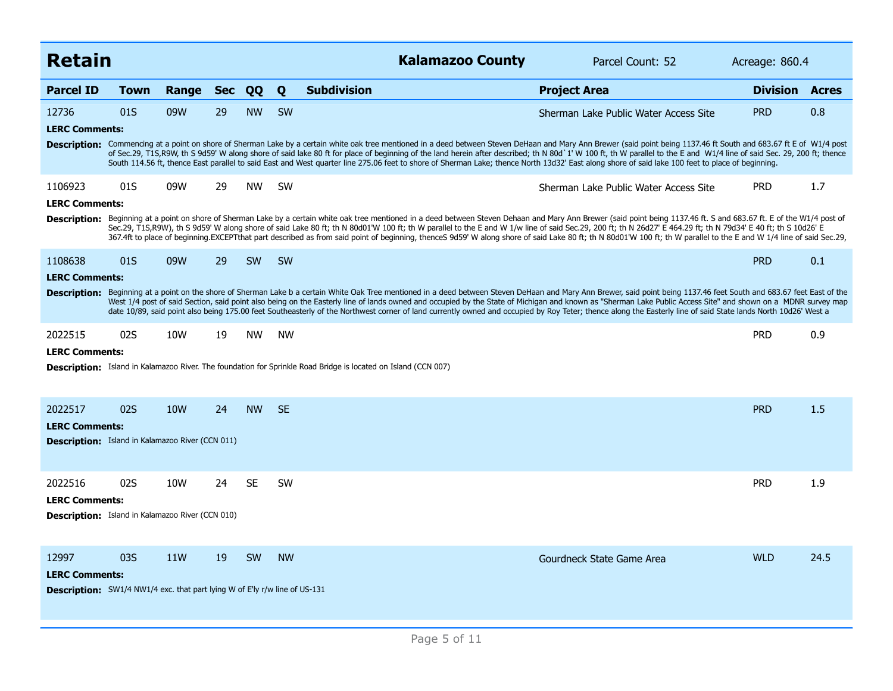## Retain — Kalamazoo County

Parcel Count: 52 | Acreage: 860.4

| Parcel ID | Town | Range | Sec | QQ | Q | Subdivision | Project Area | Division | Acres |
|---|---|---|---|---|---|---|---|---|---|
| 12736 | 01S | 09W | 29 | NW | SW | | Sherman Lake Public Water Access Site | PRD | 0.8 |

**LERC Comments:**

**Description:** Commencing at a point on shore of Sherman Lake by a certain white oak tree mentioned in a deed between Steven DeHaan and Mary Ann Brewer (said point being 1137.46 ft South and 683.67 ft E of W1/4 post of Sec.29, T1S,R9W, th S 9d59' W along shore of said lake 80 ft for place of beginning of the land herein after described; th N 80d`1' W 100 ft, th W parallel to the E and W1/4 line of said Sec. 29, 200 ft; thence South 114.56 ft, thence East parallel to said East and West quarter line 275.06 feet to shore of Sherman Lake; thence North 13d32' East along shore of said lake 100 feet to place of beginning.

| Parcel ID | Town | Range | Sec | QQ | Q | Subdivision | Project Area | Division | Acres |
|---|---|---|---|---|---|---|---|---|---|
| 1106923 | 01S | 09W | 29 | NW | SW | | Sherman Lake Public Water Access Site | PRD | 1.7 |

**LERC Comments:**

**Description:** Beginning at a point on shore of Sherman Lake by a certain white oak tree mentioned in a deed between Steven Dehaan and Mary Ann Brewer (said point being 1137.46 ft. S and 683.67 ft. E of the W1/4 post of Sec.29, T1S,R9W), th S 9d59' W along shore of said Lake 80 ft; th N 80d01'W 100 ft; th W parallel to the E and W 1/w line of said Sec.29, 200 ft; th N 26d27' E 464.29 ft; th N 79d34' E 40 ft; th S 10d26' E 367.4ft to place of beginning.EXCEPTthat part described as from said point of beginning, thenceS 9d59' W along shore of said Lake 80 ft; th N 80d01'W 100 ft; th W parallel to the E and W 1/4 line of said Sec.29,

| Parcel ID | Town | Range | Sec | QQ | Q | Subdivision | Project Area | Division | Acres |
|---|---|---|---|---|---|---|---|---|---|
| 1108638 | 01S | 09W | 29 | SW | SW | | | PRD | 0.1 |

**LERC Comments:**

**Description:** Beginning at a point on the shore of Sherman Lake b a certain White Oak Tree mentioned in a deed between Steven DeHaan and Mary Ann Brewer, said point being 1137.46 feet South and 683.67 feet East of the West 1/4 post of said Section, said point also being on the Easterly line of lands owned and occupied by the State of Michigan and known as "Sherman Lake Public Access Site" and shown on a MDNR survey map date 10/89, said point also being 175.00 feet Southeasterly of the Northwest corner of land currently owned and occupied by Roy Teter; thence along the Easterly line of said State lands North 10d26' West a

| Parcel ID | Town | Range | Sec | QQ | Q | Subdivision | Project Area | Division | Acres |
|---|---|---|---|---|---|---|---|---|---|
| 2022515 | 02S | 10W | 19 | NW | NW | | | PRD | 0.9 |

**LERC Comments:**

**Description:** Island in Kalamazoo River. The foundation for Sprinkle Road Bridge is located on Island (CCN 007)

| Parcel ID | Town | Range | Sec | QQ | Q | Subdivision | Project Area | Division | Acres |
|---|---|---|---|---|---|---|---|---|---|
| 2022517 | 02S | 10W | 24 | NW | SE | | | PRD | 1.5 |

**LERC Comments:**

**Description:** Island in Kalamazoo River (CCN 011)

| Parcel ID | Town | Range | Sec | QQ | Q | Subdivision | Project Area | Division | Acres |
|---|---|---|---|---|---|---|---|---|---|
| 2022516 | 02S | 10W | 24 | SE | SW | | | PRD | 1.9 |

**LERC Comments:**

**Description:** Island in Kalamazoo River (CCN 010)

| Parcel ID | Town | Range | Sec | QQ | Q | Subdivision | Project Area | Division | Acres |
|---|---|---|---|---|---|---|---|---|---|
| 12997 | 03S | 11W | 19 | SW | NW | | Gourdneck State Game Area | WLD | 24.5 |

**LERC Comments:**

**Description:** SW1/4 NW1/4 exc. that part lying W of E'ly r/w line of US-131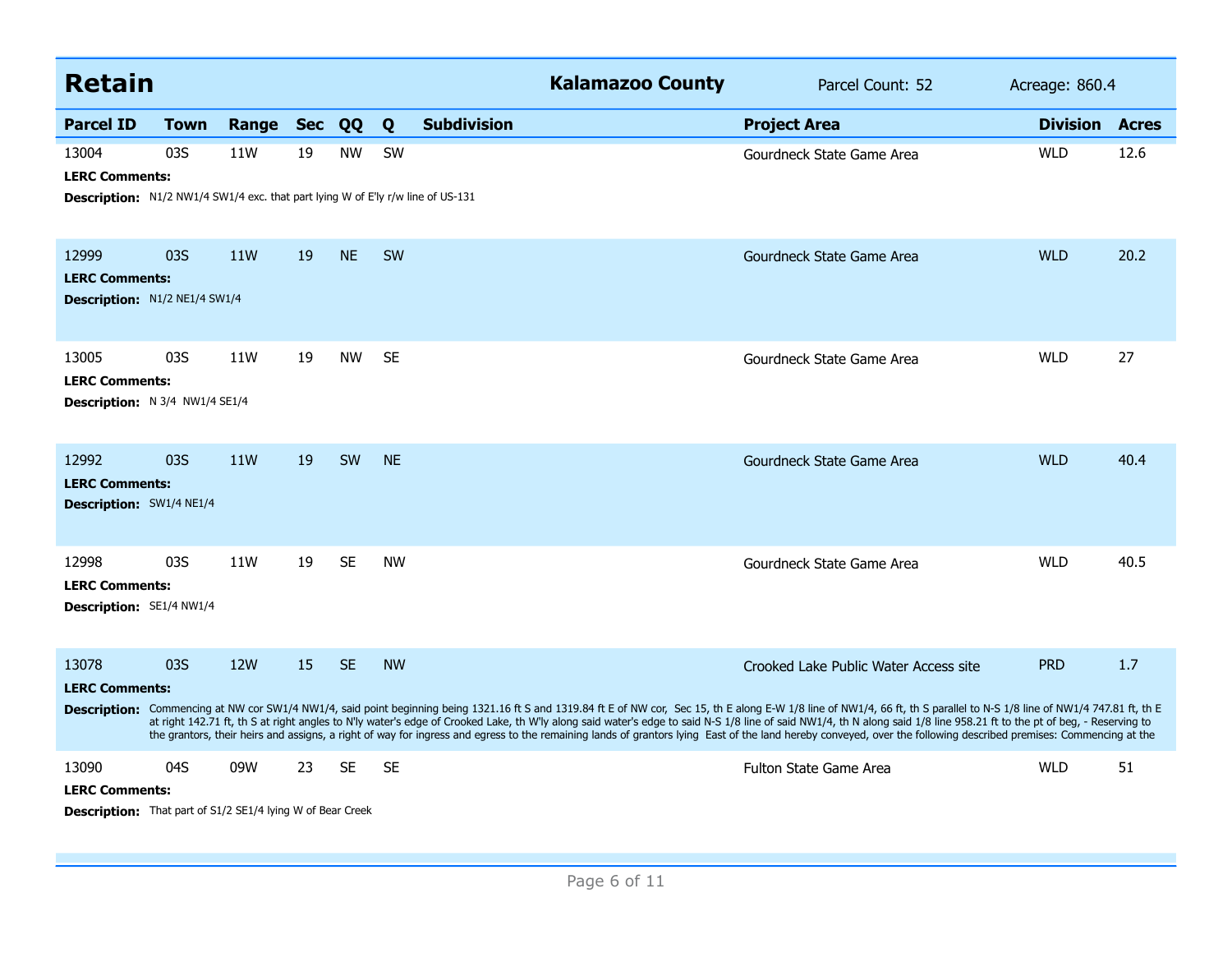## Retain

**Kalamazoo County** Parcel Count: 52 Acreage: 860.4

| Parcel ID | Town | Range | Sec | QQ | Q | Subdivision | Project Area | Division | Acres |
|---|---|---|---|---|---|---|---|---|---|
| 13004 | 03S | 11W | 19 | NW | SW | | Gourdneck State Game Area | WLD | 12.6 |

**LERC Comments:**

**Description:** N1/2 NW1/4 SW1/4 exc. that part lying W of E'ly r/w line of US-131

| Parcel ID | Town | Range | Sec | QQ | Q | Subdivision | Project Area | Division | Acres |
|---|---|---|---|---|---|---|---|---|---|
| 12999 | 03S | 11W | 19 | NE | SW | | Gourdneck State Game Area | WLD | 20.2 |

**LERC Comments:**

**Description:** N1/2 NE1/4 SW1/4

| Parcel ID | Town | Range | Sec | QQ | Q | Subdivision | Project Area | Division | Acres |
|---|---|---|---|---|---|---|---|---|---|
| 13005 | 03S | 11W | 19 | NW | SE | | Gourdneck State Game Area | WLD | 27 |

**LERC Comments:**

**Description:** N 3/4 NW1/4 SE1/4

| Parcel ID | Town | Range | Sec | QQ | Q | Subdivision | Project Area | Division | Acres |
|---|---|---|---|---|---|---|---|---|---|
| 12992 | 03S | 11W | 19 | SW | NE | | Gourdneck State Game Area | WLD | 40.4 |

**LERC Comments:**

**Description:** SW1/4 NE1/4

| Parcel ID | Town | Range | Sec | QQ | Q | Subdivision | Project Area | Division | Acres |
|---|---|---|---|---|---|---|---|---|---|
| 12998 | 03S | 11W | 19 | SE | NW | | Gourdneck State Game Area | WLD | 40.5 |

**LERC Comments:**

**Description:** SE1/4 NW1/4

| Parcel ID | Town | Range | Sec | QQ | Q | Subdivision | Project Area | Division | Acres |
|---|---|---|---|---|---|---|---|---|---|
| 13078 | 03S | 12W | 15 | SE | NW | | Crooked Lake Public Water Access site | PRD | 1.7 |

**LERC Comments:**

**Description:** Commencing at NW cor SW1/4 NW1/4, said point beginning being 1321.16 ft S and 1319.84 ft E of NW cor, Sec 15, th E along E-W 1/8 line of NW1/4, 66 ft, th S parallel to N-S 1/8 line of NW1/4 747.81 ft, th E at right 142.71 ft, th S at right angles to N'ly water's edge of Crooked Lake, th W'ly along said water's edge to said N-S 1/8 line of said NW1/4, th N along said 1/8 line 958.21 ft to the pt of beg, - Reserving to the grantors, their heirs and assigns, a right of way for ingress and egress to the remaining lands of grantors lying East of the land hereby conveyed, over the following described premises: Commencing at the

| Parcel ID | Town | Range | Sec | QQ | Q | Subdivision | Project Area | Division | Acres |
|---|---|---|---|---|---|---|---|---|---|
| 13090 | 04S | 09W | 23 | SE | SE | | Fulton State Game Area | WLD | 51 |

**LERC Comments:**

**Description:** That part of S1/2 SE1/4 lying W of Bear Creek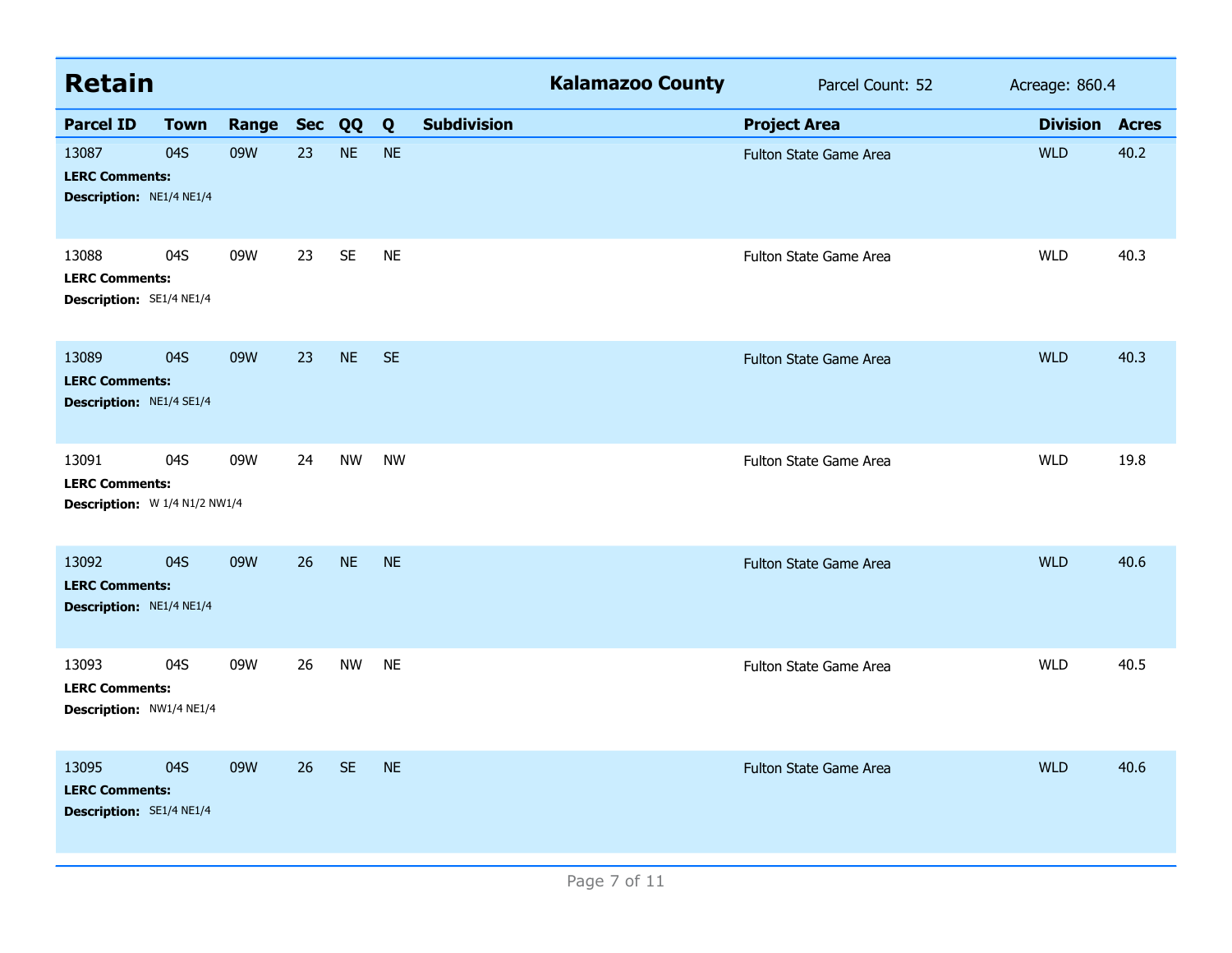## Retain

**Kalamazoo County** Parcel Count: 52 Acreage: 860.4

| Parcel ID | Town | Range | Sec | QQ | Q | Subdivision | Project Area | Division | Acres |
|---|---|---|---|---|---|---|---|---|---|
| 13087 | 04S | 09W | 23 | NE | NE | | Fulton State Game Area | WLD | 40.2 |
| **LERC Comments:** | | | | | | | | | |
| **Description:** NE1/4 NE1/4 | | | | | | | | | |
| 13088 | 04S | 09W | 23 | SE | NE | | Fulton State Game Area | WLD | 40.3 |
| **LERC Comments:** | | | | | | | | | |
| **Description:** SE1/4 NE1/4 | | | | | | | | | |
| 13089 | 04S | 09W | 23 | NE | SE | | Fulton State Game Area | WLD | 40.3 |
| **LERC Comments:** | | | | | | | | | |
| **Description:** NE1/4 SE1/4 | | | | | | | | | |
| 13091 | 04S | 09W | 24 | NW | NW | | Fulton State Game Area | WLD | 19.8 |
| **LERC Comments:** | | | | | | | | | |
| **Description:** W 1/4 N1/2 NW1/4 | | | | | | | | | |
| 13092 | 04S | 09W | 26 | NE | NE | | Fulton State Game Area | WLD | 40.6 |
| **LERC Comments:** | | | | | | | | | |
| **Description:** NE1/4 NE1/4 | | | | | | | | | |
| 13093 | 04S | 09W | 26 | NW | NE | | Fulton State Game Area | WLD | 40.5 |
| **LERC Comments:** | | | | | | | | | |
| **Description:** NW1/4 NE1/4 | | | | | | | | | |
| 13095 | 04S | 09W | 26 | SE | NE | | Fulton State Game Area | WLD | 40.6 |
| **LERC Comments:** | | | | | | | | | |
| **Description:** SE1/4 NE1/4 | | | | | | | | | |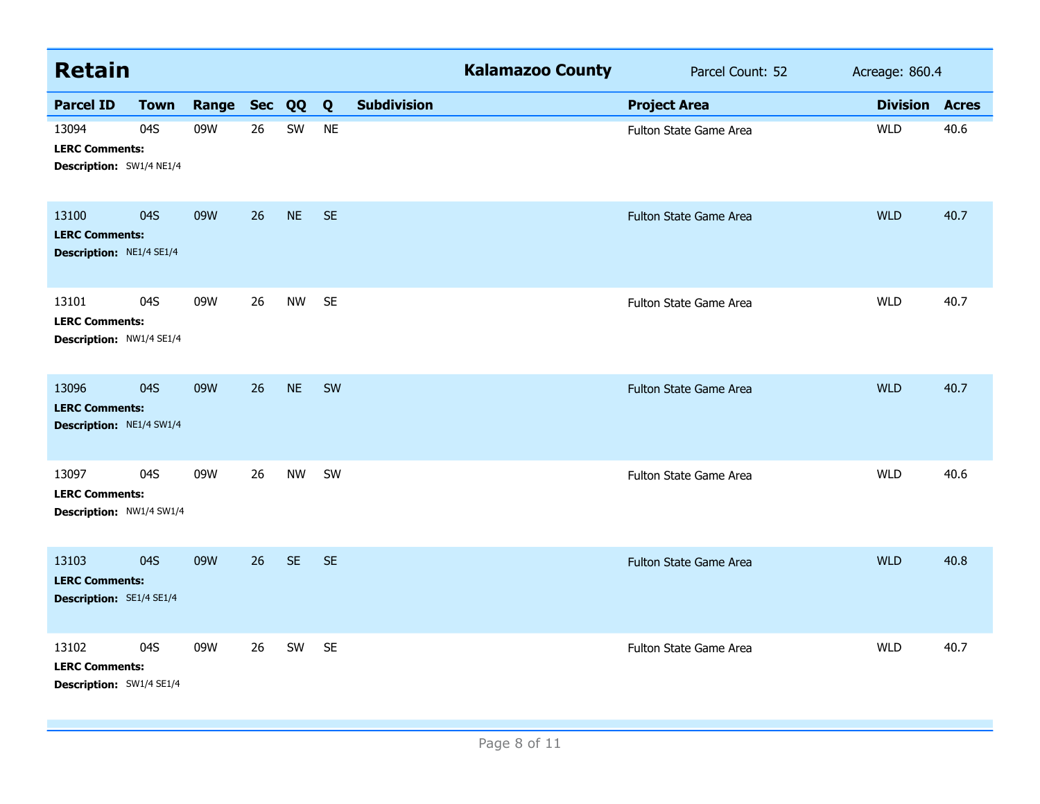## Retain

**Kalamazoo County** — Parcel Count: 52 — Acreage: 860.4

| Parcel ID | Town | Range | Sec | QQ | Q | Subdivision | Project Area | Division | Acres |
|---|---|---|---|---|---|---|---|---|---|
| 13094 | 04S | 09W | 26 | SW | NE | | Fulton State Game Area | WLD | 40.6 |
| LERC Comments: | | | | | | | | | |
| Description: SW1/4 NE1/4 | | | | | | | | | |
| 13100 | 04S | 09W | 26 | NE | SE | | Fulton State Game Area | WLD | 40.7 |
| LERC Comments: | | | | | | | | | |
| Description: NE1/4 SE1/4 | | | | | | | | | |
| 13101 | 04S | 09W | 26 | NW | SE | | Fulton State Game Area | WLD | 40.7 |
| LERC Comments: | | | | | | | | | |
| Description: NW1/4 SE1/4 | | | | | | | | | |
| 13096 | 04S | 09W | 26 | NE | SW | | Fulton State Game Area | WLD | 40.7 |
| LERC Comments: | | | | | | | | | |
| Description: NE1/4 SW1/4 | | | | | | | | | |
| 13097 | 04S | 09W | 26 | NW | SW | | Fulton State Game Area | WLD | 40.6 |
| LERC Comments: | | | | | | | | | |
| Description: NW1/4 SW1/4 | | | | | | | | | |
| 13103 | 04S | 09W | 26 | SE | SE | | Fulton State Game Area | WLD | 40.8 |
| LERC Comments: | | | | | | | | | |
| Description: SE1/4 SE1/4 | | | | | | | | | |
| 13102 | 04S | 09W | 26 | SW | SE | | Fulton State Game Area | WLD | 40.7 |
| LERC Comments: | | | | | | | | | |
| Description: SW1/4 SE1/4 | | | | | | | | | |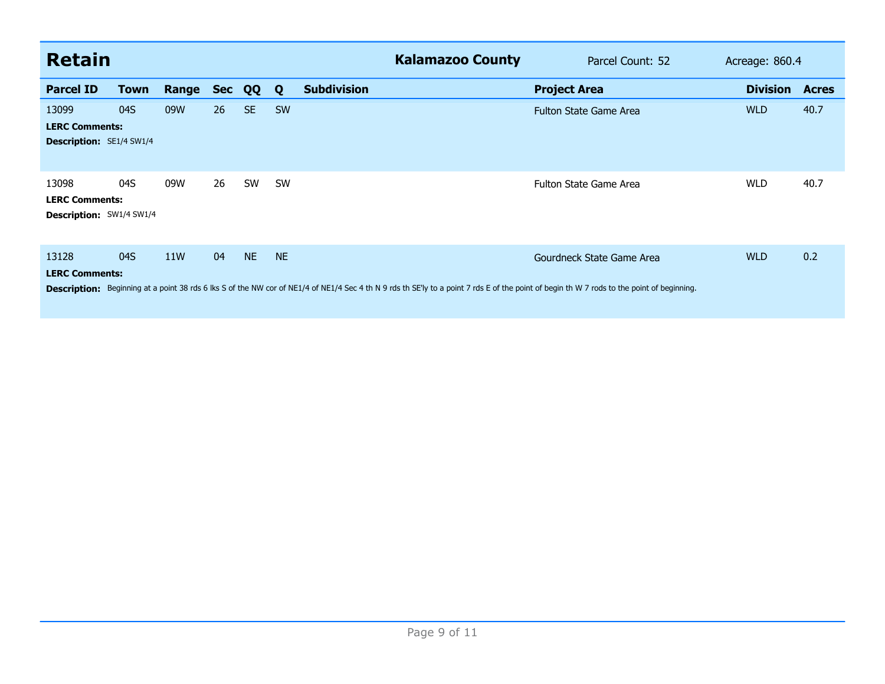## Retain

**Kalamazoo County** Parcel Count: 52 Acreage: 860.4

| Parcel ID | Town | Range | Sec | QQ | Q | Subdivision | Project Area | Division | Acres |
|---|---|---|---|---|---|---|---|---|---|
| 13099 | 04S | 09W | 26 | SE | SW | | Fulton State Game Area | WLD | 40.7 |

**LERC Comments:**

**Description:** SE1/4 SW1/4

| Parcel ID | Town | Range | Sec | QQ | Q | Subdivision | Project Area | Division | Acres |
|---|---|---|---|---|---|---|---|---|---|
| 13098 | 04S | 09W | 26 | SW | SW | | Fulton State Game Area | WLD | 40.7 |

**LERC Comments:**

**Description:** SW1/4 SW1/4

| Parcel ID | Town | Range | Sec | QQ | Q | Subdivision | Project Area | Division | Acres |
|---|---|---|---|---|---|---|---|---|---|
| 13128 | 04S | 11W | 04 | NE | NE | | Gourdneck State Game Area | WLD | 0.2 |

**LERC Comments:**

**Description:** Beginning at a point 38 rds 6 lks S of the NW cor of NE1/4 of NE1/4 Sec 4 th N 9 rds th SE'ly to a point 7 rds E of the point of begin th W 7 rods to the point of beginning.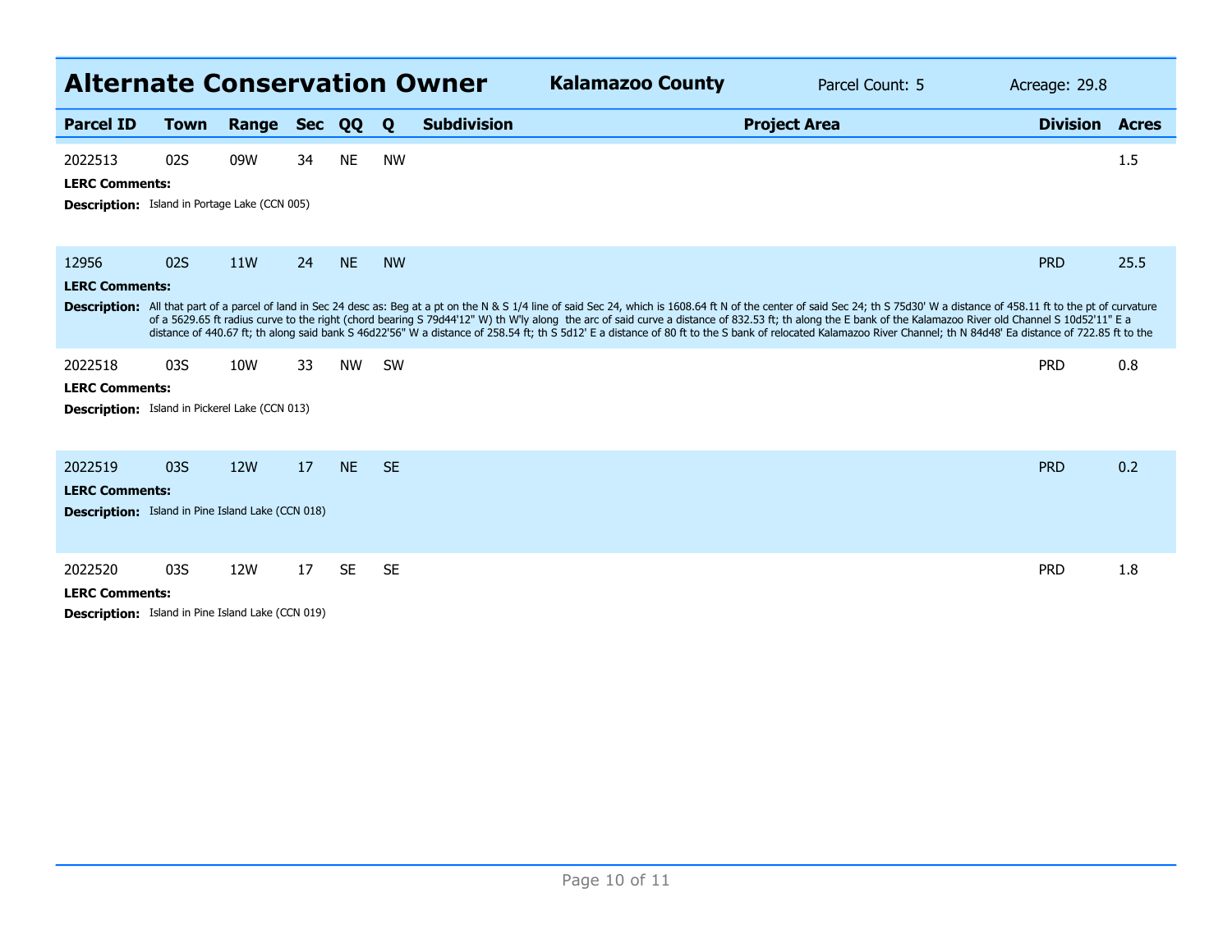## Alternate Conservation Owner

**Kalamazoo County** | Parcel Count: 5 | Acreage: 29.8

| Parcel ID | Town | Range | Sec | QQ | Q | Subdivision | Project Area | Division | Acres |
|---|---|---|---|---|---|---|---|---|---|
| 2022513 | 02S | 09W | 34 | NE | NW | | | | 1.5 |

**LERC Comments:**

**Description:** Island in Portage Lake (CCN 005)

| Parcel ID | Town | Range | Sec | QQ | Q | Subdivision | Project Area | Division | Acres |
|---|---|---|---|---|---|---|---|---|---|
| 12956 | 02S | 11W | 24 | NE | NW | | | PRD | 25.5 |

**LERC Comments:**

**Description:** All that part of a parcel of land in Sec 24 desc as: Beg at a pt on the N & S 1/4 line of said Sec 24, which is 1608.64 ft N of the center of said Sec 24; th S 75d30' W a distance of 458.11 ft to the pt of curvature of a 5629.65 ft radius curve to the right (chord bearing S 79d44'12" W) th W'ly along the arc of said curve a distance of 832.53 ft; th along the E bank of the Kalamazoo River old Channel S 10d52'11" E a distance of 440.67 ft; th along said bank S 46d22'56" W a distance of 258.54 ft; th S 5d12' E a distance of 80 ft to the S bank of relocated Kalamazoo River Channel; th N 84d48' Ea distance of 722.85 ft to the

| Parcel ID | Town | Range | Sec | QQ | Q | Subdivision | Project Area | Division | Acres |
|---|---|---|---|---|---|---|---|---|---|
| 2022518 | 03S | 10W | 33 | NW | SW | | | PRD | 0.8 |

**LERC Comments:**

**Description:** Island in Pickerel Lake (CCN 013)

| Parcel ID | Town | Range | Sec | QQ | Q | Subdivision | Project Area | Division | Acres |
|---|---|---|---|---|---|---|---|---|---|
| 2022519 | 03S | 12W | 17 | NE | SE | | | PRD | 0.2 |

**LERC Comments:**

**Description:** Island in Pine Island Lake (CCN 018)

| Parcel ID | Town | Range | Sec | QQ | Q | Subdivision | Project Area | Division | Acres |
|---|---|---|---|---|---|---|---|---|---|
| 2022520 | 03S | 12W | 17 | SE | SE | | | PRD | 1.8 |

**LERC Comments:**

**Description:** Island in Pine Island Lake (CCN 019)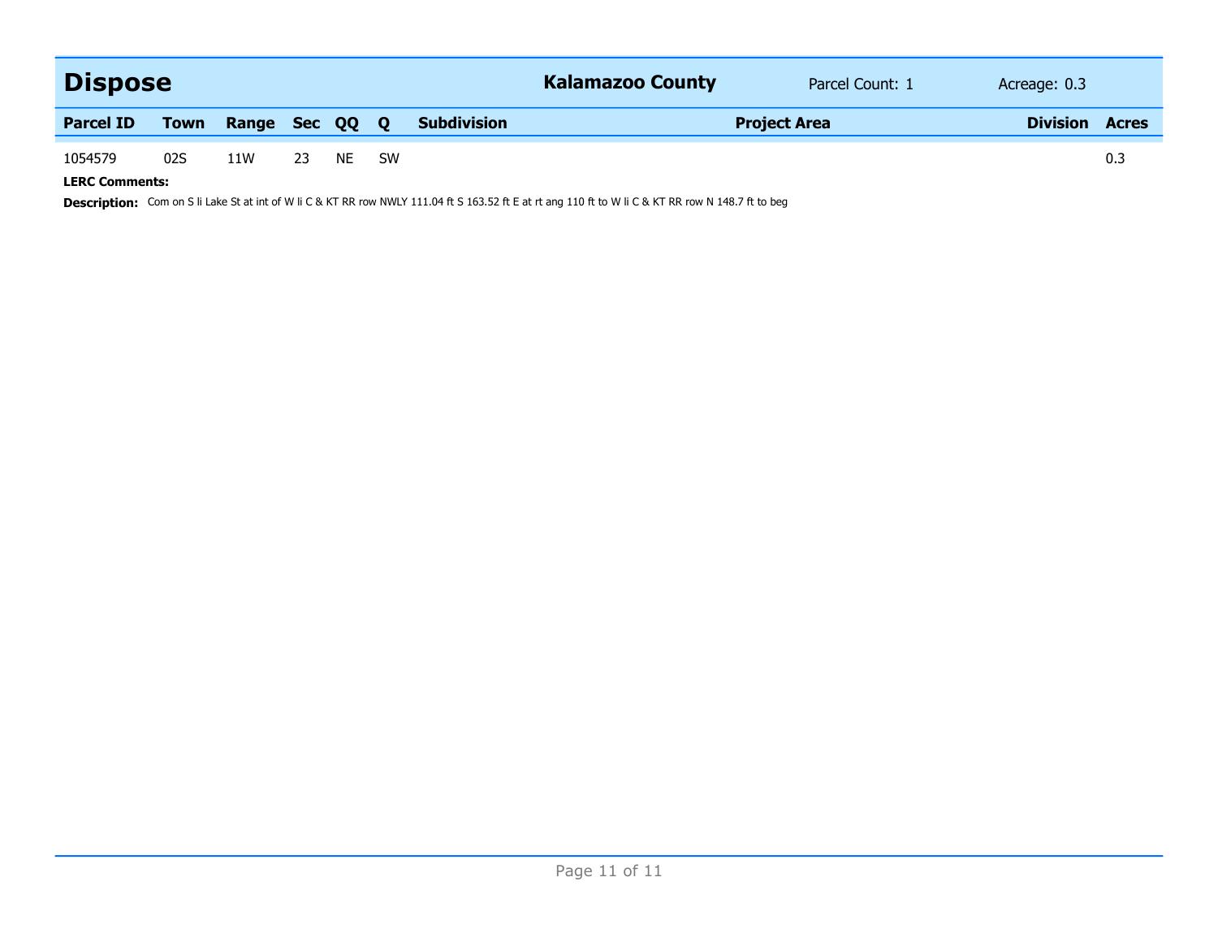## Dispose

**Kalamazoo County** | Parcel Count: 1 | Acreage: 0.3

| Parcel ID | Town | Range | Sec | QQ | Q | Subdivision | Project Area | Division | Acres |
|---|---|---|---|---|---|---|---|---|---|
| 1054579 | 02S | 11W | 23 | NE | SW | | | | 0.3 |

**LERC Comments:**

**Description:** Com on S li Lake St at int of W li C & KT RR row NWLY 111.04 ft S 163.52 ft E at rt ang 110 ft to W li C & KT RR row N 148.7 ft to beg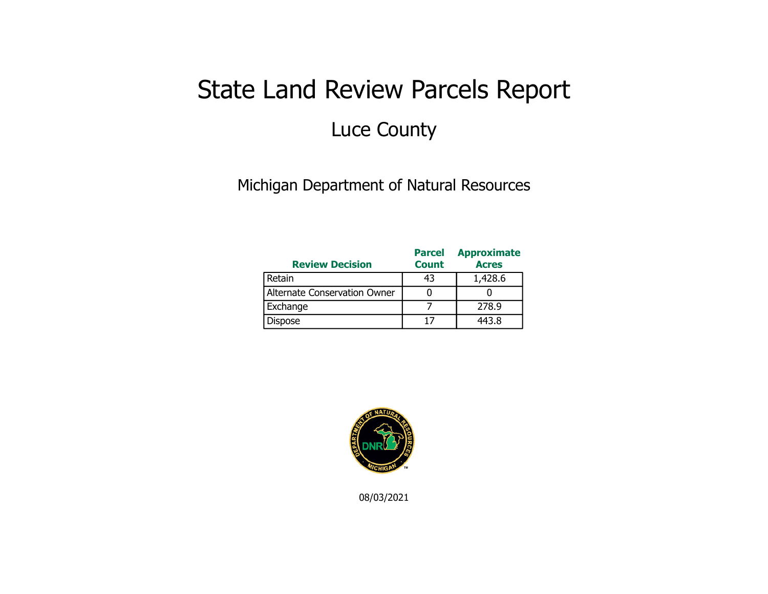# State Land Review Parcels Report

## Luce County

Michigan Department of Natural Resources

| Review Decision | Parcel Count | Approximate Acres |
|---|---|---|
| Retain | 43 | 1,428.6 |
| Alternate Conservation Owner | 0 | 0 |
| Exchange | 7 | 278.9 |
| Dispose | 17 | 443.8 |

08/03/2021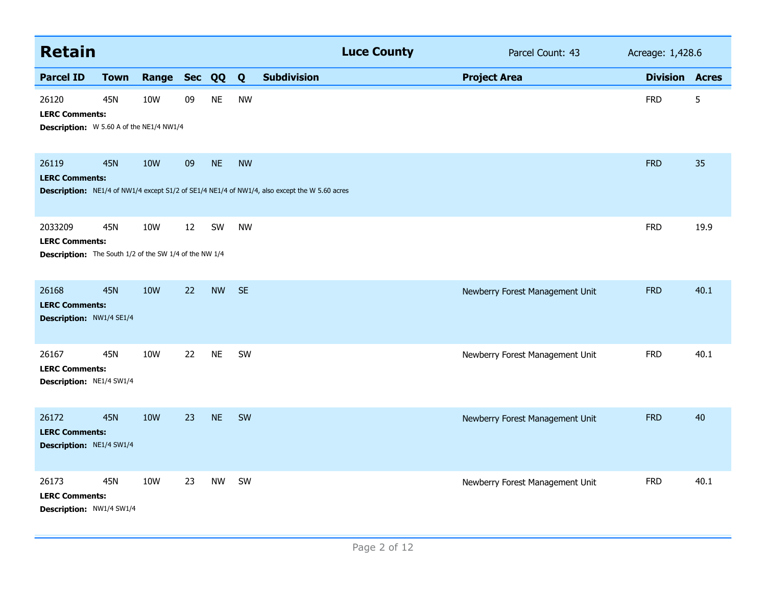## Retain

**Luce County** — Parcel Count: 43 — Acreage: 1,428.6

| Parcel ID | Town | Range | Sec | QQ | Q | Subdivision | Project Area | Division | Acres |
|---|---|---|---|---|---|---|---|---|---|
| 26120 | 45N | 10W | 09 | NE | NW | | | FRD | 5 |
| **LERC Comments:** | | | | | | | | | |
| **Description:** W 5.60 A of the NE1/4 NW1/4 | | | | | | | | | |
| 26119 | 45N | 10W | 09 | NE | NW | | | FRD | 35 |
| **LERC Comments:** | | | | | | | | | |
| **Description:** NE1/4 of NW1/4 except S1/2 of SE1/4 NE1/4 of NW1/4, also except the W 5.60 acres | | | | | | | | | |
| 2033209 | 45N | 10W | 12 | SW | NW | | | FRD | 19.9 |
| **LERC Comments:** | | | | | | | | | |
| **Description:** The South 1/2 of the SW 1/4 of the NW 1/4 | | | | | | | | | |
| 26168 | 45N | 10W | 22 | NW | SE | | Newberry Forest Management Unit | FRD | 40.1 |
| **LERC Comments:** | | | | | | | | | |
| **Description:** NW1/4 SE1/4 | | | | | | | | | |
| 26167 | 45N | 10W | 22 | NE | SW | | Newberry Forest Management Unit | FRD | 40.1 |
| **LERC Comments:** | | | | | | | | | |
| **Description:** NE1/4 SW1/4 | | | | | | | | | |
| 26172 | 45N | 10W | 23 | NE | SW | | Newberry Forest Management Unit | FRD | 40 |
| **LERC Comments:** | | | | | | | | | |
| **Description:** NE1/4 SW1/4 | | | | | | | | | |
| 26173 | 45N | 10W | 23 | NW | SW | | Newberry Forest Management Unit | FRD | 40.1 |
| **LERC Comments:** | | | | | | | | | |
| **Description:** NW1/4 SW1/4 | | | | | | | | | |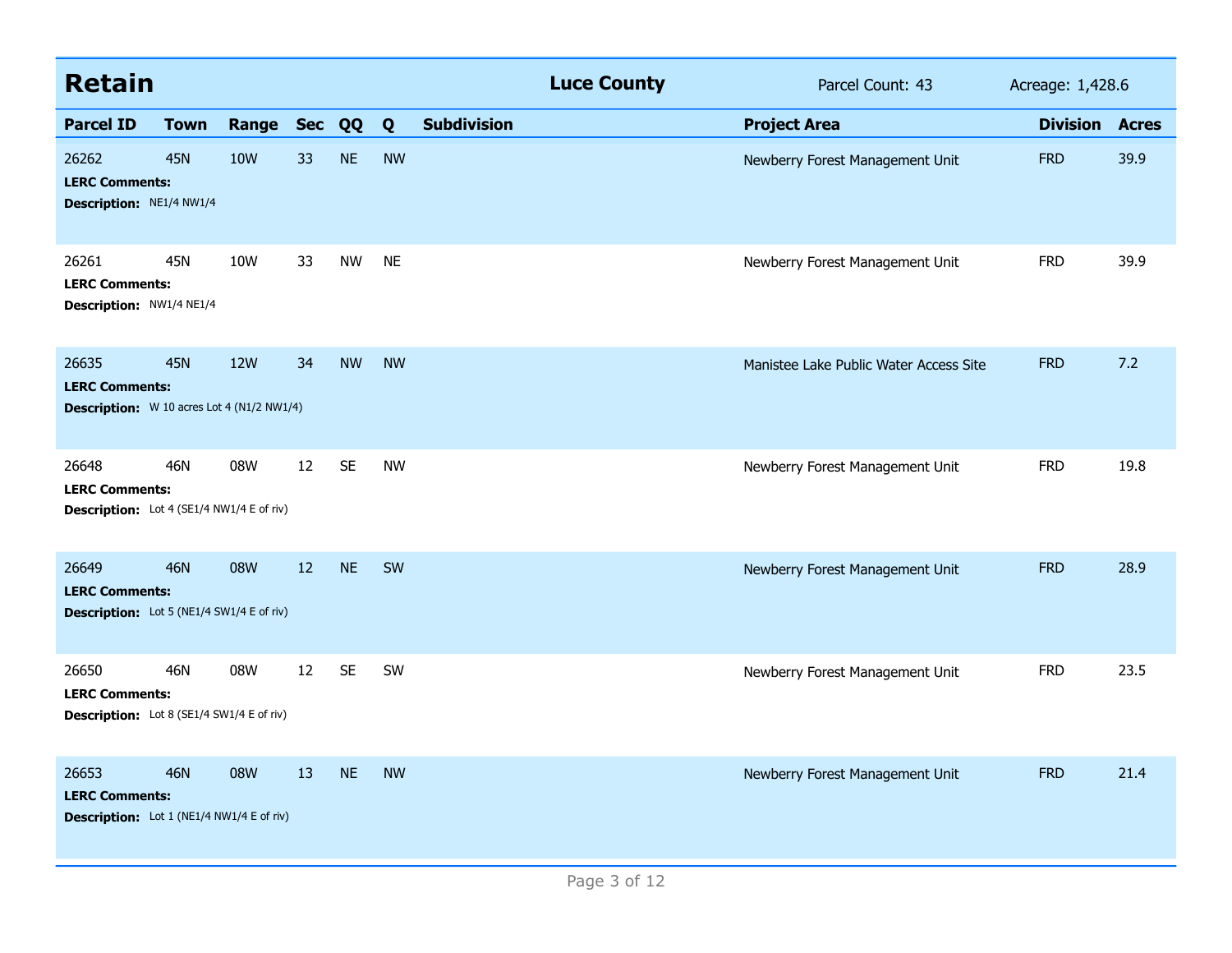## Retain

**Luce County** | Parcel Count: 43 | Acreage: 1,428.6

| Parcel ID | Town | Range | Sec | QQ | Q | Subdivision | Project Area | Division | Acres |
|---|---|---|---|---|---|---|---|---|---|
| 26262 | 45N | 10W | 33 | NE | NW | | Newberry Forest Management Unit | FRD | 39.9 |
| **LERC Comments:** | | | | | | | | | |
| **Description:** NE1/4 NW1/4 | | | | | | | | | |
| 26261 | 45N | 10W | 33 | NW | NE | | Newberry Forest Management Unit | FRD | 39.9 |
| **LERC Comments:** | | | | | | | | | |
| **Description:** NW1/4 NE1/4 | | | | | | | | | |
| 26635 | 45N | 12W | 34 | NW | NW | | Manistee Lake Public Water Access Site | FRD | 7.2 |
| **LERC Comments:** | | | | | | | | | |
| **Description:** W 10 acres Lot 4 (N1/2 NW1/4) | | | | | | | | | |
| 26648 | 46N | 08W | 12 | SE | NW | | Newberry Forest Management Unit | FRD | 19.8 |
| **LERC Comments:** | | | | | | | | | |
| **Description:** Lot 4 (SE1/4 NW1/4 E of riv) | | | | | | | | | |
| 26649 | 46N | 08W | 12 | NE | SW | | Newberry Forest Management Unit | FRD | 28.9 |
| **LERC Comments:** | | | | | | | | | |
| **Description:** Lot 5 (NE1/4 SW1/4 E of riv) | | | | | | | | | |
| 26650 | 46N | 08W | 12 | SE | SW | | Newberry Forest Management Unit | FRD | 23.5 |
| **LERC Comments:** | | | | | | | | | |
| **Description:** Lot 8 (SE1/4 SW1/4 E of riv) | | | | | | | | | |
| 26653 | 46N | 08W | 13 | NE | NW | | Newberry Forest Management Unit | FRD | 21.4 |
| **LERC Comments:** | | | | | | | | | |
| **Description:** Lot 1 (NE1/4 NW1/4 E of riv) | | | | | | | | | |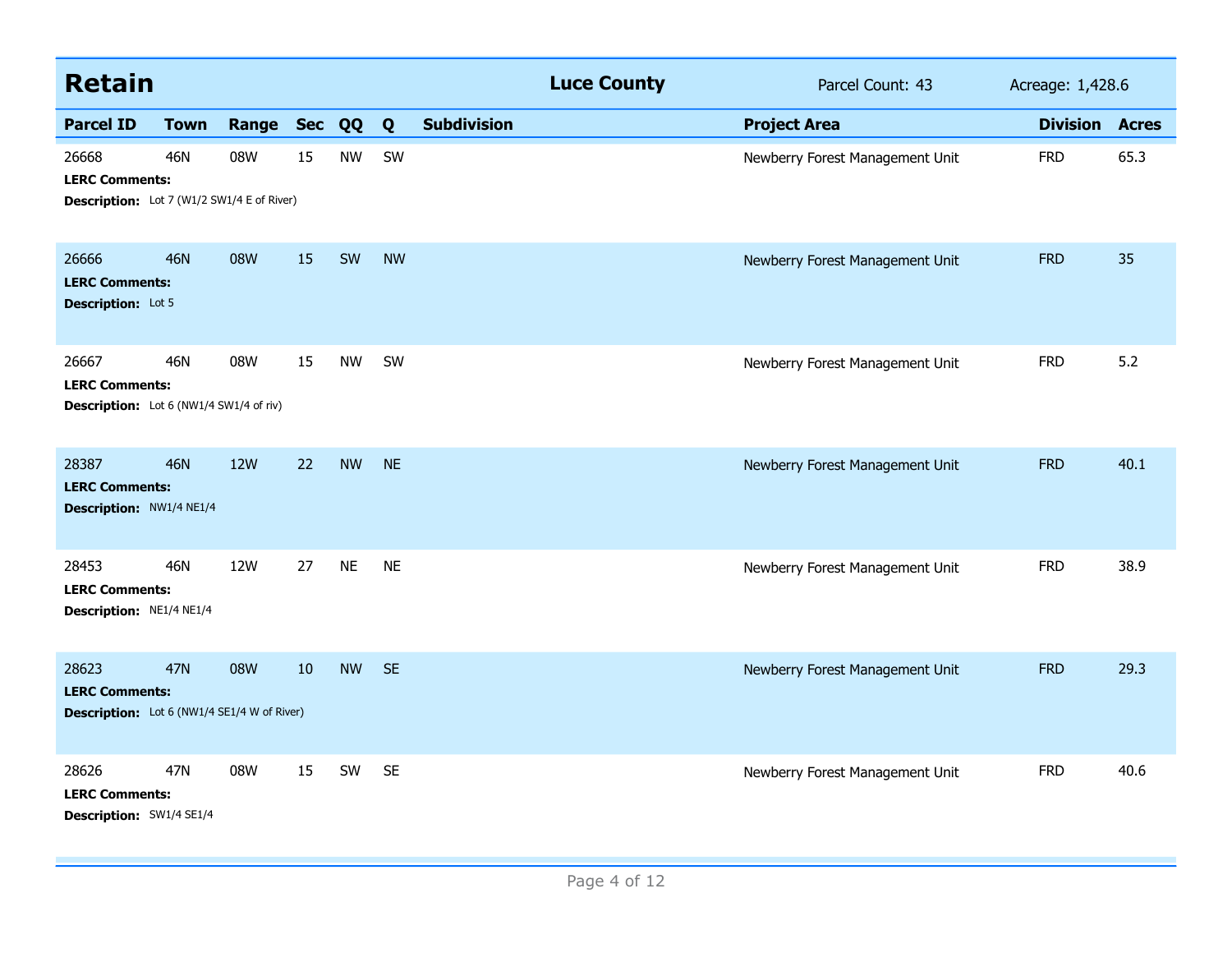## Retain — Luce County

Parcel Count: 43 | Acreage: 1,428.6

| Parcel ID | Town | Range | Sec | QQ | Q | Subdivision | Project Area | Division | Acres |
|---|---|---|---|---|---|---|---|---|---|
| 26668 | 46N | 08W | 15 | NW | SW | | Newberry Forest Management Unit | FRD | 65.3 |
| LERC Comments: | | | | | | | | | |
| Description: Lot 7 (W1/2 SW1/4 E of River) | | | | | | | | | |
| 26666 | 46N | 08W | 15 | SW | NW | | Newberry Forest Management Unit | FRD | 35 |
| LERC Comments: | | | | | | | | | |
| Description: Lot 5 | | | | | | | | | |
| 26667 | 46N | 08W | 15 | NW | SW | | Newberry Forest Management Unit | FRD | 5.2 |
| LERC Comments: | | | | | | | | | |
| Description: Lot 6 (NW1/4 SW1/4 of riv) | | | | | | | | | |
| 28387 | 46N | 12W | 22 | NW | NE | | Newberry Forest Management Unit | FRD | 40.1 |
| LERC Comments: | | | | | | | | | |
| Description: NW1/4 NE1/4 | | | | | | | | | |
| 28453 | 46N | 12W | 27 | NE | NE | | Newberry Forest Management Unit | FRD | 38.9 |
| LERC Comments: | | | | | | | | | |
| Description: NE1/4 NE1/4 | | | | | | | | | |
| 28623 | 47N | 08W | 10 | NW | SE | | Newberry Forest Management Unit | FRD | 29.3 |
| LERC Comments: | | | | | | | | | |
| Description: Lot 6 (NW1/4 SE1/4 W of River) | | | | | | | | | |
| 28626 | 47N | 08W | 15 | SW | SE | | Newberry Forest Management Unit | FRD | 40.6 |
| LERC Comments: | | | | | | | | | |
| Description: SW1/4 SE1/4 | | | | | | | | | |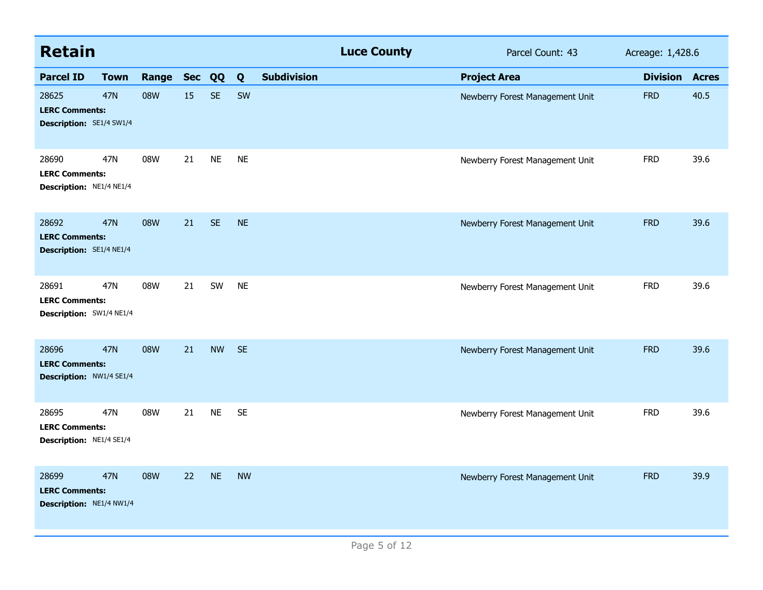## Retain — Luce County — Parcel Count: 43 — Acreage: 1,428.6

| Parcel ID | Town | Range | Sec | QQ | Q | Subdivision | Project Area | Division | Acres |
|---|---|---|---|---|---|---|---|---|---|
| 28625 | 47N | 08W | 15 | SE | SW | | Newberry Forest Management Unit | FRD | 40.5 |
| **LERC Comments:** | | | | | | | | | |
| **Description:** SE1/4 SW1/4 | | | | | | | | | |
| 28690 | 47N | 08W | 21 | NE | NE | | Newberry Forest Management Unit | FRD | 39.6 |
| **LERC Comments:** | | | | | | | | | |
| **Description:** NE1/4 NE1/4 | | | | | | | | | |
| 28692 | 47N | 08W | 21 | SE | NE | | Newberry Forest Management Unit | FRD | 39.6 |
| **LERC Comments:** | | | | | | | | | |
| **Description:** SE1/4 NE1/4 | | | | | | | | | |
| 28691 | 47N | 08W | 21 | SW | NE | | Newberry Forest Management Unit | FRD | 39.6 |
| **LERC Comments:** | | | | | | | | | |
| **Description:** SW1/4 NE1/4 | | | | | | | | | |
| 28696 | 47N | 08W | 21 | NW | SE | | Newberry Forest Management Unit | FRD | 39.6 |
| **LERC Comments:** | | | | | | | | | |
| **Description:** NW1/4 SE1/4 | | | | | | | | | |
| 28695 | 47N | 08W | 21 | NE | SE | | Newberry Forest Management Unit | FRD | 39.6 |
| **LERC Comments:** | | | | | | | | | |
| **Description:** NE1/4 SE1/4 | | | | | | | | | |
| 28699 | 47N | 08W | 22 | NE | NW | | Newberry Forest Management Unit | FRD | 39.9 |
| **LERC Comments:** | | | | | | | | | |
| **Description:** NE1/4 NW1/4 | | | | | | | | | |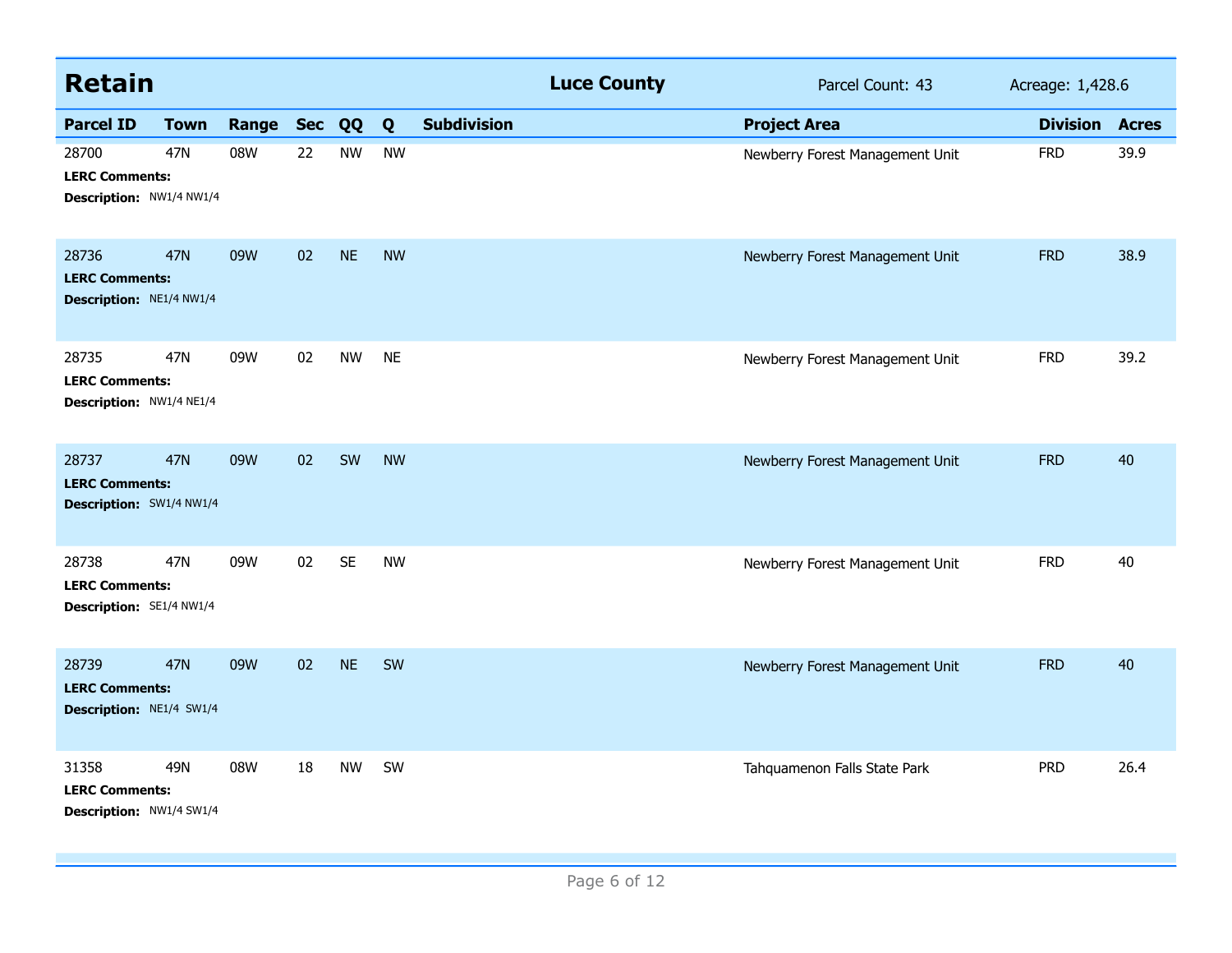## Retain

**Luce County** — Parcel Count: 43 — Acreage: 1,428.6

| Parcel ID | Town | Range | Sec | QQ | Q | Subdivision | Project Area | Division | Acres |
|---|---|---|---|---|---|---|---|---|---|
| 28700 | 47N | 08W | 22 | NW | NW | | Newberry Forest Management Unit | FRD | 39.9 |
| **LERC Comments:** | | | | | | | | | |
| **Description:** NW1/4 NW1/4 | | | | | | | | | |
| 28736 | 47N | 09W | 02 | NE | NW | | Newberry Forest Management Unit | FRD | 38.9 |
| **LERC Comments:** | | | | | | | | | |
| **Description:** NE1/4 NW1/4 | | | | | | | | | |
| 28735 | 47N | 09W | 02 | NW | NE | | Newberry Forest Management Unit | FRD | 39.2 |
| **LERC Comments:** | | | | | | | | | |
| **Description:** NW1/4 NE1/4 | | | | | | | | | |
| 28737 | 47N | 09W | 02 | SW | NW | | Newberry Forest Management Unit | FRD | 40 |
| **LERC Comments:** | | | | | | | | | |
| **Description:** SW1/4 NW1/4 | | | | | | | | | |
| 28738 | 47N | 09W | 02 | SE | NW | | Newberry Forest Management Unit | FRD | 40 |
| **LERC Comments:** | | | | | | | | | |
| **Description:** SE1/4 NW1/4 | | | | | | | | | |
| 28739 | 47N | 09W | 02 | NE | SW | | Newberry Forest Management Unit | FRD | 40 |
| **LERC Comments:** | | | | | | | | | |
| **Description:** NE1/4 SW1/4 | | | | | | | | | |
| 31358 | 49N | 08W | 18 | NW | SW | | Tahquamenon Falls State Park | PRD | 26.4 |
| **LERC Comments:** | | | | | | | | | |
| **Description:** NW1/4 SW1/4 | | | | | | | | | |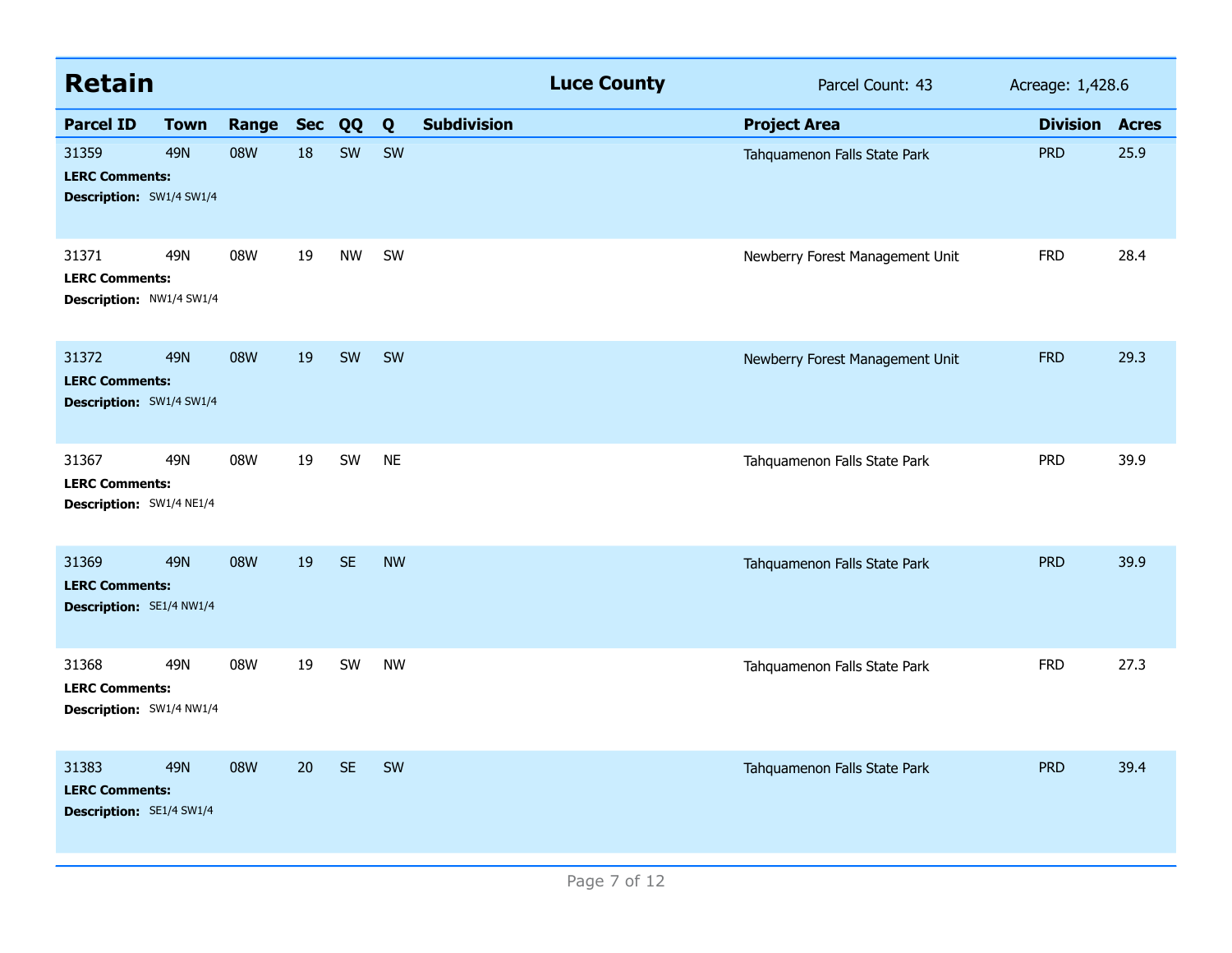## Retain

**Luce County** | Parcel Count: 43 | Acreage: 1,428.6

| Parcel ID | Town | Range | Sec | QQ | Q | Subdivision | Project Area | Division | Acres |
|---|---|---|---|---|---|---|---|---|---|
| 31359 | 49N | 08W | 18 | SW | SW | | Tahquamenon Falls State Park | PRD | 25.9 |
| **LERC Comments:** | | | | | | | | | |
| **Description:** SW1/4 SW1/4 | | | | | | | | | |
| 31371 | 49N | 08W | 19 | NW | SW | | Newberry Forest Management Unit | FRD | 28.4 |
| **LERC Comments:** | | | | | | | | | |
| **Description:** NW1/4 SW1/4 | | | | | | | | | |
| 31372 | 49N | 08W | 19 | SW | SW | | Newberry Forest Management Unit | FRD | 29.3 |
| **LERC Comments:** | | | | | | | | | |
| **Description:** SW1/4 SW1/4 | | | | | | | | | |
| 31367 | 49N | 08W | 19 | SW | NE | | Tahquamenon Falls State Park | PRD | 39.9 |
| **LERC Comments:** | | | | | | | | | |
| **Description:** SW1/4 NE1/4 | | | | | | | | | |
| 31369 | 49N | 08W | 19 | SE | NW | | Tahquamenon Falls State Park | PRD | 39.9 |
| **LERC Comments:** | | | | | | | | | |
| **Description:** SE1/4 NW1/4 | | | | | | | | | |
| 31368 | 49N | 08W | 19 | SW | NW | | Tahquamenon Falls State Park | FRD | 27.3 |
| **LERC Comments:** | | | | | | | | | |
| **Description:** SW1/4 NW1/4 | | | | | | | | | |
| 31383 | 49N | 08W | 20 | SE | SW | | Tahquamenon Falls State Park | PRD | 39.4 |
| **LERC Comments:** | | | | | | | | | |
| **Description:** SE1/4 SW1/4 | | | | | | | | | |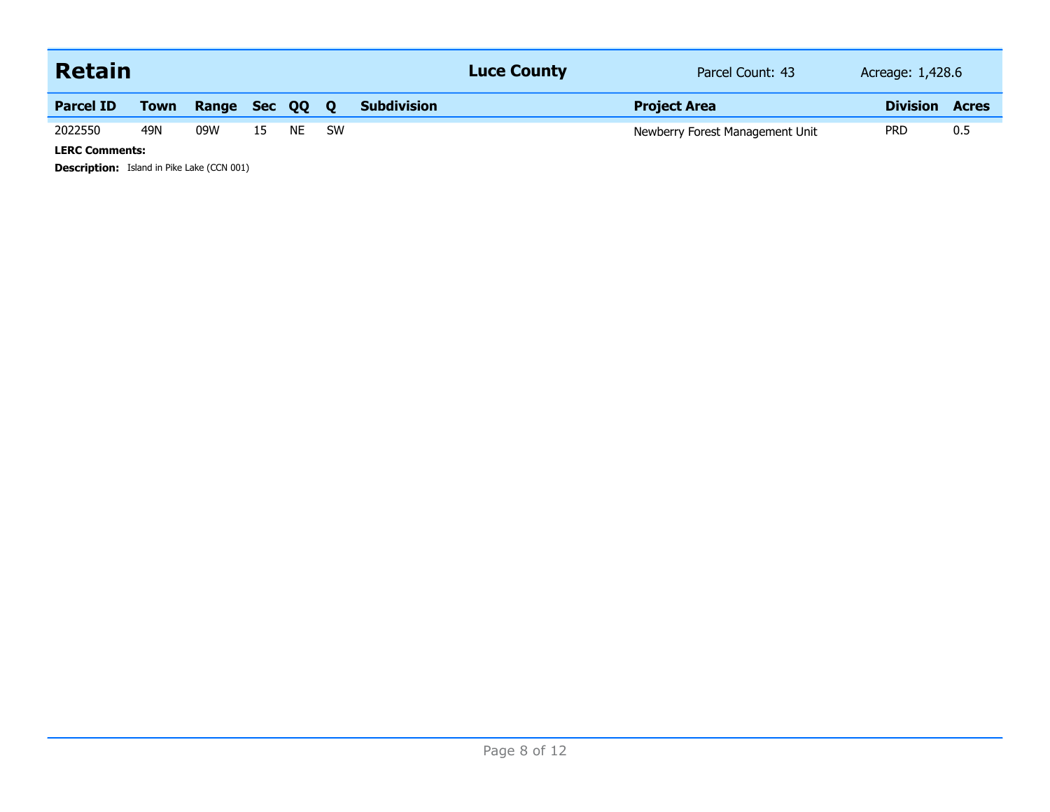## Retain

**Luce County** | Parcel Count: 43 | Acreage: 1,428.6

| Parcel ID | Town | Range | Sec | QQ | Q | Subdivision | Project Area | Division | Acres |
|---|---|---|---|---|---|---|---|---|---|
| 2022550 | 49N | 09W | 15 | NE | SW | | Newberry Forest Management Unit | PRD | 0.5 |

**LERC Comments:**

**Description:** Island in Pike Lake (CCN 001)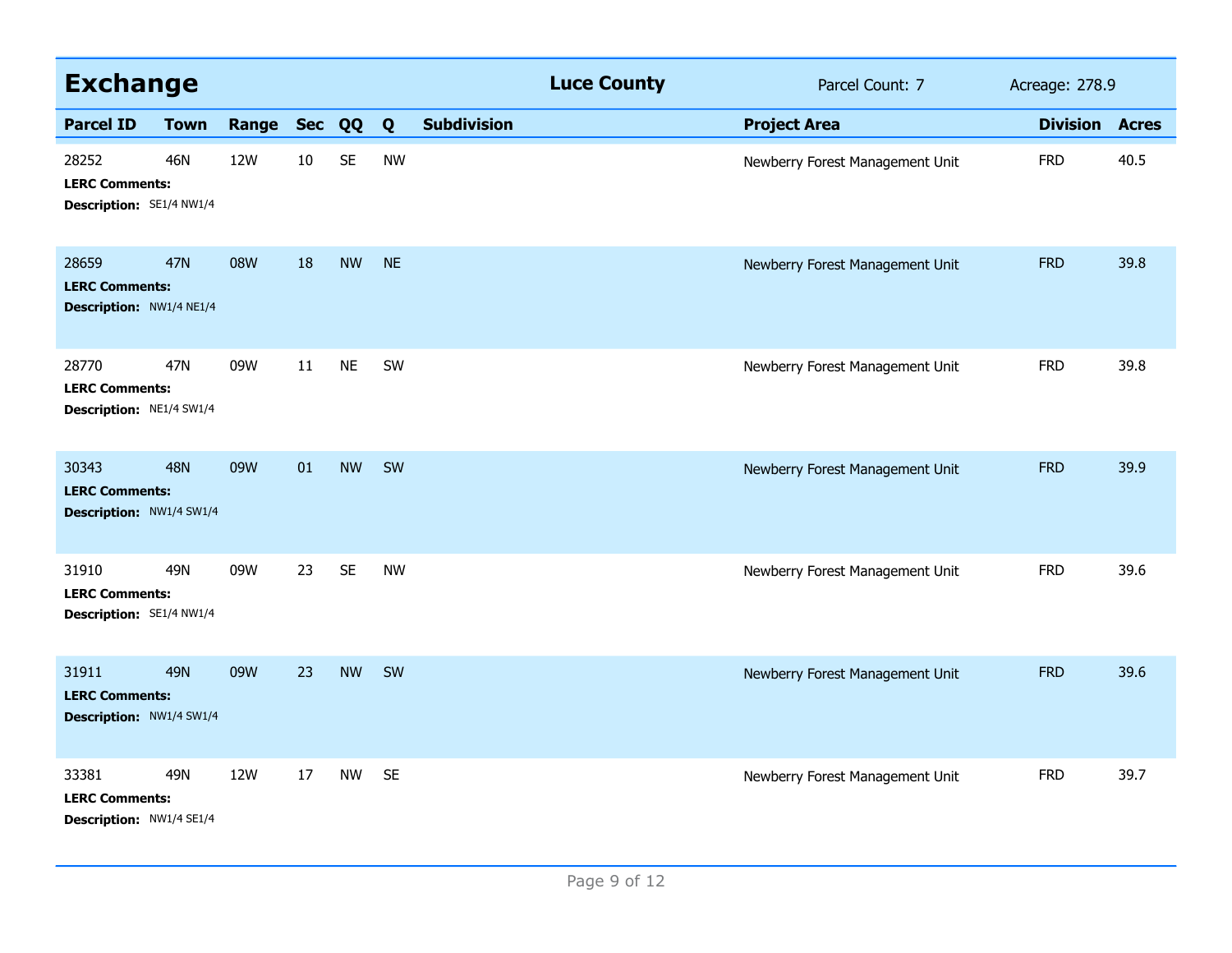## Exchange

**Luce County** | Parcel Count: 7 | Acreage: 278.9

| Parcel ID | Town | Range | Sec | QQ | Q | Subdivision | Project Area | Division | Acres |
|---|---|---|---|---|---|---|---|---|---|
| 28252 | 46N | 12W | 10 | SE | NW | | Newberry Forest Management Unit | FRD | 40.5 |
| **LERC Comments:** | | | | | | | | | |
| **Description:** SE1/4 NW1/4 | | | | | | | | | |
| 28659 | 47N | 08W | 18 | NW | NE | | Newberry Forest Management Unit | FRD | 39.8 |
| **LERC Comments:** | | | | | | | | | |
| **Description:** NW1/4 NE1/4 | | | | | | | | | |
| 28770 | 47N | 09W | 11 | NE | SW | | Newberry Forest Management Unit | FRD | 39.8 |
| **LERC Comments:** | | | | | | | | | |
| **Description:** NE1/4 SW1/4 | | | | | | | | | |
| 30343 | 48N | 09W | 01 | NW | SW | | Newberry Forest Management Unit | FRD | 39.9 |
| **LERC Comments:** | | | | | | | | | |
| **Description:** NW1/4 SW1/4 | | | | | | | | | |
| 31910 | 49N | 09W | 23 | SE | NW | | Newberry Forest Management Unit | FRD | 39.6 |
| **LERC Comments:** | | | | | | | | | |
| **Description:** SE1/4 NW1/4 | | | | | | | | | |
| 31911 | 49N | 09W | 23 | NW | SW | | Newberry Forest Management Unit | FRD | 39.6 |
| **LERC Comments:** | | | | | | | | | |
| **Description:** NW1/4 SW1/4 | | | | | | | | | |
| 33381 | 49N | 12W | 17 | NW | SE | | Newberry Forest Management Unit | FRD | 39.7 |
| **LERC Comments:** | | | | | | | | | |
| **Description:** NW1/4 SE1/4 | | | | | | | | | |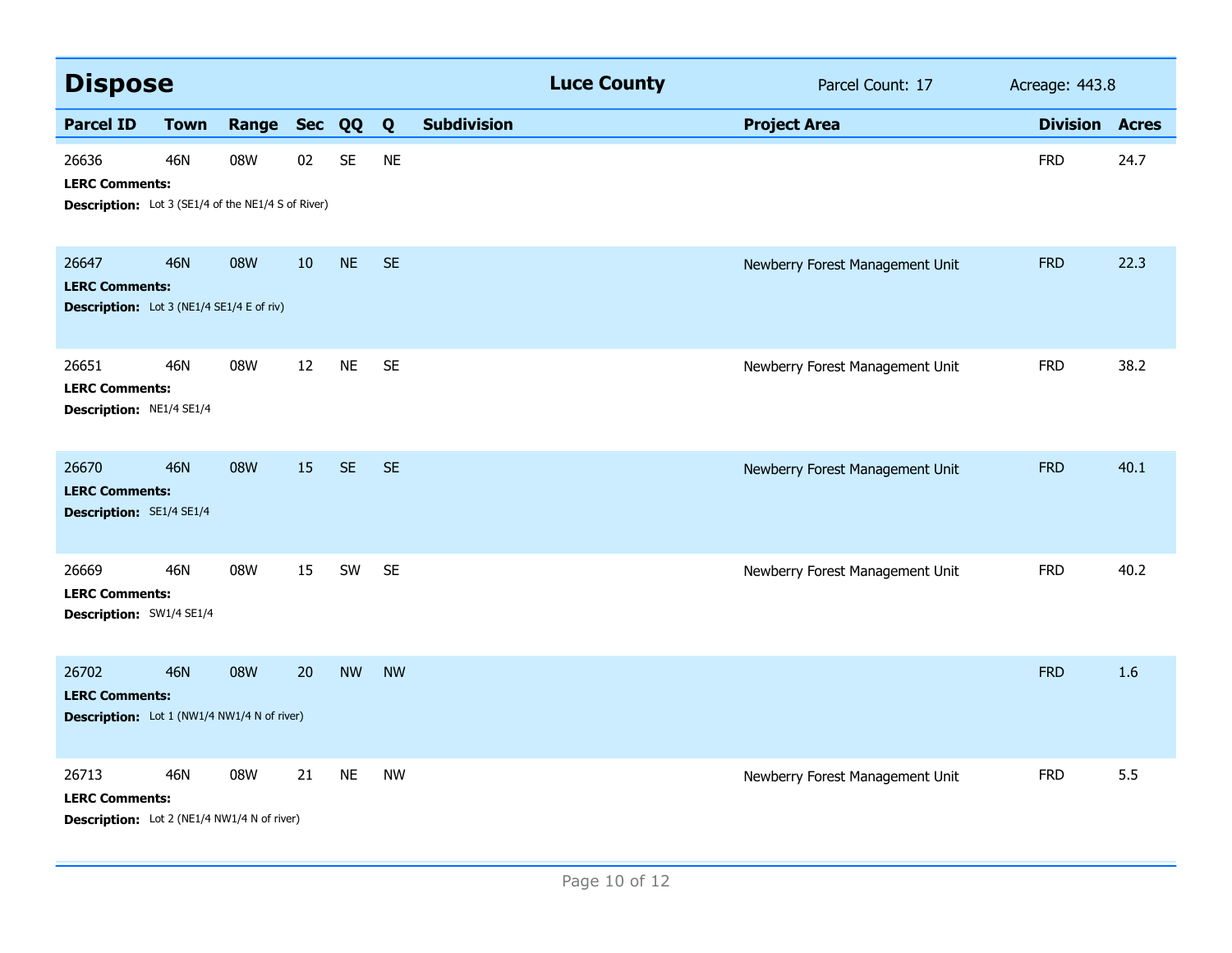## Dispose

**Luce County** | Parcel Count: 17 | Acreage: 443.8

| Parcel ID | Town | Range | Sec | QQ | Q | Subdivision | Project Area | Division | Acres |
|---|---|---|---|---|---|---|---|---|---|
| 26636 | 46N | 08W | 02 | SE | NE | | | FRD | 24.7 |
| **LERC Comments:** | | | | | | | | | |
| **Description:** Lot 3 (SE1/4 of the NE1/4 S of River) | | | | | | | | | |
| 26647 | 46N | 08W | 10 | NE | SE | | Newberry Forest Management Unit | FRD | 22.3 |
| **LERC Comments:** | | | | | | | | | |
| **Description:** Lot 3 (NE1/4 SE1/4 E of riv) | | | | | | | | | |
| 26651 | 46N | 08W | 12 | NE | SE | | Newberry Forest Management Unit | FRD | 38.2 |
| **LERC Comments:** | | | | | | | | | |
| **Description:** NE1/4 SE1/4 | | | | | | | | | |
| 26670 | 46N | 08W | 15 | SE | SE | | Newberry Forest Management Unit | FRD | 40.1 |
| **LERC Comments:** | | | | | | | | | |
| **Description:** SE1/4 SE1/4 | | | | | | | | | |
| 26669 | 46N | 08W | 15 | SW | SE | | Newberry Forest Management Unit | FRD | 40.2 |
| **LERC Comments:** | | | | | | | | | |
| **Description:** SW1/4 SE1/4 | | | | | | | | | |
| 26702 | 46N | 08W | 20 | NW | NW | | | FRD | 1.6 |
| **LERC Comments:** | | | | | | | | | |
| **Description:** Lot 1 (NW1/4 NW1/4 N of river) | | | | | | | | | |
| 26713 | 46N | 08W | 21 | NE | NW | | Newberry Forest Management Unit | FRD | 5.5 |
| **LERC Comments:** | | | | | | | | | |
| **Description:** Lot 2 (NE1/4 NW1/4 N of river) | | | | | | | | | |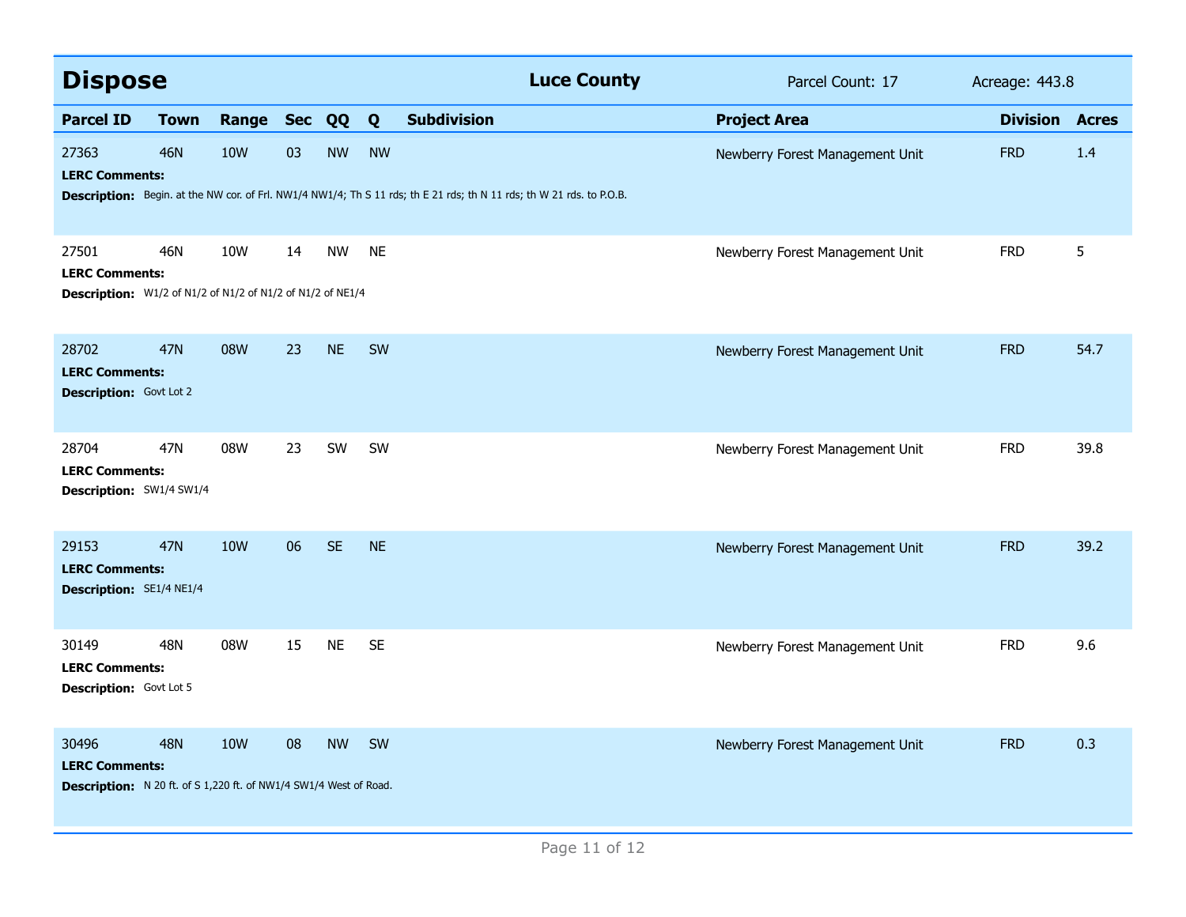## Dispose

**Luce County** Parcel Count: 17 Acreage: 443.8

| Parcel ID | Town | Range | Sec | QQ | Q | Subdivision | Project Area | Division | Acres |
|---|---|---|---|---|---|---|---|---|---|
| 27363 | 46N | 10W | 03 | NW | NW | | Newberry Forest Management Unit | FRD | 1.4 |
| **LERC Comments:** | | | | | | | | | |
| **Description:** Begin. at the NW cor. of Frl. NW1/4 NW1/4; Th S 11 rds; th E 21 rds; th N 11 rds; th W 21 rds. to P.O.B. | | | | | | | | | |
| 27501 | 46N | 10W | 14 | NW | NE | | Newberry Forest Management Unit | FRD | 5 |
| **LERC Comments:** | | | | | | | | | |
| **Description:** W1/2 of N1/2 of N1/2 of N1/2 of N1/2 of NE1/4 | | | | | | | | | |
| 28702 | 47N | 08W | 23 | NE | SW | | Newberry Forest Management Unit | FRD | 54.7 |
| **LERC Comments:** | | | | | | | | | |
| **Description:** Govt Lot 2 | | | | | | | | | |
| 28704 | 47N | 08W | 23 | SW | SW | | Newberry Forest Management Unit | FRD | 39.8 |
| **LERC Comments:** | | | | | | | | | |
| **Description:** SW1/4 SW1/4 | | | | | | | | | |
| 29153 | 47N | 10W | 06 | SE | NE | | Newberry Forest Management Unit | FRD | 39.2 |
| **LERC Comments:** | | | | | | | | | |
| **Description:** SE1/4 NE1/4 | | | | | | | | | |
| 30149 | 48N | 08W | 15 | NE | SE | | Newberry Forest Management Unit | FRD | 9.6 |
| **LERC Comments:** | | | | | | | | | |
| **Description:** Govt Lot 5 | | | | | | | | | |
| 30496 | 48N | 10W | 08 | NW | SW | | Newberry Forest Management Unit | FRD | 0.3 |
| **LERC Comments:** | | | | | | | | | |
| **Description:** N 20 ft. of S 1,220 ft. of NW1/4 SW1/4 West of Road. | | | | | | | | | |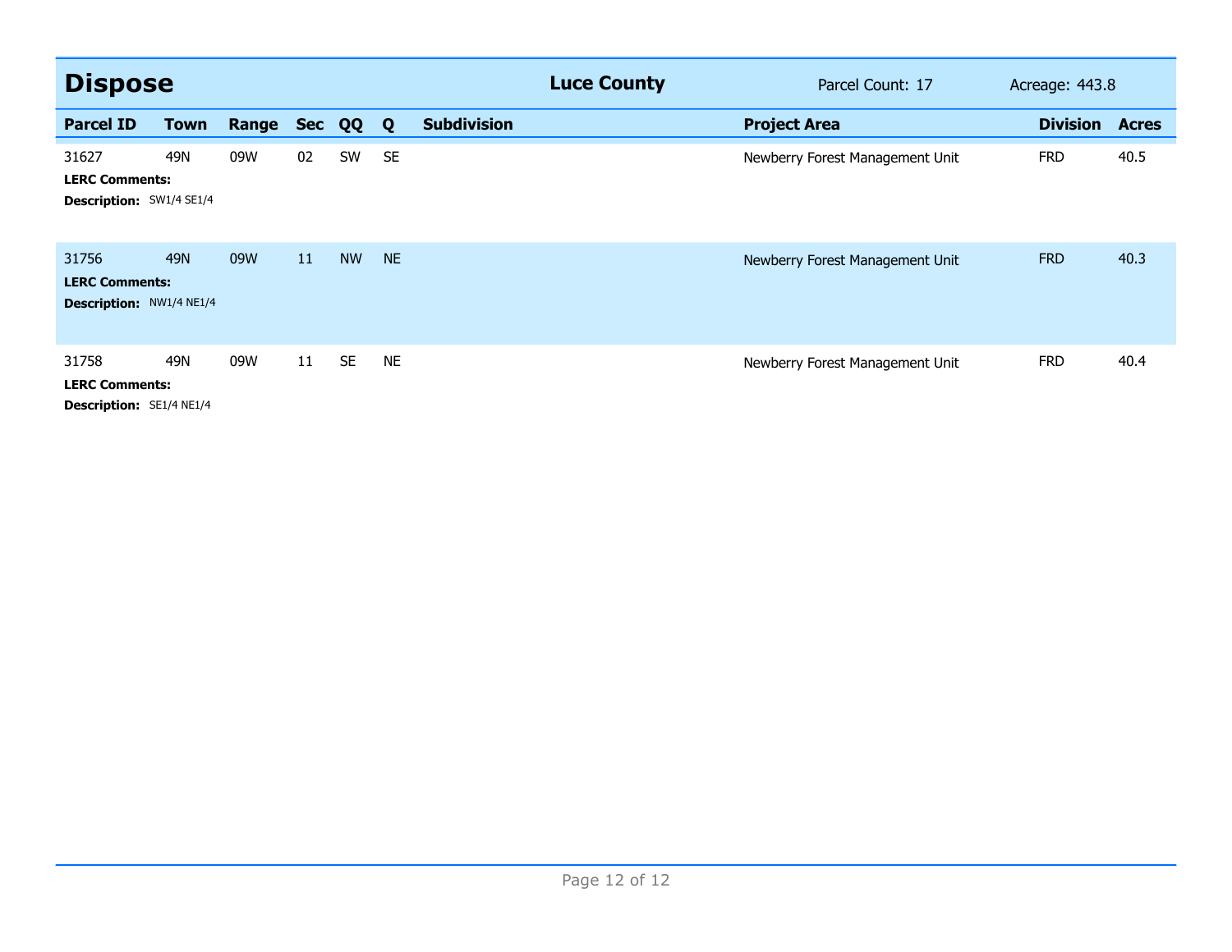## Dispose

**Luce County** | Parcel Count: 17 | Acreage: 443.8

| Parcel ID | Town | Range | Sec | QQ | Q | Subdivision | Project Area | Division | Acres |
|---|---|---|---|---|---|---|---|---|---|
| 31627 | 49N | 09W | 02 | SW | SE | | Newberry Forest Management Unit | FRD | 40.5 |
| **LERC Comments:** | | | | | | | | | |
| **Description:** SW1/4 SE1/4 | | | | | | | | | |
| 31756 | 49N | 09W | 11 | NW | NE | | Newberry Forest Management Unit | FRD | 40.3 |
| **LERC Comments:** | | | | | | | | | |
| **Description:** NW1/4 NE1/4 | | | | | | | | | |
| 31758 | 49N | 09W | 11 | SE | NE | | Newberry Forest Management Unit | FRD | 40.4 |
| **LERC Comments:** | | | | | | | | | |
| **Description:** SE1/4 NE1/4 | | | | | | | | | |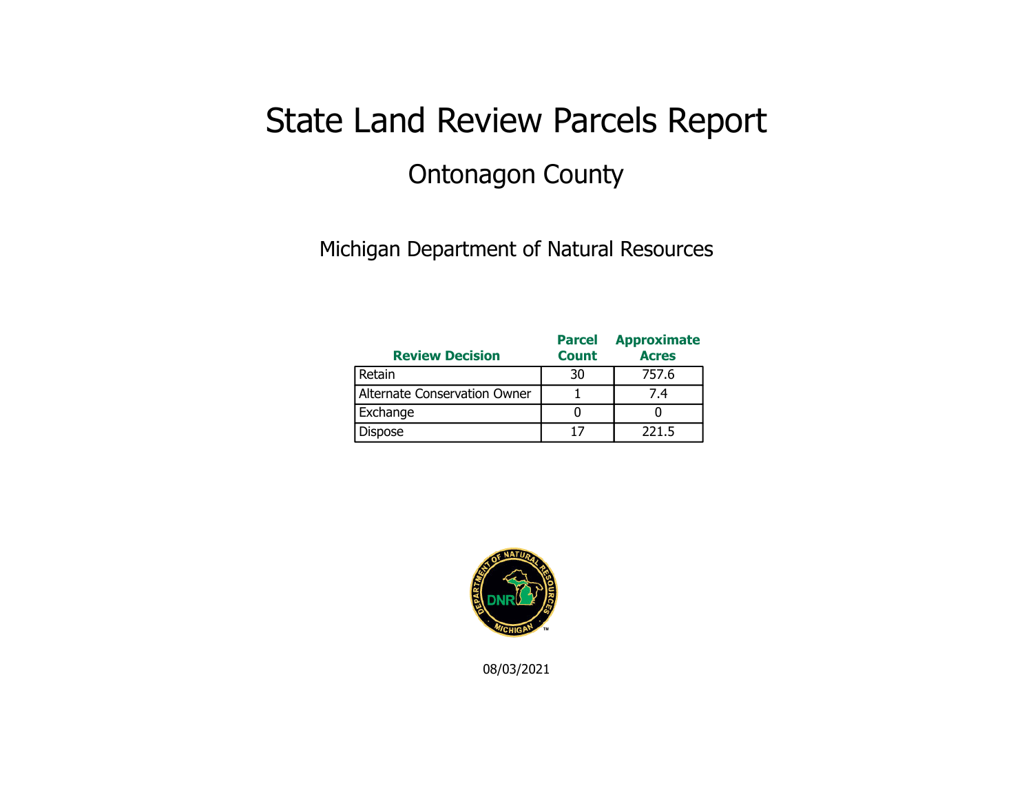# State Land Review Parcels Report

## Ontonagon County

Michigan Department of Natural Resources

| Review Decision | Parcel Count | Approximate Acres |
|---|---|---|
| Retain | 30 | 757.6 |
| Alternate Conservation Owner | 1 | 7.4 |
| Exchange | 0 | 0 |
| Dispose | 17 | 221.5 |

08/03/2021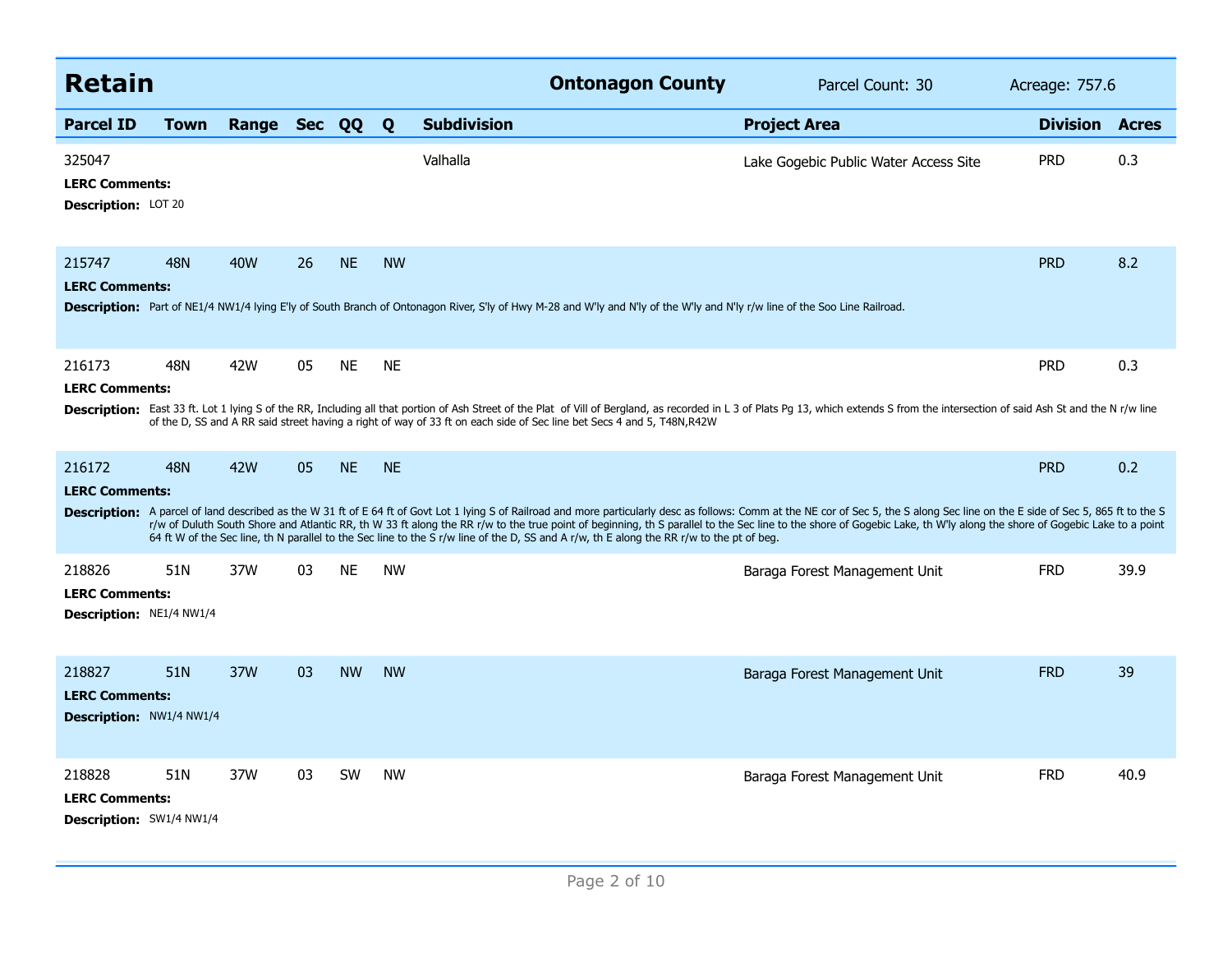## Retain

**Ontonagon County** Parcel Count: 30 Acreage: 757.6

| Parcel ID | Town | Range | Sec | QQ | Q | Subdivision | Project Area | Division | Acres |
|---|---|---|---|---|---|---|---|---|---|
| 325047 | | | | | | Valhalla | Lake Gogebic Public Water Access Site | PRD | 0.3 |

**LERC Comments:**

**Description:** LOT 20

| Parcel ID | Town | Range | Sec | QQ | Q | Subdivision | Project Area | Division | Acres |
|---|---|---|---|---|---|---|---|---|---|
| 215747 | 48N | 40W | 26 | NE | NW | | | PRD | 8.2 |

**LERC Comments:**

**Description:** Part of NE1/4 NW1/4 lying E'ly of South Branch of Ontonagon River, S'ly of Hwy M-28 and W'ly and N'ly of the W'ly and N'ly r/w line of the Soo Line Railroad.

| Parcel ID | Town | Range | Sec | QQ | Q | Subdivision | Project Area | Division | Acres |
|---|---|---|---|---|---|---|---|---|---|
| 216173 | 48N | 42W | 05 | NE | NE | | | PRD | 0.3 |

**LERC Comments:**

**Description:** East 33 ft. Lot 1 lying S of the RR, Including all that portion of Ash Street of the Plat of Vill of Bergland, as recorded in L 3 of Plats Pg 13, which extends S from the intersection of said Ash St and the N r/w line of the D, SS and A RR said street having a right of way of 33 ft on each side of Sec line bet Secs 4 and 5, T48N,R42W

| Parcel ID | Town | Range | Sec | QQ | Q | Subdivision | Project Area | Division | Acres |
|---|---|---|---|---|---|---|---|---|---|
| 216172 | 48N | 42W | 05 | NE | NE | | | PRD | 0.2 |

**LERC Comments:**

**Description:** A parcel of land described as the W 31 ft of E 64 ft of Govt Lot 1 lying S of Railroad and more particularly desc as follows: Comm at the NE cor of Sec 5, the S along Sec line on the E side of Sec 5, 865 ft to the S r/w of Duluth South Shore and Atlantic RR, th W 33 ft along the RR r/w to the true point of beginning, th S parallel to the Sec line to the shore of Gogebic Lake, th W'ly along the shore of Gogebic Lake to a point 64 ft W of the Sec line, th N parallel to the Sec line to the S r/w line of the D, SS and A r/w, th E along the RR r/w to the pt of beg.

| Parcel ID | Town | Range | Sec | QQ | Q | Subdivision | Project Area | Division | Acres |
|---|---|---|---|---|---|---|---|---|---|
| 218826 | 51N | 37W | 03 | NE | NW | | Baraga Forest Management Unit | FRD | 39.9 |

**LERC Comments:**

**Description:** NE1/4 NW1/4

| Parcel ID | Town | Range | Sec | QQ | Q | Subdivision | Project Area | Division | Acres |
|---|---|---|---|---|---|---|---|---|---|
| 218827 | 51N | 37W | 03 | NW | NW | | Baraga Forest Management Unit | FRD | 39 |

**LERC Comments:**

**Description:** NW1/4 NW1/4

| Parcel ID | Town | Range | Sec | QQ | Q | Subdivision | Project Area | Division | Acres |
|---|---|---|---|---|---|---|---|---|---|
| 218828 | 51N | 37W | 03 | SW | NW | | Baraga Forest Management Unit | FRD | 40.9 |

**LERC Comments:**

**Description:** SW1/4 NW1/4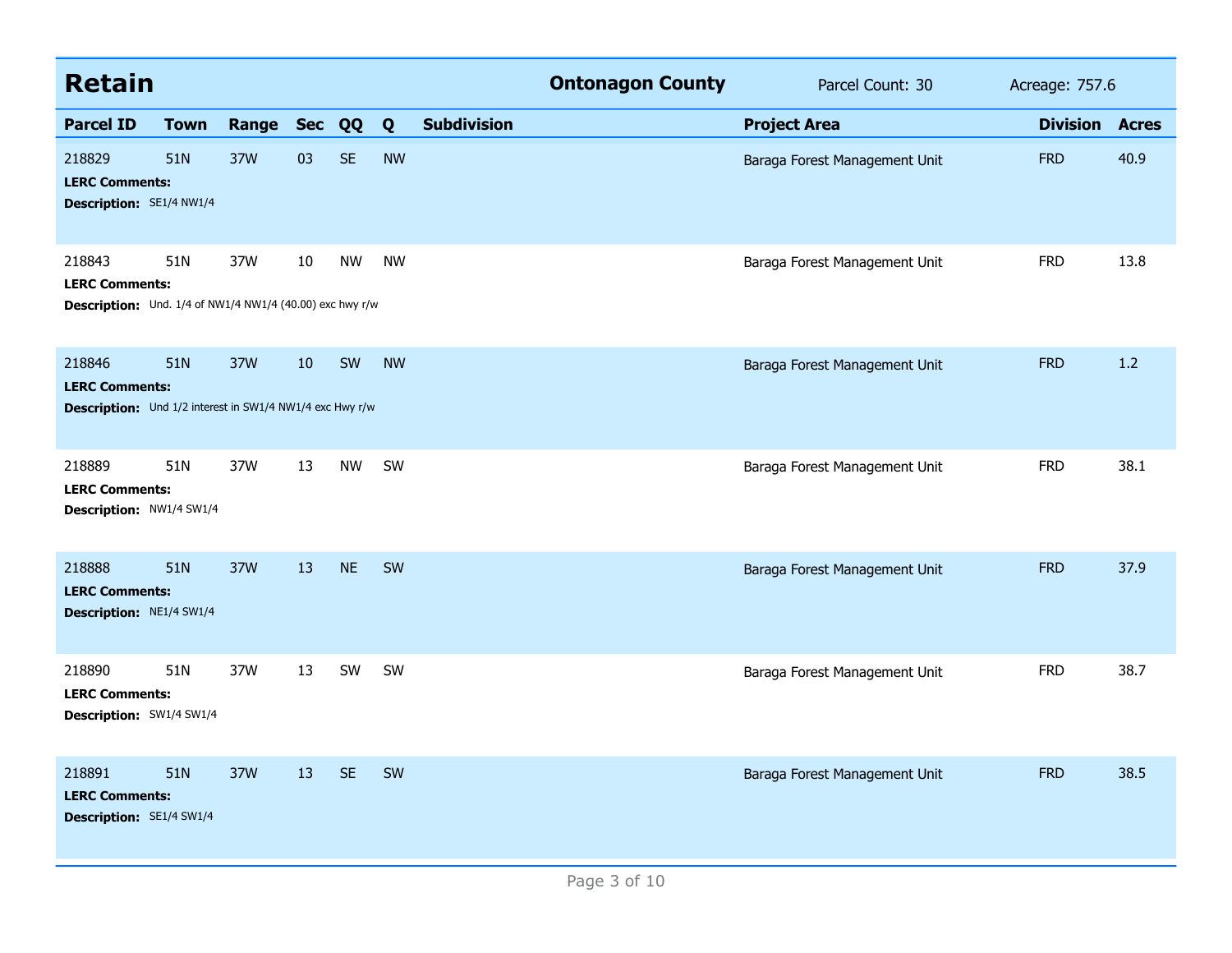## Retain

**Ontonagon County** Parcel Count: 30 Acreage: 757.6

| Parcel ID | Town | Range | Sec | QQ | Q | Subdivision | Project Area | Division | Acres |
|---|---|---|---|---|---|---|---|---|---|
| 218829 | 51N | 37W | 03 | SE | NW | | Baraga Forest Management Unit | FRD | 40.9 |
| **LERC Comments:** | | | | | | | | | |
| **Description:** SE1/4 NW1/4 | | | | | | | | | |
| 218843 | 51N | 37W | 10 | NW | NW | | Baraga Forest Management Unit | FRD | 13.8 |
| **LERC Comments:** | | | | | | | | | |
| **Description:** Und. 1/4 of NW1/4 NW1/4 (40.00) exc hwy r/w | | | | | | | | | |
| 218846 | 51N | 37W | 10 | SW | NW | | Baraga Forest Management Unit | FRD | 1.2 |
| **LERC Comments:** | | | | | | | | | |
| **Description:** Und 1/2 interest in SW1/4 NW1/4 exc Hwy r/w | | | | | | | | | |
| 218889 | 51N | 37W | 13 | NW | SW | | Baraga Forest Management Unit | FRD | 38.1 |
| **LERC Comments:** | | | | | | | | | |
| **Description:** NW1/4 SW1/4 | | | | | | | | | |
| 218888 | 51N | 37W | 13 | NE | SW | | Baraga Forest Management Unit | FRD | 37.9 |
| **LERC Comments:** | | | | | | | | | |
| **Description:** NE1/4 SW1/4 | | | | | | | | | |
| 218890 | 51N | 37W | 13 | SW | SW | | Baraga Forest Management Unit | FRD | 38.7 |
| **LERC Comments:** | | | | | | | | | |
| **Description:** SW1/4 SW1/4 | | | | | | | | | |
| 218891 | 51N | 37W | 13 | SE | SW | | Baraga Forest Management Unit | FRD | 38.5 |
| **LERC Comments:** | | | | | | | | | |
| **Description:** SE1/4 SW1/4 | | | | | | | | | |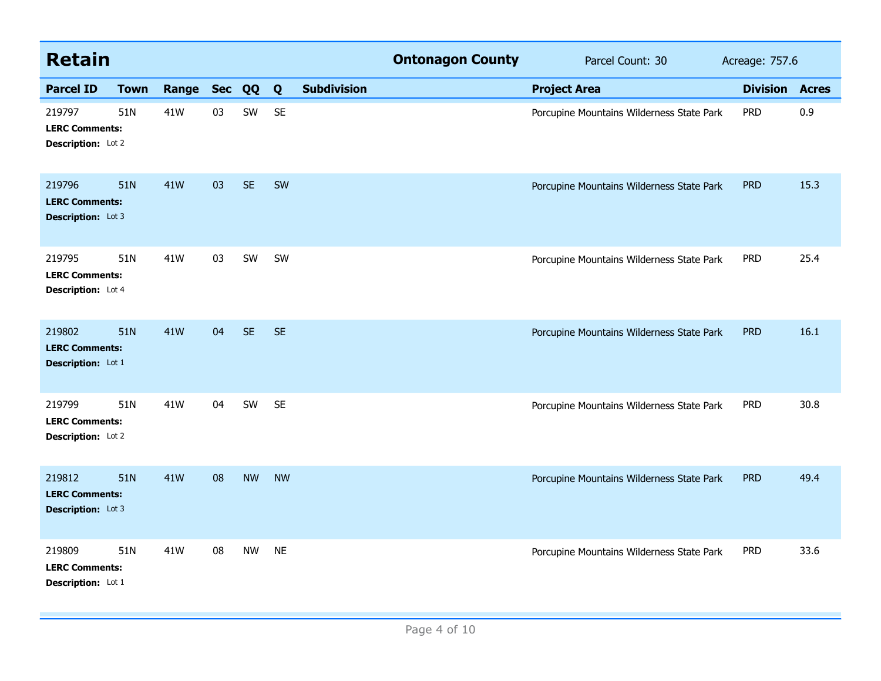## Retain

**Ontonagon County** Parcel Count: 30 Acreage: 757.6

| Parcel ID | Town | Range | Sec | QQ | Q | Subdivision | Project Area | Division | Acres |
|---|---|---|---|---|---|---|---|---|---|
| 219797 | 51N | 41W | 03 | SW | SE | | Porcupine Mountains Wilderness State Park | PRD | 0.9 |
| **LERC Comments:** | | | | | | | | | |
| **Description:** Lot 2 | | | | | | | | | |
| 219796 | 51N | 41W | 03 | SE | SW | | Porcupine Mountains Wilderness State Park | PRD | 15.3 |
| **LERC Comments:** | | | | | | | | | |
| **Description:** Lot 3 | | | | | | | | | |
| 219795 | 51N | 41W | 03 | SW | SW | | Porcupine Mountains Wilderness State Park | PRD | 25.4 |
| **LERC Comments:** | | | | | | | | | |
| **Description:** Lot 4 | | | | | | | | | |
| 219802 | 51N | 41W | 04 | SE | SE | | Porcupine Mountains Wilderness State Park | PRD | 16.1 |
| **LERC Comments:** | | | | | | | | | |
| **Description:** Lot 1 | | | | | | | | | |
| 219799 | 51N | 41W | 04 | SW | SE | | Porcupine Mountains Wilderness State Park | PRD | 30.8 |
| **LERC Comments:** | | | | | | | | | |
| **Description:** Lot 2 | | | | | | | | | |
| 219812 | 51N | 41W | 08 | NW | NW | | Porcupine Mountains Wilderness State Park | PRD | 49.4 |
| **LERC Comments:** | | | | | | | | | |
| **Description:** Lot 3 | | | | | | | | | |
| 219809 | 51N | 41W | 08 | NW | NE | | Porcupine Mountains Wilderness State Park | PRD | 33.6 |
| **LERC Comments:** | | | | | | | | | |
| **Description:** Lot 1 | | | | | | | | | |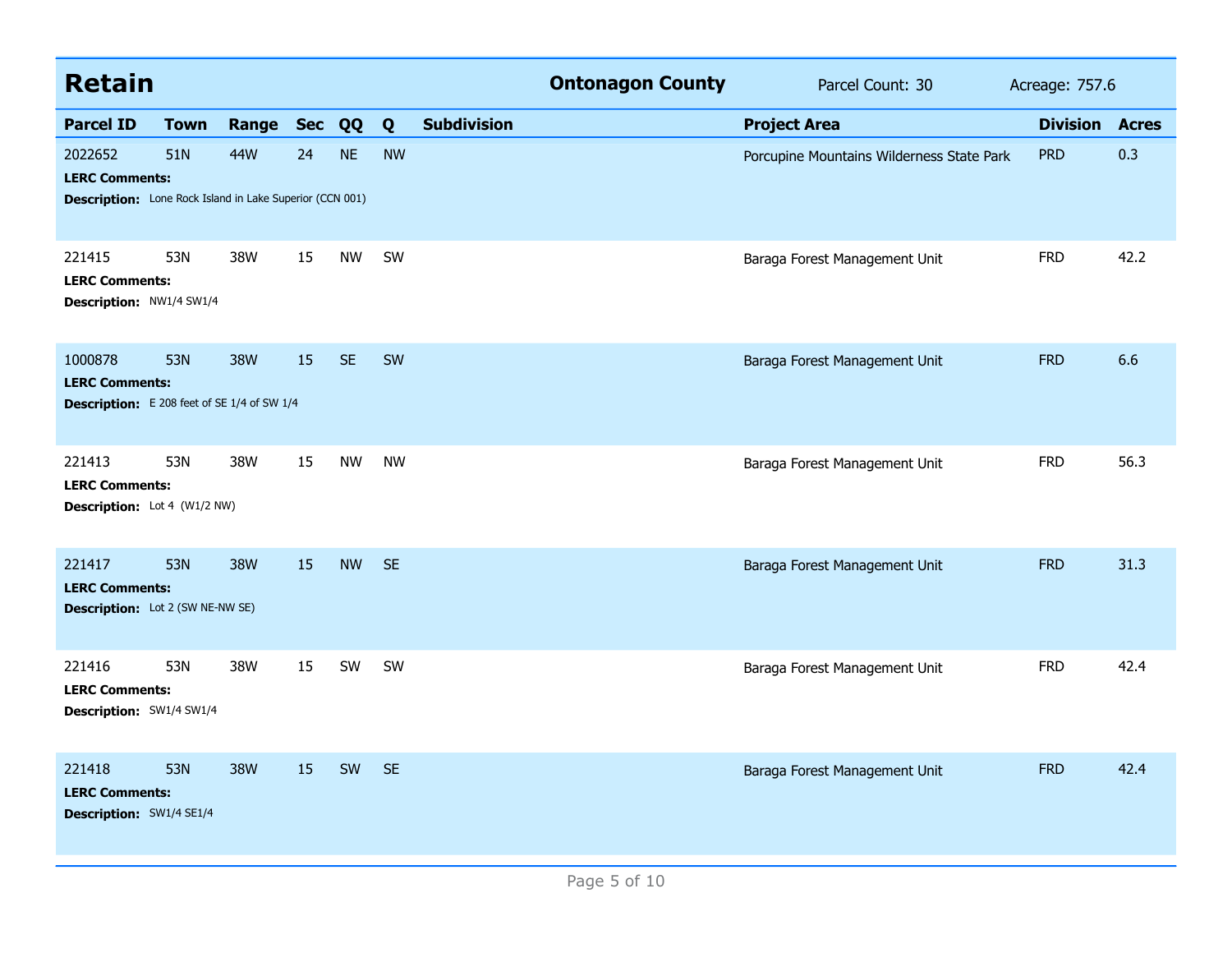## Retain

**Ontonagon County** | Parcel Count: 30 | Acreage: 757.6

| Parcel ID | Town | Range | Sec | QQ | Q | Subdivision | Project Area | Division | Acres |
|---|---|---|---|---|---|---|---|---|---|
| 2022652 | 51N | 44W | 24 | NE | NW | | Porcupine Mountains Wilderness State Park | PRD | 0.3 |
| **LERC Comments:** | | | | | | | | | |
| **Description:** Lone Rock Island in Lake Superior (CCN 001) | | | | | | | | | |
| 221415 | 53N | 38W | 15 | NW | SW | | Baraga Forest Management Unit | FRD | 42.2 |
| **LERC Comments:** | | | | | | | | | |
| **Description:** NW1/4 SW1/4 | | | | | | | | | |
| 1000878 | 53N | 38W | 15 | SE | SW | | Baraga Forest Management Unit | FRD | 6.6 |
| **LERC Comments:** | | | | | | | | | |
| **Description:** E 208 feet of SE 1/4 of SW 1/4 | | | | | | | | | |
| 221413 | 53N | 38W | 15 | NW | NW | | Baraga Forest Management Unit | FRD | 56.3 |
| **LERC Comments:** | | | | | | | | | |
| **Description:** Lot 4 (W1/2 NW) | | | | | | | | | |
| 221417 | 53N | 38W | 15 | NW | SE | | Baraga Forest Management Unit | FRD | 31.3 |
| **LERC Comments:** | | | | | | | | | |
| **Description:** Lot 2 (SW NE-NW SE) | | | | | | | | | |
| 221416 | 53N | 38W | 15 | SW | SW | | Baraga Forest Management Unit | FRD | 42.4 |
| **LERC Comments:** | | | | | | | | | |
| **Description:** SW1/4 SW1/4 | | | | | | | | | |
| 221418 | 53N | 38W | 15 | SW | SE | | Baraga Forest Management Unit | FRD | 42.4 |
| **LERC Comments:** | | | | | | | | | |
| **Description:** SW1/4 SE1/4 | | | | | | | | | |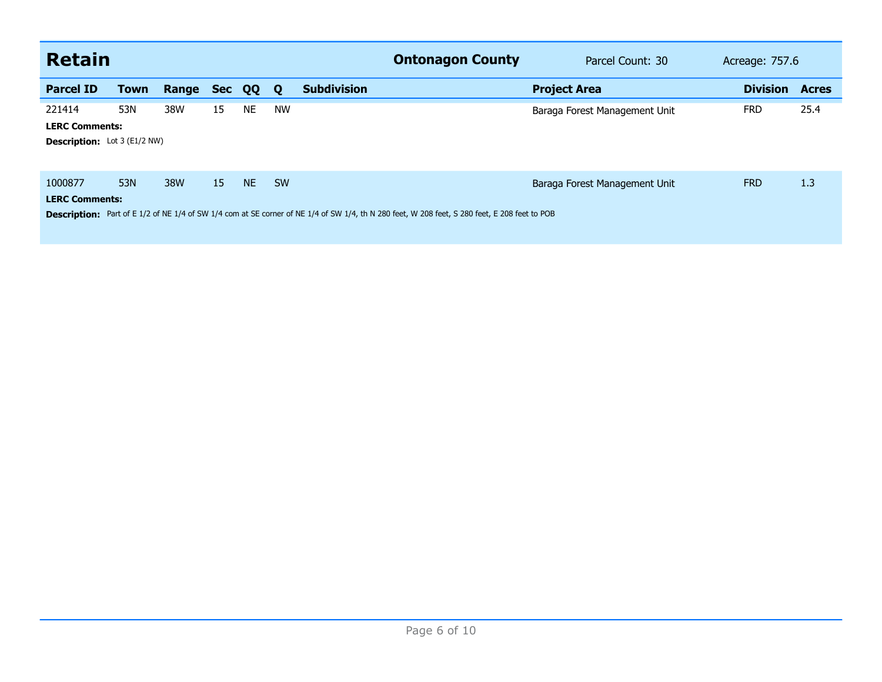## Retain

**Ontonagon County** | Parcel Count: 30 | Acreage: 757.6

| Parcel ID | Town | Range | Sec | QQ | Q | Subdivision | Project Area | Division | Acres |
|---|---|---|---|---|---|---|---|---|---|
| 221414 | 53N | 38W | 15 | NE | NW | | Baraga Forest Management Unit | FRD | 25.4 |

**LERC Comments:**

**Description:** Lot 3 (E1/2 NW)

| Parcel ID | Town | Range | Sec | QQ | Q | Subdivision | Project Area | Division | Acres |
|---|---|---|---|---|---|---|---|---|---|
| 1000877 | 53N | 38W | 15 | NE | SW | | Baraga Forest Management Unit | FRD | 1.3 |

**LERC Comments:**

**Description:** Part of E 1/2 of NE 1/4 of SW 1/4 com at SE corner of NE 1/4 of SW 1/4, th N 280 feet, W 208 feet, S 280 feet, E 208 feet to POB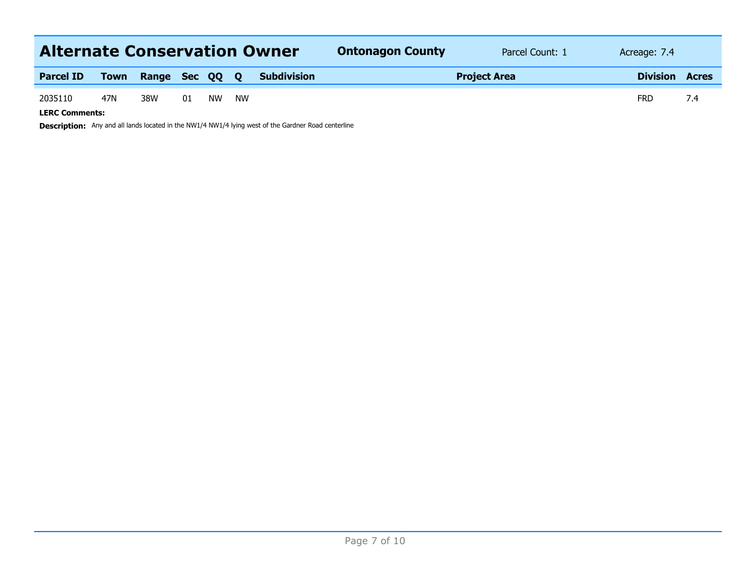## Alternate Conservation Owner

**Ontonagon County** Parcel Count: 1 Acreage: 7.4

| Parcel ID | Town | Range | Sec | QQ | Q | Subdivision | Project Area | Division | Acres |
|---|---|---|---|---|---|---|---|---|---|
| 2035110 | 47N | 38W | 01 | NW | NW | | | FRD | 7.4 |

**LERC Comments:**

**Description:** Any and all lands located in the NW1/4 NW1/4 lying west of the Gardner Road centerline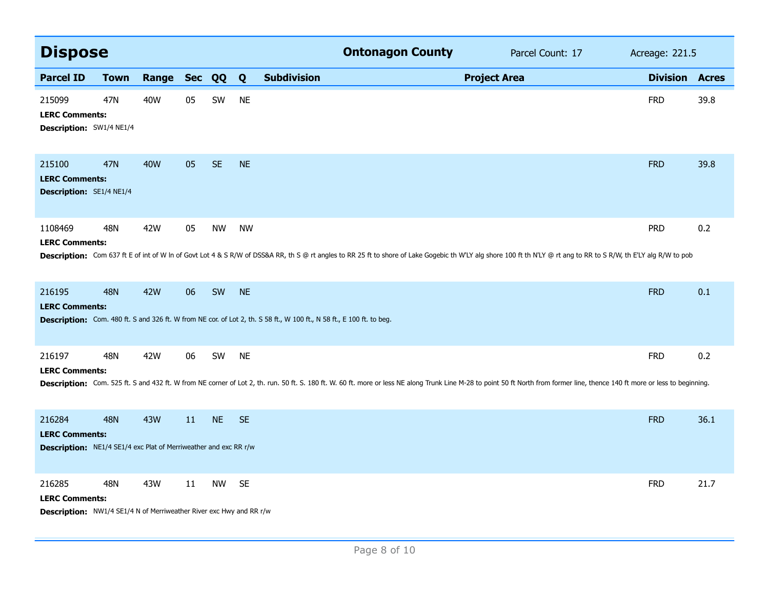## Dispose

**Ontonagon County** Parcel Count: 17 Acreage: 221.5

| Parcel ID | Town | Range | Sec | QQ | Q | Subdivision | Project Area | Division | Acres |
|---|---|---|---|---|---|---|---|---|---|
| 215099 | 47N | 40W | 05 | SW | NE | | | FRD | 39.8 |

**LERC Comments:**
**Description:** SW1/4 NE1/4

| Parcel ID | Town | Range | Sec | QQ | Q | Subdivision | Project Area | Division | Acres |
|---|---|---|---|---|---|---|---|---|---|
| 215100 | 47N | 40W | 05 | SE | NE | | | FRD | 39.8 |

**LERC Comments:**
**Description:** SE1/4 NE1/4

| Parcel ID | Town | Range | Sec | QQ | Q | Subdivision | Project Area | Division | Acres |
|---|---|---|---|---|---|---|---|---|---|
| 1108469 | 48N | 42W | 05 | NW | NW | | | PRD | 0.2 |

**LERC Comments:**
**Description:** Com 637 ft E of int of W ln of Govt Lot 4 & S R/W of DSS&A RR, th S @ rt angles to RR 25 ft to shore of Lake Gogebic th W'LY alg shore 100 ft th N'LY @ rt ang to RR to S R/W, th E'LY alg R/W to pob

| Parcel ID | Town | Range | Sec | QQ | Q | Subdivision | Project Area | Division | Acres |
|---|---|---|---|---|---|---|---|---|---|
| 216195 | 48N | 42W | 06 | SW | NE | | | FRD | 0.1 |

**LERC Comments:**
**Description:** Com. 480 ft. S and 326 ft. W from NE cor. of Lot 2, th. S 58 ft., W 100 ft., N 58 ft., E 100 ft. to beg.

| Parcel ID | Town | Range | Sec | QQ | Q | Subdivision | Project Area | Division | Acres |
|---|---|---|---|---|---|---|---|---|---|
| 216197 | 48N | 42W | 06 | SW | NE | | | FRD | 0.2 |

**LERC Comments:**
**Description:** Com. 525 ft. S and 432 ft. W from NE corner of Lot 2, th. run. 50 ft. S. 180 ft. W. 60 ft. more or less NE along Trunk Line M-28 to point 50 ft North from former line, thence 140 ft more or less to beginning.

| Parcel ID | Town | Range | Sec | QQ | Q | Subdivision | Project Area | Division | Acres |
|---|---|---|---|---|---|---|---|---|---|
| 216284 | 48N | 43W | 11 | NE | SE | | | FRD | 36.1 |

**LERC Comments:**
**Description:** NE1/4 SE1/4 exc Plat of Merriweather and exc RR r/w

| Parcel ID | Town | Range | Sec | QQ | Q | Subdivision | Project Area | Division | Acres |
|---|---|---|---|---|---|---|---|---|---|
| 216285 | 48N | 43W | 11 | NW | SE | | | FRD | 21.7 |

**LERC Comments:**
**Description:** NW1/4 SE1/4 N of Merriweather River exc Hwy and RR r/w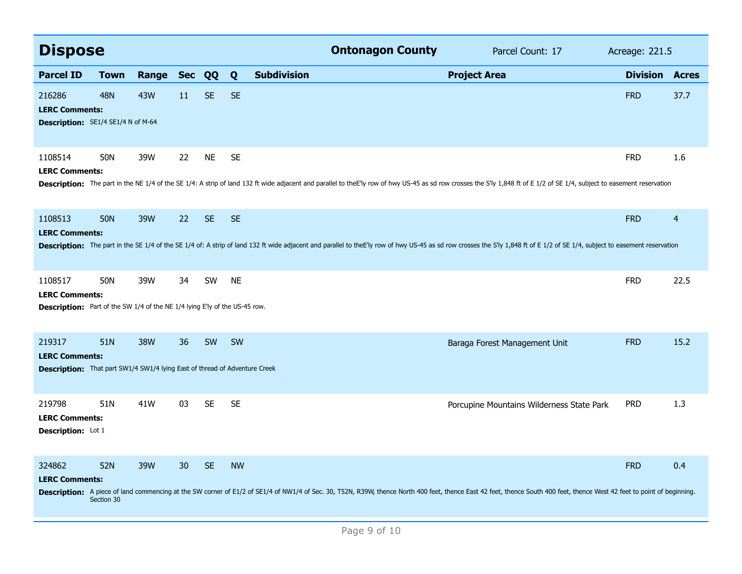## Dispose

**Ontonagon County** Parcel Count: 17 Acreage: 221.5

| Parcel ID | Town | Range | Sec | QQ | Q | Subdivision | Project Area | Division | Acres |
|---|---|---|---|---|---|---|---|---|---|
| 216286 | 48N | 43W | 11 | SE | SE | | | FRD | 37.7 |

**LERC Comments:**

**Description:** SE1/4 SE1/4 N of M-64

| Parcel ID | Town | Range | Sec | QQ | Q | Subdivision | Project Area | Division | Acres |
|---|---|---|---|---|---|---|---|---|---|
| 1108514 | 50N | 39W | 22 | NE | SE | | | FRD | 1.6 |

**LERC Comments:**

**Description:** The part in the NE 1/4 of the SE 1/4: A strip of land 132 ft wide adjacent and parallel to theE'ly row of hwy US-45 as sd row crosses the S'ly 1,848 ft of E 1/2 of SE 1/4, subject to easement reservation

| Parcel ID | Town | Range | Sec | QQ | Q | Subdivision | Project Area | Division | Acres |
|---|---|---|---|---|---|---|---|---|---|
| 1108513 | 50N | 39W | 22 | SE | SE | | | FRD | 4 |

**LERC Comments:**

**Description:** The part in the SE 1/4 of the SE 1/4 of: A strip of land 132 ft wide adjacent and parallel to theE'ly row of hwy US-45 as sd row crosses the S'ly 1,848 ft of E 1/2 of SE 1/4, subject to easement reservation

| Parcel ID | Town | Range | Sec | QQ | Q | Subdivision | Project Area | Division | Acres |
|---|---|---|---|---|---|---|---|---|---|
| 1108517 | 50N | 39W | 34 | SW | NE | | | FRD | 22.5 |

**LERC Comments:**

**Description:** Part of the SW 1/4 of the NE 1/4 lying E'ly of the US-45 row.

| Parcel ID | Town | Range | Sec | QQ | Q | Subdivision | Project Area | Division | Acres |
|---|---|---|---|---|---|---|---|---|---|
| 219317 | 51N | 38W | 36 | SW | SW | | Baraga Forest Management Unit | FRD | 15.2 |

**LERC Comments:**

**Description:** That part SW1/4 SW1/4 lying East of thread of Adventure Creek

| Parcel ID | Town | Range | Sec | QQ | Q | Subdivision | Project Area | Division | Acres |
|---|---|---|---|---|---|---|---|---|---|
| 219798 | 51N | 41W | 03 | SE | SE | | Porcupine Mountains Wilderness State Park | PRD | 1.3 |

**LERC Comments:**

**Description:** Lot 1

| Parcel ID | Town | Range | Sec | QQ | Q | Subdivision | Project Area | Division | Acres |
|---|---|---|---|---|---|---|---|---|---|
| 324862 | 52N | 39W | 30 | SE | NW | | | FRD | 0.4 |

**LERC Comments:**

**Description:** A piece of land commencing at the SW corner of E1/2 of SE1/4 of NW1/4 of Sec. 30, T52N, R39W, thence North 400 feet, thence East 42 feet, thence South 400 feet, thence West 42 feet to point of beginning. Section 30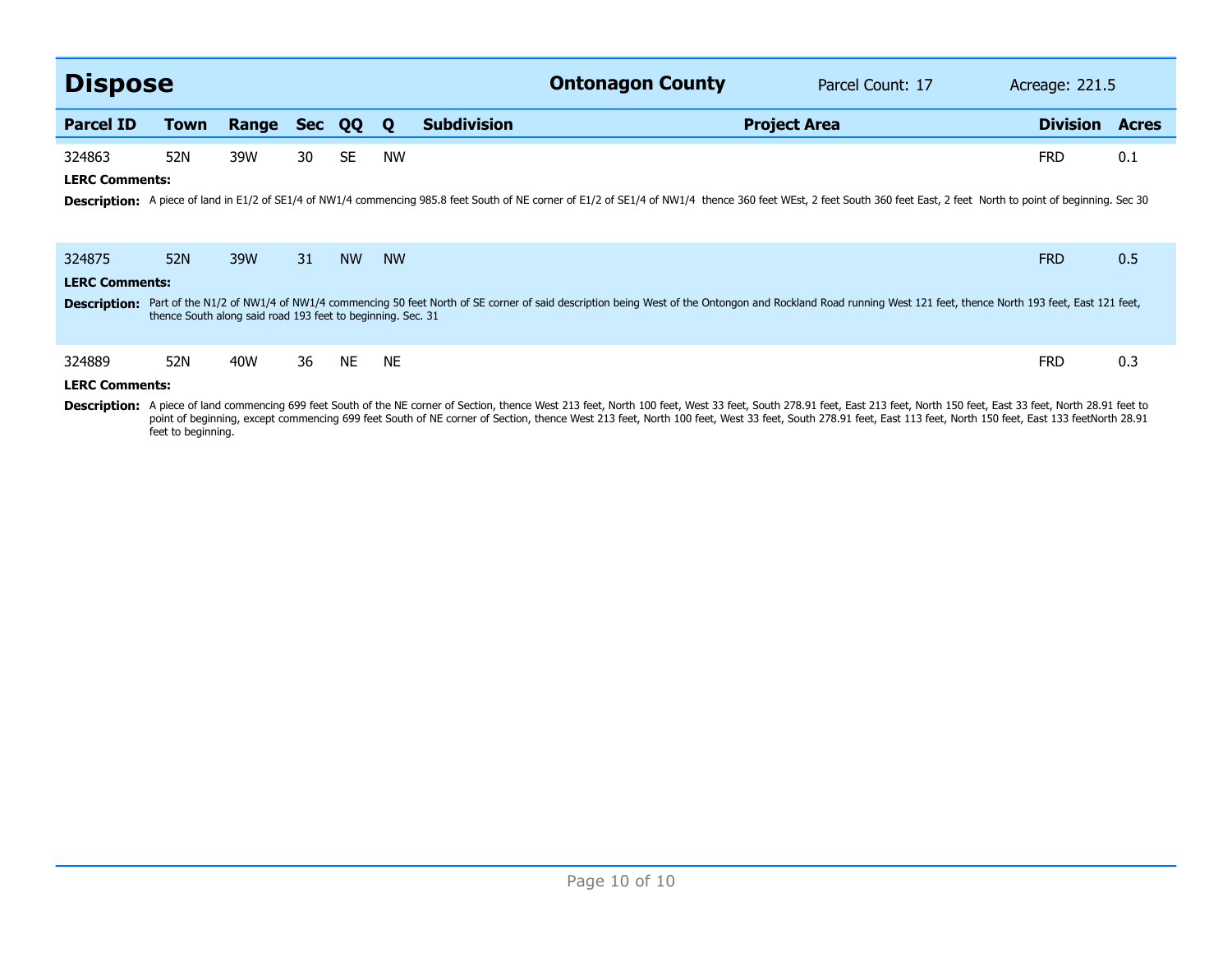## Dispose

**Ontonagon County** Parcel Count: 17 Acreage: 221.5

| Parcel ID | Town | Range | Sec | QQ | Q | Subdivision | Project Area | Division | Acres |
|---|---|---|---|---|---|---|---|---|---|
| 324863 | 52N | 39W | 30 | SE | NW | | | FRD | 0.1 |

**LERC Comments:**

**Description:** A piece of land in E1/2 of SE1/4 of NW1/4 commencing 985.8 feet South of NE corner of E1/2 of SE1/4 of NW1/4 thence 360 feet WEst, 2 feet South 360 feet East, 2 feet North to point of beginning. Sec 30

| Parcel ID | Town | Range | Sec | QQ | Q | Subdivision | Project Area | Division | Acres |
|---|---|---|---|---|---|---|---|---|---|
| 324875 | 52N | 39W | 31 | NW | NW | | | FRD | 0.5 |

**LERC Comments:**

**Description:** Part of the N1/2 of NW1/4 of NW1/4 commencing 50 feet North of SE corner of said description being West of the Ontongon and Rockland Road running West 121 feet, thence North 193 feet, East 121 feet, thence South along said road 193 feet to beginning. Sec. 31

| Parcel ID | Town | Range | Sec | QQ | Q | Subdivision | Project Area | Division | Acres |
|---|---|---|---|---|---|---|---|---|---|
| 324889 | 52N | 40W | 36 | NE | NE | | | FRD | 0.3 |

**LERC Comments:**

**Description:** A piece of land commencing 699 feet South of the NE corner of Section, thence West 213 feet, North 100 feet, West 33 feet, South 278.91 feet, East 213 feet, North 150 feet, East 33 feet, North 28.91 feet to point of beginning, except commencing 699 feet South of NE corner of Section, thence West 213 feet, North 100 feet, West 33 feet, South 278.91 feet, East 113 feet, North 150 feet, East 133 feetNorth 28.91 feet to beginning.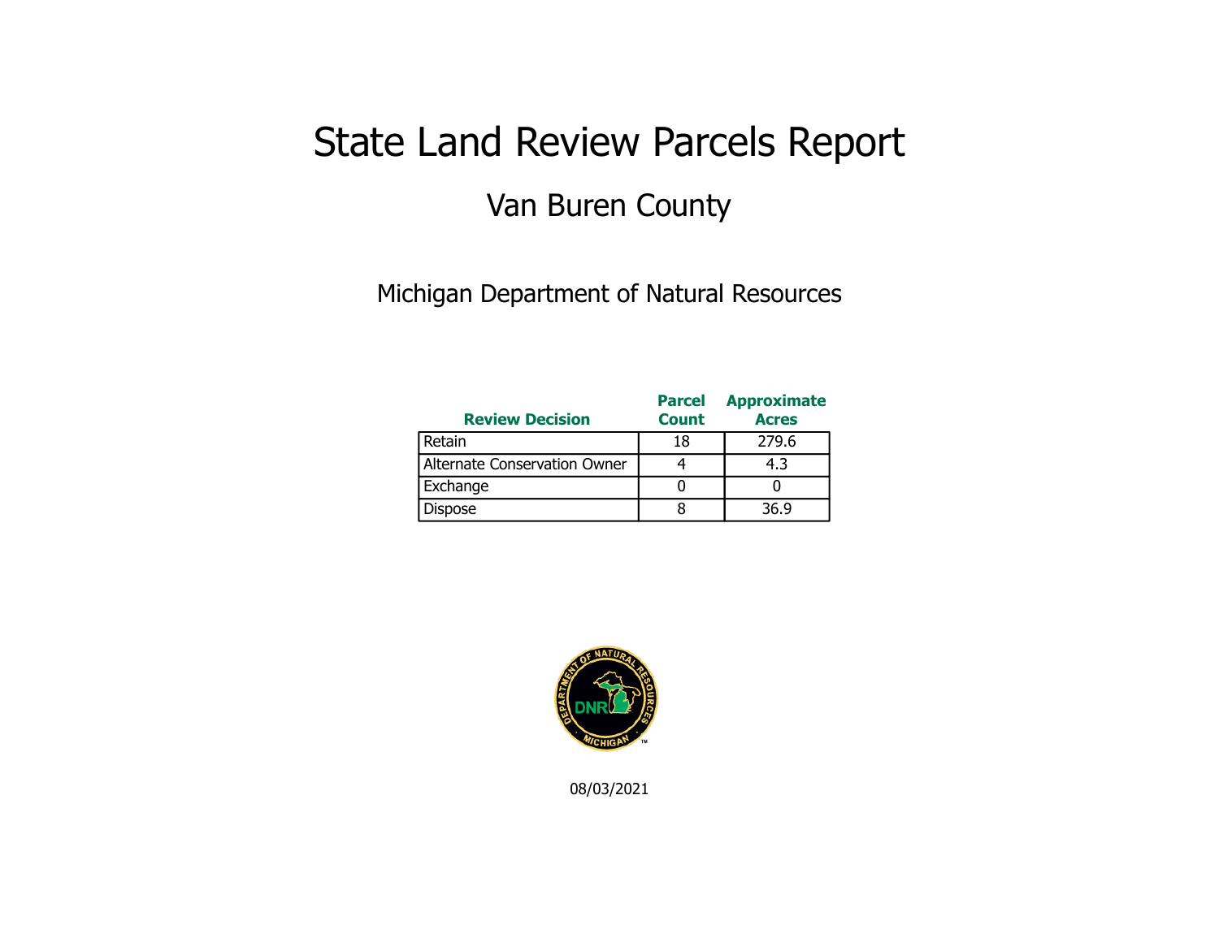# State Land Review Parcels Report

## Van Buren County

Michigan Department of Natural Resources

| Review Decision | Parcel Count | Approximate Acres |
|---|---|---|
| Retain | 18 | 279.6 |
| Alternate Conservation Owner | 4 | 4.3 |
| Exchange | 0 | 0 |
| Dispose | 8 | 36.9 |

08/03/2021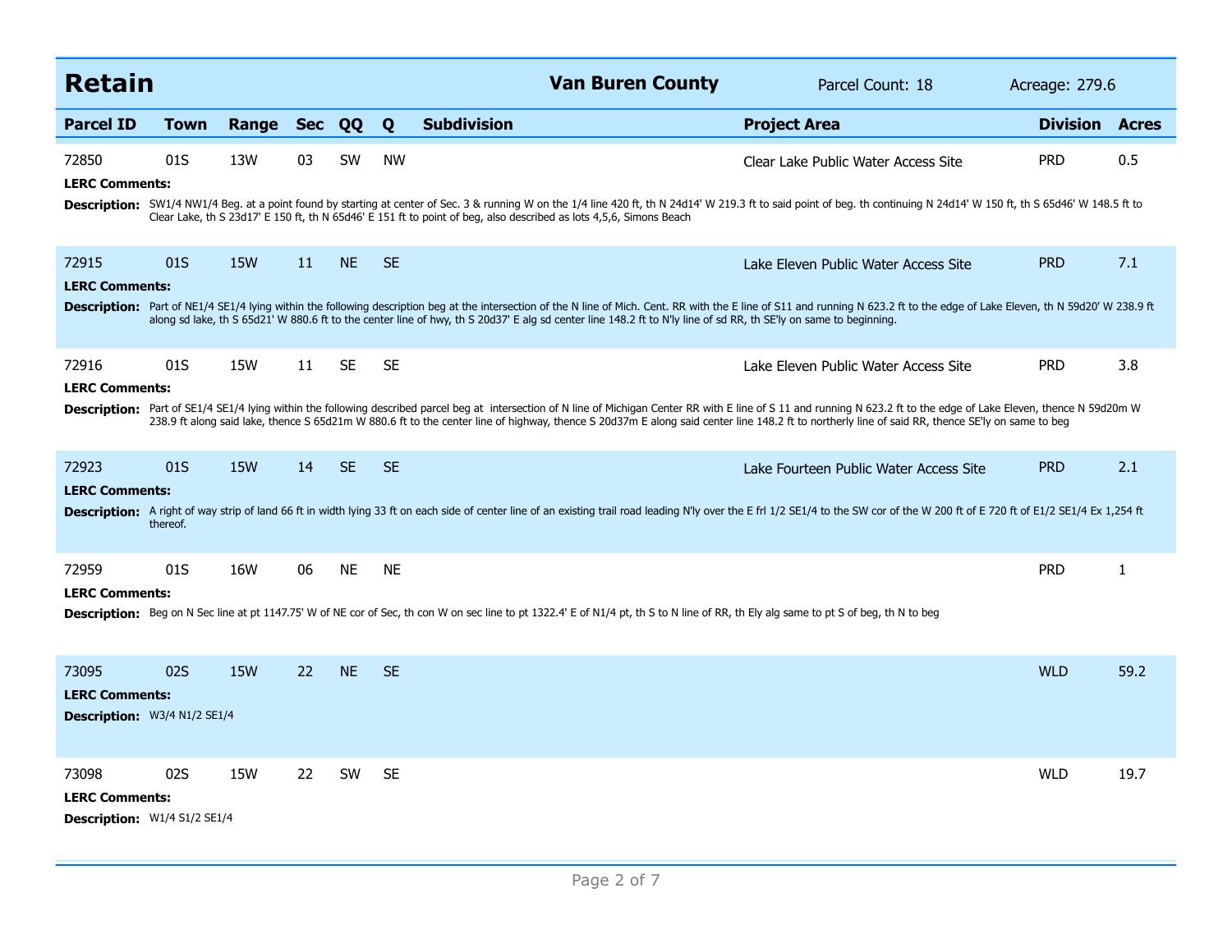## Retain

**Van Buren County** | Parcel Count: 18 | Acreage: 279.6

| Parcel ID | Town | Range | Sec | QQ | Q | Subdivision | Project Area | Division | Acres |
|---|---|---|---|---|---|---|---|---|---|
| 72850 | 01S | 13W | 03 | SW | NW | | Clear Lake Public Water Access Site | PRD | 0.5 |

**LERC Comments:**

**Description:** SW1/4 NW1/4 Beg. at a point found by starting at center of Sec. 3 & running W on the 1/4 line 420 ft, th N 24d14' W 219.3 ft to said point of beg. th continuing N 24d14' W 150 ft, th S 65d46' W 148.5 ft to Clear Lake, th S 23d17' E 150 ft, th N 65d46' E 151 ft to point of beg, also described as lots 4,5,6, Simons Beach

| Parcel ID | Town | Range | Sec | QQ | Q | Subdivision | Project Area | Division | Acres |
|---|---|---|---|---|---|---|---|---|---|
| 72915 | 01S | 15W | 11 | NE | SE | | Lake Eleven Public Water Access Site | PRD | 7.1 |

**LERC Comments:**

**Description:** Part of NE1/4 SE1/4 lying within the following description beg at the intersection of the N line of Mich. Cent. RR with the E line of S11 and running N 623.2 ft to the edge of Lake Eleven, th N 59d20' W 238.9 ft along sd lake, th S 65d21' W 880.6 ft to the center line of hwy, th S 20d37' E alg sd center line 148.2 ft to N'ly line of sd RR, th SE'ly on same to beginning.

| Parcel ID | Town | Range | Sec | QQ | Q | Subdivision | Project Area | Division | Acres |
|---|---|---|---|---|---|---|---|---|---|
| 72916 | 01S | 15W | 11 | SE | SE | | Lake Eleven Public Water Access Site | PRD | 3.8 |

**LERC Comments:**

**Description:** Part of SE1/4 SE1/4 lying within the following described parcel beg at intersection of N line of Michigan Center RR with E line of S 11 and running N 623.2 ft to the edge of Lake Eleven, thence N 59d20m W 238.9 ft along said lake, thence S 65d21m W 880.6 ft to the center line of highway, thence S 20d37m E along said center line 148.2 ft to northerly line of said RR, thence SE'ly on same to beg

| Parcel ID | Town | Range | Sec | QQ | Q | Subdivision | Project Area | Division | Acres |
|---|---|---|---|---|---|---|---|---|---|
| 72923 | 01S | 15W | 14 | SE | SE | | Lake Fourteen Public Water Access Site | PRD | 2.1 |

**LERC Comments:**

**Description:** A right of way strip of land 66 ft in width lying 33 ft on each side of center line of an existing trail road leading N'ly over the E frl 1/2 SE1/4 to the SW cor of the W 200 ft of E 720 ft of E1/2 SE1/4 Ex 1,254 ft thereof.

| Parcel ID | Town | Range | Sec | QQ | Q | Subdivision | Project Area | Division | Acres |
|---|---|---|---|---|---|---|---|---|---|
| 72959 | 01S | 16W | 06 | NE | NE | | | PRD | 1 |

**LERC Comments:**

**Description:** Beg on N Sec line at pt 1147.75' W of NE cor of Sec, th con W on sec line to pt 1322.4' E of N1/4 pt, th S to N line of RR, th Ely alg same to pt S of beg, th N to beg

| Parcel ID | Town | Range | Sec | QQ | Q | Subdivision | Project Area | Division | Acres |
|---|---|---|---|---|---|---|---|---|---|
| 73095 | 02S | 15W | 22 | NE | SE | | | WLD | 59.2 |

**LERC Comments:**

**Description:** W3/4 N1/2 SE1/4

| Parcel ID | Town | Range | Sec | QQ | Q | Subdivision | Project Area | Division | Acres |
|---|---|---|---|---|---|---|---|---|---|
| 73098 | 02S | 15W | 22 | SW | SE | | | WLD | 19.7 |

**LERC Comments:**

**Description:** W1/4 S1/2 SE1/4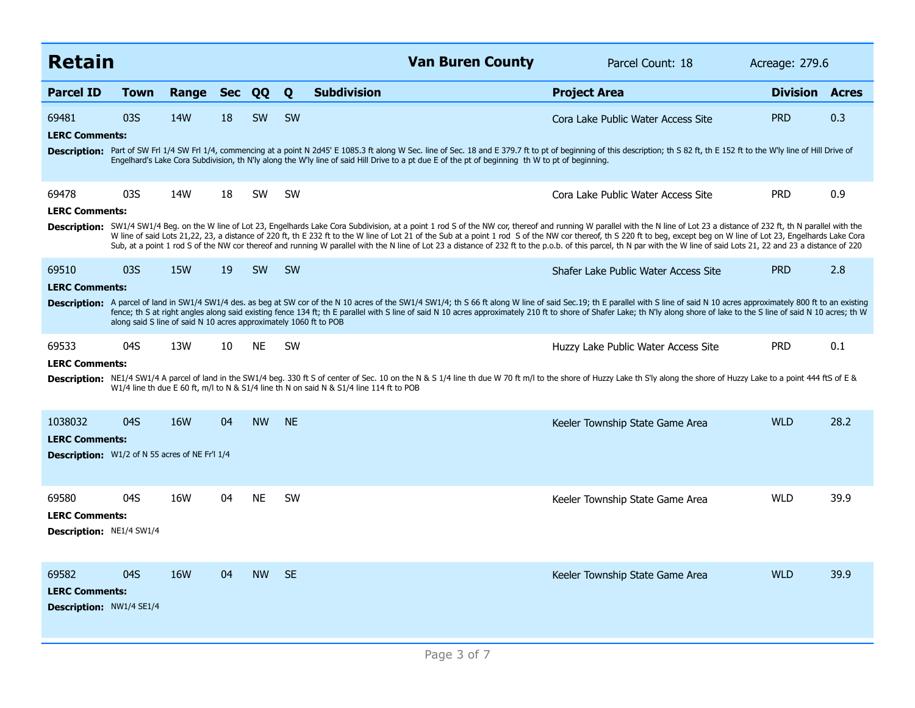## Retain

**Van Buren County** | Parcel Count: 18 | Acreage: 279.6

| Parcel ID | Town | Range | Sec | QQ | Q | Subdivision | Project Area | Division | Acres |
|---|---|---|---|---|---|---|---|---|---|
| 69481 | 03S | 14W | 18 | SW | SW | | Cora Lake Public Water Access Site | PRD | 0.3 |

**LERC Comments:**

**Description:** Part of SW Frl 1/4 SW Frl 1/4, commencing at a point N 2d45' E 1085.3 ft along W Sec. line of Sec. 18 and E 379.7 ft to pt of beginning of this description; th S 82 ft, th E 152 ft to the W'ly line of Hill Drive of Engelhard's Lake Cora Subdivision, th N'ly along the W'ly line of said Hill Drive to a pt due E of the pt of beginning th W to pt of beginning.

| Parcel ID | Town | Range | Sec | QQ | Q | Subdivision | Project Area | Division | Acres |
|---|---|---|---|---|---|---|---|---|---|
| 69478 | 03S | 14W | 18 | SW | SW | | Cora Lake Public Water Access Site | PRD | 0.9 |

**LERC Comments:**

**Description:** SW1/4 SW1/4 Beg. on the W line of Lot 23, Engelhards Lake Cora Subdivision, at a point 1 rod S of the NW cor, thereof and running W parallel with the N line of Lot 23 a distance of 232 ft, th N parallel with the W line of said Lots 21,22, 23, a distance of 220 ft, th E 232 ft to the W line of Lot 21 of the Sub at a point 1 rod S of the NW cor thereof, th S 220 ft to beg, except beg on W line of Lot 23, Engelhards Lake Cora Sub, at a point 1 rod S of the NW cor thereof and running W parallel with the N line of Lot 23 a distance of 232 ft to the p.o.b. of this parcel, th N par with the W line of said Lots 21, 22 and 23 a distance of 220

| Parcel ID | Town | Range | Sec | QQ | Q | Subdivision | Project Area | Division | Acres |
|---|---|---|---|---|---|---|---|---|---|
| 69510 | 03S | 15W | 19 | SW | SW | | Shafer Lake Public Water Access Site | PRD | 2.8 |

**LERC Comments:**

**Description:** A parcel of land in SW1/4 SW1/4 des. as beg at SW cor of the N 10 acres of the SW1/4 SW1/4; th S 66 ft along W line of said Sec.19; th E parallel with S line of said N 10 acres approximately 800 ft to an existing fence; th S at right angles along said existing fence 134 ft; th E parallel with S line of said N 10 acres approximately 210 ft to shore of Shafer Lake; th N'ly along shore of lake to the S line of said N 10 acres; th W along said S line of said N 10 acres approximately 1060 ft to POB

| Parcel ID | Town | Range | Sec | QQ | Q | Subdivision | Project Area | Division | Acres |
|---|---|---|---|---|---|---|---|---|---|
| 69533 | 04S | 13W | 10 | NE | SW | | Huzzy Lake Public Water Access Site | PRD | 0.1 |

**LERC Comments:**

**Description:** NE1/4 SW1/4 A parcel of land in the SW1/4 beg. 330 ft S of center of Sec. 10 on the N & S 1/4 line th due W 70 ft m/l to the shore of Huzzy Lake th S'ly along the shore of Huzzy Lake to a point 444 ftS of E & W1/4 line th due E 60 ft, m/l to N & S1/4 line th N on said N & S1/4 line 114 ft to POB

| Parcel ID | Town | Range | Sec | QQ | Q | Subdivision | Project Area | Division | Acres |
|---|---|---|---|---|---|---|---|---|---|
| 1038032 | 04S | 16W | 04 | NW | NE | | Keeler Township State Game Area | WLD | 28.2 |

**LERC Comments:**

**Description:** W1/2 of N 55 acres of NE Fr'l 1/4

| Parcel ID | Town | Range | Sec | QQ | Q | Subdivision | Project Area | Division | Acres |
|---|---|---|---|---|---|---|---|---|---|
| 69580 | 04S | 16W | 04 | NE | SW | | Keeler Township State Game Area | WLD | 39.9 |

**LERC Comments:**

**Description:** NE1/4 SW1/4

| Parcel ID | Town | Range | Sec | QQ | Q | Subdivision | Project Area | Division | Acres |
|---|---|---|---|---|---|---|---|---|---|
| 69582 | 04S | 16W | 04 | NW | SE | | Keeler Township State Game Area | WLD | 39.9 |

**LERC Comments:**

**Description:** NW1/4 SE1/4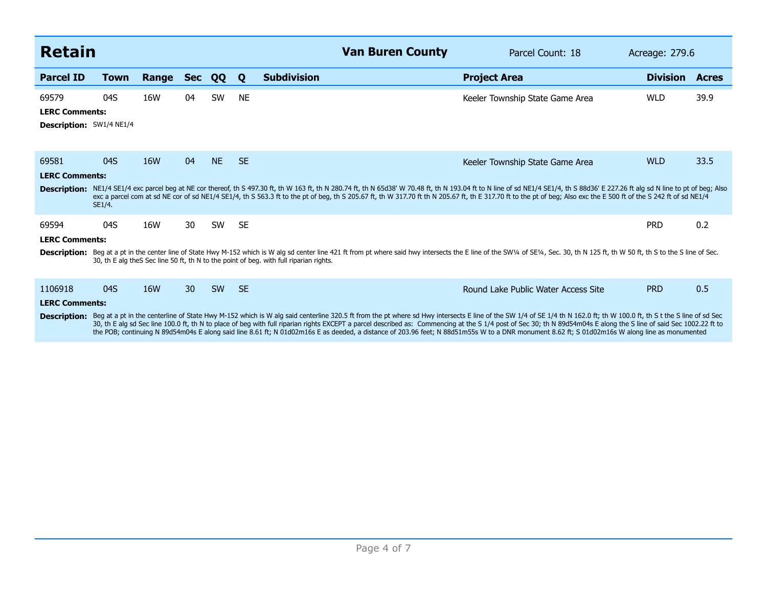## Retain

**Van Buren County** | Parcel Count: 18 | Acreage: 279.6

| Parcel ID | Town | Range | Sec | QQ | Q | Subdivision | Project Area | Division | Acres |
|---|---|---|---|---|---|---|---|---|---|
| 69579 | 04S | 16W | 04 | SW | NE | | Keeler Township State Game Area | WLD | 39.9 |

**LERC Comments:**

**Description:** SW1/4 NE1/4

| Parcel ID | Town | Range | Sec | QQ | Q | Subdivision | Project Area | Division | Acres |
|---|---|---|---|---|---|---|---|---|---|
| 69581 | 04S | 16W | 04 | NE | SE | | Keeler Township State Game Area | WLD | 33.5 |

**LERC Comments:**

**Description:** NE1/4 SE1/4 exc parcel beg at NE cor thereof, th S 497.30 ft, th W 163 ft, th N 280.74 ft, th N 65d38' W 70.48 ft, th N 193.04 ft to N line of sd NE1/4 SE1/4, th S 88d36' E 227.26 ft alg sd N line to pt of beg; Also exc a parcel com at sd NE cor of sd NE1/4 SE1/4, th S 563.3 ft to the pt of beg, th S 205.67 ft, th W 317.70 ft th N 205.67 ft, th E 317.70 ft to the pt of beg; Also exc the E 500 ft of the S 242 ft of sd NE1/4 SE1/4.

| Parcel ID | Town | Range | Sec | QQ | Q | Subdivision | Project Area | Division | Acres |
|---|---|---|---|---|---|---|---|---|---|
| 69594 | 04S | 16W | 30 | SW | SE | | | PRD | 0.2 |

**LERC Comments:**

**Description:** Beg at a pt in the center line of State Hwy M-152 which is W alg sd center line 421 ft from pt where said hwy intersects the E line of the SW¼ of SE¼, Sec. 30, th N 125 ft, th W 50 ft, th S to the S line of Sec. 30, th E alg theS Sec line 50 ft, th N to the point of beg. with full riparian rights.

| Parcel ID | Town | Range | Sec | QQ | Q | Subdivision | Project Area | Division | Acres |
|---|---|---|---|---|---|---|---|---|---|
| 1106918 | 04S | 16W | 30 | SW | SE | | Round Lake Public Water Access Site | PRD | 0.5 |

**LERC Comments:**

**Description:** Beg at a pt in the centerline of State Hwy M-152 which is W alg said centerline 320.5 ft from the pt where sd Hwy intersects E line of the SW 1/4 of SE 1/4 th N 162.0 ft; th W 100.0 ft, th S t the S line of sd Sec 30, th E alg sd Sec line 100.0 ft, th N to place of beg with full riparian rights EXCEPT a parcel described as: Commencing at the S 1/4 post of Sec 30; th N 89d54m04s E along the S line of said Sec 1002.22 ft to the POB; continuing N 89d54m04s E along said line 8.61 ft; N 01d02m16s E as deeded, a distance of 203.96 feet; N 88d51m55s W to a DNR monument 8.62 ft; S 01d02m16s W along line as monumented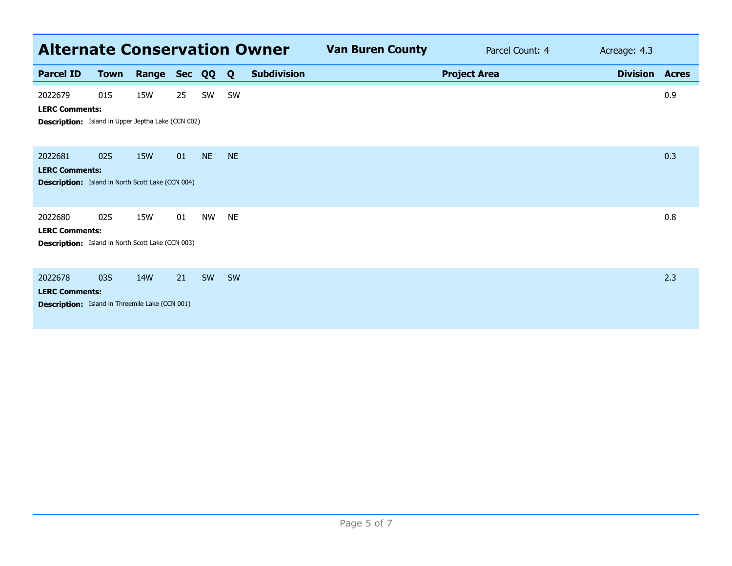## Alternate Conservation Owner

**Van Buren County** Parcel Count: 4 Acreage: 4.3

| Parcel ID | Town | Range | Sec | QQ | Q | Subdivision | Project Area | Division | Acres |
|---|---|---|---|---|---|---|---|---|---|
| 2022679 | 01S | 15W | 25 | SW | SW | | | | 0.9 |
| **LERC Comments:** | | | | | | | | | |
| **Description:** Island in Upper Jeptha Lake (CCN 002) | | | | | | | | | |
| 2022681 | 02S | 15W | 01 | NE | NE | | | | 0.3 |
| **LERC Comments:** | | | | | | | | | |
| **Description:** Island in North Scott Lake (CCN 004) | | | | | | | | | |
| 2022680 | 02S | 15W | 01 | NW | NE | | | | 0.8 |
| **LERC Comments:** | | | | | | | | | |
| **Description:** Island in North Scott Lake (CCN 003) | | | | | | | | | |
| 2022678 | 03S | 14W | 21 | SW | SW | | | | 2.3 |
| **LERC Comments:** | | | | | | | | | |
| **Description:** Island in Threemile Lake (CCN 001) | | | | | | | | | |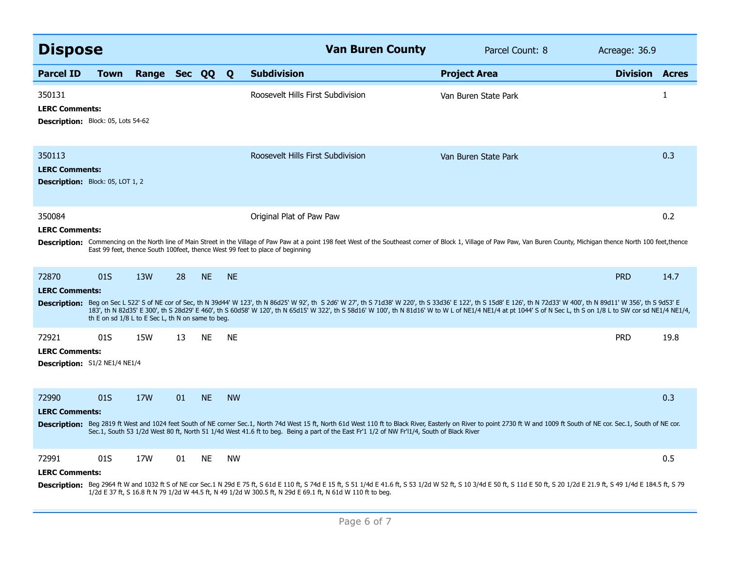## Dispose

**Van Buren County** — Parcel Count: 8 — Acreage: 36.9

| Parcel ID | Town | Range | Sec | QQ | Q | Subdivision | Project Area | Division | Acres |
|---|---|---|---|---|---|---|---|---|---|
| 350131 | | | | | | Roosevelt Hills First Subdivision | Van Buren State Park | | 1 |
| 350113 | | | | | | Roosevelt Hills First Subdivision | Van Buren State Park | | 0.3 |
| 350084 | | | | | | Original Plat of Paw Paw | | | 0.2 |
| 72870 | 01S | 13W | 28 | NE | NE | | | PRD | 14.7 |
| 72921 | 01S | 15W | 13 | NE | NE | | | PRD | 19.8 |
| 72990 | 01S | 17W | 01 | NE | NW | | | | 0.3 |
| 72991 | 01S | 17W | 01 | NE | NW | | | | 0.5 |

**350131**
**LERC Comments:**
**Description:** Block: 05, Lots 54-62

**350113**
**LERC Comments:**
**Description:** Block: 05, LOT 1, 2

**350084**
**LERC Comments:**
**Description:** Commencing on the North line of Main Street in the Village of Paw Paw at a point 198 feet West of the Southeast corner of Block 1, Village of Paw Paw, Van Buren County, Michigan thence North 100 feet,thence East 99 feet, thence South 100feet, thence West 99 feet to place of beginning

**72870**
**LERC Comments:**
**Description:** Beg on Sec L 522' S of NE cor of Sec, th N 39d44' W 123', th N 86d25' W 92', th S 2d6' W 27', th S 71d38' W 220', th S 33d36' E 122', th S 15d8' E 126', th N 72d33' W 400', th N 89d11' W 356', th S 9d53' E 183', th N 82d35' E 300', th S 28d29' E 460', th S 60d58' W 120', th N 65d15' W 322', th S 58d16' W 100', th N 81d16' W to W L of NE1/4 NE1/4 at pt 1044' S of N Sec L, th S on 1/8 L to SW cor sd NE1/4 NE1/4, th E on sd 1/8 L to E Sec L, th N on same to beg.

**72921**
**LERC Comments:**
**Description:** S1/2 NE1/4 NE1/4

**72990**
**LERC Comments:**
**Description:** Beg 2819 ft West and 1024 feet South of NE corner Sec.1, North 74d West 15 ft, North 61d West 110 ft to Black River, Easterly on River to point 2730 ft W and 1009 ft South of NE cor. Sec.1, South of NE cor. Sec.1, South 53 1/2d West 80 ft, North 51 1/4d West 41.6 ft to beg. Being a part of the East Fr'1 1/2 of NW Fr'l1/4, South of Black River

**72991**
**LERC Comments:**
**Description:** Beg 2964 ft W and 1032 ft S of NE cor Sec.1 N 29d E 75 ft, S 61d E 110 ft, S 74d E 15 ft, S 51 1/4d E 41.6 ft, S 53 1/2d W 52 ft, S 10 3/4d E 50 ft, S 11d E 50 ft, S 20 1/2d E 21.9 ft, S 49 1/4d E 184.5 ft, S 79 1/2d E 37 ft, S 16.8 ft N 79 1/2d W 44.5 ft, N 49 1/2d W 300.5 ft, N 29d E 69.1 ft, N 61d W 110 ft to beg.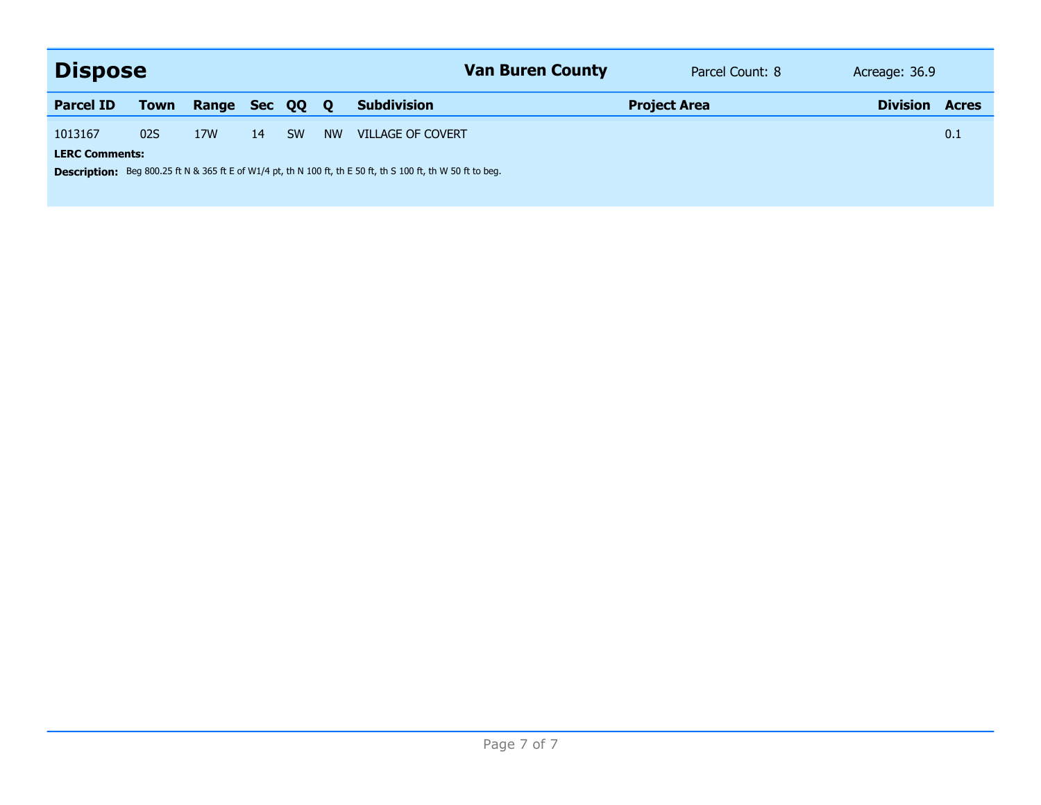## Dispose

**Van Buren County** | Parcel Count: 8 | Acreage: 36.9

| Parcel ID | Town | Range | Sec | QQ | Q | Subdivision | Project Area | Division | Acres |
|---|---|---|---|---|---|---|---|---|---|
| 1013167 | 02S | 17W | 14 | SW | NW | VILLAGE OF COVERT | | | 0.1 |

**LERC Comments:**

**Description:** Beg 800.25 ft N & 365 ft E of W1/4 pt, th N 100 ft, th E 50 ft, th S 100 ft, th W 50 ft to beg.